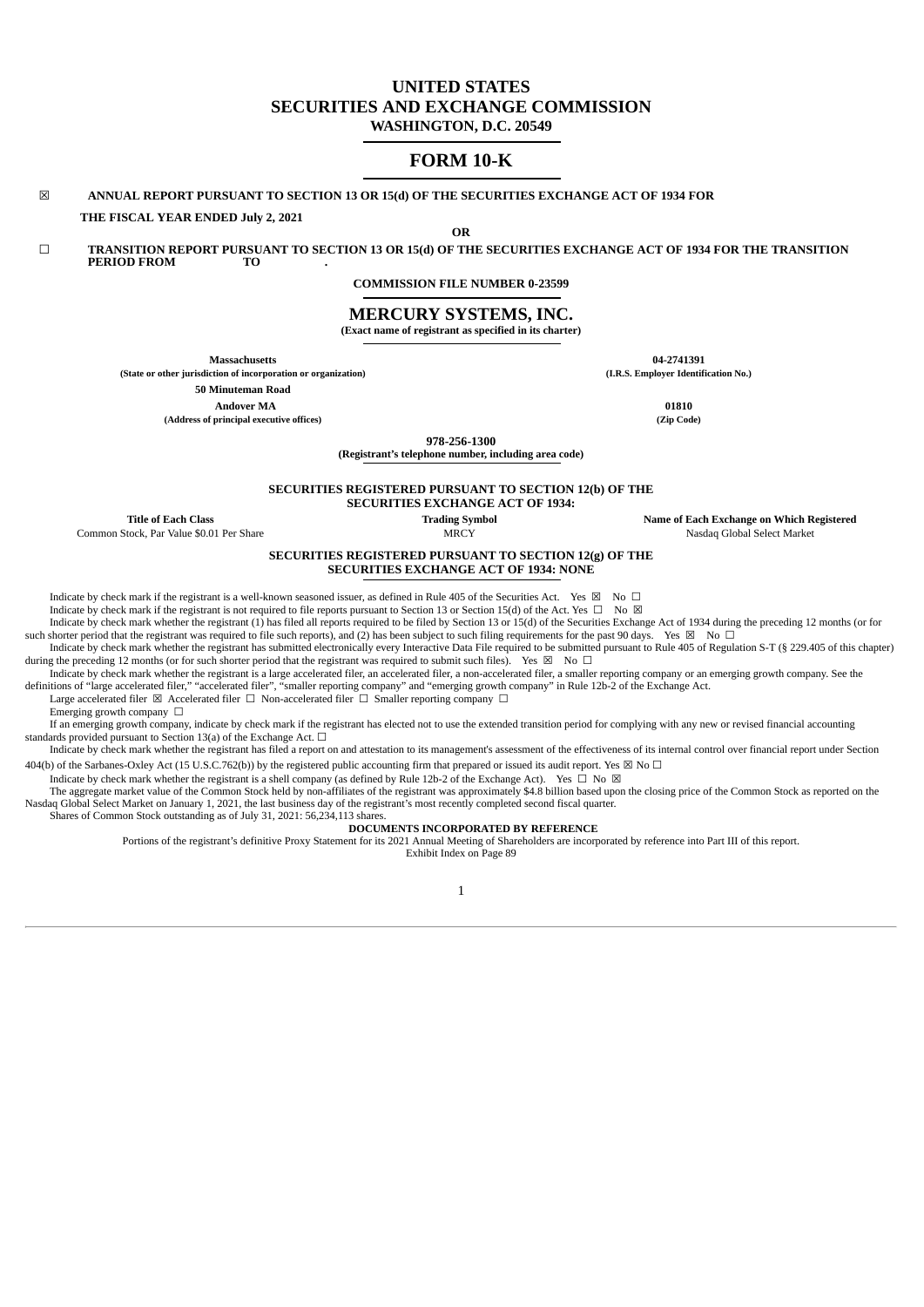# UNITED STATES
# SECURITIES AND EXCHANGE COMMISSION
**WASHINGTON, D.C. 20549**

# FORM 10-K

☒ **ANNUAL REPORT PURSUANT TO SECTION 13 OR 15(d) OF THE SECURITIES EXCHANGE ACT OF 1934 FOR THE FISCAL YEAR ENDED July 2, 2021**

**OR**

☐ **TRANSITION REPORT PURSUANT TO SECTION 13 OR 15(d) OF THE SECURITIES EXCHANGE ACT OF 1934 FOR THE TRANSITION PERIOD FROM TO .**

**COMMISSION FILE NUMBER 0-23599**

## MERCURY SYSTEMS, INC.
**(Exact name of registrant as specified in its charter)**

| | |
|---|---|
| **Massachusetts** | **04-2741391** |
| **(State or other jurisdiction of incorporation or organization)** | **(I.R.S. Employer Identification No.)** |
| **50 Minuteman Road** | |
| **Andover MA** | **01810** |
| **(Address of principal executive offices)** | **(Zip Code)** |

**978-256-1300**
**(Registrant's telephone number, including area code)**

**SECURITIES REGISTERED PURSUANT TO SECTION 12(b) OF THE SECURITIES EXCHANGE ACT OF 1934:**

| Title of Each Class | Trading Symbol | Name of Each Exchange on Which Registered |
|---|---|---|
| Common Stock, Par Value $0.01 Per Share | MRCY | Nasdaq Global Select Market |

**SECURITIES REGISTERED PURSUANT TO SECTION 12(g) OF THE SECURITIES EXCHANGE ACT OF 1934: NONE**

Indicate by check mark if the registrant is a well-known seasoned issuer, as defined in Rule 405 of the Securities Act. Yes ☒ No ☐

Indicate by check mark if the registrant is not required to file reports pursuant to Section 13 or Section 15(d) of the Act. Yes ☐ No ☒

Indicate by check mark whether the registrant (1) has filed all reports required to be filed by Section 13 or 15(d) of the Securities Exchange Act of 1934 during the preceding 12 months (or for such shorter period that the registrant was required to file such reports), and (2) has been subject to such filing requirements for the past 90 days. Yes ☒ No ☐

Indicate by check mark whether the registrant has submitted electronically every Interactive Data File required to be submitted pursuant to Rule 405 of Regulation S-T (§ 229.405 of this chapter) during the preceding 12 months (or for such shorter period that the registrant was required to submit such files). Yes ☒ No ☐

Indicate by check mark whether the registrant is a large accelerated filer, an accelerated filer, a non-accelerated filer, a smaller reporting company or an emerging growth company. See the definitions of "large accelerated filer," "accelerated filer", "smaller reporting company" and "emerging growth company" in Rule 12b-2 of the Exchange Act.

Large accelerated filer ☒ Accelerated filer ☐ Non-accelerated filer ☐ Smaller reporting company ☐

Emerging growth company ☐

If an emerging growth company, indicate by check mark if the registrant has elected not to use the extended transition period for complying with any new or revised financial accounting standards provided pursuant to Section 13(a) of the Exchange Act. ☐

Indicate by check mark whether the registrant has filed a report on and attestation to its management's assessment of the effectiveness of its internal control over financial report under Section 404(b) of the Sarbanes-Oxley Act (15 U.S.C.762(b)) by the registered public accounting firm that prepared or issued its audit report. Yes ☒ No ☐

Indicate by check mark whether the registrant is a shell company (as defined by Rule 12b-2 of the Exchange Act). Yes ☐ No ☒

The aggregate market value of the Common Stock held by non-affiliates of the registrant was approximately $4.8 billion based upon the closing price of the Common Stock as reported on the Nasdaq Global Select Market on January 1, 2021, the last business day of the registrant's most recently completed second fiscal quarter.

Shares of Common Stock outstanding as of July 31, 2021: 56,234,113 shares.

**DOCUMENTS INCORPORATED BY REFERENCE**

Portions of the registrant's definitive Proxy Statement for its 2021 Annual Meeting of Shareholders are incorporated by reference into Part III of this report.

Exhibit Index on Page 89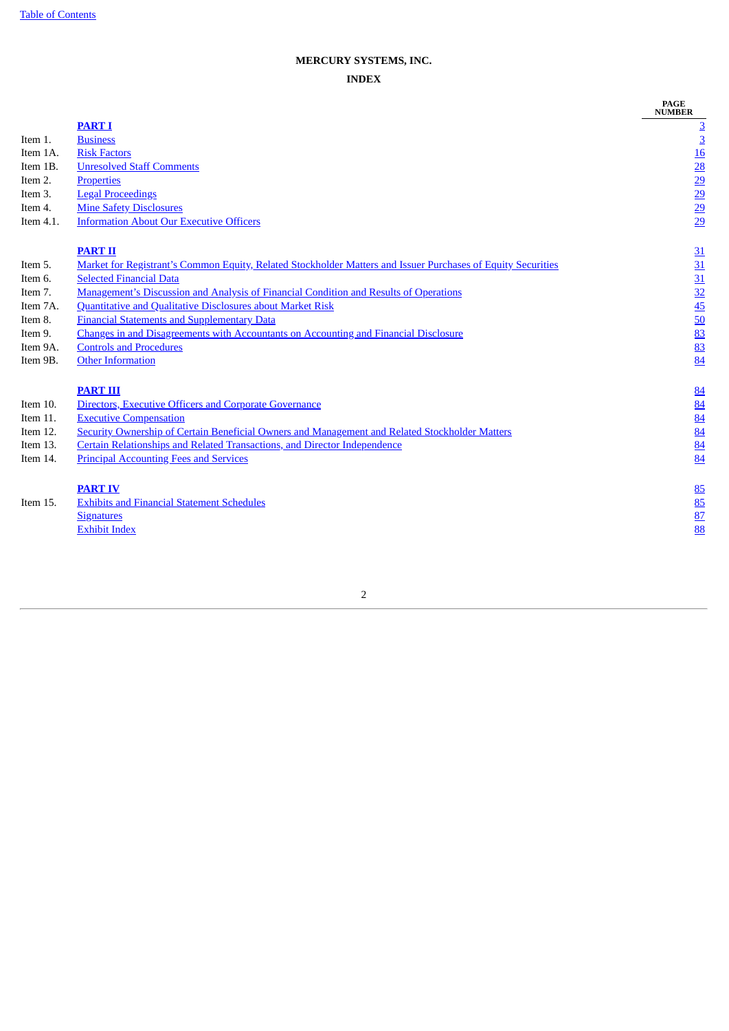# MERCURY SYSTEMS, INC.

## INDEX

| | | PAGE NUMBER |
|---|---|---|
| | **PART I** | 3 |
| Item 1. | Business | 3 |
| Item 1A. | Risk Factors | 16 |
| Item 1B. | Unresolved Staff Comments | 28 |
| Item 2. | Properties | 29 |
| Item 3. | Legal Proceedings | 29 |
| Item 4. | Mine Safety Disclosures | 29 |
| Item 4.1. | Information About Our Executive Officers | 29 |
| | **PART II** | 31 |
| Item 5. | Market for Registrant's Common Equity, Related Stockholder Matters and Issuer Purchases of Equity Securities | 31 |
| Item 6. | Selected Financial Data | 31 |
| Item 7. | Management's Discussion and Analysis of Financial Condition and Results of Operations | 32 |
| Item 7A. | Quantitative and Qualitative Disclosures about Market Risk | 45 |
| Item 8. | Financial Statements and Supplementary Data | 50 |
| Item 9. | Changes in and Disagreements with Accountants on Accounting and Financial Disclosure | 83 |
| Item 9A. | Controls and Procedures | 83 |
| Item 9B. | Other Information | 84 |
| | **PART III** | 84 |
| Item 10. | Directors, Executive Officers and Corporate Governance | 84 |
| Item 11. | Executive Compensation | 84 |
| Item 12. | Security Ownership of Certain Beneficial Owners and Management and Related Stockholder Matters | 84 |
| Item 13. | Certain Relationships and Related Transactions, and Director Independence | 84 |
| Item 14. | Principal Accounting Fees and Services | 84 |
| | **PART IV** | 85 |
| Item 15. | Exhibits and Financial Statement Schedules | 85 |
| | Signatures | 87 |
| | Exhibit Index | 88 |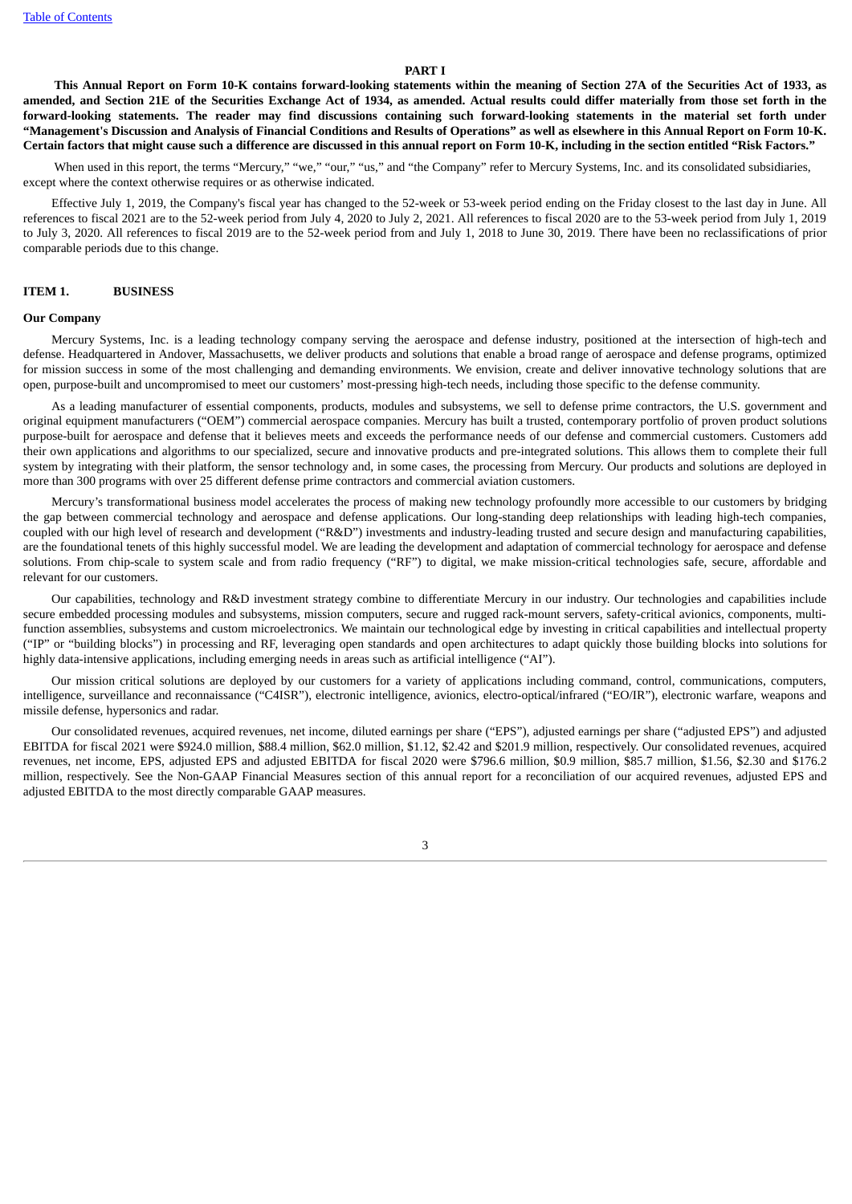# PART I

**This Annual Report on Form 10-K contains forward-looking statements within the meaning of Section 27A of the Securities Act of 1933, as amended, and Section 21E of the Securities Exchange Act of 1934, as amended. Actual results could differ materially from those set forth in the forward-looking statements. The reader may find discussions containing such forward-looking statements in the material set forth under "Management's Discussion and Analysis of Financial Conditions and Results of Operations" as well as elsewhere in this Annual Report on Form 10-K. Certain factors that might cause such a difference are discussed in this annual report on Form 10-K, including in the section entitled "Risk Factors."**

When used in this report, the terms "Mercury," "we," "our," "us," and "the Company" refer to Mercury Systems, Inc. and its consolidated subsidiaries, except where the context otherwise requires or as otherwise indicated.

Effective July 1, 2019, the Company's fiscal year has changed to the 52-week or 53-week period ending on the Friday closest to the last day in June. All references to fiscal 2021 are to the 52-week period from July 4, 2020 to July 2, 2021. All references to fiscal 2020 are to the 53-week period from July 1, 2019 to July 3, 2020. All references to fiscal 2019 are to the 52-week period from and July 1, 2018 to June 30, 2019. There have been no reclassifications of prior comparable periods due to this change.

## ITEM 1. BUSINESS

### Our Company

Mercury Systems, Inc. is a leading technology company serving the aerospace and defense industry, positioned at the intersection of high-tech and defense. Headquartered in Andover, Massachusetts, we deliver products and solutions that enable a broad range of aerospace and defense programs, optimized for mission success in some of the most challenging and demanding environments. We envision, create and deliver innovative technology solutions that are open, purpose-built and uncompromised to meet our customers' most-pressing high-tech needs, including those specific to the defense community.

As a leading manufacturer of essential components, products, modules and subsystems, we sell to defense prime contractors, the U.S. government and original equipment manufacturers ("OEM") commercial aerospace companies. Mercury has built a trusted, contemporary portfolio of proven product solutions purpose-built for aerospace and defense that it believes meets and exceeds the performance needs of our defense and commercial customers. Customers add their own applications and algorithms to our specialized, secure and innovative products and pre-integrated solutions. This allows them to complete their full system by integrating with their platform, the sensor technology and, in some cases, the processing from Mercury. Our products and solutions are deployed in more than 300 programs with over 25 different defense prime contractors and commercial aviation customers.

Mercury's transformational business model accelerates the process of making new technology profoundly more accessible to our customers by bridging the gap between commercial technology and aerospace and defense applications. Our long-standing deep relationships with leading high-tech companies, coupled with our high level of research and development ("R&D") investments and industry-leading trusted and secure design and manufacturing capabilities, are the foundational tenets of this highly successful model. We are leading the development and adaptation of commercial technology for aerospace and defense solutions. From chip-scale to system scale and from radio frequency ("RF") to digital, we make mission-critical technologies safe, secure, affordable and relevant for our customers.

Our capabilities, technology and R&D investment strategy combine to differentiate Mercury in our industry. Our technologies and capabilities include secure embedded processing modules and subsystems, mission computers, secure and rugged rack-mount servers, safety-critical avionics, components, multi-function assemblies, subsystems and custom microelectronics. We maintain our technological edge by investing in critical capabilities and intellectual property ("IP" or "building blocks") in processing and RF, leveraging open standards and open architectures to adapt quickly those building blocks into solutions for highly data-intensive applications, including emerging needs in areas such as artificial intelligence ("AI").

Our mission critical solutions are deployed by our customers for a variety of applications including command, control, communications, computers, intelligence, surveillance and reconnaissance ("C4ISR"), electronic intelligence, avionics, electro-optical/infrared ("EO/IR"), electronic warfare, weapons and missile defense, hypersonics and radar.

Our consolidated revenues, acquired revenues, net income, diluted earnings per share ("EPS"), adjusted earnings per share ("adjusted EPS") and adjusted EBITDA for fiscal 2021 were $924.0 million, $88.4 million, $62.0 million, $1.12, $2.42 and $201.9 million, respectively. Our consolidated revenues, acquired revenues, net income, EPS, adjusted EPS and adjusted EBITDA for fiscal 2020 were $796.6 million, $0.9 million, $85.7 million, $1.56, $2.30 and $176.2 million, respectively. See the Non-GAAP Financial Measures section of this annual report for a reconciliation of our acquired revenues, adjusted EPS and adjusted EBITDA to the most directly comparable GAAP measures.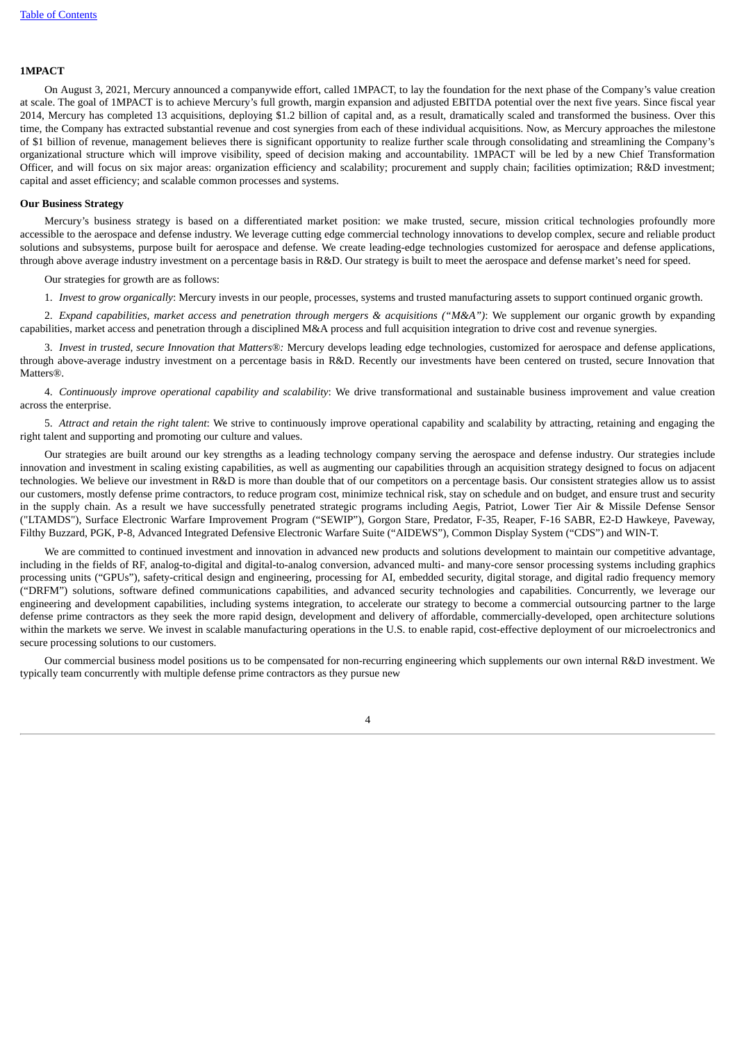**1MPACT**

On August 3, 2021, Mercury announced a companywide effort, called 1MPACT, to lay the foundation for the next phase of the Company's value creation at scale. The goal of 1MPACT is to achieve Mercury's full growth, margin expansion and adjusted EBITDA potential over the next five years. Since fiscal year 2014, Mercury has completed 13 acquisitions, deploying $1.2 billion of capital and, as a result, dramatically scaled and transformed the business. Over this time, the Company has extracted substantial revenue and cost synergies from each of these individual acquisitions. Now, as Mercury approaches the milestone of $1 billion of revenue, management believes there is significant opportunity to realize further scale through consolidating and streamlining the Company's organizational structure which will improve visibility, speed of decision making and accountability. 1MPACT will be led by a new Chief Transformation Officer, and will focus on six major areas: organization efficiency and scalability; procurement and supply chain; facilities optimization; R&D investment; capital and asset efficiency; and scalable common processes and systems.

**Our Business Strategy**

Mercury's business strategy is based on a differentiated market position: we make trusted, secure, mission critical technologies profoundly more accessible to the aerospace and defense industry. We leverage cutting edge commercial technology innovations to develop complex, secure and reliable product solutions and subsystems, purpose built for aerospace and defense. We create leading-edge technologies customized for aerospace and defense applications, through above average industry investment on a percentage basis in R&D. Our strategy is built to meet the aerospace and defense market's need for speed.

Our strategies for growth are as follows:

1. *Invest to grow organically*: Mercury invests in our people, processes, systems and trusted manufacturing assets to support continued organic growth.

2. *Expand capabilities, market access and penetration through mergers & acquisitions ("M&A")*: We supplement our organic growth by expanding capabilities, market access and penetration through a disciplined M&A process and full acquisition integration to drive cost and revenue synergies.

3. *Invest in trusted, secure Innovation that Matters®:* Mercury develops leading edge technologies, customized for aerospace and defense applications, through above-average industry investment on a percentage basis in R&D. Recently our investments have been centered on trusted, secure Innovation that Matters®.

4. *Continuously improve operational capability and scalability*: We drive transformational and sustainable business improvement and value creation across the enterprise.

5. *Attract and retain the right talent*: We strive to continuously improve operational capability and scalability by attracting, retaining and engaging the right talent and supporting and promoting our culture and values.

Our strategies are built around our key strengths as a leading technology company serving the aerospace and defense industry. Our strategies include innovation and investment in scaling existing capabilities, as well as augmenting our capabilities through an acquisition strategy designed to focus on adjacent technologies. We believe our investment in R&D is more than double that of our competitors on a percentage basis. Our consistent strategies allow us to assist our customers, mostly defense prime contractors, to reduce program cost, minimize technical risk, stay on schedule and on budget, and ensure trust and security in the supply chain. As a result we have successfully penetrated strategic programs including Aegis, Patriot, Lower Tier Air & Missile Defense Sensor ("LTAMDS"), Surface Electronic Warfare Improvement Program ("SEWIP"), Gorgon Stare, Predator, F-35, Reaper, F-16 SABR, E2-D Hawkeye, Paveway, Filthy Buzzard, PGK, P-8, Advanced Integrated Defensive Electronic Warfare Suite ("AIDEWS"), Common Display System ("CDS") and WIN-T.

We are committed to continued investment and innovation in advanced new products and solutions development to maintain our competitive advantage, including in the fields of RF, analog-to-digital and digital-to-analog conversion, advanced multi- and many-core sensor processing systems including graphics processing units ("GPUs"), safety-critical design and engineering, processing for AI, embedded security, digital storage, and digital radio frequency memory ("DRFM") solutions, software defined communications capabilities, and advanced security technologies and capabilities. Concurrently, we leverage our engineering and development capabilities, including systems integration, to accelerate our strategy to become a commercial outsourcing partner to the large defense prime contractors as they seek the more rapid design, development and delivery of affordable, commercially-developed, open architecture solutions within the markets we serve. We invest in scalable manufacturing operations in the U.S. to enable rapid, cost-effective deployment of our microelectronics and secure processing solutions to our customers.

Our commercial business model positions us to be compensated for non-recurring engineering which supplements our own internal R&D investment. We typically team concurrently with multiple defense prime contractors as they pursue new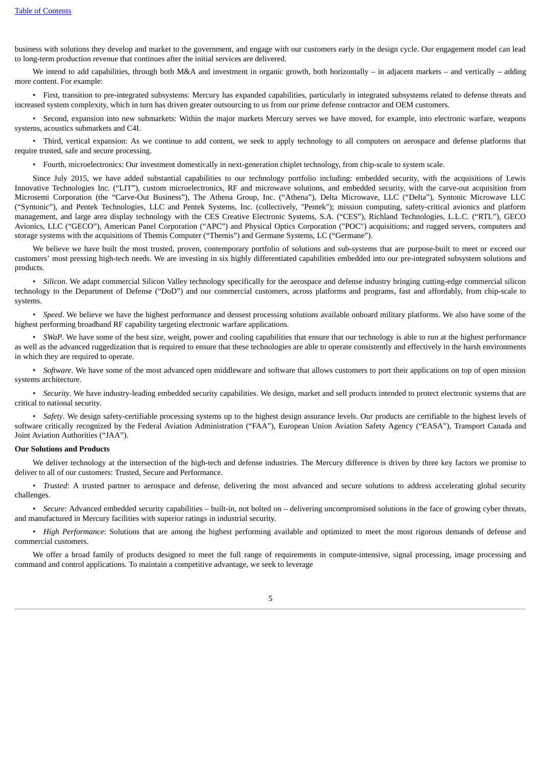business with solutions they develop and market to the government, and engage with our customers early in the design cycle. Our engagement model can lead to long-term production revenue that continues after the initial services are delivered.

We intend to add capabilities, through both M&A and investment in organic growth, both horizontally – in adjacent markets – and vertically – adding more content. For example:

- First, transition to pre-integrated subsystems: Mercury has expanded capabilities, particularly in integrated subsystems related to defense threats and increased system complexity, which in turn has driven greater outsourcing to us from our prime defense contractor and OEM customers.
- Second, expansion into new submarkets: Within the major markets Mercury serves we have moved, for example, into electronic warfare, weapons systems, acoustics submarkets and C4I.
- Third, vertical expansion: As we continue to add content, we seek to apply technology to all computers on aerospace and defense platforms that require trusted, safe and secure processing.
- Fourth, microelectronics: Our investment domestically in next-generation chiplet technology, from chip-scale to system scale.

Since July 2015, we have added substantial capabilities to our technology portfolio including: embedded security, with the acquisitions of Lewis Innovative Technologies Inc. ("LIT"), custom microelectronics, RF and microwave solutions, and embedded security, with the carve-out acquisition from Microsemi Corporation (the "Carve-Out Business"), The Athena Group, Inc. ("Athena"), Delta Microwave, LLC ("Delta"), Syntonic Microwave LLC ("Syntonic"), and Pentek Technologies, LLC and Pentek Systems, Inc. (collectively, "Pentek"); mission computing, safety-critical avionics and platform management, and large area display technology with the CES Creative Electronic Systems, S.A. ("CES"), Richland Technologies, L.L.C. ("RTL"), GECO Avionics, LLC ("GECO"), American Panel Corporation ("APC") and Physical Optics Corporation ("POC") acquisitions; and rugged servers, computers and storage systems with the acquisitions of Themis Computer ("Themis") and Germane Systems, LC ("Germane").

We believe we have built the most trusted, proven, contemporary portfolio of solutions and sub-systems that are purpose-built to meet or exceed our customers' most pressing high-tech needs. We are investing in six highly differentiated capabilities embedded into our pre-integrated subsystem solutions and products.

- *Silicon*. We adapt commercial Silicon Valley technology specifically for the aerospace and defense industry bringing cutting-edge commercial silicon technology to the Department of Defense ("DoD") and our commercial customers, across platforms and programs, fast and affordably, from chip-scale to systems.
- *Speed*. We believe we have the highest performance and densest processing solutions available onboard military platforms. We also have some of the highest performing broadband RF capability targeting electronic warfare applications.
- *SWaP*. We have some of the best size, weight, power and cooling capabilities that ensure that our technology is able to run at the highest performance as well as the advanced ruggedization that is required to ensure that these technologies are able to operate consistently and effectively in the harsh environments in which they are required to operate.
- *Software*. We have some of the most advanced open middleware and software that allows customers to port their applications on top of open mission systems architecture.
- *Security*. We have industry-leading embedded security capabilities. We design, market and sell products intended to protect electronic systems that are critical to national security.
- *Safety*. We design safety-certifiable processing systems up to the highest design assurance levels. Our products are certifiable to the highest levels of software critically recognized by the Federal Aviation Administration ("FAA"), European Union Aviation Safety Agency ("EASA"), Transport Canada and Joint Aviation Authorities ("JAA").

**Our Solutions and Products**

We deliver technology at the intersection of the high-tech and defense industries. The Mercury difference is driven by three key factors we promise to deliver to all of our customers: Trusted, Secure and Performance.

- *Trusted*: A trusted partner to aerospace and defense, delivering the most advanced and secure solutions to address accelerating global security challenges.
- *Secure*: Advanced embedded security capabilities – built-in, not bolted on – delivering uncompromised solutions in the face of growing cyber threats, and manufactured in Mercury facilities with superior ratings in industrial security.
- *High Performance*: Solutions that are among the highest performing available and optimized to meet the most rigorous demands of defense and commercial customers.

We offer a broad family of products designed to meet the full range of requirements in compute-intensive, signal processing, image processing and command and control applications. To maintain a competitive advantage, we seek to leverage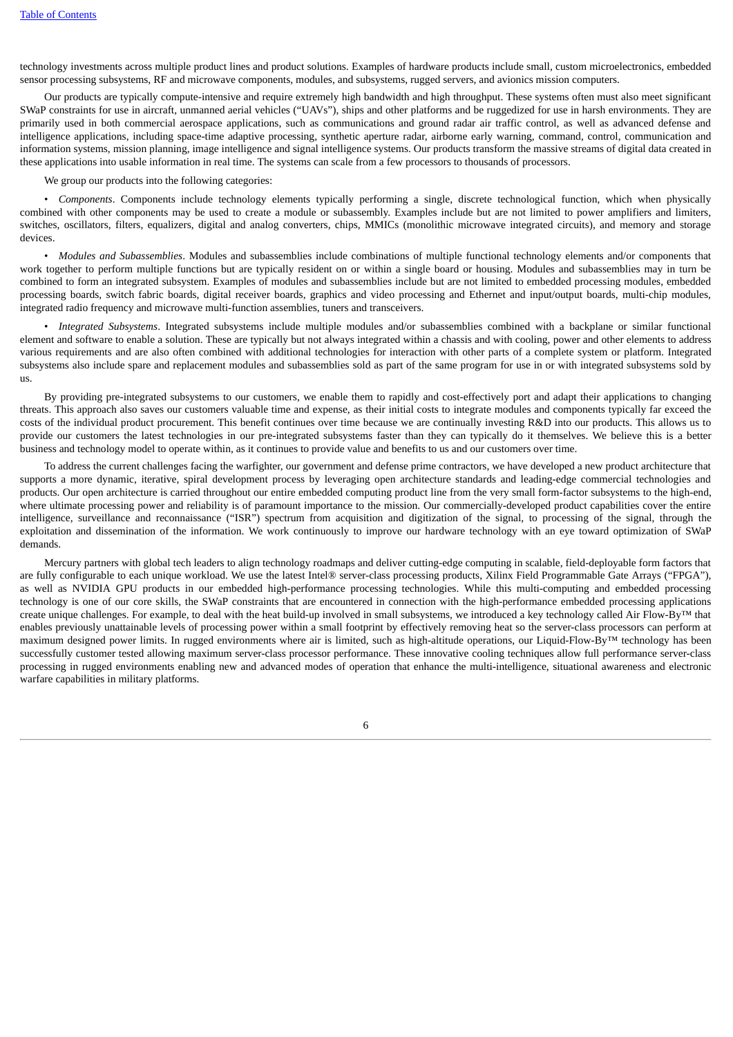technology investments across multiple product lines and product solutions. Examples of hardware products include small, custom microelectronics, embedded sensor processing subsystems, RF and microwave components, modules, and subsystems, rugged servers, and avionics mission computers.

Our products are typically compute-intensive and require extremely high bandwidth and high throughput. These systems often must also meet significant SWaP constraints for use in aircraft, unmanned aerial vehicles ("UAVs"), ships and other platforms and be ruggedized for use in harsh environments. They are primarily used in both commercial aerospace applications, such as communications and ground radar air traffic control, as well as advanced defense and intelligence applications, including space-time adaptive processing, synthetic aperture radar, airborne early warning, command, control, communication and information systems, mission planning, image intelligence and signal intelligence systems. Our products transform the massive streams of digital data created in these applications into usable information in real time. The systems can scale from a few processors to thousands of processors.

We group our products into the following categories:

- *Components*. Components include technology elements typically performing a single, discrete technological function, which when physically combined with other components may be used to create a module or subassembly. Examples include but are not limited to power amplifiers and limiters, switches, oscillators, filters, equalizers, digital and analog converters, chips, MMICs (monolithic microwave integrated circuits), and memory and storage devices.
- *Modules and Subassemblies*. Modules and subassemblies include combinations of multiple functional technology elements and/or components that work together to perform multiple functions but are typically resident on or within a single board or housing. Modules and subassemblies may in turn be combined to form an integrated subsystem. Examples of modules and subassemblies include but are not limited to embedded processing modules, embedded processing boards, switch fabric boards, digital receiver boards, graphics and video processing and Ethernet and input/output boards, multi-chip modules, integrated radio frequency and microwave multi-function assemblies, tuners and transceivers.
- *Integrated Subsystems*. Integrated subsystems include multiple modules and/or subassemblies combined with a backplane or similar functional element and software to enable a solution. These are typically but not always integrated within a chassis and with cooling, power and other elements to address various requirements and are also often combined with additional technologies for interaction with other parts of a complete system or platform. Integrated subsystems also include spare and replacement modules and subassemblies sold as part of the same program for use in or with integrated subsystems sold by us.

By providing pre-integrated subsystems to our customers, we enable them to rapidly and cost-effectively port and adapt their applications to changing threats. This approach also saves our customers valuable time and expense, as their initial costs to integrate modules and components typically far exceed the costs of the individual product procurement. This benefit continues over time because we are continually investing R&D into our products. This allows us to provide our customers the latest technologies in our pre-integrated subsystems faster than they can typically do it themselves. We believe this is a better business and technology model to operate within, as it continues to provide value and benefits to us and our customers over time.

To address the current challenges facing the warfighter, our government and defense prime contractors, we have developed a new product architecture that supports a more dynamic, iterative, spiral development process by leveraging open architecture standards and leading-edge commercial technologies and products. Our open architecture is carried throughout our entire embedded computing product line from the very small form-factor subsystems to the high-end, where ultimate processing power and reliability is of paramount importance to the mission. Our commercially-developed product capabilities cover the entire intelligence, surveillance and reconnaissance ("ISR") spectrum from acquisition and digitization of the signal, to processing of the signal, through the exploitation and dissemination of the information. We work continuously to improve our hardware technology with an eye toward optimization of SWaP demands.

Mercury partners with global tech leaders to align technology roadmaps and deliver cutting-edge computing in scalable, field-deployable form factors that are fully configurable to each unique workload. We use the latest Intel® server-class processing products, Xilinx Field Programmable Gate Arrays ("FPGA"), as well as NVIDIA GPU products in our embedded high-performance processing technologies. While this multi-computing and embedded processing technology is one of our core skills, the SWaP constraints that are encountered in connection with the high-performance embedded processing applications create unique challenges. For example, to deal with the heat build-up involved in small subsystems, we introduced a key technology called Air Flow-By™ that enables previously unattainable levels of processing power within a small footprint by effectively removing heat so the server-class processors can perform at maximum designed power limits. In rugged environments where air is limited, such as high-altitude operations, our Liquid-Flow-By™ technology has been successfully customer tested allowing maximum server-class processor performance. These innovative cooling techniques allow full performance server-class processing in rugged environments enabling new and advanced modes of operation that enhance the multi-intelligence, situational awareness and electronic warfare capabilities in military platforms.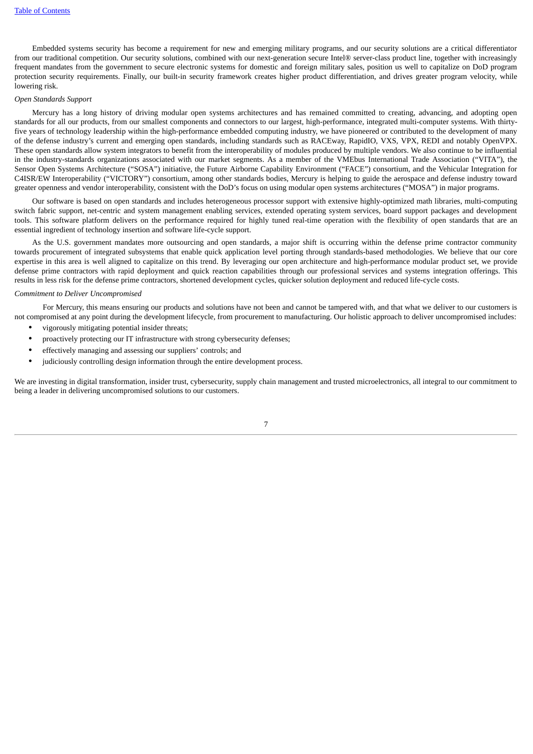Embedded systems security has become a requirement for new and emerging military programs, and our security solutions are a critical differentiator from our traditional competition. Our security solutions, combined with our next-generation secure Intel® server-class product line, together with increasingly frequent mandates from the government to secure electronic systems for domestic and foreign military sales, position us well to capitalize on DoD program protection security requirements. Finally, our built-in security framework creates higher product differentiation, and drives greater program velocity, while lowering risk.

*Open Standards Support*

Mercury has a long history of driving modular open systems architectures and has remained committed to creating, advancing, and adopting open standards for all our products, from our smallest components and connectors to our largest, high-performance, integrated multi-computer systems. With thirty-five years of technology leadership within the high-performance embedded computing industry, we have pioneered or contributed to the development of many of the defense industry's current and emerging open standards, including standards such as RACEway, RapidIO, VXS, VPX, REDI and notably OpenVPX. These open standards allow system integrators to benefit from the interoperability of modules produced by multiple vendors. We also continue to be influential in the industry-standards organizations associated with our market segments. As a member of the VMEbus International Trade Association ("VITA"), the Sensor Open Systems Architecture ("SOSA") initiative, the Future Airborne Capability Environment ("FACE") consortium, and the Vehicular Integration for C4ISR/EW Interoperability ("VICTORY") consortium, among other standards bodies, Mercury is helping to guide the aerospace and defense industry toward greater openness and vendor interoperability, consistent with the DoD's focus on using modular open systems architectures ("MOSA") in major programs.

Our software is based on open standards and includes heterogeneous processor support with extensive highly-optimized math libraries, multi-computing switch fabric support, net-centric and system management enabling services, extended operating system services, board support packages and development tools. This software platform delivers on the performance required for highly tuned real-time operation with the flexibility of open standards that are an essential ingredient of technology insertion and software life-cycle support.

As the U.S. government mandates more outsourcing and open standards, a major shift is occurring within the defense prime contractor community towards procurement of integrated subsystems that enable quick application level porting through standards-based methodologies. We believe that our core expertise in this area is well aligned to capitalize on this trend. By leveraging our open architecture and high-performance modular product set, we provide defense prime contractors with rapid deployment and quick reaction capabilities through our professional services and systems integration offerings. This results in less risk for the defense prime contractors, shortened development cycles, quicker solution deployment and reduced life-cycle costs.

*Commitment to Deliver Uncompromised*

For Mercury, this means ensuring our products and solutions have not been and cannot be tampered with, and that what we deliver to our customers is not compromised at any point during the development lifecycle, from procurement to manufacturing. Our holistic approach to deliver uncompromised includes:

- vigorously mitigating potential insider threats;
- proactively protecting our IT infrastructure with strong cybersecurity defenses;
- effectively managing and assessing our suppliers' controls; and
- judiciously controlling design information through the entire development process.

We are investing in digital transformation, insider trust, cybersecurity, supply chain management and trusted microelectronics, all integral to our commitment to being a leader in delivering uncompromised solutions to our customers.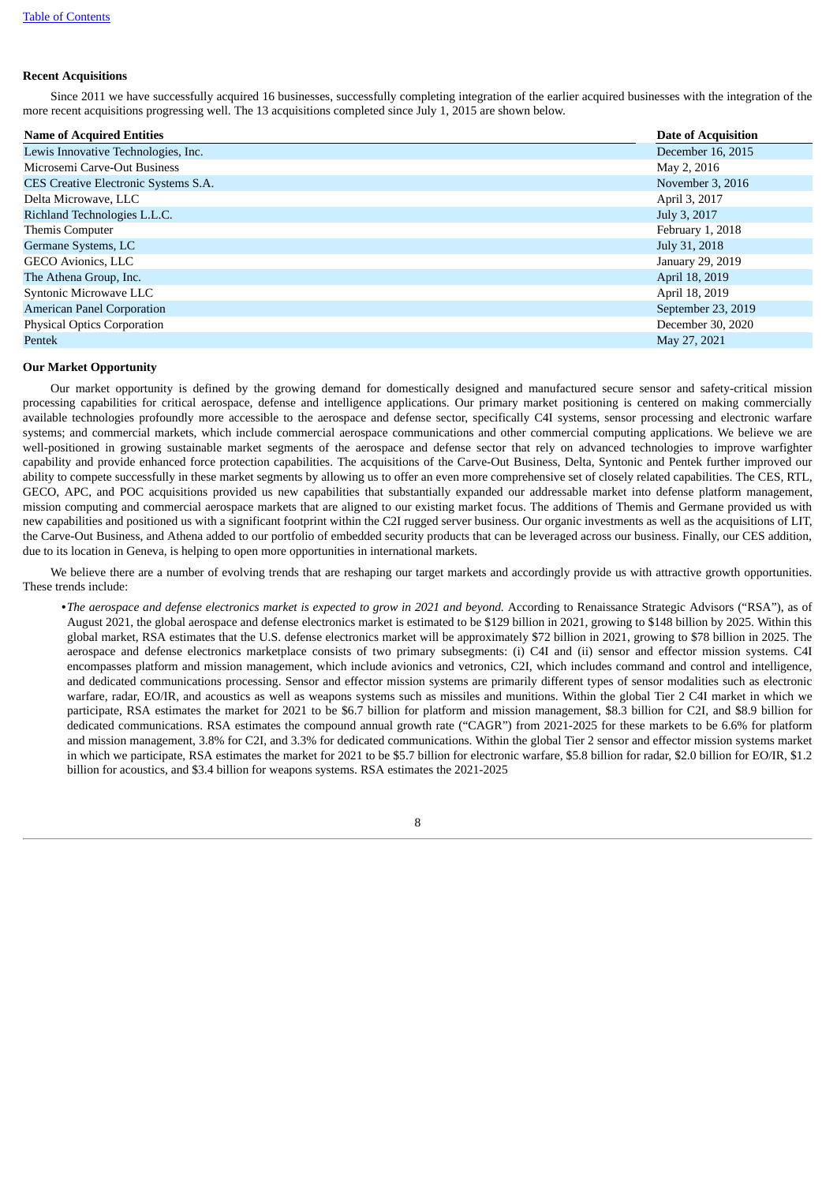### Recent Acquisitions

Since 2011 we have successfully acquired 16 businesses, successfully completing integration of the earlier acquired businesses with the integration of the more recent acquisitions progressing well. The 13 acquisitions completed since July 1, 2015 are shown below.

| Name of Acquired Entities | Date of Acquisition |
|---|---|
| Lewis Innovative Technologies, Inc. | December 16, 2015 |
| Microsemi Carve-Out Business | May 2, 2016 |
| CES Creative Electronic Systems S.A. | November 3, 2016 |
| Delta Microwave, LLC | April 3, 2017 |
| Richland Technologies L.L.C. | July 3, 2017 |
| Themis Computer | February 1, 2018 |
| Germane Systems, LC | July 31, 2018 |
| GECO Avionics, LLC | January 29, 2019 |
| The Athena Group, Inc. | April 18, 2019 |
| Syntonic Microwave LLC | April 18, 2019 |
| American Panel Corporation | September 23, 2019 |
| Physical Optics Corporation | December 30, 2020 |
| Pentek | May 27, 2021 |

### Our Market Opportunity

Our market opportunity is defined by the growing demand for domestically designed and manufactured secure sensor and safety-critical mission processing capabilities for critical aerospace, defense and intelligence applications. Our primary market positioning is centered on making commercially available technologies profoundly more accessible to the aerospace and defense sector, specifically C4I systems, sensor processing and electronic warfare systems; and commercial markets, which include commercial aerospace communications and other commercial computing applications. We believe we are well-positioned in growing sustainable market segments of the aerospace and defense sector that rely on advanced technologies to improve warfighter capability and provide enhanced force protection capabilities. The acquisitions of the Carve-Out Business, Delta, Syntonic and Pentek further improved our ability to compete successfully in these market segments by allowing us to offer an even more comprehensive set of closely related capabilities. The CES, RTL, GECO, APC, and POC acquisitions provided us new capabilities that substantially expanded our addressable market into defense platform management, mission computing and commercial aerospace markets that are aligned to our existing market focus. The additions of Themis and Germane provided us with new capabilities and positioned us with a significant footprint within the C2I rugged server business. Our organic investments as well as the acquisitions of LIT, the Carve-Out Business, and Athena added to our portfolio of embedded security products that can be leveraged across our business. Finally, our CES addition, due to its location in Geneva, is helping to open more opportunities in international markets.

We believe there are a number of evolving trends that are reshaping our target markets and accordingly provide us with attractive growth opportunities. These trends include:

- *The aerospace and defense electronics market is expected to grow in 2021 and beyond.* According to Renaissance Strategic Advisors ("RSA"), as of August 2021, the global aerospace and defense electronics market is estimated to be $129 billion in 2021, growing to $148 billion by 2025. Within this global market, RSA estimates that the U.S. defense electronics market will be approximately $72 billion in 2021, growing to $78 billion in 2025. The aerospace and defense electronics marketplace consists of two primary subsegments: (i) C4I and (ii) sensor and effector mission systems. C4I encompasses platform and mission management, which include avionics and vetronics, C2I, which includes command and control and intelligence, and dedicated communications processing. Sensor and effector mission systems are primarily different types of sensor modalities such as electronic warfare, radar, EO/IR, and acoustics as well as weapons systems such as missiles and munitions. Within the global Tier 2 C4I market in which we participate, RSA estimates the market for 2021 to be $6.7 billion for platform and mission management, $8.3 billion for C2I, and $8.9 billion for dedicated communications. RSA estimates the compound annual growth rate ("CAGR") from 2021-2025 for these markets to be 6.6% for platform and mission management, 3.8% for C2I, and 3.3% for dedicated communications. Within the global Tier 2 sensor and effector mission systems market in which we participate, RSA estimates the market for 2021 to be $5.7 billion for electronic warfare, $5.8 billion for radar, $2.0 billion for EO/IR, $1.2 billion for acoustics, and $3.4 billion for weapons systems. RSA estimates the 2021-2025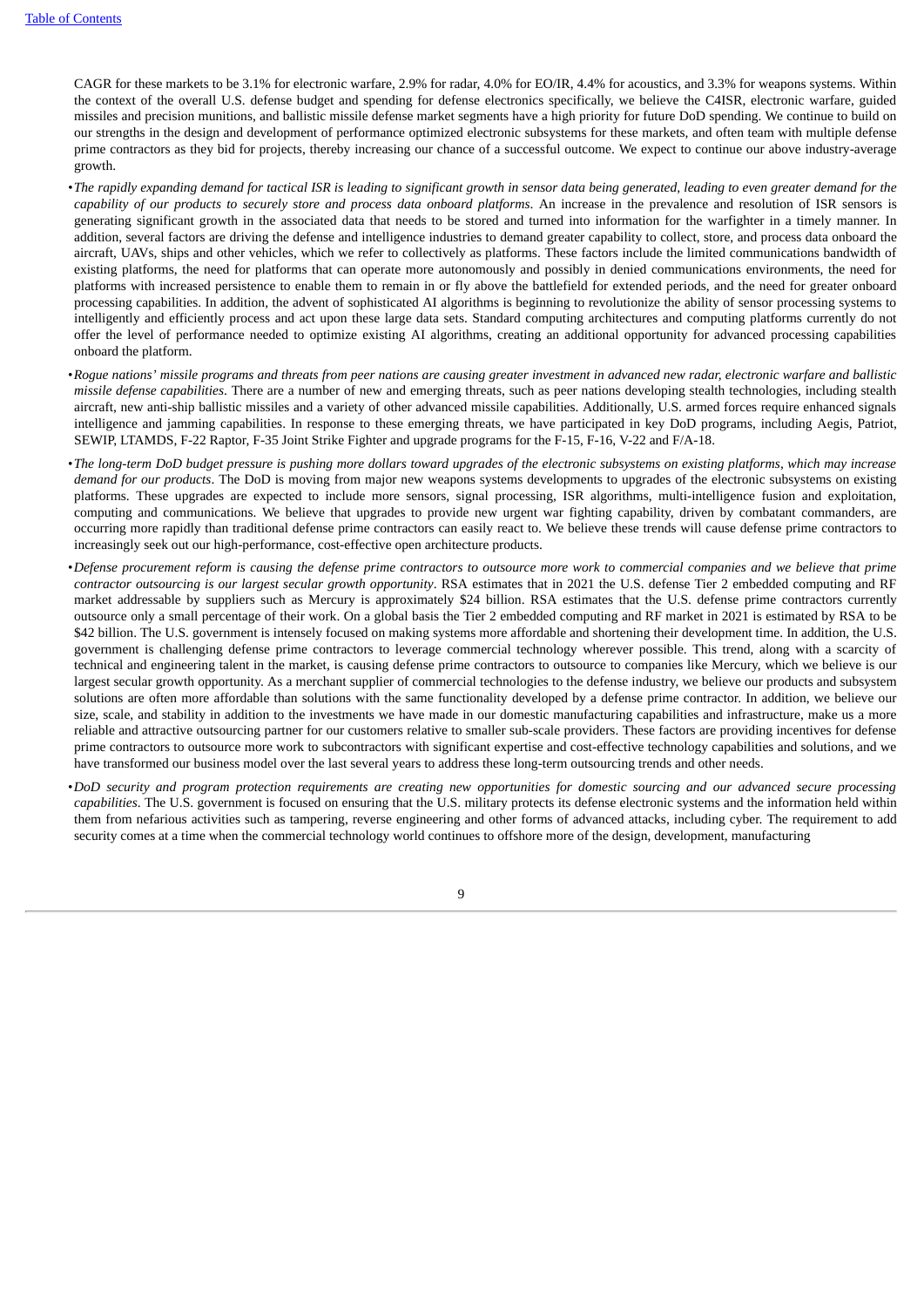CAGR for these markets to be 3.1% for electronic warfare, 2.9% for radar, 4.0% for EO/IR, 4.4% for acoustics, and 3.3% for weapons systems. Within the context of the overall U.S. defense budget and spending for defense electronics specifically, we believe the C4ISR, electronic warfare, guided missiles and precision munitions, and ballistic missile defense market segments have a high priority for future DoD spending. We continue to build on our strengths in the design and development of performance optimized electronic subsystems for these markets, and often team with multiple defense prime contractors as they bid for projects, thereby increasing our chance of a successful outcome. We expect to continue our above industry-average growth.

- *The rapidly expanding demand for tactical ISR is leading to significant growth in sensor data being generated, leading to even greater demand for the capability of our products to securely store and process data onboard platforms*. An increase in the prevalence and resolution of ISR sensors is generating significant growth in the associated data that needs to be stored and turned into information for the warfighter in a timely manner. In addition, several factors are driving the defense and intelligence industries to demand greater capability to collect, store, and process data onboard the aircraft, UAVs, ships and other vehicles, which we refer to collectively as platforms. These factors include the limited communications bandwidth of existing platforms, the need for platforms that can operate more autonomously and possibly in denied communications environments, the need for platforms with increased persistence to enable them to remain in or fly above the battlefield for extended periods, and the need for greater onboard processing capabilities. In addition, the advent of sophisticated AI algorithms is beginning to revolutionize the ability of sensor processing systems to intelligently and efficiently process and act upon these large data sets. Standard computing architectures and computing platforms currently do not offer the level of performance needed to optimize existing AI algorithms, creating an additional opportunity for advanced processing capabilities onboard the platform.
- *Rogue nations' missile programs and threats from peer nations are causing greater investment in advanced new radar, electronic warfare and ballistic missile defense capabilities*. There are a number of new and emerging threats, such as peer nations developing stealth technologies, including stealth aircraft, new anti-ship ballistic missiles and a variety of other advanced missile capabilities. Additionally, U.S. armed forces require enhanced signals intelligence and jamming capabilities. In response to these emerging threats, we have participated in key DoD programs, including Aegis, Patriot, SEWIP, LTAMDS, F-22 Raptor, F-35 Joint Strike Fighter and upgrade programs for the F-15, F-16, V-22 and F/A-18.
- *The long-term DoD budget pressure is pushing more dollars toward upgrades of the electronic subsystems on existing platforms, which may increase demand for our products*. The DoD is moving from major new weapons systems developments to upgrades of the electronic subsystems on existing platforms. These upgrades are expected to include more sensors, signal processing, ISR algorithms, multi-intelligence fusion and exploitation, computing and communications. We believe that upgrades to provide new urgent war fighting capability, driven by combatant commanders, are occurring more rapidly than traditional defense prime contractors can easily react to. We believe these trends will cause defense prime contractors to increasingly seek out our high-performance, cost-effective open architecture products.
- *Defense procurement reform is causing the defense prime contractors to outsource more work to commercial companies and we believe that prime contractor outsourcing is our largest secular growth opportunity*. RSA estimates that in 2021 the U.S. defense Tier 2 embedded computing and RF market addressable by suppliers such as Mercury is approximately $24 billion. RSA estimates that the U.S. defense prime contractors currently outsource only a small percentage of their work. On a global basis the Tier 2 embedded computing and RF market in 2021 is estimated by RSA to be $42 billion. The U.S. government is intensely focused on making systems more affordable and shortening their development time. In addition, the U.S. government is challenging defense prime contractors to leverage commercial technology wherever possible. This trend, along with a scarcity of technical and engineering talent in the market, is causing defense prime contractors to outsource to companies like Mercury, which we believe is our largest secular growth opportunity. As a merchant supplier of commercial technologies to the defense industry, we believe our products and subsystem solutions are often more affordable than solutions with the same functionality developed by a defense prime contractor. In addition, we believe our size, scale, and stability in addition to the investments we have made in our domestic manufacturing capabilities and infrastructure, make us a more reliable and attractive outsourcing partner for our customers relative to smaller sub-scale providers. These factors are providing incentives for defense prime contractors to outsource more work to subcontractors with significant expertise and cost-effective technology capabilities and solutions, and we have transformed our business model over the last several years to address these long-term outsourcing trends and other needs.
- *DoD security and program protection requirements are creating new opportunities for domestic sourcing and our advanced secure processing capabilities*. The U.S. government is focused on ensuring that the U.S. military protects its defense electronic systems and the information held within them from nefarious activities such as tampering, reverse engineering and other forms of advanced attacks, including cyber. The requirement to add security comes at a time when the commercial technology world continues to offshore more of the design, development, manufacturing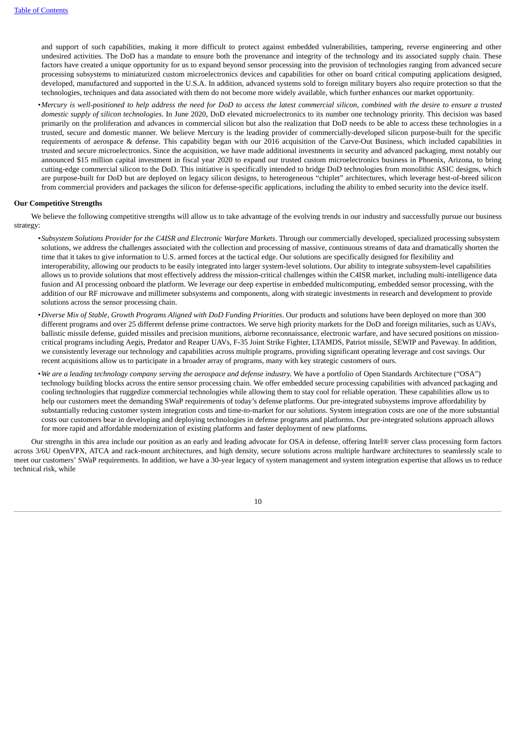and support of such capabilities, making it more difficult to protect against embedded vulnerabilities, tampering, reverse engineering and other undesired activities. The DoD has a mandate to ensure both the provenance and integrity of the technology and its associated supply chain. These factors have created a unique opportunity for us to expand beyond sensor processing into the provision of technologies ranging from advanced secure processing subsystems to miniaturized custom microelectronics devices and capabilities for other on board critical computing applications designed, developed, manufactured and supported in the U.S.A. In addition, advanced systems sold to foreign military buyers also require protection so that the technologies, techniques and data associated with them do not become more widely available, which further enhances our market opportunity.

- *Mercury is well-positioned to help address the need for DoD to access the latest commercial silicon, combined with the desire to ensure a trusted domestic supply of silicon technologies*. In June 2020, DoD elevated microelectronics to its number one technology priority. This decision was based primarily on the proliferation and advances in commercial silicon but also the realization that DoD needs to be able to access these technologies in a trusted, secure and domestic manner. We believe Mercury is the leading provider of commercially-developed silicon purpose-built for the specific requirements of aerospace & defense. This capability began with our 2016 acquisition of the Carve-Out Business, which included capabilities in trusted and secure microelectronics. Since the acquisition, we have made additional investments in security and advanced packaging, most notably our announced $15 million capital investment in fiscal year 2020 to expand our trusted custom microelectronics business in Phoenix, Arizona, to bring cutting-edge commercial silicon to the DoD. This initiative is specifically intended to bridge DoD technologies from monolithic ASIC designs, which are purpose-built for DoD but are deployed on legacy silicon designs, to heterogeneous "chiplet" architectures, which leverage best-of-breed silicon from commercial providers and packages the silicon for defense-specific applications, including the ability to embed security into the device itself.

**Our Competitive Strengths**

We believe the following competitive strengths will allow us to take advantage of the evolving trends in our industry and successfully pursue our business strategy:

- *Subsystem Solutions Provider for the C4ISR and Electronic Warfare Markets*. Through our commercially developed, specialized processing subsystem solutions, we address the challenges associated with the collection and processing of massive, continuous streams of data and dramatically shorten the time that it takes to give information to U.S. armed forces at the tactical edge. Our solutions are specifically designed for flexibility and interoperability, allowing our products to be easily integrated into larger system-level solutions. Our ability to integrate subsystem-level capabilities allows us to provide solutions that most effectively address the mission-critical challenges within the C4ISR market, including multi-intelligence data fusion and AI processing onboard the platform. We leverage our deep expertise in embedded multicomputing, embedded sensor processing, with the addition of our RF microwave and millimeter subsystems and components, along with strategic investments in research and development to provide solutions across the sensor processing chain.
- *Diverse Mix of Stable, Growth Programs Aligned with DoD Funding Priorities*. Our products and solutions have been deployed on more than 300 different programs and over 25 different defense prime contractors. We serve high priority markets for the DoD and foreign militaries, such as UAVs, ballistic missile defense, guided missiles and precision munitions, airborne reconnaissance, electronic warfare, and have secured positions on mission-critical programs including Aegis, Predator and Reaper UAVs, F-35 Joint Strike Fighter, LTAMDS, Patriot missile, SEWIP and Paveway. In addition, we consistently leverage our technology and capabilities across multiple programs, providing significant operating leverage and cost savings. Our recent acquisitions allow us to participate in a broader array of programs, many with key strategic customers of ours.
- *We are a leading technology company serving the aerospace and defense industry.* We have a portfolio of Open Standards Architecture ("OSA") technology building blocks across the entire sensor processing chain. We offer embedded secure processing capabilities with advanced packaging and cooling technologies that ruggedize commercial technologies while allowing them to stay cool for reliable operation. These capabilities allow us to help our customers meet the demanding SWaP requirements of today's defense platforms. Our pre-integrated subsystems improve affordability by substantially reducing customer system integration costs and time-to-market for our solutions. System integration costs are one of the more substantial costs our customers bear in developing and deploying technologies in defense programs and platforms. Our pre-integrated solutions approach allows for more rapid and affordable modernization of existing platforms and faster deployment of new platforms.

Our strengths in this area include our position as an early and leading advocate for OSA in defense, offering Intel® server class processing form factors across 3/6U OpenVPX, ATCA and rack-mount architectures, and high density, secure solutions across multiple hardware architectures to seamlessly scale to meet our customers' SWaP requirements. In addition, we have a 30-year legacy of system management and system integration expertise that allows us to reduce technical risk, while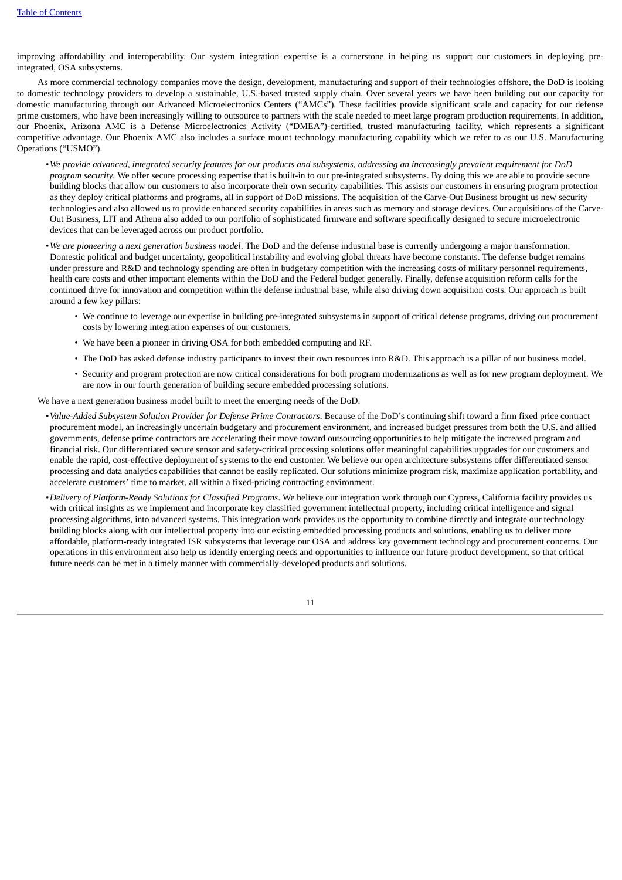improving affordability and interoperability. Our system integration expertise is a cornerstone in helping us support our customers in deploying pre-integrated, OSA subsystems.

As more commercial technology companies move the design, development, manufacturing and support of their technologies offshore, the DoD is looking to domestic technology providers to develop a sustainable, U.S.-based trusted supply chain. Over several years we have been building out our capacity for domestic manufacturing through our Advanced Microelectronics Centers ("AMCs"). These facilities provide significant scale and capacity for our defense prime customers, who have been increasingly willing to outsource to partners with the scale needed to meet large program production requirements. In addition, our Phoenix, Arizona AMC is a Defense Microelectronics Activity ("DMEA")-certified, trusted manufacturing facility, which represents a significant competitive advantage. Our Phoenix AMC also includes a surface mount technology manufacturing capability which we refer to as our U.S. Manufacturing Operations ("USMO").

- *We provide advanced, integrated security features for our products and subsystems, addressing an increasingly prevalent requirement for DoD program security*. We offer secure processing expertise that is built-in to our pre-integrated subsystems. By doing this we are able to provide secure building blocks that allow our customers to also incorporate their own security capabilities. This assists our customers in ensuring program protection as they deploy critical platforms and programs, all in support of DoD missions. The acquisition of the Carve-Out Business brought us new security technologies and also allowed us to provide enhanced security capabilities in areas such as memory and storage devices. Our acquisitions of the Carve-Out Business, LIT and Athena also added to our portfolio of sophisticated firmware and software specifically designed to secure microelectronic devices that can be leveraged across our product portfolio.
- *We are pioneering a next generation business model*. The DoD and the defense industrial base is currently undergoing a major transformation. Domestic political and budget uncertainty, geopolitical instability and evolving global threats have become constants. The defense budget remains under pressure and R&D and technology spending are often in budgetary competition with the increasing costs of military personnel requirements, health care costs and other important elements within the DoD and the Federal budget generally. Finally, defense acquisition reform calls for the continued drive for innovation and competition within the defense industrial base, while also driving down acquisition costs. Our approach is built around a few key pillars:
  - We continue to leverage our expertise in building pre-integrated subsystems in support of critical defense programs, driving out procurement costs by lowering integration expenses of our customers.
  - We have been a pioneer in driving OSA for both embedded computing and RF.
  - The DoD has asked defense industry participants to invest their own resources into R&D. This approach is a pillar of our business model.
  - Security and program protection are now critical considerations for both program modernizations as well as for new program deployment. We are now in our fourth generation of building secure embedded processing solutions.

We have a next generation business model built to meet the emerging needs of the DoD.

- *Value-Added Subsystem Solution Provider for Defense Prime Contractors*. Because of the DoD's continuing shift toward a firm fixed price contract procurement model, an increasingly uncertain budgetary and procurement environment, and increased budget pressures from both the U.S. and allied governments, defense prime contractors are accelerating their move toward outsourcing opportunities to help mitigate the increased program and financial risk. Our differentiated secure sensor and safety-critical processing solutions offer meaningful capabilities upgrades for our customers and enable the rapid, cost-effective deployment of systems to the end customer. We believe our open architecture subsystems offer differentiated sensor processing and data analytics capabilities that cannot be easily replicated. Our solutions minimize program risk, maximize application portability, and accelerate customers' time to market, all within a fixed-pricing contracting environment.
- *Delivery of Platform-Ready Solutions for Classified Programs*. We believe our integration work through our Cypress, California facility provides us with critical insights as we implement and incorporate key classified government intellectual property, including critical intelligence and signal processing algorithms, into advanced systems. This integration work provides us the opportunity to combine directly and integrate our technology building blocks along with our intellectual property into our existing embedded processing products and solutions, enabling us to deliver more affordable, platform-ready integrated ISR subsystems that leverage our OSA and address key government technology and procurement concerns. Our operations in this environment also help us identify emerging needs and opportunities to influence our future product development, so that critical future needs can be met in a timely manner with commercially-developed products and solutions.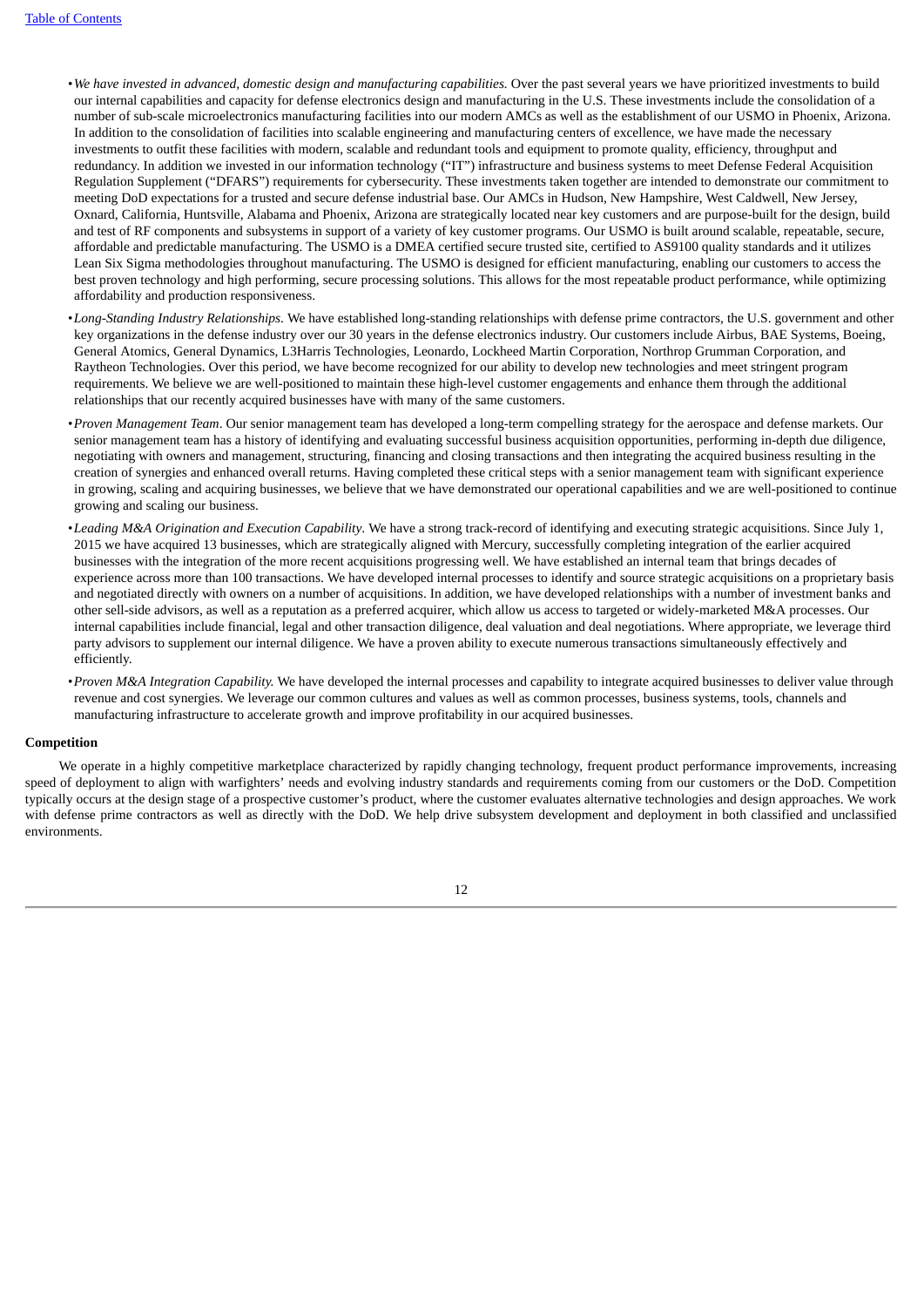- *We have invested in advanced, domestic design and manufacturing capabilities.* Over the past several years we have prioritized investments to build our internal capabilities and capacity for defense electronics design and manufacturing in the U.S. These investments include the consolidation of a number of sub-scale microelectronics manufacturing facilities into our modern AMCs as well as the establishment of our USMO in Phoenix, Arizona. In addition to the consolidation of facilities into scalable engineering and manufacturing centers of excellence, we have made the necessary investments to outfit these facilities with modern, scalable and redundant tools and equipment to promote quality, efficiency, throughput and redundancy. In addition we invested in our information technology ("IT") infrastructure and business systems to meet Defense Federal Acquisition Regulation Supplement ("DFARS") requirements for cybersecurity. These investments taken together are intended to demonstrate our commitment to meeting DoD expectations for a trusted and secure defense industrial base. Our AMCs in Hudson, New Hampshire, West Caldwell, New Jersey, Oxnard, California, Huntsville, Alabama and Phoenix, Arizona are strategically located near key customers and are purpose-built for the design, build and test of RF components and subsystems in support of a variety of key customer programs. Our USMO is built around scalable, repeatable, secure, affordable and predictable manufacturing. The USMO is a DMEA certified secure trusted site, certified to AS9100 quality standards and it utilizes Lean Six Sigma methodologies throughout manufacturing. The USMO is designed for efficient manufacturing, enabling our customers to access the best proven technology and high performing, secure processing solutions. This allows for the most repeatable product performance, while optimizing affordability and production responsiveness.
- *Long-Standing Industry Relationships.* We have established long-standing relationships with defense prime contractors, the U.S. government and other key organizations in the defense industry over our 30 years in the defense electronics industry. Our customers include Airbus, BAE Systems, Boeing, General Atomics, General Dynamics, L3Harris Technologies, Leonardo, Lockheed Martin Corporation, Northrop Grumman Corporation, and Raytheon Technologies. Over this period, we have become recognized for our ability to develop new technologies and meet stringent program requirements. We believe we are well-positioned to maintain these high-level customer engagements and enhance them through the additional relationships that our recently acquired businesses have with many of the same customers.
- *Proven Management Team*. Our senior management team has developed a long-term compelling strategy for the aerospace and defense markets. Our senior management team has a history of identifying and evaluating successful business acquisition opportunities, performing in-depth due diligence, negotiating with owners and management, structuring, financing and closing transactions and then integrating the acquired business resulting in the creation of synergies and enhanced overall returns. Having completed these critical steps with a senior management team with significant experience in growing, scaling and acquiring businesses, we believe that we have demonstrated our operational capabilities and we are well-positioned to continue growing and scaling our business.
- *Leading M&A Origination and Execution Capability*. We have a strong track-record of identifying and executing strategic acquisitions. Since July 1, 2015 we have acquired 13 businesses, which are strategically aligned with Mercury, successfully completing integration of the earlier acquired businesses with the integration of the more recent acquisitions progressing well. We have established an internal team that brings decades of experience across more than 100 transactions. We have developed internal processes to identify and source strategic acquisitions on a proprietary basis and negotiated directly with owners on a number of acquisitions. In addition, we have developed relationships with a number of investment banks and other sell-side advisors, as well as a reputation as a preferred acquirer, which allow us access to targeted or widely-marketed M&A processes. Our internal capabilities include financial, legal and other transaction diligence, deal valuation and deal negotiations. Where appropriate, we leverage third party advisors to supplement our internal diligence. We have a proven ability to execute numerous transactions simultaneously effectively and efficiently.
- *Proven M&A Integration Capability.* We have developed the internal processes and capability to integrate acquired businesses to deliver value through revenue and cost synergies. We leverage our common cultures and values as well as common processes, business systems, tools, channels and manufacturing infrastructure to accelerate growth and improve profitability in our acquired businesses.

**Competition**

We operate in a highly competitive marketplace characterized by rapidly changing technology, frequent product performance improvements, increasing speed of deployment to align with warfighters' needs and evolving industry standards and requirements coming from our customers or the DoD. Competition typically occurs at the design stage of a prospective customer's product, where the customer evaluates alternative technologies and design approaches. We work with defense prime contractors as well as directly with the DoD. We help drive subsystem development and deployment in both classified and unclassified environments.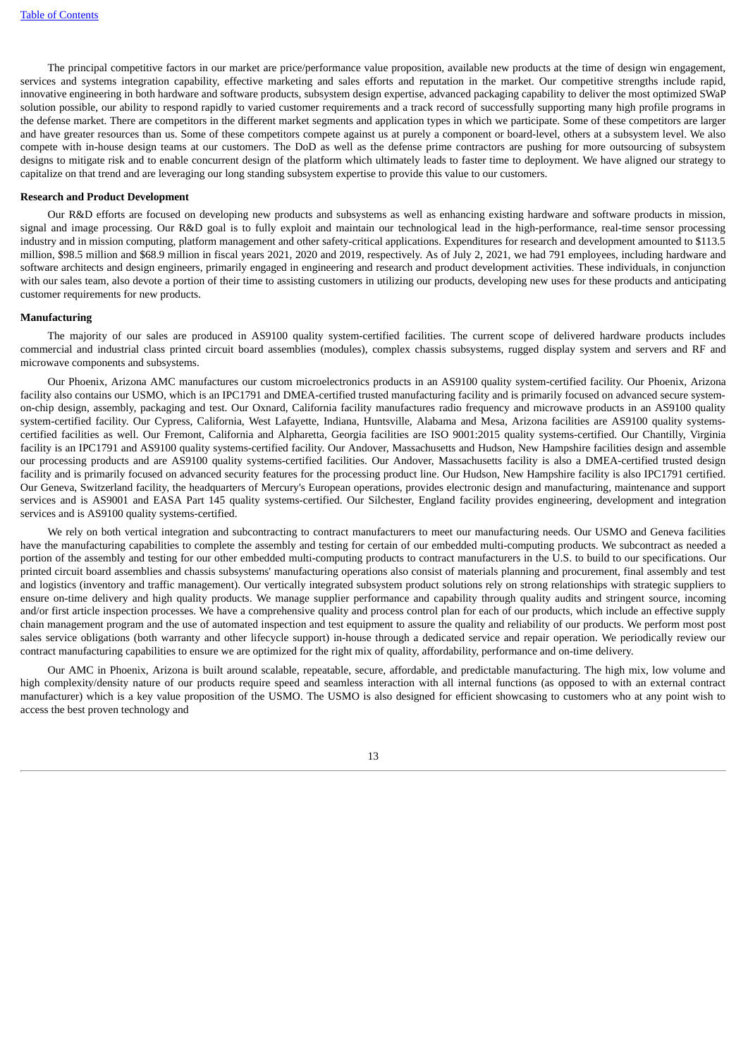The principal competitive factors in our market are price/performance value proposition, available new products at the time of design win engagement, services and systems integration capability, effective marketing and sales efforts and reputation in the market. Our competitive strengths include rapid, innovative engineering in both hardware and software products, subsystem design expertise, advanced packaging capability to deliver the most optimized SWaP solution possible, our ability to respond rapidly to varied customer requirements and a track record of successfully supporting many high profile programs in the defense market. There are competitors in the different market segments and application types in which we participate. Some of these competitors are larger and have greater resources than us. Some of these competitors compete against us at purely a component or board-level, others at a subsystem level. We also compete with in-house design teams at our customers. The DoD as well as the defense prime contractors are pushing for more outsourcing of subsystem designs to mitigate risk and to enable concurrent design of the platform which ultimately leads to faster time to deployment. We have aligned our strategy to capitalize on that trend and are leveraging our long standing subsystem expertise to provide this value to our customers.

**Research and Product Development**

Our R&D efforts are focused on developing new products and subsystems as well as enhancing existing hardware and software products in mission, signal and image processing. Our R&D goal is to fully exploit and maintain our technological lead in the high-performance, real-time sensor processing industry and in mission computing, platform management and other safety-critical applications. Expenditures for research and development amounted to $113.5 million, $98.5 million and $68.9 million in fiscal years 2021, 2020 and 2019, respectively. As of July 2, 2021, we had 791 employees, including hardware and software architects and design engineers, primarily engaged in engineering and research and product development activities. These individuals, in conjunction with our sales team, also devote a portion of their time to assisting customers in utilizing our products, developing new uses for these products and anticipating customer requirements for new products.

**Manufacturing**

The majority of our sales are produced in AS9100 quality system-certified facilities. The current scope of delivered hardware products includes commercial and industrial class printed circuit board assemblies (modules), complex chassis subsystems, rugged display system and servers and RF and microwave components and subsystems.

Our Phoenix, Arizona AMC manufactures our custom microelectronics products in an AS9100 quality system-certified facility. Our Phoenix, Arizona facility also contains our USMO, which is an IPC1791 and DMEA-certified trusted manufacturing facility and is primarily focused on advanced secure system-on-chip design, assembly, packaging and test. Our Oxnard, California facility manufactures radio frequency and microwave products in an AS9100 quality system-certified facility. Our Cypress, California, West Lafayette, Indiana, Huntsville, Alabama and Mesa, Arizona facilities are AS9100 quality systems-certified facilities as well. Our Fremont, California and Alpharetta, Georgia facilities are ISO 9001:2015 quality systems-certified. Our Chantilly, Virginia facility is an IPC1791 and AS9100 quality systems-certified facility. Our Andover, Massachusetts and Hudson, New Hampshire facilities design and assemble our processing products and are AS9100 quality systems-certified facilities. Our Andover, Massachusetts facility is also a DMEA-certified trusted design facility and is primarily focused on advanced security features for the processing product line. Our Hudson, New Hampshire facility is also IPC1791 certified. Our Geneva, Switzerland facility, the headquarters of Mercury's European operations, provides electronic design and manufacturing, maintenance and support services and is AS9001 and EASA Part 145 quality systems-certified. Our Silchester, England facility provides engineering, development and integration services and is AS9100 quality systems-certified.

We rely on both vertical integration and subcontracting to contract manufacturers to meet our manufacturing needs. Our USMO and Geneva facilities have the manufacturing capabilities to complete the assembly and testing for certain of our embedded multi-computing products. We subcontract as needed a portion of the assembly and testing for our other embedded multi-computing products to contract manufacturers in the U.S. to build to our specifications. Our printed circuit board assemblies and chassis subsystems' manufacturing operations also consist of materials planning and procurement, final assembly and test and logistics (inventory and traffic management). Our vertically integrated subsystem product solutions rely on strong relationships with strategic suppliers to ensure on-time delivery and high quality products. We manage supplier performance and capability through quality audits and stringent source, incoming and/or first article inspection processes. We have a comprehensive quality and process control plan for each of our products, which include an effective supply chain management program and the use of automated inspection and test equipment to assure the quality and reliability of our products. We perform most post sales service obligations (both warranty and other lifecycle support) in-house through a dedicated service and repair operation. We periodically review our contract manufacturing capabilities to ensure we are optimized for the right mix of quality, affordability, performance and on-time delivery.

Our AMC in Phoenix, Arizona is built around scalable, repeatable, secure, affordable, and predictable manufacturing. The high mix, low volume and high complexity/density nature of our products require speed and seamless interaction with all internal functions (as opposed to with an external contract manufacturer) which is a key value proposition of the USMO. The USMO is also designed for efficient showcasing to customers who at any point wish to access the best proven technology and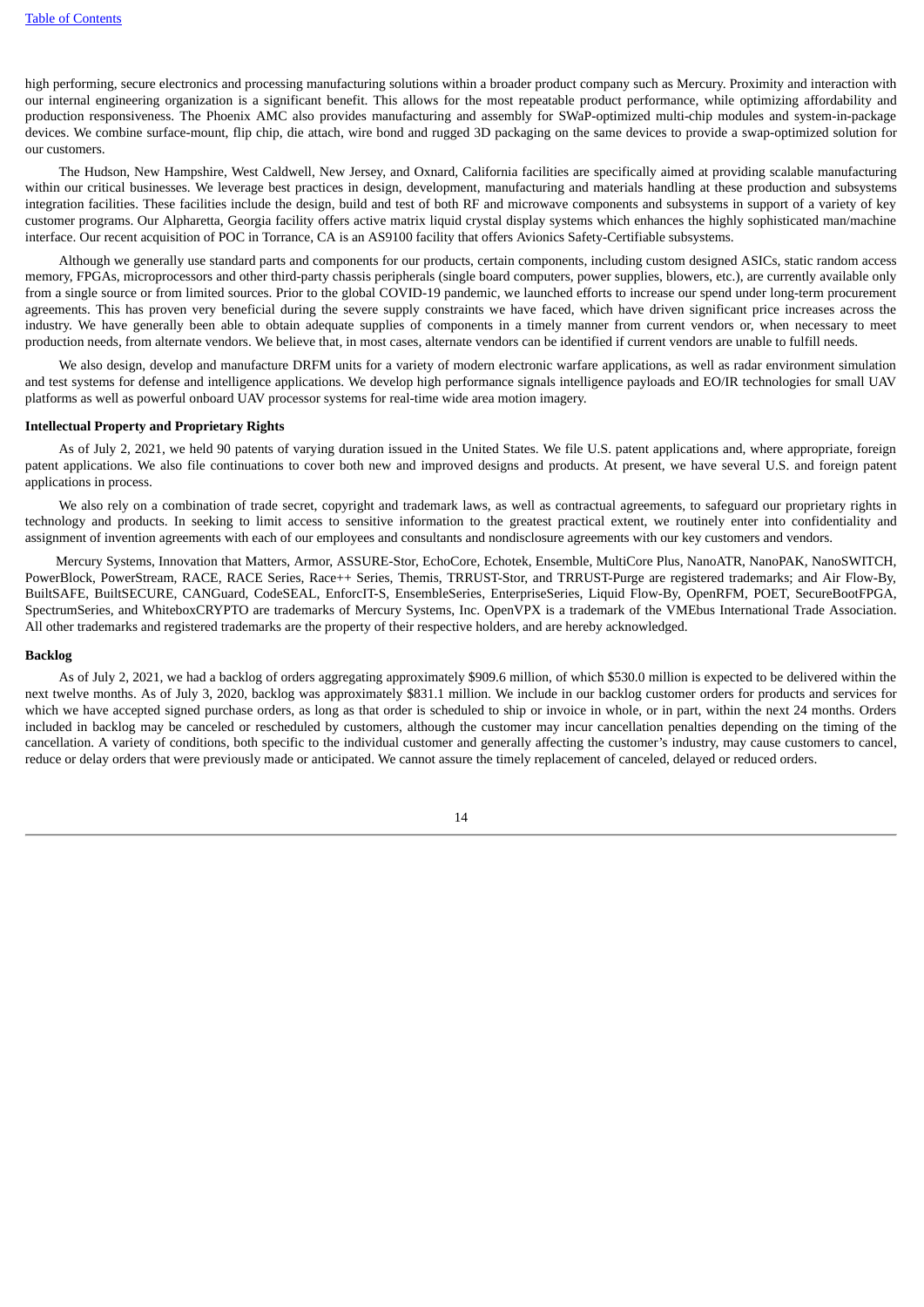high performing, secure electronics and processing manufacturing solutions within a broader product company such as Mercury. Proximity and interaction with our internal engineering organization is a significant benefit. This allows for the most repeatable product performance, while optimizing affordability and production responsiveness. The Phoenix AMC also provides manufacturing and assembly for SWaP-optimized multi-chip modules and system-in-package devices. We combine surface-mount, flip chip, die attach, wire bond and rugged 3D packaging on the same devices to provide a swap-optimized solution for our customers.

The Hudson, New Hampshire, West Caldwell, New Jersey, and Oxnard, California facilities are specifically aimed at providing scalable manufacturing within our critical businesses. We leverage best practices in design, development, manufacturing and materials handling at these production and subsystems integration facilities. These facilities include the design, build and test of both RF and microwave components and subsystems in support of a variety of key customer programs. Our Alpharetta, Georgia facility offers active matrix liquid crystal display systems which enhances the highly sophisticated man/machine interface. Our recent acquisition of POC in Torrance, CA is an AS9100 facility that offers Avionics Safety-Certifiable subsystems.

Although we generally use standard parts and components for our products, certain components, including custom designed ASICs, static random access memory, FPGAs, microprocessors and other third-party chassis peripherals (single board computers, power supplies, blowers, etc.), are currently available only from a single source or from limited sources. Prior to the global COVID-19 pandemic, we launched efforts to increase our spend under long-term procurement agreements. This has proven very beneficial during the severe supply constraints we have faced, which have driven significant price increases across the industry. We have generally been able to obtain adequate supplies of components in a timely manner from current vendors or, when necessary to meet production needs, from alternate vendors. We believe that, in most cases, alternate vendors can be identified if current vendors are unable to fulfill needs.

We also design, develop and manufacture DRFM units for a variety of modern electronic warfare applications, as well as radar environment simulation and test systems for defense and intelligence applications. We develop high performance signals intelligence payloads and EO/IR technologies for small UAV platforms as well as powerful onboard UAV processor systems for real-time wide area motion imagery.

**Intellectual Property and Proprietary Rights**

As of July 2, 2021, we held 90 patents of varying duration issued in the United States. We file U.S. patent applications and, where appropriate, foreign patent applications. We also file continuations to cover both new and improved designs and products. At present, we have several U.S. and foreign patent applications in process.

We also rely on a combination of trade secret, copyright and trademark laws, as well as contractual agreements, to safeguard our proprietary rights in technology and products. In seeking to limit access to sensitive information to the greatest practical extent, we routinely enter into confidentiality and assignment of invention agreements with each of our employees and consultants and nondisclosure agreements with our key customers and vendors.

Mercury Systems, Innovation that Matters, Armor, ASSURE-Stor, EchoCore, Echotek, Ensemble, MultiCore Plus, NanoATR, NanoPAK, NanoSWITCH, PowerBlock, PowerStream, RACE, RACE Series, Race++ Series, Themis, TRRUST-Stor, and TRRUST-Purge are registered trademarks; and Air Flow-By, BuiltSAFE, BuiltSECURE, CANGuard, CodeSEAL, EnforcIT-S, EnsembleSeries, EnterpriseSeries, Liquid Flow-By, OpenRFM, POET, SecureBootFPGA, SpectrumSeries, and WhiteboxCRYPTO are trademarks of Mercury Systems, Inc. OpenVPX is a trademark of the VMEbus International Trade Association. All other trademarks and registered trademarks are the property of their respective holders, and are hereby acknowledged.

**Backlog**

As of July 2, 2021, we had a backlog of orders aggregating approximately $909.6 million, of which $530.0 million is expected to be delivered within the next twelve months. As of July 3, 2020, backlog was approximately $831.1 million. We include in our backlog customer orders for products and services for which we have accepted signed purchase orders, as long as that order is scheduled to ship or invoice in whole, or in part, within the next 24 months. Orders included in backlog may be canceled or rescheduled by customers, although the customer may incur cancellation penalties depending on the timing of the cancellation. A variety of conditions, both specific to the individual customer and generally affecting the customer's industry, may cause customers to cancel, reduce or delay orders that were previously made or anticipated. We cannot assure the timely replacement of canceled, delayed or reduced orders.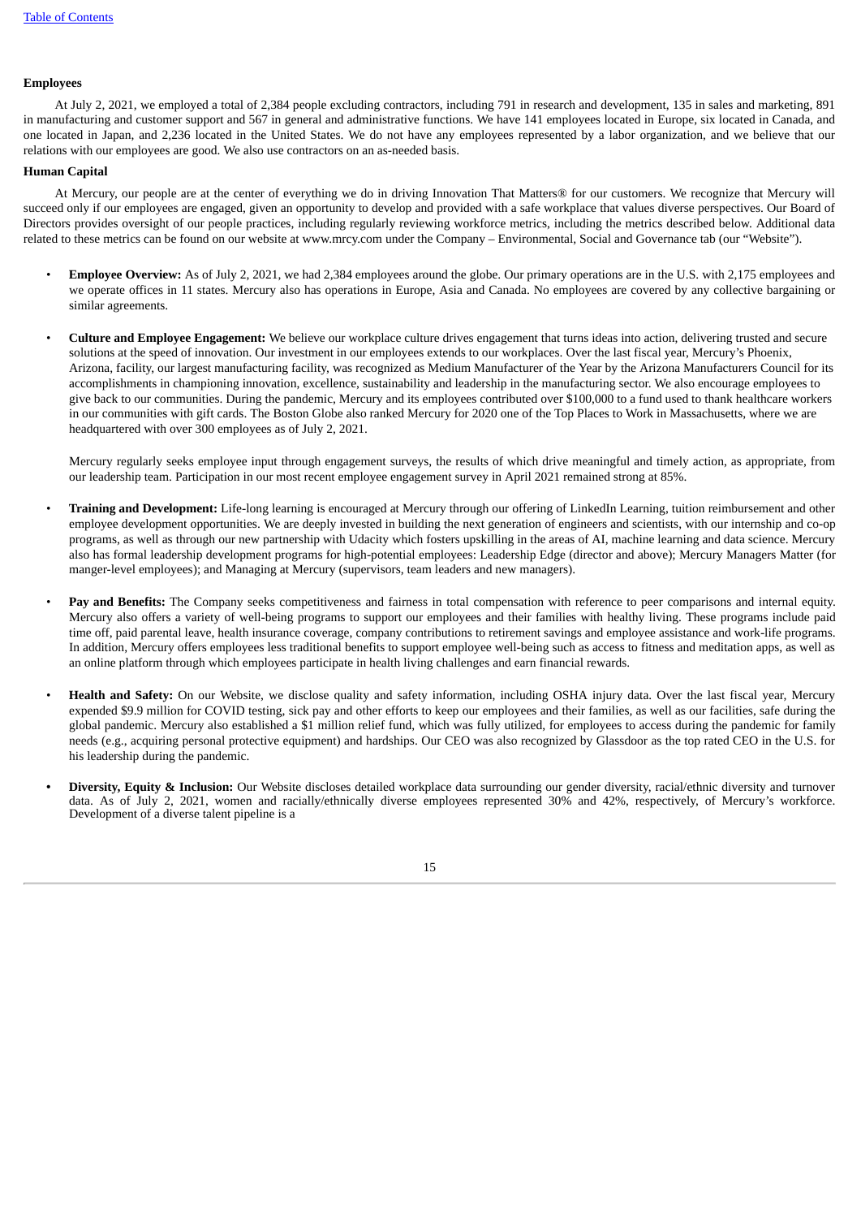**Employees**

At July 2, 2021, we employed a total of 2,384 people excluding contractors, including 791 in research and development, 135 in sales and marketing, 891 in manufacturing and customer support and 567 in general and administrative functions. We have 141 employees located in Europe, six located in Canada, and one located in Japan, and 2,236 located in the United States. We do not have any employees represented by a labor organization, and we believe that our relations with our employees are good. We also use contractors on an as-needed basis.

**Human Capital**

At Mercury, our people are at the center of everything we do in driving Innovation That Matters® for our customers. We recognize that Mercury will succeed only if our employees are engaged, given an opportunity to develop and provided with a safe workplace that values diverse perspectives. Our Board of Directors provides oversight of our people practices, including regularly reviewing workforce metrics, including the metrics described below. Additional data related to these metrics can be found on our website at www.mrcy.com under the Company – Environmental, Social and Governance tab (our "Website").

- **Employee Overview:** As of July 2, 2021, we had 2,384 employees around the globe. Our primary operations are in the U.S. with 2,175 employees and we operate offices in 11 states. Mercury also has operations in Europe, Asia and Canada. No employees are covered by any collective bargaining or similar agreements.

- **Culture and Employee Engagement:** We believe our workplace culture drives engagement that turns ideas into action, delivering trusted and secure solutions at the speed of innovation. Our investment in our employees extends to our workplaces. Over the last fiscal year, Mercury's Phoenix, Arizona, facility, our largest manufacturing facility, was recognized as Medium Manufacturer of the Year by the Arizona Manufacturers Council for its accomplishments in championing innovation, excellence, sustainability and leadership in the manufacturing sector. We also encourage employees to give back to our communities. During the pandemic, Mercury and its employees contributed over $100,000 to a fund used to thank healthcare workers in our communities with gift cards. The Boston Globe also ranked Mercury for 2020 one of the Top Places to Work in Massachusetts, where we are headquartered with over 300 employees as of July 2, 2021.

  Mercury regularly seeks employee input through engagement surveys, the results of which drive meaningful and timely action, as appropriate, from our leadership team. Participation in our most recent employee engagement survey in April 2021 remained strong at 85%.

- **Training and Development:** Life-long learning is encouraged at Mercury through our offering of LinkedIn Learning, tuition reimbursement and other employee development opportunities. We are deeply invested in building the next generation of engineers and scientists, with our internship and co-op programs, as well as through our new partnership with Udacity which fosters upskilling in the areas of AI, machine learning and data science. Mercury also has formal leadership development programs for high-potential employees: Leadership Edge (director and above); Mercury Managers Matter (for manger-level employees); and Managing at Mercury (supervisors, team leaders and new managers).

- **Pay and Benefits:** The Company seeks competitiveness and fairness in total compensation with reference to peer comparisons and internal equity. Mercury also offers a variety of well-being programs to support our employees and their families with healthy living. These programs include paid time off, paid parental leave, health insurance coverage, company contributions to retirement savings and employee assistance and work-life programs. In addition, Mercury offers employees less traditional benefits to support employee well-being such as access to fitness and meditation apps, as well as an online platform through which employees participate in health living challenges and earn financial rewards.

- **Health and Safety:** On our Website, we disclose quality and safety information, including OSHA injury data. Over the last fiscal year, Mercury expended $9.9 million for COVID testing, sick pay and other efforts to keep our employees and their families, as well as our facilities, safe during the global pandemic. Mercury also established a $1 million relief fund, which was fully utilized, for employees to access during the pandemic for family needs (e.g., acquiring personal protective equipment) and hardships. Our CEO was also recognized by Glassdoor as the top rated CEO in the U.S. for his leadership during the pandemic.

- **Diversity, Equity & Inclusion:** Our Website discloses detailed workplace data surrounding our gender diversity, racial/ethnic diversity and turnover data. As of July 2, 2021, women and racially/ethnically diverse employees represented 30% and 42%, respectively, of Mercury's workforce. Development of a diverse talent pipeline is a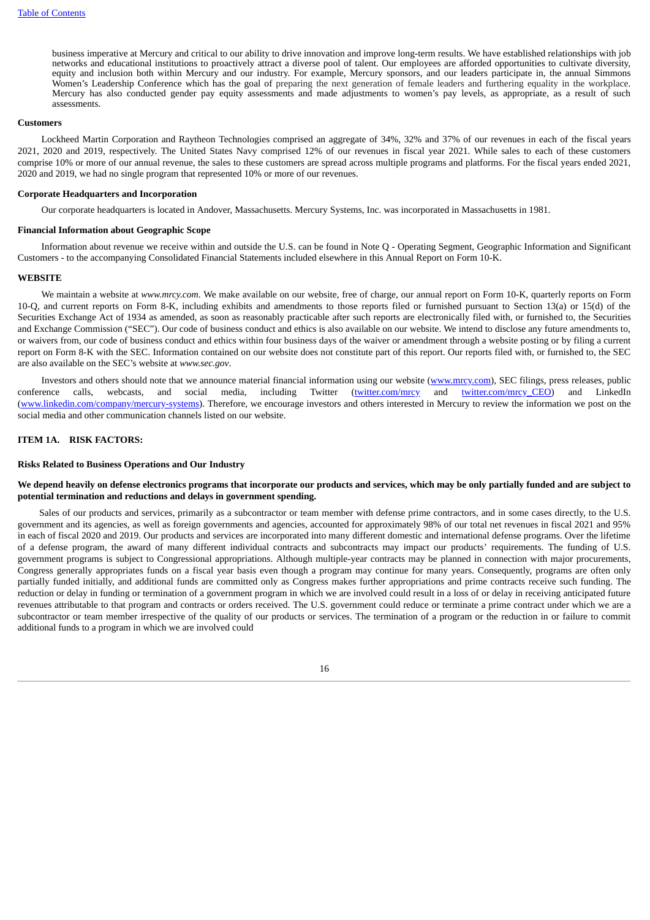business imperative at Mercury and critical to our ability to drive innovation and improve long-term results. We have established relationships with job networks and educational institutions to proactively attract a diverse pool of talent. Our employees are afforded opportunities to cultivate diversity, equity and inclusion both within Mercury and our industry. For example, Mercury sponsors, and our leaders participate in, the annual Simmons Women's Leadership Conference which has the goal of preparing the next generation of female leaders and furthering equality in the workplace. Mercury has also conducted gender pay equity assessments and made adjustments to women's pay levels, as appropriate, as a result of such assessments.

**Customers**

Lockheed Martin Corporation and Raytheon Technologies comprised an aggregate of 34%, 32% and 37% of our revenues in each of the fiscal years 2021, 2020 and 2019, respectively. The United States Navy comprised 12% of our revenues in fiscal year 2021. While sales to each of these customers comprise 10% or more of our annual revenue, the sales to these customers are spread across multiple programs and platforms. For the fiscal years ended 2021, 2020 and 2019, we had no single program that represented 10% or more of our revenues.

**Corporate Headquarters and Incorporation**

Our corporate headquarters is located in Andover, Massachusetts. Mercury Systems, Inc. was incorporated in Massachusetts in 1981.

**Financial Information about Geographic Scope**

Information about revenue we receive within and outside the U.S. can be found in Note Q - Operating Segment, Geographic Information and Significant Customers - to the accompanying Consolidated Financial Statements included elsewhere in this Annual Report on Form 10-K.

**WEBSITE**

We maintain a website at *www.mrcy.com*. We make available on our website, free of charge, our annual report on Form 10-K, quarterly reports on Form 10-Q, and current reports on Form 8-K, including exhibits and amendments to those reports filed or furnished pursuant to Section 13(a) or 15(d) of the Securities Exchange Act of 1934 as amended, as soon as reasonably practicable after such reports are electronically filed with, or furnished to, the Securities and Exchange Commission ("SEC"). Our code of business conduct and ethics is also available on our website. We intend to disclose any future amendments to, or waivers from, our code of business conduct and ethics within four business days of the waiver or amendment through a website posting or by filing a current report on Form 8-K with the SEC. Information contained on our website does not constitute part of this report. Our reports filed with, or furnished to, the SEC are also available on the SEC's website at *www.sec.gov*.

Investors and others should note that we announce material financial information using our website (www.mrcy.com), SEC filings, press releases, public conference calls, webcasts, and social media, including Twitter (twitter.com/mrcy and twitter.com/mrcy_CEO) and LinkedIn (www.linkedin.com/company/mercury-systems). Therefore, we encourage investors and others interested in Mercury to review the information we post on the social media and other communication channels listed on our website.

## ITEM 1A. RISK FACTORS:

**Risks Related to Business Operations and Our Industry**

**We depend heavily on defense electronics programs that incorporate our products and services, which may be only partially funded and are subject to potential termination and reductions and delays in government spending.**

Sales of our products and services, primarily as a subcontractor or team member with defense prime contractors, and in some cases directly, to the U.S. government and its agencies, as well as foreign governments and agencies, accounted for approximately 98% of our total net revenues in fiscal 2021 and 95% in each of fiscal 2020 and 2019. Our products and services are incorporated into many different domestic and international defense programs. Over the lifetime of a defense program, the award of many different individual contracts and subcontracts may impact our products' requirements. The funding of U.S. government programs is subject to Congressional appropriations. Although multiple-year contracts may be planned in connection with major procurements, Congress generally appropriates funds on a fiscal year basis even though a program may continue for many years. Consequently, programs are often only partially funded initially, and additional funds are committed only as Congress makes further appropriations and prime contracts receive such funding. The reduction or delay in funding or termination of a government program in which we are involved could result in a loss of or delay in receiving anticipated future revenues attributable to that program and contracts or orders received. The U.S. government could reduce or terminate a prime contract under which we are a subcontractor or team member irrespective of the quality of our products or services. The termination of a program or the reduction in or failure to commit additional funds to a program in which we are involved could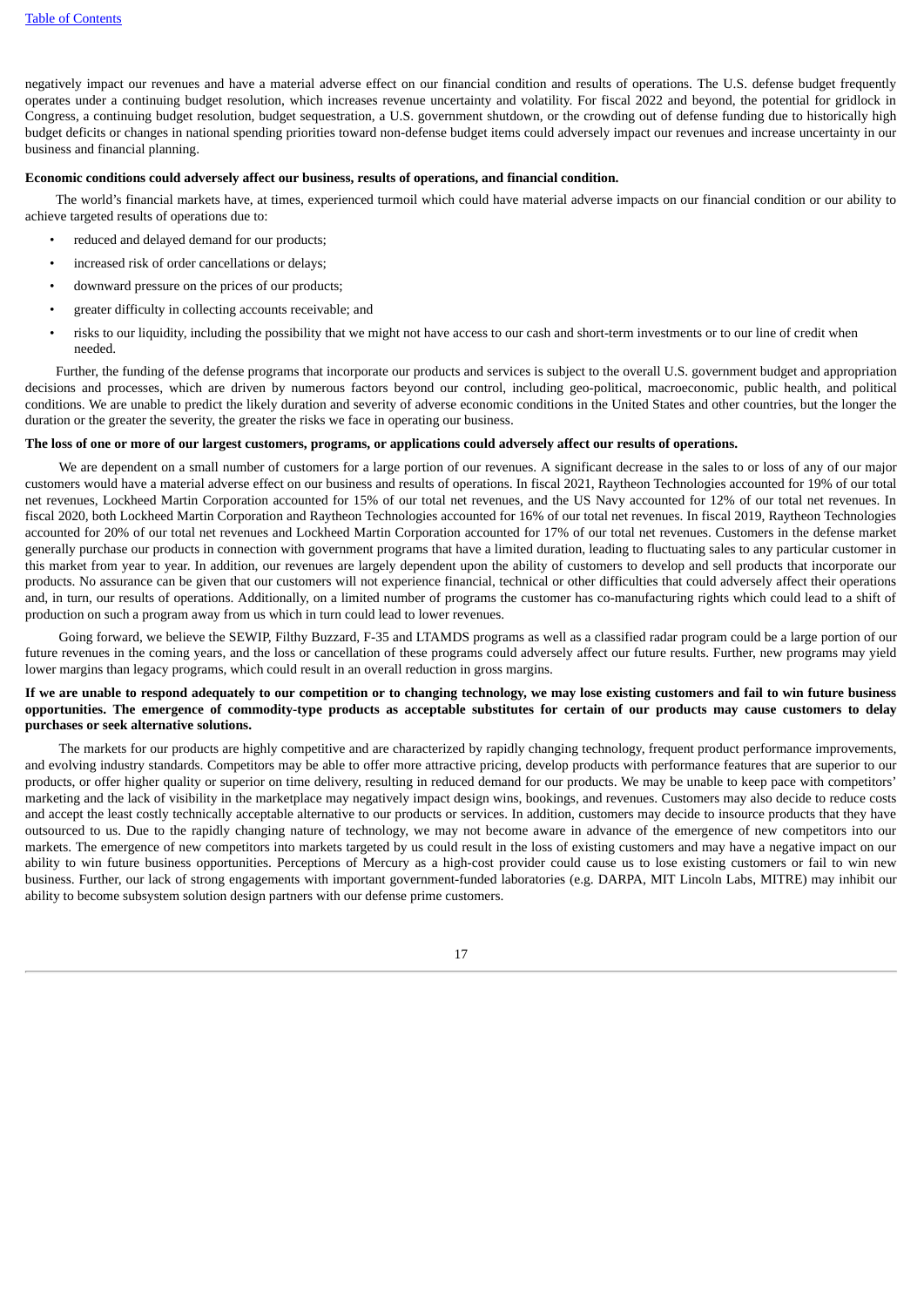negatively impact our revenues and have a material adverse effect on our financial condition and results of operations. The U.S. defense budget frequently operates under a continuing budget resolution, which increases revenue uncertainty and volatility. For fiscal 2022 and beyond, the potential for gridlock in Congress, a continuing budget resolution, budget sequestration, a U.S. government shutdown, or the crowding out of defense funding due to historically high budget deficits or changes in national spending priorities toward non-defense budget items could adversely impact our revenues and increase uncertainty in our business and financial planning.

**Economic conditions could adversely affect our business, results of operations, and financial condition.**

The world's financial markets have, at times, experienced turmoil which could have material adverse impacts on our financial condition or our ability to achieve targeted results of operations due to:

- reduced and delayed demand for our products;
- increased risk of order cancellations or delays;
- downward pressure on the prices of our products;
- greater difficulty in collecting accounts receivable; and
- risks to our liquidity, including the possibility that we might not have access to our cash and short-term investments or to our line of credit when needed.

Further, the funding of the defense programs that incorporate our products and services is subject to the overall U.S. government budget and appropriation decisions and processes, which are driven by numerous factors beyond our control, including geo-political, macroeconomic, public health, and political conditions. We are unable to predict the likely duration and severity of adverse economic conditions in the United States and other countries, but the longer the duration or the greater the severity, the greater the risks we face in operating our business.

**The loss of one or more of our largest customers, programs, or applications could adversely affect our results of operations.**

We are dependent on a small number of customers for a large portion of our revenues. A significant decrease in the sales to or loss of any of our major customers would have a material adverse effect on our business and results of operations. In fiscal 2021, Raytheon Technologies accounted for 19% of our total net revenues, Lockheed Martin Corporation accounted for 15% of our total net revenues, and the US Navy accounted for 12% of our total net revenues. In fiscal 2020, both Lockheed Martin Corporation and Raytheon Technologies accounted for 16% of our total net revenues. In fiscal 2019, Raytheon Technologies accounted for 20% of our total net revenues and Lockheed Martin Corporation accounted for 17% of our total net revenues. Customers in the defense market generally purchase our products in connection with government programs that have a limited duration, leading to fluctuating sales to any particular customer in this market from year to year. In addition, our revenues are largely dependent upon the ability of customers to develop and sell products that incorporate our products. No assurance can be given that our customers will not experience financial, technical or other difficulties that could adversely affect their operations and, in turn, our results of operations. Additionally, on a limited number of programs the customer has co-manufacturing rights which could lead to a shift of production on such a program away from us which in turn could lead to lower revenues.

Going forward, we believe the SEWIP, Filthy Buzzard, F-35 and LTAMDS programs as well as a classified radar program could be a large portion of our future revenues in the coming years, and the loss or cancellation of these programs could adversely affect our future results. Further, new programs may yield lower margins than legacy programs, which could result in an overall reduction in gross margins.

**If we are unable to respond adequately to our competition or to changing technology, we may lose existing customers and fail to win future business opportunities. The emergence of commodity-type products as acceptable substitutes for certain of our products may cause customers to delay purchases or seek alternative solutions.**

The markets for our products are highly competitive and are characterized by rapidly changing technology, frequent product performance improvements, and evolving industry standards. Competitors may be able to offer more attractive pricing, develop products with performance features that are superior to our products, or offer higher quality or superior on time delivery, resulting in reduced demand for our products. We may be unable to keep pace with competitors' marketing and the lack of visibility in the marketplace may negatively impact design wins, bookings, and revenues. Customers may also decide to reduce costs and accept the least costly technically acceptable alternative to our products or services. In addition, customers may decide to insource products that they have outsourced to us. Due to the rapidly changing nature of technology, we may not become aware in advance of the emergence of new competitors into our markets. The emergence of new competitors into markets targeted by us could result in the loss of existing customers and may have a negative impact on our ability to win future business opportunities. Perceptions of Mercury as a high-cost provider could cause us to lose existing customers or fail to win new business. Further, our lack of strong engagements with important government-funded laboratories (e.g. DARPA, MIT Lincoln Labs, MITRE) may inhibit our ability to become subsystem solution design partners with our defense prime customers.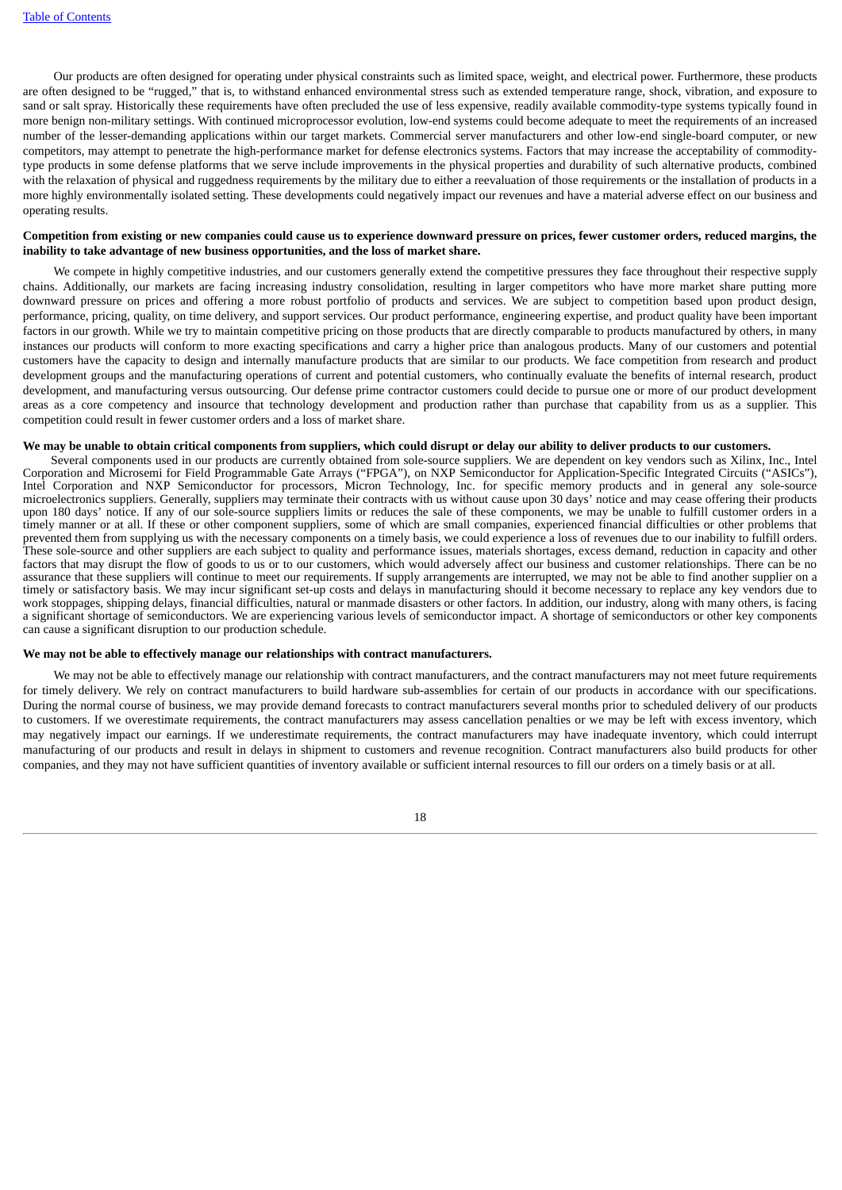Our products are often designed for operating under physical constraints such as limited space, weight, and electrical power. Furthermore, these products are often designed to be "rugged," that is, to withstand enhanced environmental stress such as extended temperature range, shock, vibration, and exposure to sand or salt spray. Historically these requirements have often precluded the use of less expensive, readily available commodity-type systems typically found in more benign non-military settings. With continued microprocessor evolution, low-end systems could become adequate to meet the requirements of an increased number of the lesser-demanding applications within our target markets. Commercial server manufacturers and other low-end single-board computer, or new competitors, may attempt to penetrate the high-performance market for defense electronics systems. Factors that may increase the acceptability of commodity-type products in some defense platforms that we serve include improvements in the physical properties and durability of such alternative products, combined with the relaxation of physical and ruggedness requirements by the military due to either a reevaluation of those requirements or the installation of products in a more highly environmentally isolated setting. These developments could negatively impact our revenues and have a material adverse effect on our business and operating results.

**Competition from existing or new companies could cause us to experience downward pressure on prices, fewer customer orders, reduced margins, the inability to take advantage of new business opportunities, and the loss of market share.**

We compete in highly competitive industries, and our customers generally extend the competitive pressures they face throughout their respective supply chains. Additionally, our markets are facing increasing industry consolidation, resulting in larger competitors who have more market share putting more downward pressure on prices and offering a more robust portfolio of products and services. We are subject to competition based upon product design, performance, pricing, quality, on time delivery, and support services. Our product performance, engineering expertise, and product quality have been important factors in our growth. While we try to maintain competitive pricing on those products that are directly comparable to products manufactured by others, in many instances our products will conform to more exacting specifications and carry a higher price than analogous products. Many of our customers and potential customers have the capacity to design and internally manufacture products that are similar to our products. We face competition from research and product development groups and the manufacturing operations of current and potential customers, who continually evaluate the benefits of internal research, product development, and manufacturing versus outsourcing. Our defense prime contractor customers could decide to pursue one or more of our product development areas as a core competency and insource that technology development and production rather than purchase that capability from us as a supplier. This competition could result in fewer customer orders and a loss of market share.

**We may be unable to obtain critical components from suppliers, which could disrupt or delay our ability to deliver products to our customers.**

Several components used in our products are currently obtained from sole-source suppliers. We are dependent on key vendors such as Xilinx, Inc., Intel Corporation and Microsemi for Field Programmable Gate Arrays ("FPGA"), on NXP Semiconductor for Application-Specific Integrated Circuits ("ASICs"), Intel Corporation and NXP Semiconductor for processors, Micron Technology, Inc. for specific memory products and in general any sole-source microelectronics suppliers. Generally, suppliers may terminate their contracts with us without cause upon 30 days' notice and may cease offering their products upon 180 days' notice. If any of our sole-source suppliers limits or reduces the sale of these components, we may be unable to fulfill customer orders in a timely manner or at all. If these or other component suppliers, some of which are small companies, experienced financial difficulties or other problems that prevented them from supplying us with the necessary components on a timely basis, we could experience a loss of revenues due to our inability to fulfill orders. These sole-source and other suppliers are each subject to quality and performance issues, materials shortages, excess demand, reduction in capacity and other factors that may disrupt the flow of goods to us or to our customers, which would adversely affect our business and customer relationships. There can be no assurance that these suppliers will continue to meet our requirements. If supply arrangements are interrupted, we may not be able to find another supplier on a timely or satisfactory basis. We may incur significant set-up costs and delays in manufacturing should it become necessary to replace any key vendors due to work stoppages, shipping delays, financial difficulties, natural or manmade disasters or other factors. In addition, our industry, along with many others, is facing a significant shortage of semiconductors. We are experiencing various levels of semiconductor impact. A shortage of semiconductors or other key components can cause a significant disruption to our production schedule.

**We may not be able to effectively manage our relationships with contract manufacturers.**

We may not be able to effectively manage our relationship with contract manufacturers, and the contract manufacturers may not meet future requirements for timely delivery. We rely on contract manufacturers to build hardware sub-assemblies for certain of our products in accordance with our specifications. During the normal course of business, we may provide demand forecasts to contract manufacturers several months prior to scheduled delivery of our products to customers. If we overestimate requirements, the contract manufacturers may assess cancellation penalties or we may be left with excess inventory, which may negatively impact our earnings. If we underestimate requirements, the contract manufacturers may have inadequate inventory, which could interrupt manufacturing of our products and result in delays in shipment to customers and revenue recognition. Contract manufacturers also build products for other companies, and they may not have sufficient quantities of inventory available or sufficient internal resources to fill our orders on a timely basis or at all.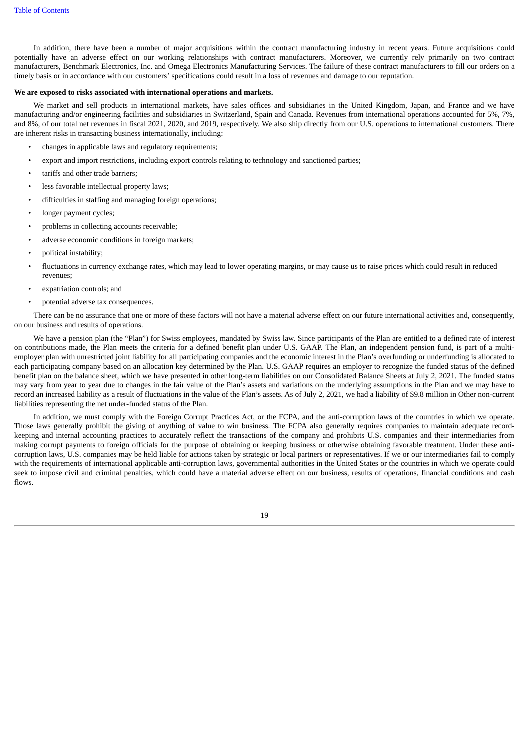In addition, there have been a number of major acquisitions within the contract manufacturing industry in recent years. Future acquisitions could potentially have an adverse effect on our working relationships with contract manufacturers. Moreover, we currently rely primarily on two contract manufacturers, Benchmark Electronics, Inc. and Omega Electronics Manufacturing Services. The failure of these contract manufacturers to fill our orders on a timely basis or in accordance with our customers' specifications could result in a loss of revenues and damage to our reputation.

**We are exposed to risks associated with international operations and markets.**

We market and sell products in international markets, have sales offices and subsidiaries in the United Kingdom, Japan, and France and we have manufacturing and/or engineering facilities and subsidiaries in Switzerland, Spain and Canada. Revenues from international operations accounted for 5%, 7%, and 8%, of our total net revenues in fiscal 2021, 2020, and 2019, respectively. We also ship directly from our U.S. operations to international customers. There are inherent risks in transacting business internationally, including:

- changes in applicable laws and regulatory requirements;
- export and import restrictions, including export controls relating to technology and sanctioned parties;
- tariffs and other trade barriers;
- less favorable intellectual property laws;
- difficulties in staffing and managing foreign operations;
- longer payment cycles;
- problems in collecting accounts receivable;
- adverse economic conditions in foreign markets;
- political instability;
- fluctuations in currency exchange rates, which may lead to lower operating margins, or may cause us to raise prices which could result in reduced revenues;
- expatriation controls; and
- potential adverse tax consequences.

There can be no assurance that one or more of these factors will not have a material adverse effect on our future international activities and, consequently, on our business and results of operations.

We have a pension plan (the "Plan") for Swiss employees, mandated by Swiss law. Since participants of the Plan are entitled to a defined rate of interest on contributions made, the Plan meets the criteria for a defined benefit plan under U.S. GAAP. The Plan, an independent pension fund, is part of a multi-employer plan with unrestricted joint liability for all participating companies and the economic interest in the Plan's overfunding or underfunding is allocated to each participating company based on an allocation key determined by the Plan. U.S. GAAP requires an employer to recognize the funded status of the defined benefit plan on the balance sheet, which we have presented in other long-term liabilities on our Consolidated Balance Sheets at July 2, 2021. The funded status may vary from year to year due to changes in the fair value of the Plan's assets and variations on the underlying assumptions in the Plan and we may have to record an increased liability as a result of fluctuations in the value of the Plan's assets. As of July 2, 2021, we had a liability of $9.8 million in Other non-current liabilities representing the net under-funded status of the Plan.

In addition, we must comply with the Foreign Corrupt Practices Act, or the FCPA, and the anti-corruption laws of the countries in which we operate. Those laws generally prohibit the giving of anything of value to win business. The FCPA also generally requires companies to maintain adequate record-keeping and internal accounting practices to accurately reflect the transactions of the company and prohibits U.S. companies and their intermediaries from making corrupt payments to foreign officials for the purpose of obtaining or keeping business or otherwise obtaining favorable treatment. Under these anti-corruption laws, U.S. companies may be held liable for actions taken by strategic or local partners or representatives. If we or our intermediaries fail to comply with the requirements of international applicable anti-corruption laws, governmental authorities in the United States or the countries in which we operate could seek to impose civil and criminal penalties, which could have a material adverse effect on our business, results of operations, financial conditions and cash flows.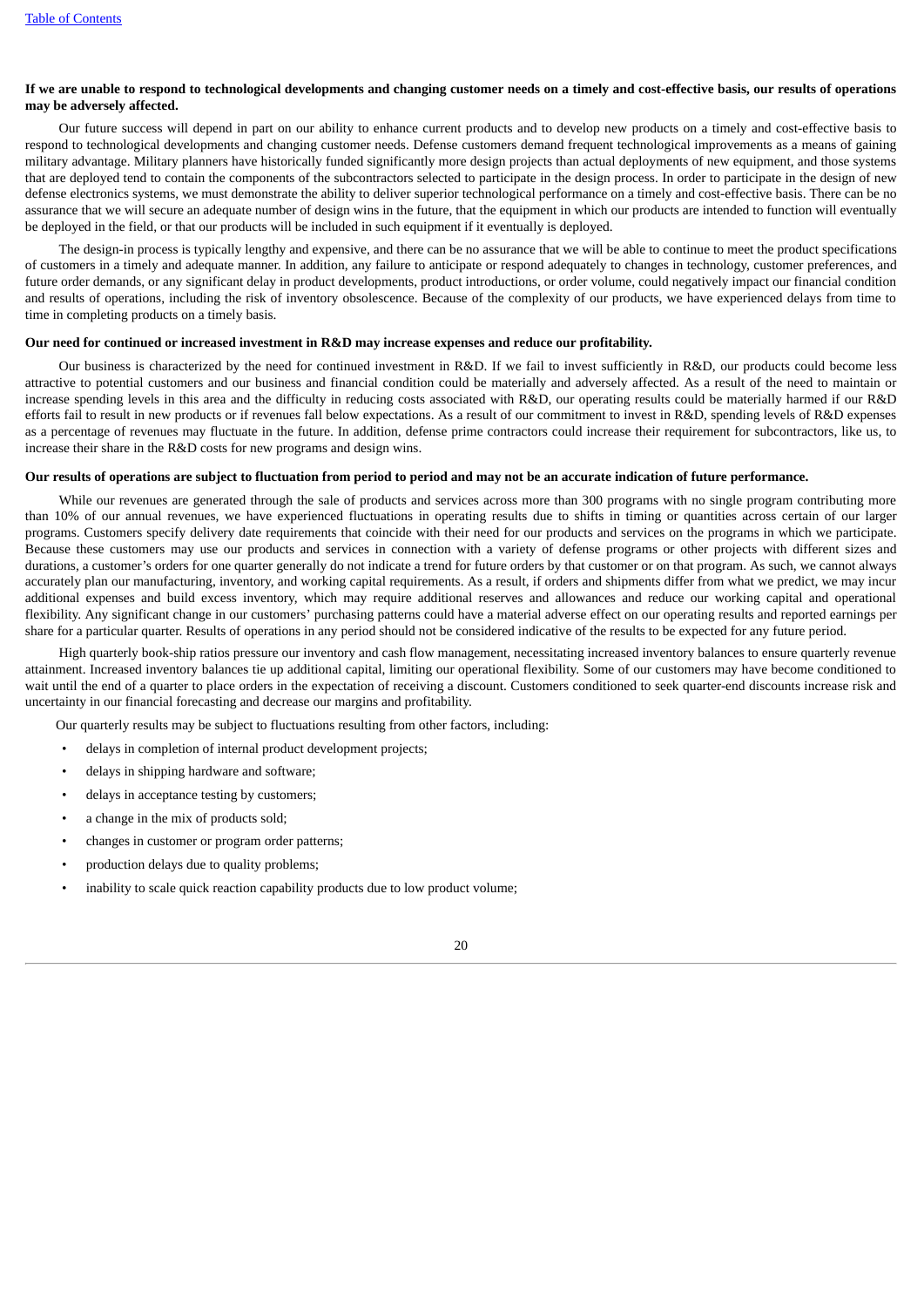**If we are unable to respond to technological developments and changing customer needs on a timely and cost-effective basis, our results of operations may be adversely affected.**

Our future success will depend in part on our ability to enhance current products and to develop new products on a timely and cost-effective basis to respond to technological developments and changing customer needs. Defense customers demand frequent technological improvements as a means of gaining military advantage. Military planners have historically funded significantly more design projects than actual deployments of new equipment, and those systems that are deployed tend to contain the components of the subcontractors selected to participate in the design process. In order to participate in the design of new defense electronics systems, we must demonstrate the ability to deliver superior technological performance on a timely and cost-effective basis. There can be no assurance that we will secure an adequate number of design wins in the future, that the equipment in which our products are intended to function will eventually be deployed in the field, or that our products will be included in such equipment if it eventually is deployed.

The design-in process is typically lengthy and expensive, and there can be no assurance that we will be able to continue to meet the product specifications of customers in a timely and adequate manner. In addition, any failure to anticipate or respond adequately to changes in technology, customer preferences, and future order demands, or any significant delay in product developments, product introductions, or order volume, could negatively impact our financial condition and results of operations, including the risk of inventory obsolescence. Because of the complexity of our products, we have experienced delays from time to time in completing products on a timely basis.

**Our need for continued or increased investment in R&D may increase expenses and reduce our profitability.**

Our business is characterized by the need for continued investment in R&D. If we fail to invest sufficiently in R&D, our products could become less attractive to potential customers and our business and financial condition could be materially and adversely affected. As a result of the need to maintain or increase spending levels in this area and the difficulty in reducing costs associated with R&D, our operating results could be materially harmed if our R&D efforts fail to result in new products or if revenues fall below expectations. As a result of our commitment to invest in R&D, spending levels of R&D expenses as a percentage of revenues may fluctuate in the future. In addition, defense prime contractors could increase their requirement for subcontractors, like us, to increase their share in the R&D costs for new programs and design wins.

**Our results of operations are subject to fluctuation from period to period and may not be an accurate indication of future performance.**

While our revenues are generated through the sale of products and services across more than 300 programs with no single program contributing more than 10% of our annual revenues, we have experienced fluctuations in operating results due to shifts in timing or quantities across certain of our larger programs. Customers specify delivery date requirements that coincide with their need for our products and services on the programs in which we participate. Because these customers may use our products and services in connection with a variety of defense programs or other projects with different sizes and durations, a customer's orders for one quarter generally do not indicate a trend for future orders by that customer or on that program. As such, we cannot always accurately plan our manufacturing, inventory, and working capital requirements. As a result, if orders and shipments differ from what we predict, we may incur additional expenses and build excess inventory, which may require additional reserves and allowances and reduce our working capital and operational flexibility. Any significant change in our customers' purchasing patterns could have a material adverse effect on our operating results and reported earnings per share for a particular quarter. Results of operations in any period should not be considered indicative of the results to be expected for any future period.

High quarterly book-ship ratios pressure our inventory and cash flow management, necessitating increased inventory balances to ensure quarterly revenue attainment. Increased inventory balances tie up additional capital, limiting our operational flexibility. Some of our customers may have become conditioned to wait until the end of a quarter to place orders in the expectation of receiving a discount. Customers conditioned to seek quarter-end discounts increase risk and uncertainty in our financial forecasting and decrease our margins and profitability.

Our quarterly results may be subject to fluctuations resulting from other factors, including:

- delays in completion of internal product development projects;
- delays in shipping hardware and software;
- delays in acceptance testing by customers;
- a change in the mix of products sold;
- changes in customer or program order patterns;
- production delays due to quality problems;
- inability to scale quick reaction capability products due to low product volume;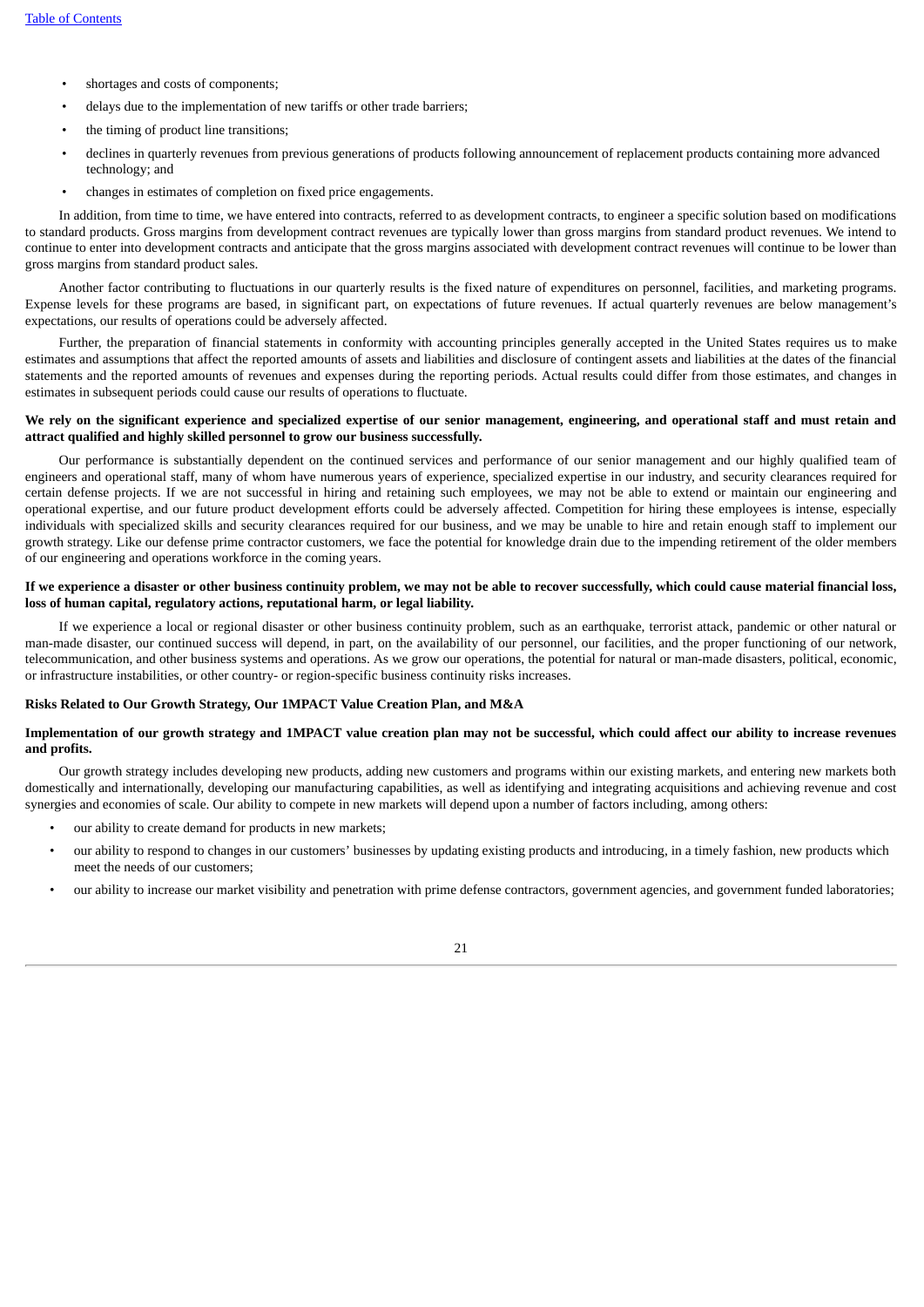- shortages and costs of components;
- delays due to the implementation of new tariffs or other trade barriers;
- the timing of product line transitions;
- declines in quarterly revenues from previous generations of products following announcement of replacement products containing more advanced technology; and
- changes in estimates of completion on fixed price engagements.

In addition, from time to time, we have entered into contracts, referred to as development contracts, to engineer a specific solution based on modifications to standard products. Gross margins from development contract revenues are typically lower than gross margins from standard product revenues. We intend to continue to enter into development contracts and anticipate that the gross margins associated with development contract revenues will continue to be lower than gross margins from standard product sales.

Another factor contributing to fluctuations in our quarterly results is the fixed nature of expenditures on personnel, facilities, and marketing programs. Expense levels for these programs are based, in significant part, on expectations of future revenues. If actual quarterly revenues are below management's expectations, our results of operations could be adversely affected.

Further, the preparation of financial statements in conformity with accounting principles generally accepted in the United States requires us to make estimates and assumptions that affect the reported amounts of assets and liabilities and disclosure of contingent assets and liabilities at the dates of the financial statements and the reported amounts of revenues and expenses during the reporting periods. Actual results could differ from those estimates, and changes in estimates in subsequent periods could cause our results of operations to fluctuate.

**We rely on the significant experience and specialized expertise of our senior management, engineering, and operational staff and must retain and attract qualified and highly skilled personnel to grow our business successfully.**

Our performance is substantially dependent on the continued services and performance of our senior management and our highly qualified team of engineers and operational staff, many of whom have numerous years of experience, specialized expertise in our industry, and security clearances required for certain defense projects. If we are not successful in hiring and retaining such employees, we may not be able to extend or maintain our engineering and operational expertise, and our future product development efforts could be adversely affected. Competition for hiring these employees is intense, especially individuals with specialized skills and security clearances required for our business, and we may be unable to hire and retain enough staff to implement our growth strategy. Like our defense prime contractor customers, we face the potential for knowledge drain due to the impending retirement of the older members of our engineering and operations workforce in the coming years.

**If we experience a disaster or other business continuity problem, we may not be able to recover successfully, which could cause material financial loss, loss of human capital, regulatory actions, reputational harm, or legal liability.**

If we experience a local or regional disaster or other business continuity problem, such as an earthquake, terrorist attack, pandemic or other natural or man-made disaster, our continued success will depend, in part, on the availability of our personnel, our facilities, and the proper functioning of our network, telecommunication, and other business systems and operations. As we grow our operations, the potential for natural or man-made disasters, political, economic, or infrastructure instabilities, or other country- or region-specific business continuity risks increases.

**Risks Related to Our Growth Strategy, Our 1MPACT Value Creation Plan, and M&A**

**Implementation of our growth strategy and 1MPACT value creation plan may not be successful, which could affect our ability to increase revenues and profits.**

Our growth strategy includes developing new products, adding new customers and programs within our existing markets, and entering new markets both domestically and internationally, developing our manufacturing capabilities, as well as identifying and integrating acquisitions and achieving revenue and cost synergies and economies of scale. Our ability to compete in new markets will depend upon a number of factors including, among others:

- our ability to create demand for products in new markets;
- our ability to respond to changes in our customers' businesses by updating existing products and introducing, in a timely fashion, new products which meet the needs of our customers;
- our ability to increase our market visibility and penetration with prime defense contractors, government agencies, and government funded laboratories;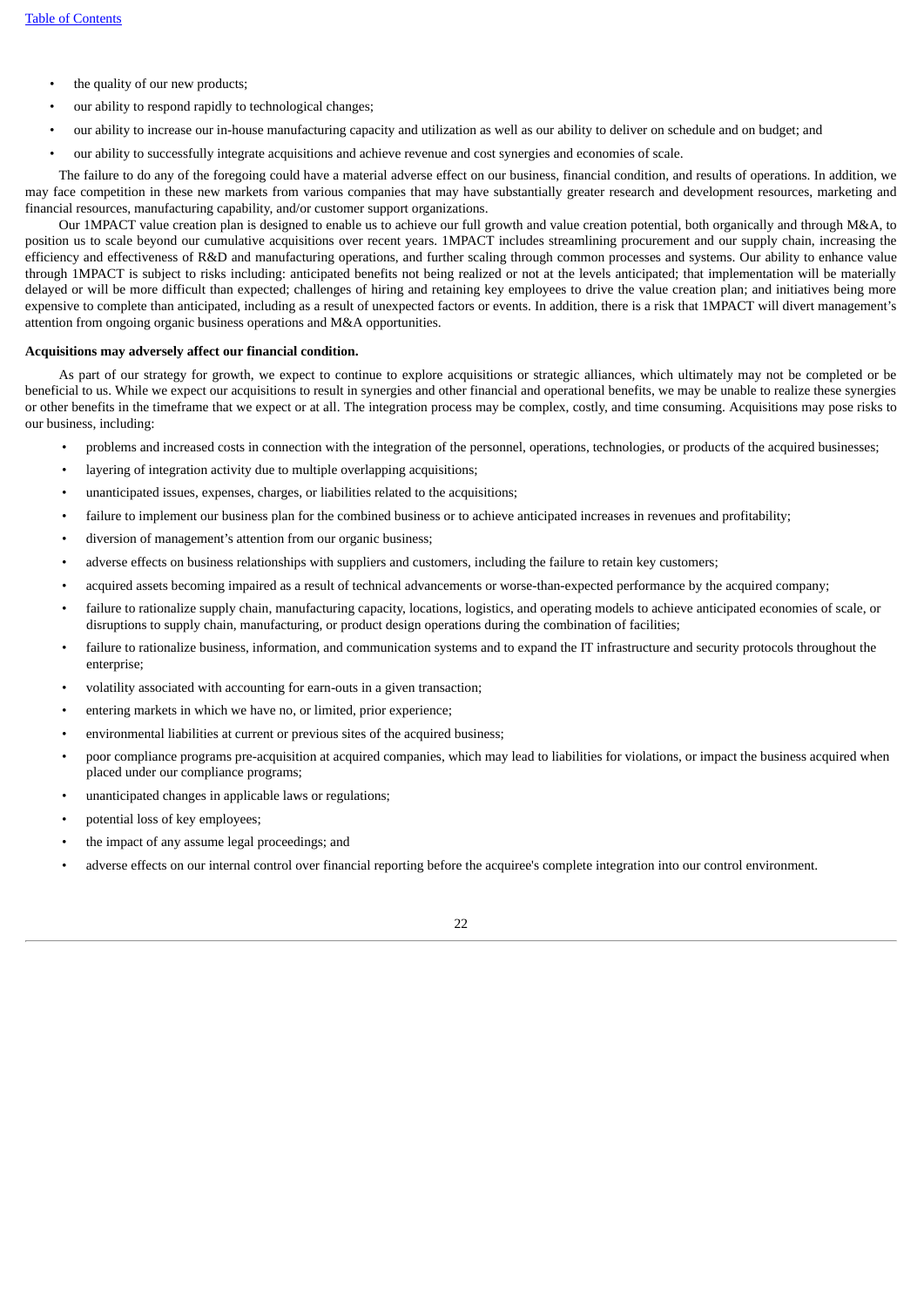- the quality of our new products;
- our ability to respond rapidly to technological changes;
- our ability to increase our in-house manufacturing capacity and utilization as well as our ability to deliver on schedule and on budget; and
- our ability to successfully integrate acquisitions and achieve revenue and cost synergies and economies of scale.

The failure to do any of the foregoing could have a material adverse effect on our business, financial condition, and results of operations. In addition, we may face competition in these new markets from various companies that may have substantially greater research and development resources, marketing and financial resources, manufacturing capability, and/or customer support organizations.

Our 1MPACT value creation plan is designed to enable us to achieve our full growth and value creation potential, both organically and through M&A, to position us to scale beyond our cumulative acquisitions over recent years. 1MPACT includes streamlining procurement and our supply chain, increasing the efficiency and effectiveness of R&D and manufacturing operations, and further scaling through common processes and systems. Our ability to enhance value through 1MPACT is subject to risks including: anticipated benefits not being realized or not at the levels anticipated; that implementation will be materially delayed or will be more difficult than expected; challenges of hiring and retaining key employees to drive the value creation plan; and initiatives being more expensive to complete than anticipated, including as a result of unexpected factors or events. In addition, there is a risk that 1MPACT will divert management's attention from ongoing organic business operations and M&A opportunities.

**Acquisitions may adversely affect our financial condition.**

As part of our strategy for growth, we expect to continue to explore acquisitions or strategic alliances, which ultimately may not be completed or be beneficial to us. While we expect our acquisitions to result in synergies and other financial and operational benefits, we may be unable to realize these synergies or other benefits in the timeframe that we expect or at all. The integration process may be complex, costly, and time consuming. Acquisitions may pose risks to our business, including:

- problems and increased costs in connection with the integration of the personnel, operations, technologies, or products of the acquired businesses;
- layering of integration activity due to multiple overlapping acquisitions;
- unanticipated issues, expenses, charges, or liabilities related to the acquisitions;
- failure to implement our business plan for the combined business or to achieve anticipated increases in revenues and profitability;
- diversion of management's attention from our organic business;
- adverse effects on business relationships with suppliers and customers, including the failure to retain key customers;
- acquired assets becoming impaired as a result of technical advancements or worse-than-expected performance by the acquired company;
- failure to rationalize supply chain, manufacturing capacity, locations, logistics, and operating models to achieve anticipated economies of scale, or disruptions to supply chain, manufacturing, or product design operations during the combination of facilities;
- failure to rationalize business, information, and communication systems and to expand the IT infrastructure and security protocols throughout the enterprise;
- volatility associated with accounting for earn-outs in a given transaction;
- entering markets in which we have no, or limited, prior experience;
- environmental liabilities at current or previous sites of the acquired business;
- poor compliance programs pre-acquisition at acquired companies, which may lead to liabilities for violations, or impact the business acquired when placed under our compliance programs;
- unanticipated changes in applicable laws or regulations;
- potential loss of key employees;
- the impact of any assume legal proceedings; and
- adverse effects on our internal control over financial reporting before the acquiree's complete integration into our control environment.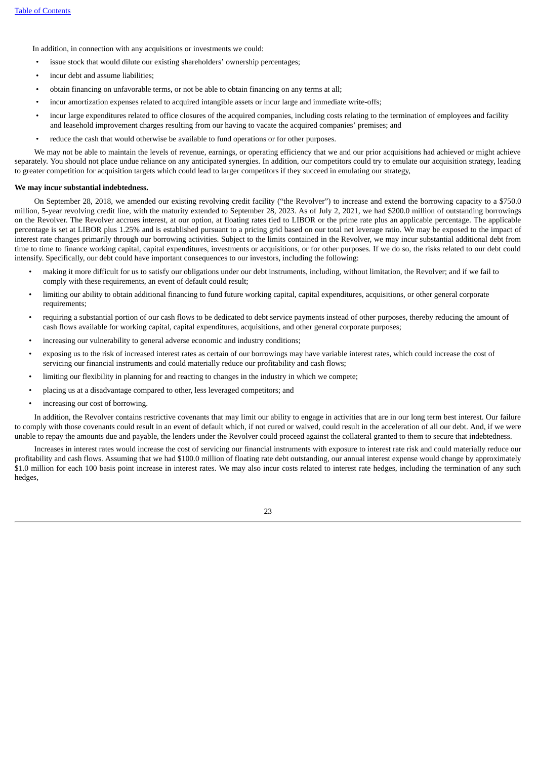In addition, in connection with any acquisitions or investments we could:

- issue stock that would dilute our existing shareholders' ownership percentages;
- incur debt and assume liabilities;
- obtain financing on unfavorable terms, or not be able to obtain financing on any terms at all;
- incur amortization expenses related to acquired intangible assets or incur large and immediate write-offs;
- incur large expenditures related to office closures of the acquired companies, including costs relating to the termination of employees and facility and leasehold improvement charges resulting from our having to vacate the acquired companies' premises; and
- reduce the cash that would otherwise be available to fund operations or for other purposes.

We may not be able to maintain the levels of revenue, earnings, or operating efficiency that we and our prior acquisitions had achieved or might achieve separately. You should not place undue reliance on any anticipated synergies. In addition, our competitors could try to emulate our acquisition strategy, leading to greater competition for acquisition targets which could lead to larger competitors if they succeed in emulating our strategy,

**We may incur substantial indebtedness.**

On September 28, 2018, we amended our existing revolving credit facility ("the Revolver") to increase and extend the borrowing capacity to a $750.0 million, 5-year revolving credit line, with the maturity extended to September 28, 2023. As of July 2, 2021, we had $200.0 million of outstanding borrowings on the Revolver. The Revolver accrues interest, at our option, at floating rates tied to LIBOR or the prime rate plus an applicable percentage. The applicable percentage is set at LIBOR plus 1.25% and is established pursuant to a pricing grid based on our total net leverage ratio. We may be exposed to the impact of interest rate changes primarily through our borrowing activities. Subject to the limits contained in the Revolver, we may incur substantial additional debt from time to time to finance working capital, capital expenditures, investments or acquisitions, or for other purposes. If we do so, the risks related to our debt could intensify. Specifically, our debt could have important consequences to our investors, including the following:

- making it more difficult for us to satisfy our obligations under our debt instruments, including, without limitation, the Revolver; and if we fail to comply with these requirements, an event of default could result;
- limiting our ability to obtain additional financing to fund future working capital, capital expenditures, acquisitions, or other general corporate requirements;
- requiring a substantial portion of our cash flows to be dedicated to debt service payments instead of other purposes, thereby reducing the amount of cash flows available for working capital, capital expenditures, acquisitions, and other general corporate purposes;
- increasing our vulnerability to general adverse economic and industry conditions;
- exposing us to the risk of increased interest rates as certain of our borrowings may have variable interest rates, which could increase the cost of servicing our financial instruments and could materially reduce our profitability and cash flows;
- limiting our flexibility in planning for and reacting to changes in the industry in which we compete;
- placing us at a disadvantage compared to other, less leveraged competitors; and
- increasing our cost of borrowing.

In addition, the Revolver contains restrictive covenants that may limit our ability to engage in activities that are in our long term best interest. Our failure to comply with those covenants could result in an event of default which, if not cured or waived, could result in the acceleration of all our debt. And, if we were unable to repay the amounts due and payable, the lenders under the Revolver could proceed against the collateral granted to them to secure that indebtedness.

Increases in interest rates would increase the cost of servicing our financial instruments with exposure to interest rate risk and could materially reduce our profitability and cash flows. Assuming that we had $100.0 million of floating rate debt outstanding, our annual interest expense would change by approximately $1.0 million for each 100 basis point increase in interest rates. We may also incur costs related to interest rate hedges, including the termination of any such hedges,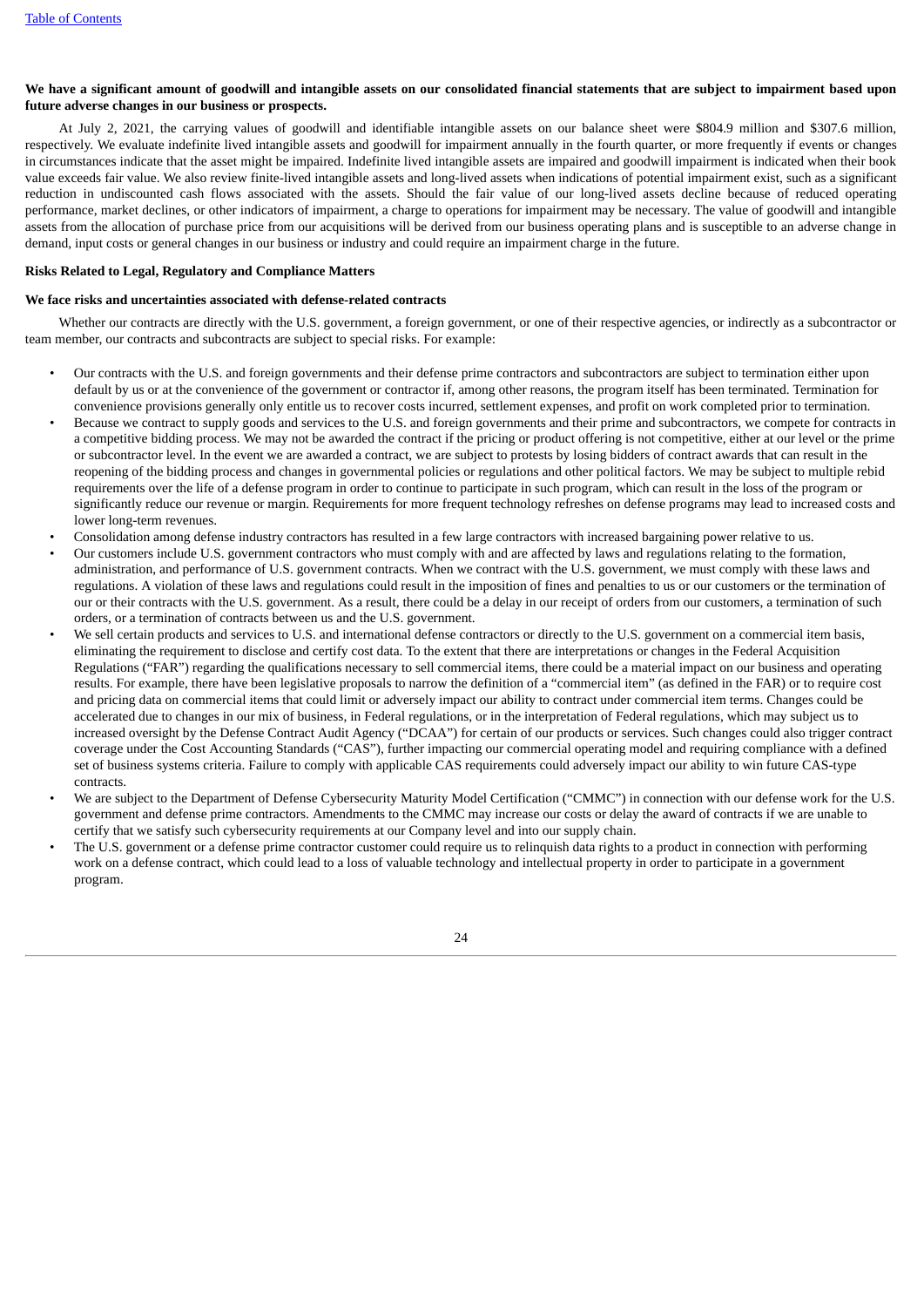**We have a significant amount of goodwill and intangible assets on our consolidated financial statements that are subject to impairment based upon future adverse changes in our business or prospects.**

At July 2, 2021, the carrying values of goodwill and identifiable intangible assets on our balance sheet were $804.9 million and $307.6 million, respectively. We evaluate indefinite lived intangible assets and goodwill for impairment annually in the fourth quarter, or more frequently if events or changes in circumstances indicate that the asset might be impaired. Indefinite lived intangible assets are impaired and goodwill impairment is indicated when their book value exceeds fair value. We also review finite-lived intangible assets and long-lived assets when indications of potential impairment exist, such as a significant reduction in undiscounted cash flows associated with the assets. Should the fair value of our long-lived assets decline because of reduced operating performance, market declines, or other indicators of impairment, a charge to operations for impairment may be necessary. The value of goodwill and intangible assets from the allocation of purchase price from our acquisitions will be derived from our business operating plans and is susceptible to an adverse change in demand, input costs or general changes in our business or industry and could require an impairment charge in the future.

**Risks Related to Legal, Regulatory and Compliance Matters**

**We face risks and uncertainties associated with defense-related contracts**

Whether our contracts are directly with the U.S. government, a foreign government, or one of their respective agencies, or indirectly as a subcontractor or team member, our contracts and subcontracts are subject to special risks. For example:

- Our contracts with the U.S. and foreign governments and their defense prime contractors and subcontractors are subject to termination either upon default by us or at the convenience of the government or contractor if, among other reasons, the program itself has been terminated. Termination for convenience provisions generally only entitle us to recover costs incurred, settlement expenses, and profit on work completed prior to termination.
- Because we contract to supply goods and services to the U.S. and foreign governments and their prime and subcontractors, we compete for contracts in a competitive bidding process. We may not be awarded the contract if the pricing or product offering is not competitive, either at our level or the prime or subcontractor level. In the event we are awarded a contract, we are subject to protests by losing bidders of contract awards that can result in the reopening of the bidding process and changes in governmental policies or regulations and other political factors. We may be subject to multiple rebid requirements over the life of a defense program in order to continue to participate in such program, which can result in the loss of the program or significantly reduce our revenue or margin. Requirements for more frequent technology refreshes on defense programs may lead to increased costs and lower long-term revenues.
- Consolidation among defense industry contractors has resulted in a few large contractors with increased bargaining power relative to us.
- Our customers include U.S. government contractors who must comply with and are affected by laws and regulations relating to the formation, administration, and performance of U.S. government contracts. When we contract with the U.S. government, we must comply with these laws and regulations. A violation of these laws and regulations could result in the imposition of fines and penalties to us or our customers or the termination of our or their contracts with the U.S. government. As a result, there could be a delay in our receipt of orders from our customers, a termination of such orders, or a termination of contracts between us and the U.S. government.
- We sell certain products and services to U.S. and international defense contractors or directly to the U.S. government on a commercial item basis, eliminating the requirement to disclose and certify cost data. To the extent that there are interpretations or changes in the Federal Acquisition Regulations ("FAR") regarding the qualifications necessary to sell commercial items, there could be a material impact on our business and operating results. For example, there have been legislative proposals to narrow the definition of a "commercial item" (as defined in the FAR) or to require cost and pricing data on commercial items that could limit or adversely impact our ability to contract under commercial item terms. Changes could be accelerated due to changes in our mix of business, in Federal regulations, or in the interpretation of Federal regulations, which may subject us to increased oversight by the Defense Contract Audit Agency ("DCAA") for certain of our products or services. Such changes could also trigger contract coverage under the Cost Accounting Standards ("CAS"), further impacting our commercial operating model and requiring compliance with a defined set of business systems criteria. Failure to comply with applicable CAS requirements could adversely impact our ability to win future CAS-type contracts.
- We are subject to the Department of Defense Cybersecurity Maturity Model Certification ("CMMC") in connection with our defense work for the U.S. government and defense prime contractors. Amendments to the CMMC may increase our costs or delay the award of contracts if we are unable to certify that we satisfy such cybersecurity requirements at our Company level and into our supply chain.
- The U.S. government or a defense prime contractor customer could require us to relinquish data rights to a product in connection with performing work on a defense contract, which could lead to a loss of valuable technology and intellectual property in order to participate in a government program.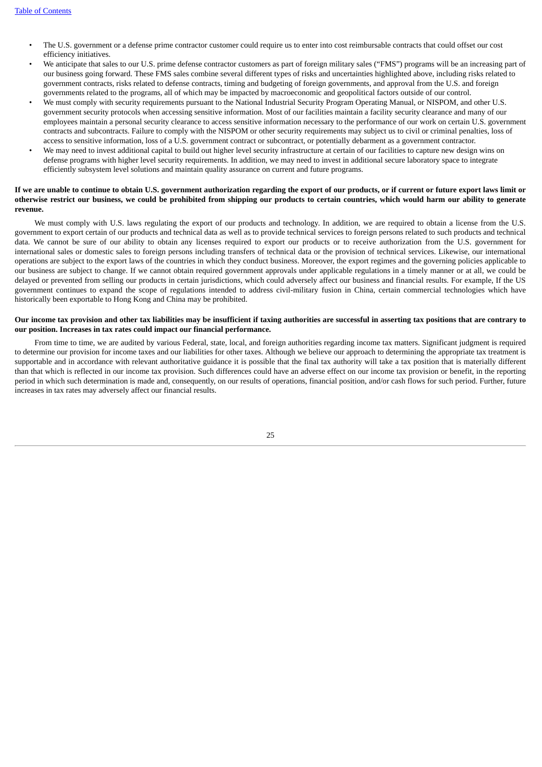- The U.S. government or a defense prime contractor customer could require us to enter into cost reimbursable contracts that could offset our cost efficiency initiatives.
- We anticipate that sales to our U.S. prime defense contractor customers as part of foreign military sales ("FMS") programs will be an increasing part of our business going forward. These FMS sales combine several different types of risks and uncertainties highlighted above, including risks related to government contracts, risks related to defense contracts, timing and budgeting of foreign governments, and approval from the U.S. and foreign governments related to the programs, all of which may be impacted by macroeconomic and geopolitical factors outside of our control.
- We must comply with security requirements pursuant to the National Industrial Security Program Operating Manual, or NISPOM, and other U.S. government security protocols when accessing sensitive information. Most of our facilities maintain a facility security clearance and many of our employees maintain a personal security clearance to access sensitive information necessary to the performance of our work on certain U.S. government contracts and subcontracts. Failure to comply with the NISPOM or other security requirements may subject us to civil or criminal penalties, loss of access to sensitive information, loss of a U.S. government contract or subcontract, or potentially debarment as a government contractor.
- We may need to invest additional capital to build out higher level security infrastructure at certain of our facilities to capture new design wins on defense programs with higher level security requirements. In addition, we may need to invest in additional secure laboratory space to integrate efficiently subsystem level solutions and maintain quality assurance on current and future programs.

**If we are unable to continue to obtain U.S. government authorization regarding the export of our products, or if current or future export laws limit or otherwise restrict our business, we could be prohibited from shipping our products to certain countries, which would harm our ability to generate revenue.**

We must comply with U.S. laws regulating the export of our products and technology. In addition, we are required to obtain a license from the U.S. government to export certain of our products and technical data as well as to provide technical services to foreign persons related to such products and technical data. We cannot be sure of our ability to obtain any licenses required to export our products or to receive authorization from the U.S. government for international sales or domestic sales to foreign persons including transfers of technical data or the provision of technical services. Likewise, our international operations are subject to the export laws of the countries in which they conduct business. Moreover, the export regimes and the governing policies applicable to our business are subject to change. If we cannot obtain required government approvals under applicable regulations in a timely manner or at all, we could be delayed or prevented from selling our products in certain jurisdictions, which could adversely affect our business and financial results. For example, If the US government continues to expand the scope of regulations intended to address civil-military fusion in China, certain commercial technologies which have historically been exportable to Hong Kong and China may be prohibited.

**Our income tax provision and other tax liabilities may be insufficient if taxing authorities are successful in asserting tax positions that are contrary to our position. Increases in tax rates could impact our financial performance.**

From time to time, we are audited by various Federal, state, local, and foreign authorities regarding income tax matters. Significant judgment is required to determine our provision for income taxes and our liabilities for other taxes. Although we believe our approach to determining the appropriate tax treatment is supportable and in accordance with relevant authoritative guidance it is possible that the final tax authority will take a tax position that is materially different than that which is reflected in our income tax provision. Such differences could have an adverse effect on our income tax provision or benefit, in the reporting period in which such determination is made and, consequently, on our results of operations, financial position, and/or cash flows for such period. Further, future increases in tax rates may adversely affect our financial results.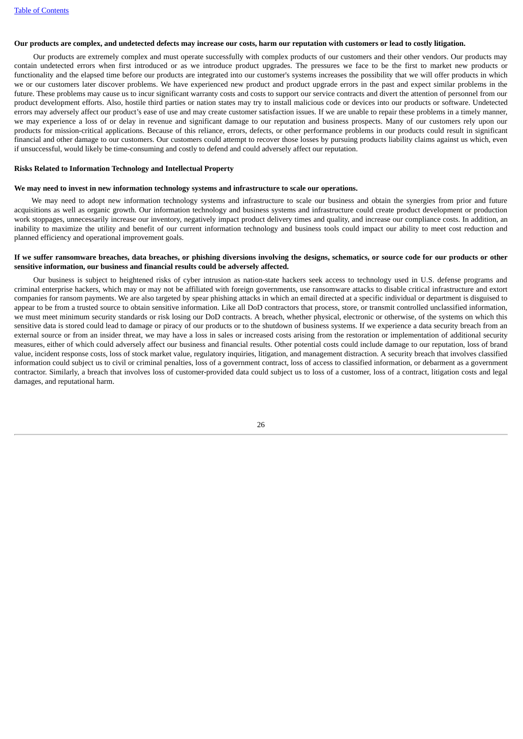**Our products are complex, and undetected defects may increase our costs, harm our reputation with customers or lead to costly litigation.**

Our products are extremely complex and must operate successfully with complex products of our customers and their other vendors. Our products may contain undetected errors when first introduced or as we introduce product upgrades. The pressures we face to be the first to market new products or functionality and the elapsed time before our products are integrated into our customer's systems increases the possibility that we will offer products in which we or our customers later discover problems. We have experienced new product and product upgrade errors in the past and expect similar problems in the future. These problems may cause us to incur significant warranty costs and costs to support our service contracts and divert the attention of personnel from our product development efforts. Also, hostile third parties or nation states may try to install malicious code or devices into our products or software. Undetected errors may adversely affect our product's ease of use and may create customer satisfaction issues. If we are unable to repair these problems in a timely manner, we may experience a loss of or delay in revenue and significant damage to our reputation and business prospects. Many of our customers rely upon our products for mission-critical applications. Because of this reliance, errors, defects, or other performance problems in our products could result in significant financial and other damage to our customers. Our customers could attempt to recover those losses by pursuing products liability claims against us which, even if unsuccessful, would likely be time-consuming and costly to defend and could adversely affect our reputation.

**Risks Related to Information Technology and Intellectual Property**

**We may need to invest in new information technology systems and infrastructure to scale our operations.**

We may need to adopt new information technology systems and infrastructure to scale our business and obtain the synergies from prior and future acquisitions as well as organic growth. Our information technology and business systems and infrastructure could create product development or production work stoppages, unnecessarily increase our inventory, negatively impact product delivery times and quality, and increase our compliance costs. In addition, an inability to maximize the utility and benefit of our current information technology and business tools could impact our ability to meet cost reduction and planned efficiency and operational improvement goals.

**If we suffer ransomware breaches, data breaches, or phishing diversions involving the designs, schematics, or source code for our products or other sensitive information, our business and financial results could be adversely affected.**

Our business is subject to heightened risks of cyber intrusion as nation-state hackers seek access to technology used in U.S. defense programs and criminal enterprise hackers, which may or may not be affiliated with foreign governments, use ransomware attacks to disable critical infrastructure and extort companies for ransom payments. We are also targeted by spear phishing attacks in which an email directed at a specific individual or department is disguised to appear to be from a trusted source to obtain sensitive information. Like all DoD contractors that process, store, or transmit controlled unclassified information, we must meet minimum security standards or risk losing our DoD contracts. A breach, whether physical, electronic or otherwise, of the systems on which this sensitive data is stored could lead to damage or piracy of our products or to the shutdown of business systems. If we experience a data security breach from an external source or from an insider threat, we may have a loss in sales or increased costs arising from the restoration or implementation of additional security measures, either of which could adversely affect our business and financial results. Other potential costs could include damage to our reputation, loss of brand value, incident response costs, loss of stock market value, regulatory inquiries, litigation, and management distraction. A security breach that involves classified information could subject us to civil or criminal penalties, loss of a government contract, loss of access to classified information, or debarment as a government contractor. Similarly, a breach that involves loss of customer-provided data could subject us to loss of a customer, loss of a contract, litigation costs and legal damages, and reputational harm.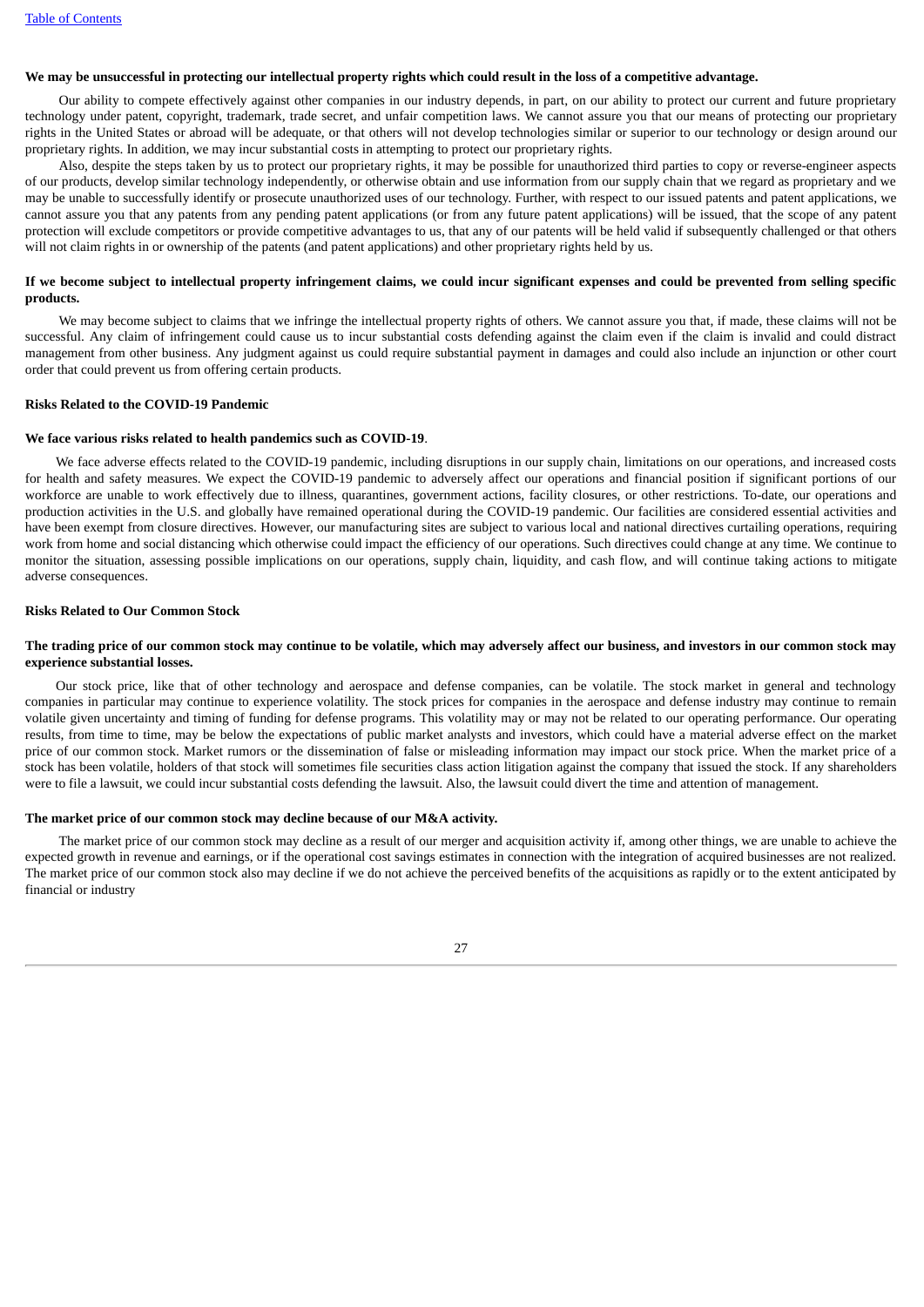**We may be unsuccessful in protecting our intellectual property rights which could result in the loss of a competitive advantage.**

Our ability to compete effectively against other companies in our industry depends, in part, on our ability to protect our current and future proprietary technology under patent, copyright, trademark, trade secret, and unfair competition laws. We cannot assure you that our means of protecting our proprietary rights in the United States or abroad will be adequate, or that others will not develop technologies similar or superior to our technology or design around our proprietary rights. In addition, we may incur substantial costs in attempting to protect our proprietary rights.

Also, despite the steps taken by us to protect our proprietary rights, it may be possible for unauthorized third parties to copy or reverse-engineer aspects of our products, develop similar technology independently, or otherwise obtain and use information from our supply chain that we regard as proprietary and we may be unable to successfully identify or prosecute unauthorized uses of our technology. Further, with respect to our issued patents and patent applications, we cannot assure you that any patents from any pending patent applications (or from any future patent applications) will be issued, that the scope of any patent protection will exclude competitors or provide competitive advantages to us, that any of our patents will be held valid if subsequently challenged or that others will not claim rights in or ownership of the patents (and patent applications) and other proprietary rights held by us.

**If we become subject to intellectual property infringement claims, we could incur significant expenses and could be prevented from selling specific products.**

We may become subject to claims that we infringe the intellectual property rights of others. We cannot assure you that, if made, these claims will not be successful. Any claim of infringement could cause us to incur substantial costs defending against the claim even if the claim is invalid and could distract management from other business. Any judgment against us could require substantial payment in damages and could also include an injunction or other court order that could prevent us from offering certain products.

**Risks Related to the COVID-19 Pandemic**

**We face various risks related to health pandemics such as COVID-19**.

We face adverse effects related to the COVID-19 pandemic, including disruptions in our supply chain, limitations on our operations, and increased costs for health and safety measures. We expect the COVID-19 pandemic to adversely affect our operations and financial position if significant portions of our workforce are unable to work effectively due to illness, quarantines, government actions, facility closures, or other restrictions. To-date, our operations and production activities in the U.S. and globally have remained operational during the COVID-19 pandemic. Our facilities are considered essential activities and have been exempt from closure directives. However, our manufacturing sites are subject to various local and national directives curtailing operations, requiring work from home and social distancing which otherwise could impact the efficiency of our operations. Such directives could change at any time. We continue to monitor the situation, assessing possible implications on our operations, supply chain, liquidity, and cash flow, and will continue taking actions to mitigate adverse consequences.

**Risks Related to Our Common Stock**

**The trading price of our common stock may continue to be volatile, which may adversely affect our business, and investors in our common stock may experience substantial losses.**

Our stock price, like that of other technology and aerospace and defense companies, can be volatile. The stock market in general and technology companies in particular may continue to experience volatility. The stock prices for companies in the aerospace and defense industry may continue to remain volatile given uncertainty and timing of funding for defense programs. This volatility may or may not be related to our operating performance. Our operating results, from time to time, may be below the expectations of public market analysts and investors, which could have a material adverse effect on the market price of our common stock. Market rumors or the dissemination of false or misleading information may impact our stock price. When the market price of a stock has been volatile, holders of that stock will sometimes file securities class action litigation against the company that issued the stock. If any shareholders were to file a lawsuit, we could incur substantial costs defending the lawsuit. Also, the lawsuit could divert the time and attention of management.

**The market price of our common stock may decline because of our M&A activity.**

The market price of our common stock may decline as a result of our merger and acquisition activity if, among other things, we are unable to achieve the expected growth in revenue and earnings, or if the operational cost savings estimates in connection with the integration of acquired businesses are not realized. The market price of our common stock also may decline if we do not achieve the perceived benefits of the acquisitions as rapidly or to the extent anticipated by financial or industry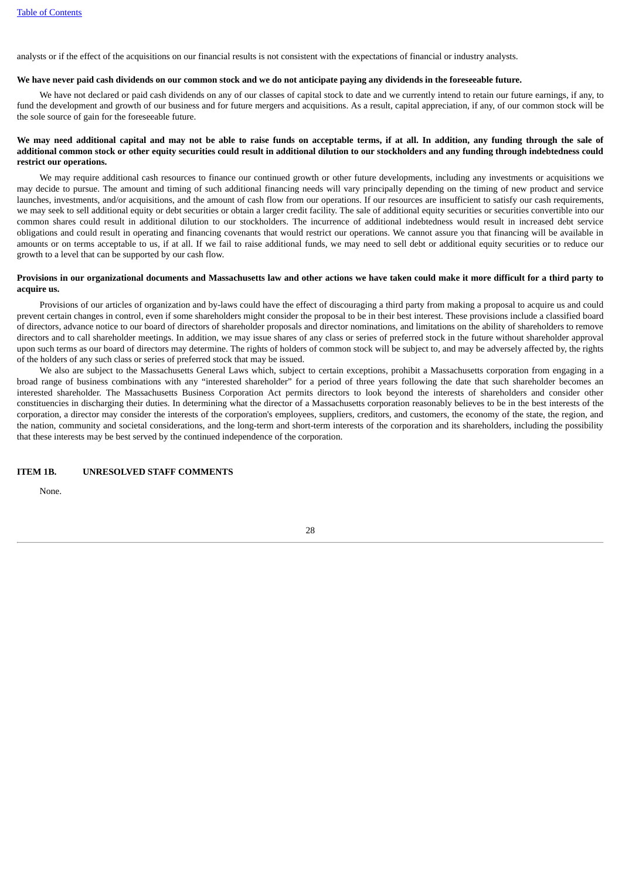analysts or if the effect of the acquisitions on our financial results is not consistent with the expectations of financial or industry analysts.

**We have never paid cash dividends on our common stock and we do not anticipate paying any dividends in the foreseeable future.**

We have not declared or paid cash dividends on any of our classes of capital stock to date and we currently intend to retain our future earnings, if any, to fund the development and growth of our business and for future mergers and acquisitions. As a result, capital appreciation, if any, of our common stock will be the sole source of gain for the foreseeable future.

**We may need additional capital and may not be able to raise funds on acceptable terms, if at all. In addition, any funding through the sale of additional common stock or other equity securities could result in additional dilution to our stockholders and any funding through indebtedness could restrict our operations.**

We may require additional cash resources to finance our continued growth or other future developments, including any investments or acquisitions we may decide to pursue. The amount and timing of such additional financing needs will vary principally depending on the timing of new product and service launches, investments, and/or acquisitions, and the amount of cash flow from our operations. If our resources are insufficient to satisfy our cash requirements, we may seek to sell additional equity or debt securities or obtain a larger credit facility. The sale of additional equity securities or securities convertible into our common shares could result in additional dilution to our stockholders. The incurrence of additional indebtedness would result in increased debt service obligations and could result in operating and financing covenants that would restrict our operations. We cannot assure you that financing will be available in amounts or on terms acceptable to us, if at all. If we fail to raise additional funds, we may need to sell debt or additional equity securities or to reduce our growth to a level that can be supported by our cash flow.

**Provisions in our organizational documents and Massachusetts law and other actions we have taken could make it more difficult for a third party to acquire us.**

Provisions of our articles of organization and by-laws could have the effect of discouraging a third party from making a proposal to acquire us and could prevent certain changes in control, even if some shareholders might consider the proposal to be in their best interest. These provisions include a classified board of directors, advance notice to our board of directors of shareholder proposals and director nominations, and limitations on the ability of shareholders to remove directors and to call shareholder meetings. In addition, we may issue shares of any class or series of preferred stock in the future without shareholder approval upon such terms as our board of directors may determine. The rights of holders of common stock will be subject to, and may be adversely affected by, the rights of the holders of any such class or series of preferred stock that may be issued.

We also are subject to the Massachusetts General Laws which, subject to certain exceptions, prohibit a Massachusetts corporation from engaging in a broad range of business combinations with any "interested shareholder" for a period of three years following the date that such shareholder becomes an interested shareholder. The Massachusetts Business Corporation Act permits directors to look beyond the interests of shareholders and consider other constituencies in discharging their duties. In determining what the director of a Massachusetts corporation reasonably believes to be in the best interests of the corporation, a director may consider the interests of the corporation's employees, suppliers, creditors, and customers, the economy of the state, the region, and the nation, community and societal considerations, and the long-term and short-term interests of the corporation and its shareholders, including the possibility that these interests may be best served by the continued independence of the corporation.

## ITEM 1B. UNRESOLVED STAFF COMMENTS

None.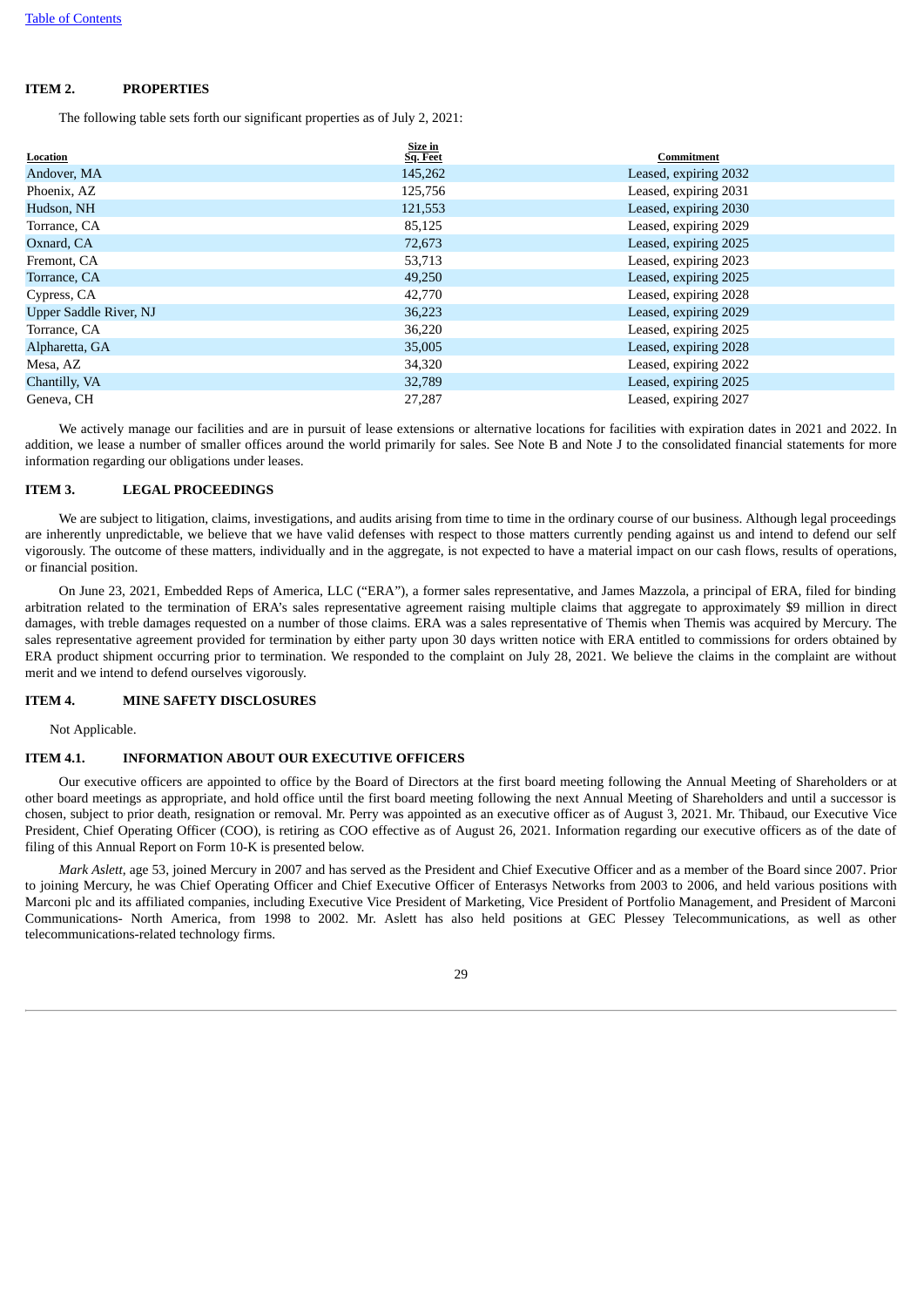[Table of Contents](#)

## ITEM 2. PROPERTIES

The following table sets forth our significant properties as of July 2, 2021:

| Location | Size in Sq. Feet | Commitment |
|---|---|---|
| Andover, MA | 145,262 | Leased, expiring 2032 |
| Phoenix, AZ | 125,756 | Leased, expiring 2031 |
| Hudson, NH | 121,553 | Leased, expiring 2030 |
| Torrance, CA | 85,125 | Leased, expiring 2029 |
| Oxnard, CA | 72,673 | Leased, expiring 2025 |
| Fremont, CA | 53,713 | Leased, expiring 2023 |
| Torrance, CA | 49,250 | Leased, expiring 2025 |
| Cypress, CA | 42,770 | Leased, expiring 2028 |
| Upper Saddle River, NJ | 36,223 | Leased, expiring 2029 |
| Torrance, CA | 36,220 | Leased, expiring 2025 |
| Alpharetta, GA | 35,005 | Leased, expiring 2028 |
| Mesa, AZ | 34,320 | Leased, expiring 2022 |
| Chantilly, VA | 32,789 | Leased, expiring 2025 |
| Geneva, CH | 27,287 | Leased, expiring 2027 |

We actively manage our facilities and are in pursuit of lease extensions or alternative locations for facilities with expiration dates in 2021 and 2022. In addition, we lease a number of smaller offices around the world primarily for sales. See Note B and Note J to the consolidated financial statements for more information regarding our obligations under leases.

## ITEM 3. LEGAL PROCEEDINGS

We are subject to litigation, claims, investigations, and audits arising from time to time in the ordinary course of our business. Although legal proceedings are inherently unpredictable, we believe that we have valid defenses with respect to those matters currently pending against us and intend to defend our self vigorously. The outcome of these matters, individually and in the aggregate, is not expected to have a material impact on our cash flows, results of operations, or financial position.

On June 23, 2021, Embedded Reps of America, LLC ("ERA"), a former sales representative, and James Mazzola, a principal of ERA, filed for binding arbitration related to the termination of ERA's sales representative agreement raising multiple claims that aggregate to approximately $9 million in direct damages, with treble damages requested on a number of those claims. ERA was a sales representative of Themis when Themis was acquired by Mercury. The sales representative agreement provided for termination by either party upon 30 days written notice with ERA entitled to commissions for orders obtained by ERA product shipment occurring prior to termination. We responded to the complaint on July 28, 2021. We believe the claims in the complaint are without merit and we intend to defend ourselves vigorously.

## ITEM 4. MINE SAFETY DISCLOSURES

Not Applicable.

## ITEM 4.1. INFORMATION ABOUT OUR EXECUTIVE OFFICERS

Our executive officers are appointed to office by the Board of Directors at the first board meeting following the Annual Meeting of Shareholders or at other board meetings as appropriate, and hold office until the first board meeting following the next Annual Meeting of Shareholders and until a successor is chosen, subject to prior death, resignation or removal. Mr. Perry was appointed as an executive officer as of August 3, 2021. Mr. Thibaud, our Executive Vice President, Chief Operating Officer (COO), is retiring as COO effective as of August 26, 2021. Information regarding our executive officers as of the date of filing of this Annual Report on Form 10-K is presented below.

*Mark Aslett*, age 53, joined Mercury in 2007 and has served as the President and Chief Executive Officer and as a member of the Board since 2007. Prior to joining Mercury, he was Chief Operating Officer and Chief Executive Officer of Enterasys Networks from 2003 to 2006, and held various positions with Marconi plc and its affiliated companies, including Executive Vice President of Marketing, Vice President of Portfolio Management, and President of Marconi Communications- North America, from 1998 to 2002. Mr. Aslett has also held positions at GEC Plessey Telecommunications, as well as other telecommunications-related technology firms.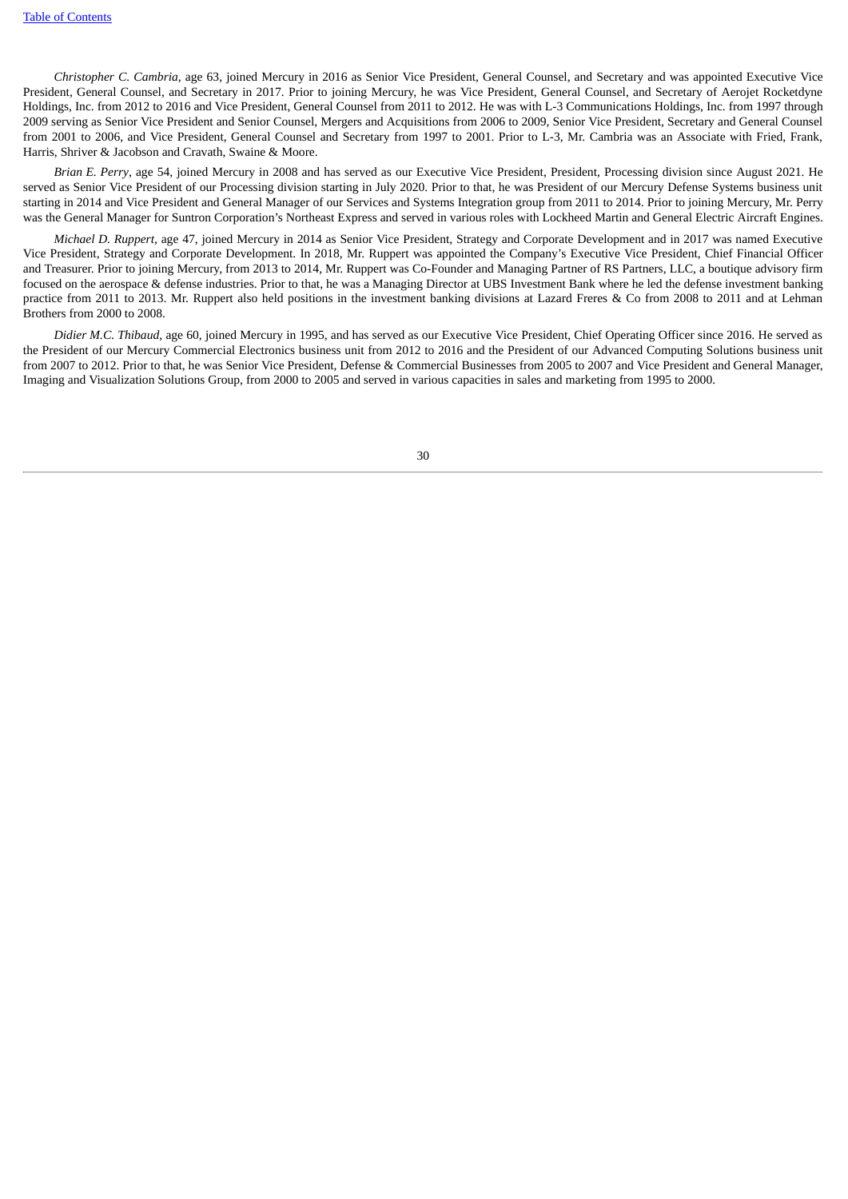*Christopher C. Cambria*, age 63, joined Mercury in 2016 as Senior Vice President, General Counsel, and Secretary and was appointed Executive Vice President, General Counsel, and Secretary in 2017. Prior to joining Mercury, he was Vice President, General Counsel, and Secretary of Aerojet Rocketdyne Holdings, Inc. from 2012 to 2016 and Vice President, General Counsel from 2011 to 2012. He was with L-3 Communications Holdings, Inc. from 1997 through 2009 serving as Senior Vice President and Senior Counsel, Mergers and Acquisitions from 2006 to 2009, Senior Vice President, Secretary and General Counsel from 2001 to 2006, and Vice President, General Counsel and Secretary from 1997 to 2001. Prior to L-3, Mr. Cambria was an Associate with Fried, Frank, Harris, Shriver & Jacobson and Cravath, Swaine & Moore.

*Brian E. Perry*, age 54, joined Mercury in 2008 and has served as our Executive Vice President, President, Processing division since August 2021. He served as Senior Vice President of our Processing division starting in July 2020. Prior to that, he was President of our Mercury Defense Systems business unit starting in 2014 and Vice President and General Manager of our Services and Systems Integration group from 2011 to 2014. Prior to joining Mercury, Mr. Perry was the General Manager for Suntron Corporation's Northeast Express and served in various roles with Lockheed Martin and General Electric Aircraft Engines.

*Michael D. Ruppert*, age 47, joined Mercury in 2014 as Senior Vice President, Strategy and Corporate Development and in 2017 was named Executive Vice President, Strategy and Corporate Development. In 2018, Mr. Ruppert was appointed the Company's Executive Vice President, Chief Financial Officer and Treasurer. Prior to joining Mercury, from 2013 to 2014, Mr. Ruppert was Co-Founder and Managing Partner of RS Partners, LLC, a boutique advisory firm focused on the aerospace & defense industries. Prior to that, he was a Managing Director at UBS Investment Bank where he led the defense investment banking practice from 2011 to 2013. Mr. Ruppert also held positions in the investment banking divisions at Lazard Freres & Co from 2008 to 2011 and at Lehman Brothers from 2000 to 2008.

*Didier M.C. Thibaud*, age 60, joined Mercury in 1995, and has served as our Executive Vice President, Chief Operating Officer since 2016. He served as the President of our Mercury Commercial Electronics business unit from 2012 to 2016 and the President of our Advanced Computing Solutions business unit from 2007 to 2012. Prior to that, he was Senior Vice President, Defense & Commercial Businesses from 2005 to 2007 and Vice President and General Manager, Imaging and Visualization Solutions Group, from 2000 to 2005 and served in various capacities in sales and marketing from 1995 to 2000.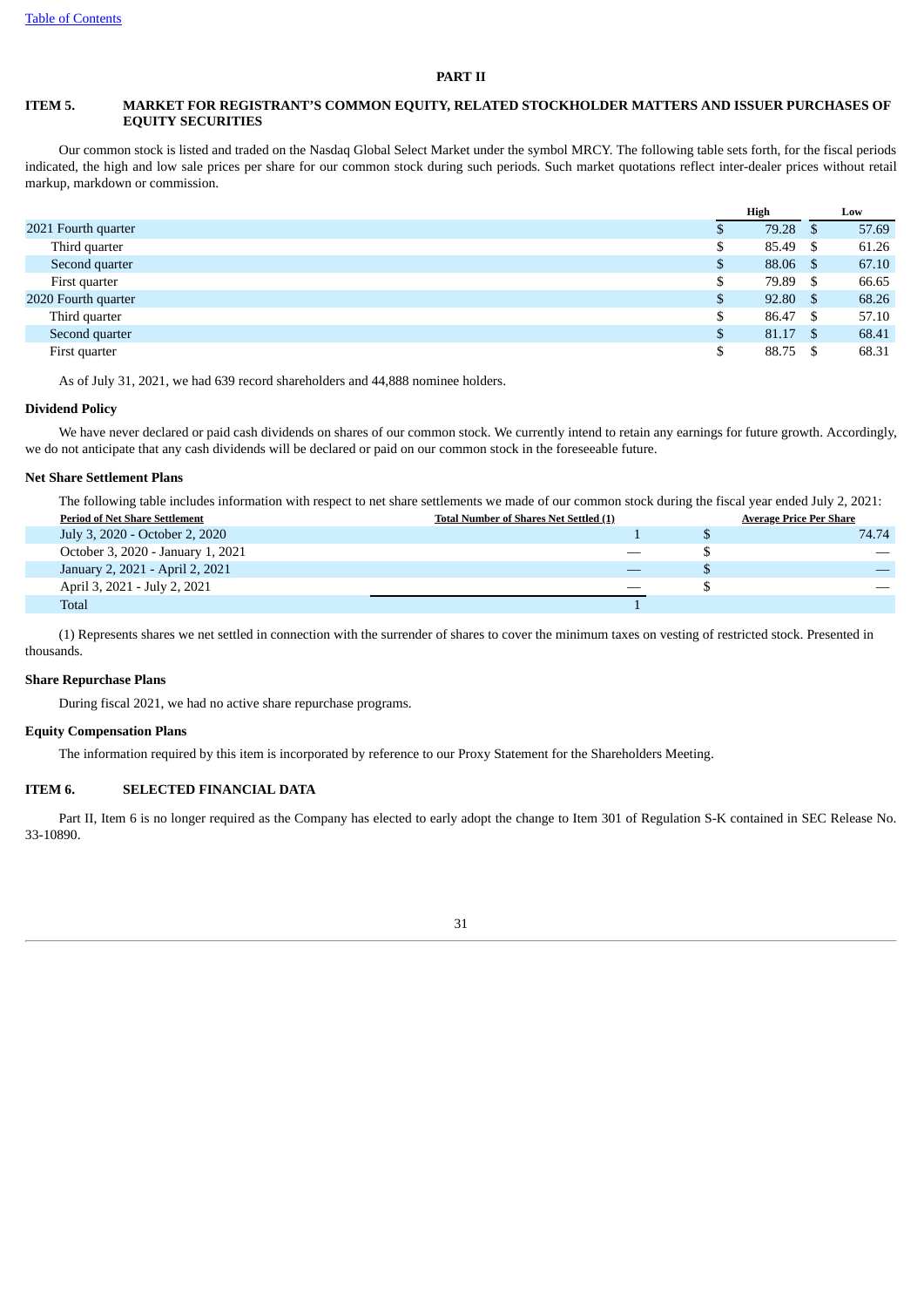# PART II

## ITEM 5. MARKET FOR REGISTRANT'S COMMON EQUITY, RELATED STOCKHOLDER MATTERS AND ISSUER PURCHASES OF EQUITY SECURITIES

Our common stock is listed and traded on the Nasdaq Global Select Market under the symbol MRCY. The following table sets forth, for the fiscal periods indicated, the high and low sale prices per share for our common stock during such periods. Such market quotations reflect inter-dealer prices without retail markup, markdown or commission.

| | High | Low |
|---|---|---|
| 2021 Fourth quarter | $ 79.28 | $ 57.69 |
| Third quarter | $ 85.49 | $ 61.26 |
| Second quarter | $ 88.06 | $ 67.10 |
| First quarter | $ 79.89 | $ 66.65 |
| 2020 Fourth quarter | $ 92.80 | $ 68.26 |
| Third quarter | $ 86.47 | $ 57.10 |
| Second quarter | $ 81.17 | $ 68.41 |
| First quarter | $ 88.75 | $ 68.31 |

As of July 31, 2021, we had 639 record shareholders and 44,888 nominee holders.

### Dividend Policy

We have never declared or paid cash dividends on shares of our common stock. We currently intend to retain any earnings for future growth. Accordingly, we do not anticipate that any cash dividends will be declared or paid on our common stock in the foreseeable future.

### Net Share Settlement Plans

The following table includes information with respect to net share settlements we made of our common stock during the fiscal year ended July 2, 2021:

| Period of Net Share Settlement | Total Number of Shares Net Settled (1) | Average Price Per Share |
|---|---|---|
| July 3, 2020 - October 2, 2020 | 1 | $ 74.74 |
| October 3, 2020 - January 1, 2021 | — | $ — |
| January 2, 2021 - April 2, 2021 | — | $ — |
| April 3, 2021 - July 2, 2021 | — | $ — |
| Total | 1 | |

(1) Represents shares we net settled in connection with the surrender of shares to cover the minimum taxes on vesting of restricted stock. Presented in thousands.

### Share Repurchase Plans

During fiscal 2021, we had no active share repurchase programs.

### Equity Compensation Plans

The information required by this item is incorporated by reference to our Proxy Statement for the Shareholders Meeting.

## ITEM 6. SELECTED FINANCIAL DATA

Part II, Item 6 is no longer required as the Company has elected to early adopt the change to Item 301 of Regulation S-K contained in SEC Release No. 33-10890.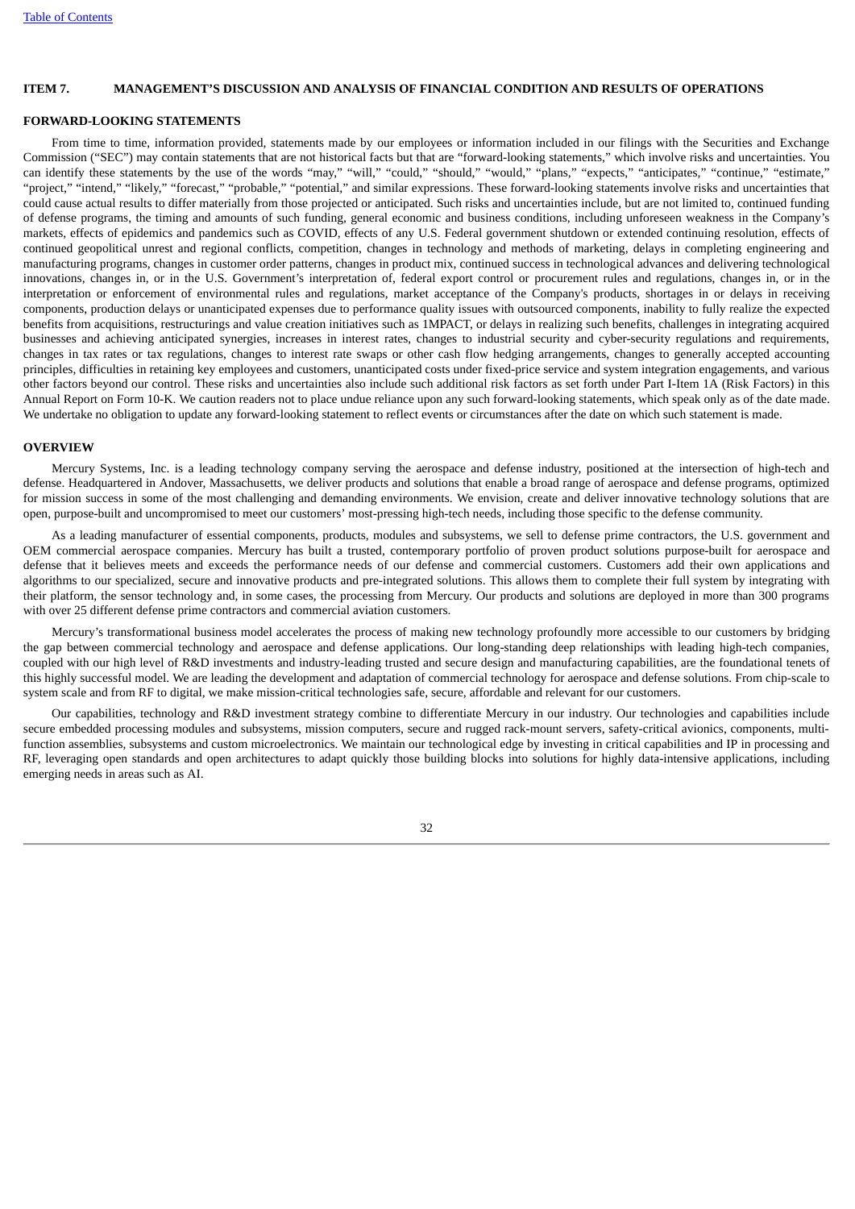## ITEM 7. MANAGEMENT'S DISCUSSION AND ANALYSIS OF FINANCIAL CONDITION AND RESULTS OF OPERATIONS

### FORWARD-LOOKING STATEMENTS

From time to time, information provided, statements made by our employees or information included in our filings with the Securities and Exchange Commission ("SEC") may contain statements that are not historical facts but that are "forward-looking statements," which involve risks and uncertainties. You can identify these statements by the use of the words "may," "will," "could," "should," "would," "plans," "expects," "anticipates," "continue," "estimate," "project," "intend," "likely," "forecast," "probable," "potential," and similar expressions. These forward-looking statements involve risks and uncertainties that could cause actual results to differ materially from those projected or anticipated. Such risks and uncertainties include, but are not limited to, continued funding of defense programs, the timing and amounts of such funding, general economic and business conditions, including unforeseen weakness in the Company's markets, effects of epidemics and pandemics such as COVID, effects of any U.S. Federal government shutdown or extended continuing resolution, effects of continued geopolitical unrest and regional conflicts, competition, changes in technology and methods of marketing, delays in completing engineering and manufacturing programs, changes in customer order patterns, changes in product mix, continued success in technological advances and delivering technological innovations, changes in, or in the U.S. Government's interpretation of, federal export control or procurement rules and regulations, changes in, or in the interpretation or enforcement of environmental rules and regulations, market acceptance of the Company's products, shortages in or delays in receiving components, production delays or unanticipated expenses due to performance quality issues with outsourced components, inability to fully realize the expected benefits from acquisitions, restructurings and value creation initiatives such as 1MPACT, or delays in realizing such benefits, challenges in integrating acquired businesses and achieving anticipated synergies, increases in interest rates, changes to industrial security and cyber-security regulations and requirements, changes in tax rates or tax regulations, changes to interest rate swaps or other cash flow hedging arrangements, changes to generally accepted accounting principles, difficulties in retaining key employees and customers, unanticipated costs under fixed-price service and system integration engagements, and various other factors beyond our control. These risks and uncertainties also include such additional risk factors as set forth under Part I-Item 1A (Risk Factors) in this Annual Report on Form 10-K. We caution readers not to place undue reliance upon any such forward-looking statements, which speak only as of the date made. We undertake no obligation to update any forward-looking statement to reflect events or circumstances after the date on which such statement is made.

### OVERVIEW

Mercury Systems, Inc. is a leading technology company serving the aerospace and defense industry, positioned at the intersection of high-tech and defense. Headquartered in Andover, Massachusetts, we deliver products and solutions that enable a broad range of aerospace and defense programs, optimized for mission success in some of the most challenging and demanding environments. We envision, create and deliver innovative technology solutions that are open, purpose-built and uncompromised to meet our customers' most-pressing high-tech needs, including those specific to the defense community.

As a leading manufacturer of essential components, products, modules and subsystems, we sell to defense prime contractors, the U.S. government and OEM commercial aerospace companies. Mercury has built a trusted, contemporary portfolio of proven product solutions purpose-built for aerospace and defense that it believes meets and exceeds the performance needs of our defense and commercial customers. Customers add their own applications and algorithms to our specialized, secure and innovative products and pre-integrated solutions. This allows them to complete their full system by integrating with their platform, the sensor technology and, in some cases, the processing from Mercury. Our products and solutions are deployed in more than 300 programs with over 25 different defense prime contractors and commercial aviation customers.

Mercury's transformational business model accelerates the process of making new technology profoundly more accessible to our customers by bridging the gap between commercial technology and aerospace and defense applications. Our long-standing deep relationships with leading high-tech companies, coupled with our high level of R&D investments and industry-leading trusted and secure design and manufacturing capabilities, are the foundational tenets of this highly successful model. We are leading the development and adaptation of commercial technology for aerospace and defense solutions. From chip-scale to system scale and from RF to digital, we make mission-critical technologies safe, secure, affordable and relevant for our customers.

Our capabilities, technology and R&D investment strategy combine to differentiate Mercury in our industry. Our technologies and capabilities include secure embedded processing modules and subsystems, mission computers, secure and rugged rack-mount servers, safety-critical avionics, components, multi-function assemblies, subsystems and custom microelectronics. We maintain our technological edge by investing in critical capabilities and IP in processing and RF, leveraging open standards and open architectures to adapt quickly those building blocks into solutions for highly data-intensive applications, including emerging needs in areas such as AI.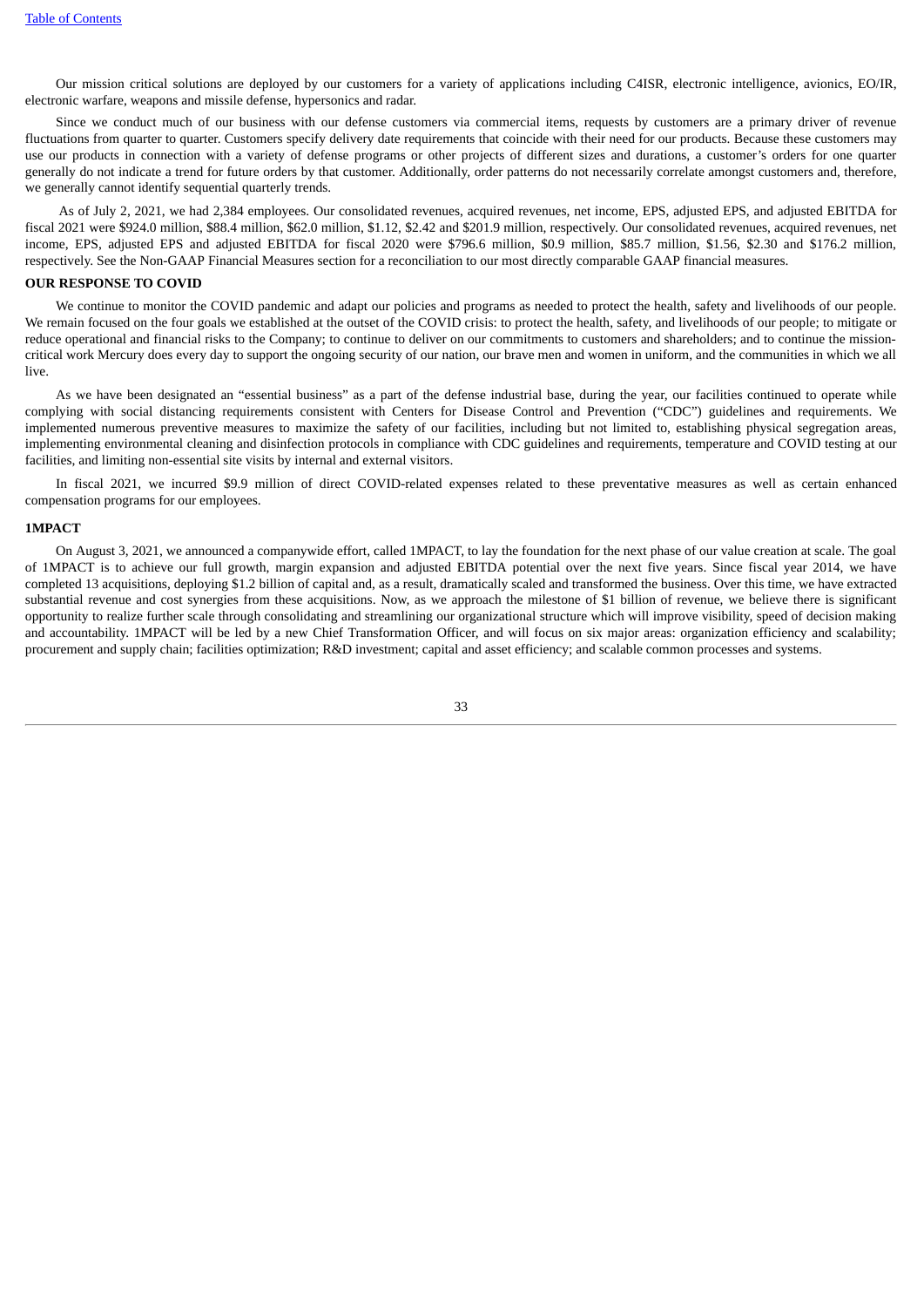Our mission critical solutions are deployed by our customers for a variety of applications including C4ISR, electronic intelligence, avionics, EO/IR, electronic warfare, weapons and missile defense, hypersonics and radar.

Since we conduct much of our business with our defense customers via commercial items, requests by customers are a primary driver of revenue fluctuations from quarter to quarter. Customers specify delivery date requirements that coincide with their need for our products. Because these customers may use our products in connection with a variety of defense programs or other projects of different sizes and durations, a customer's orders for one quarter generally do not indicate a trend for future orders by that customer. Additionally, order patterns do not necessarily correlate amongst customers and, therefore, we generally cannot identify sequential quarterly trends.

As of July 2, 2021, we had 2,384 employees. Our consolidated revenues, acquired revenues, net income, EPS, adjusted EPS, and adjusted EBITDA for fiscal 2021 were $924.0 million, $88.4 million, $62.0 million, $1.12, $2.42 and $201.9 million, respectively. Our consolidated revenues, acquired revenues, net income, EPS, adjusted EPS and adjusted EBITDA for fiscal 2020 were $796.6 million, $0.9 million, $85.7 million, $1.56, $2.30 and $176.2 million, respectively. See the Non-GAAP Financial Measures section for a reconciliation to our most directly comparable GAAP financial measures.

**OUR RESPONSE TO COVID**

We continue to monitor the COVID pandemic and adapt our policies and programs as needed to protect the health, safety and livelihoods of our people. We remain focused on the four goals we established at the outset of the COVID crisis: to protect the health, safety, and livelihoods of our people; to mitigate or reduce operational and financial risks to the Company; to continue to deliver on our commitments to customers and shareholders; and to continue the mission-critical work Mercury does every day to support the ongoing security of our nation, our brave men and women in uniform, and the communities in which we all live.

As we have been designated an "essential business" as a part of the defense industrial base, during the year, our facilities continued to operate while complying with social distancing requirements consistent with Centers for Disease Control and Prevention ("CDC") guidelines and requirements. We implemented numerous preventive measures to maximize the safety of our facilities, including but not limited to, establishing physical segregation areas, implementing environmental cleaning and disinfection protocols in compliance with CDC guidelines and requirements, temperature and COVID testing at our facilities, and limiting non-essential site visits by internal and external visitors.

In fiscal 2021, we incurred $9.9 million of direct COVID-related expenses related to these preventative measures as well as certain enhanced compensation programs for our employees.

**1MPACT**

On August 3, 2021, we announced a companywide effort, called 1MPACT, to lay the foundation for the next phase of our value creation at scale. The goal of 1MPACT is to achieve our full growth, margin expansion and adjusted EBITDA potential over the next five years. Since fiscal year 2014, we have completed 13 acquisitions, deploying $1.2 billion of capital and, as a result, dramatically scaled and transformed the business. Over this time, we have extracted substantial revenue and cost synergies from these acquisitions. Now, as we approach the milestone of $1 billion of revenue, we believe there is significant opportunity to realize further scale through consolidating and streamlining our organizational structure which will improve visibility, speed of decision making and accountability. 1MPACT will be led by a new Chief Transformation Officer, and will focus on six major areas: organization efficiency and scalability; procurement and supply chain; facilities optimization; R&D investment; capital and asset efficiency; and scalable common processes and systems.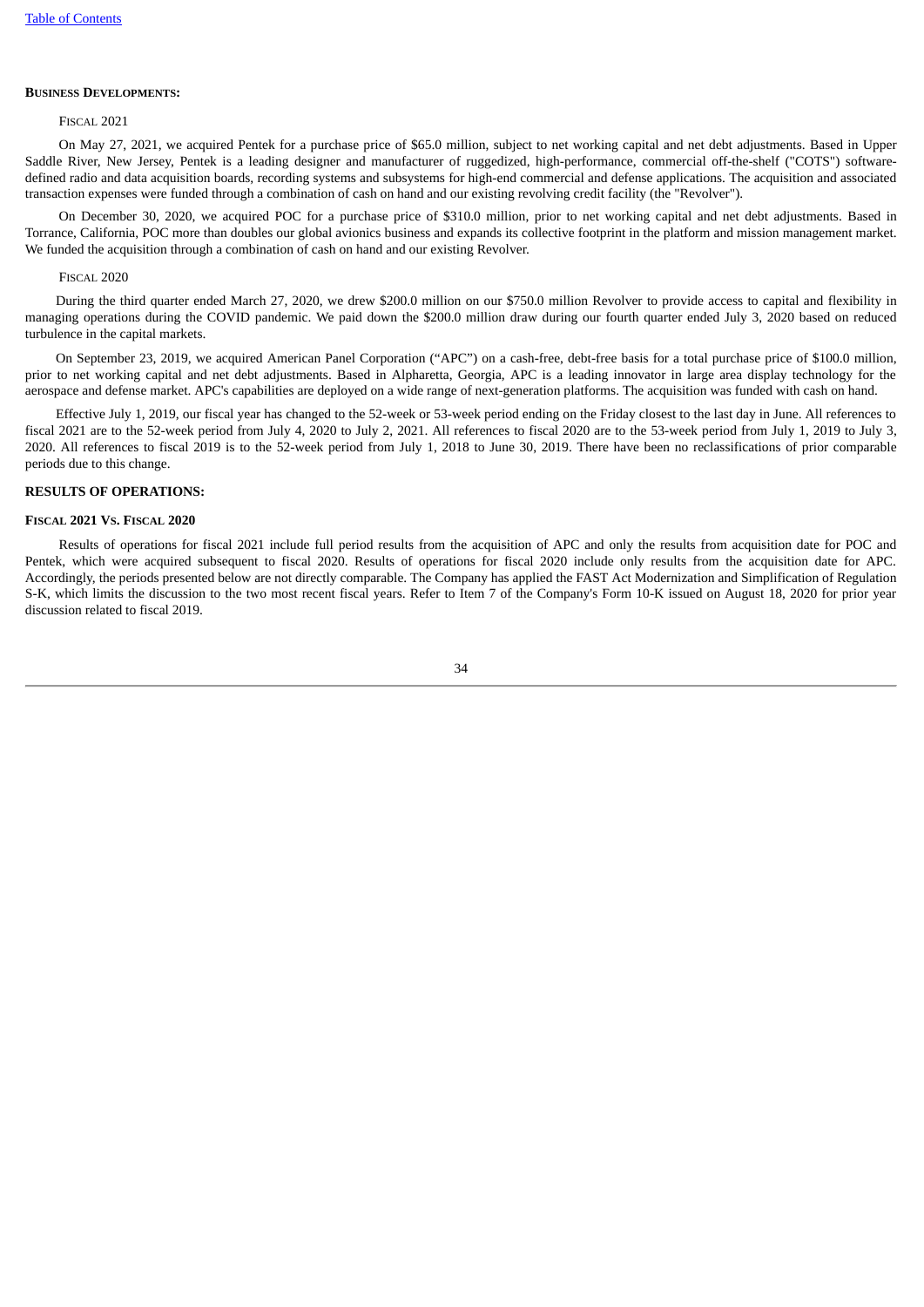## Business Developments:

### Fiscal 2021

On May 27, 2021, we acquired Pentek for a purchase price of $65.0 million, subject to net working capital and net debt adjustments. Based in Upper Saddle River, New Jersey, Pentek is a leading designer and manufacturer of ruggedized, high-performance, commercial off-the-shelf ("COTS") software-defined radio and data acquisition boards, recording systems and subsystems for high-end commercial and defense applications. The acquisition and associated transaction expenses were funded through a combination of cash on hand and our existing revolving credit facility (the "Revolver").

On December 30, 2020, we acquired POC for a purchase price of $310.0 million, prior to net working capital and net debt adjustments. Based in Torrance, California, POC more than doubles our global avionics business and expands its collective footprint in the platform and mission management market. We funded the acquisition through a combination of cash on hand and our existing Revolver.

### Fiscal 2020

During the third quarter ended March 27, 2020, we drew $200.0 million on our $750.0 million Revolver to provide access to capital and flexibility in managing operations during the COVID pandemic. We paid down the $200.0 million draw during our fourth quarter ended July 3, 2020 based on reduced turbulence in the capital markets.

On September 23, 2019, we acquired American Panel Corporation ("APC") on a cash-free, debt-free basis for a total purchase price of $100.0 million, prior to net working capital and net debt adjustments. Based in Alpharetta, Georgia, APC is a leading innovator in large area display technology for the aerospace and defense market. APC's capabilities are deployed on a wide range of next-generation platforms. The acquisition was funded with cash on hand.

Effective July 1, 2019, our fiscal year has changed to the 52-week or 53-week period ending on the Friday closest to the last day in June. All references to fiscal 2021 are to the 52-week period from July 4, 2020 to July 2, 2021. All references to fiscal 2020 are to the 53-week period from July 1, 2019 to July 3, 2020. All references to fiscal 2019 is to the 52-week period from July 1, 2018 to June 30, 2019. There have been no reclassifications of prior comparable periods due to this change.

## RESULTS OF OPERATIONS:

### Fiscal 2021 Vs. Fiscal 2020

Results of operations for fiscal 2021 include full period results from the acquisition of APC and only the results from acquisition date for POC and Pentek, which were acquired subsequent to fiscal 2020. Results of operations for fiscal 2020 include only results from the acquisition date for APC. Accordingly, the periods presented below are not directly comparable. The Company has applied the FAST Act Modernization and Simplification of Regulation S-K, which limits the discussion to the two most recent fiscal years. Refer to Item 7 of the Company's Form 10-K issued on August 18, 2020 for prior year discussion related to fiscal 2019.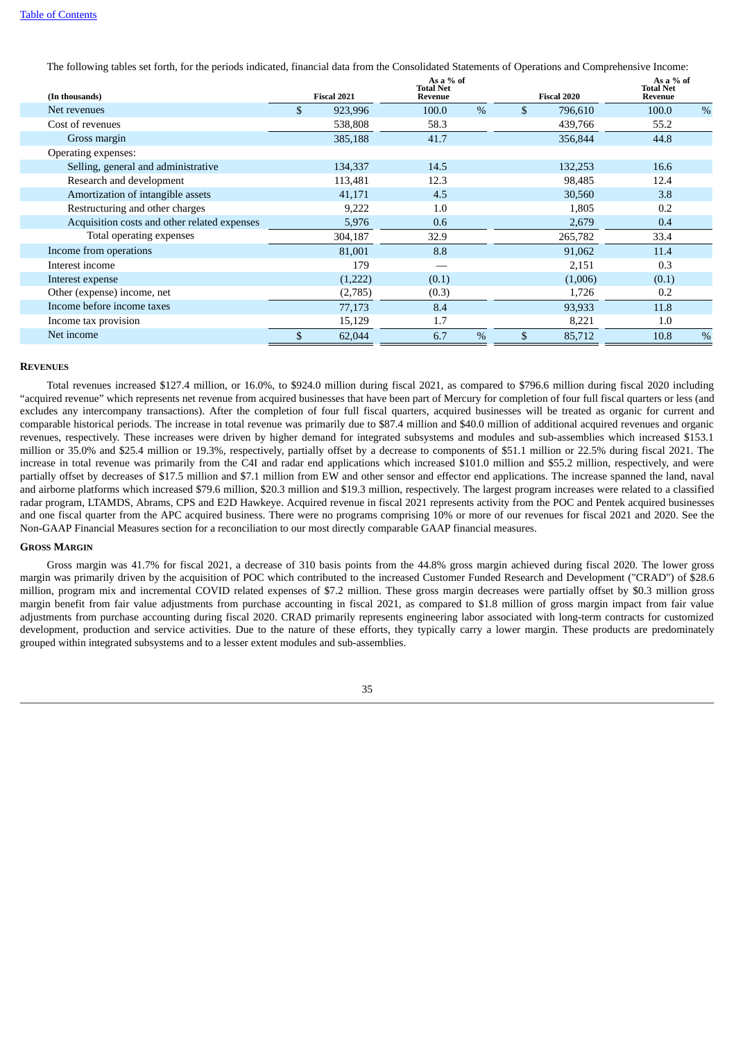Table of Contents

The following tables set forth, for the periods indicated, financial data from the Consolidated Statements of Operations and Comprehensive Income:

| (In thousands) | Fiscal 2021 | As a % of Total Net Revenue | Fiscal 2020 | As a % of Total Net Revenue |
|---|---|---|---|---|
| Net revenues | $ 923,996 | 100.0 % | $ 796,610 | 100.0 % |
| Cost of revenues | 538,808 | 58.3 | 439,766 | 55.2 |
| Gross margin | 385,188 | 41.7 | 356,844 | 44.8 |
| Operating expenses: | | | | |
| Selling, general and administrative | 134,337 | 14.5 | 132,253 | 16.6 |
| Research and development | 113,481 | 12.3 | 98,485 | 12.4 |
| Amortization of intangible assets | 41,171 | 4.5 | 30,560 | 3.8 |
| Restructuring and other charges | 9,222 | 1.0 | 1,805 | 0.2 |
| Acquisition costs and other related expenses | 5,976 | 0.6 | 2,679 | 0.4 |
| Total operating expenses | 304,187 | 32.9 | 265,782 | 33.4 |
| Income from operations | 81,001 | 8.8 | 91,062 | 11.4 |
| Interest income | 179 | — | 2,151 | 0.3 |
| Interest expense | (1,222) | (0.1) | (1,006) | (0.1) |
| Other (expense) income, net | (2,785) | (0.3) | 1,726 | 0.2 |
| Income before income taxes | 77,173 | 8.4 | 93,933 | 11.8 |
| Income tax provision | 15,129 | 1.7 | 8,221 | 1.0 |
| Net income | $ 62,044 | 6.7 % | $ 85,712 | 10.8 % |

**REVENUES**

Total revenues increased $127.4 million, or 16.0%, to $924.0 million during fiscal 2021, as compared to $796.6 million during fiscal 2020 including "acquired revenue" which represents net revenue from acquired businesses that have been part of Mercury for completion of four full fiscal quarters or less (and excludes any intercompany transactions). After the completion of four full fiscal quarters, acquired businesses will be treated as organic for current and comparable historical periods. The increase in total revenue was primarily due to $87.4 million and $40.0 million of additional acquired revenues and organic revenues, respectively. These increases were driven by higher demand for integrated subsystems and modules and sub-assemblies which increased $153.1 million or 35.0% and $25.4 million or 19.3%, respectively, partially offset by a decrease to components of $51.1 million or 22.5% during fiscal 2021. The increase in total revenue was primarily from the C4I and radar end applications which increased $101.0 million and $55.2 million, respectively, and were partially offset by decreases of $17.5 million and $7.1 million from EW and other sensor and effector end applications. The increase spanned the land, naval and airborne platforms which increased $79.6 million, $20.3 million and $19.3 million, respectively. The largest program increases were related to a classified radar program, LTAMDS, Abrams, CPS and E2D Hawkeye. Acquired revenue in fiscal 2021 represents activity from the POC and Pentek acquired businesses and one fiscal quarter from the APC acquired business. There were no programs comprising 10% or more of our revenues for fiscal 2021 and 2020. See the Non-GAAP Financial Measures section for a reconciliation to our most directly comparable GAAP financial measures.

**GROSS MARGIN**

Gross margin was 41.7% for fiscal 2021, a decrease of 310 basis points from the 44.8% gross margin achieved during fiscal 2020. The lower gross margin was primarily driven by the acquisition of POC which contributed to the increased Customer Funded Research and Development ("CRAD") of $28.6 million, program mix and incremental COVID related expenses of $7.2 million. These gross margin decreases were partially offset by $0.3 million gross margin benefit from fair value adjustments from purchase accounting in fiscal 2021, as compared to $1.8 million of gross margin impact from fair value adjustments from purchase accounting during fiscal 2020. CRAD primarily represents engineering labor associated with long-term contracts for customized development, production and service activities. Due to the nature of these efforts, they typically carry a lower margin. These products are predominately grouped within integrated subsystems and to a lesser extent modules and sub-assemblies.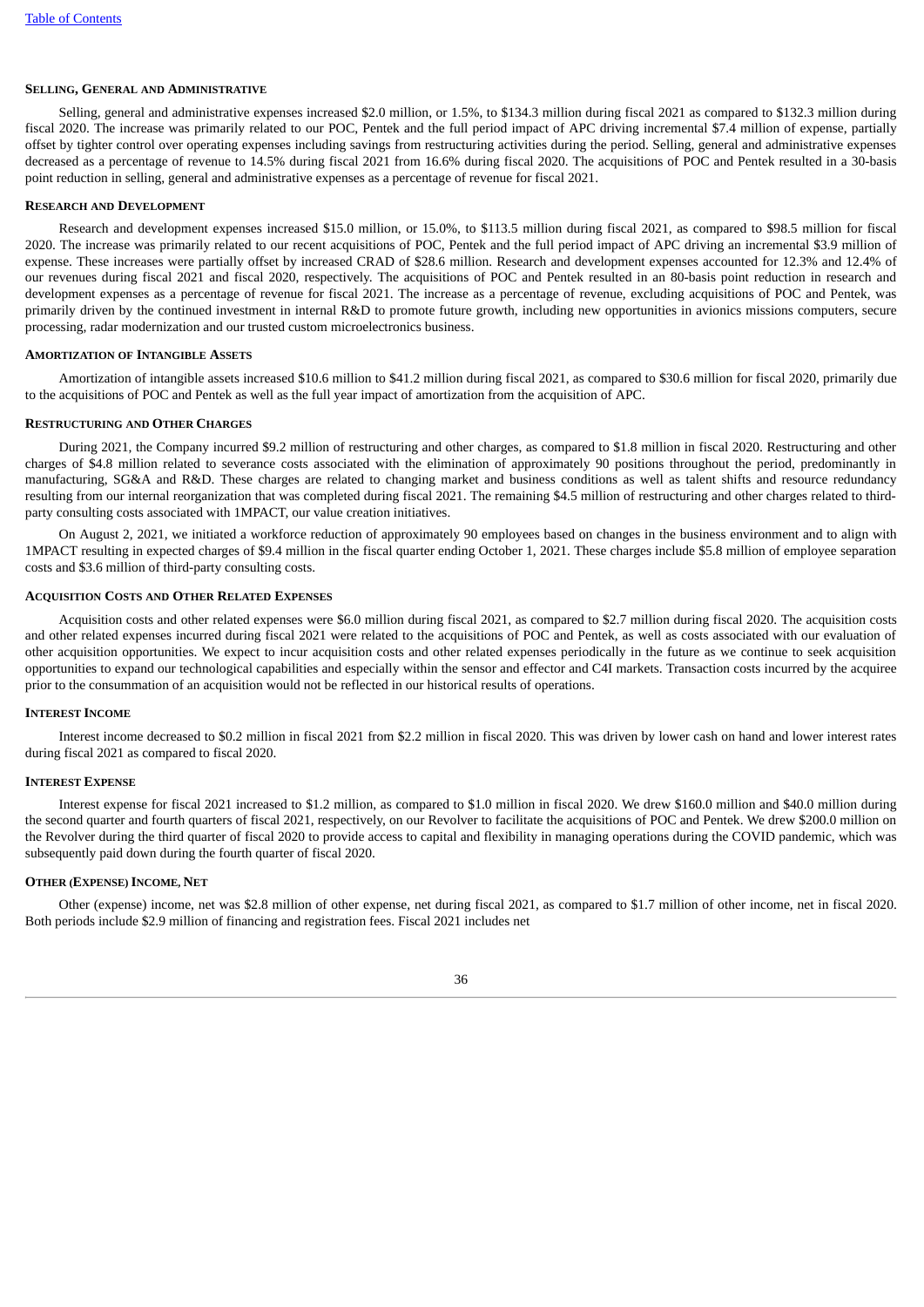#### SELLING, GENERAL AND ADMINISTRATIVE

Selling, general and administrative expenses increased $2.0 million, or 1.5%, to $134.3 million during fiscal 2021 as compared to $132.3 million during fiscal 2020. The increase was primarily related to our POC, Pentek and the full period impact of APC driving incremental $7.4 million of expense, partially offset by tighter control over operating expenses including savings from restructuring activities during the period. Selling, general and administrative expenses decreased as a percentage of revenue to 14.5% during fiscal 2021 from 16.6% during fiscal 2020. The acquisitions of POC and Pentek resulted in a 30-basis point reduction in selling, general and administrative expenses as a percentage of revenue for fiscal 2021.

#### RESEARCH AND DEVELOPMENT

Research and development expenses increased $15.0 million, or 15.0%, to $113.5 million during fiscal 2021, as compared to $98.5 million for fiscal 2020. The increase was primarily related to our recent acquisitions of POC, Pentek and the full period impact of APC driving an incremental $3.9 million of expense. These increases were partially offset by increased CRAD of $28.6 million. Research and development expenses accounted for 12.3% and 12.4% of our revenues during fiscal 2021 and fiscal 2020, respectively. The acquisitions of POC and Pentek resulted in an 80-basis point reduction in research and development expenses as a percentage of revenue for fiscal 2021. The increase as a percentage of revenue, excluding acquisitions of POC and Pentek, was primarily driven by the continued investment in internal R&D to promote future growth, including new opportunities in avionics missions computers, secure processing, radar modernization and our trusted custom microelectronics business.

#### AMORTIZATION OF INTANGIBLE ASSETS

Amortization of intangible assets increased $10.6 million to $41.2 million during fiscal 2021, as compared to $30.6 million for fiscal 2020, primarily due to the acquisitions of POC and Pentek as well as the full year impact of amortization from the acquisition of APC.

#### RESTRUCTURING AND OTHER CHARGES

During 2021, the Company incurred $9.2 million of restructuring and other charges, as compared to $1.8 million in fiscal 2020. Restructuring and other charges of $4.8 million related to severance costs associated with the elimination of approximately 90 positions throughout the period, predominantly in manufacturing, SG&A and R&D. These charges are related to changing market and business conditions as well as talent shifts and resource redundancy resulting from our internal reorganization that was completed during fiscal 2021. The remaining $4.5 million of restructuring and other charges related to third-party consulting costs associated with 1MPACT, our value creation initiatives.

On August 2, 2021, we initiated a workforce reduction of approximately 90 employees based on changes in the business environment and to align with 1MPACT resulting in expected charges of $9.4 million in the fiscal quarter ending October 1, 2021. These charges include $5.8 million of employee separation costs and $3.6 million of third-party consulting costs.

#### ACQUISITION COSTS AND OTHER RELATED EXPENSES

Acquisition costs and other related expenses were $6.0 million during fiscal 2021, as compared to $2.7 million during fiscal 2020. The acquisition costs and other related expenses incurred during fiscal 2021 were related to the acquisitions of POC and Pentek, as well as costs associated with our evaluation of other acquisition opportunities. We expect to incur acquisition costs and other related expenses periodically in the future as we continue to seek acquisition opportunities to expand our technological capabilities and especially within the sensor and effector and C4I markets. Transaction costs incurred by the acquiree prior to the consummation of an acquisition would not be reflected in our historical results of operations.

#### INTEREST INCOME

Interest income decreased to $0.2 million in fiscal 2021 from $2.2 million in fiscal 2020. This was driven by lower cash on hand and lower interest rates during fiscal 2021 as compared to fiscal 2020.

#### INTEREST EXPENSE

Interest expense for fiscal 2021 increased to $1.2 million, as compared to $1.0 million in fiscal 2020. We drew $160.0 million and $40.0 million during the second quarter and fourth quarters of fiscal 2021, respectively, on our Revolver to facilitate the acquisitions of POC and Pentek. We drew $200.0 million on the Revolver during the third quarter of fiscal 2020 to provide access to capital and flexibility in managing operations during the COVID pandemic, which was subsequently paid down during the fourth quarter of fiscal 2020.

#### OTHER (EXPENSE) INCOME, NET

Other (expense) income, net was $2.8 million of other expense, net during fiscal 2021, as compared to $1.7 million of other income, net in fiscal 2020. Both periods include $2.9 million of financing and registration fees. Fiscal 2021 includes net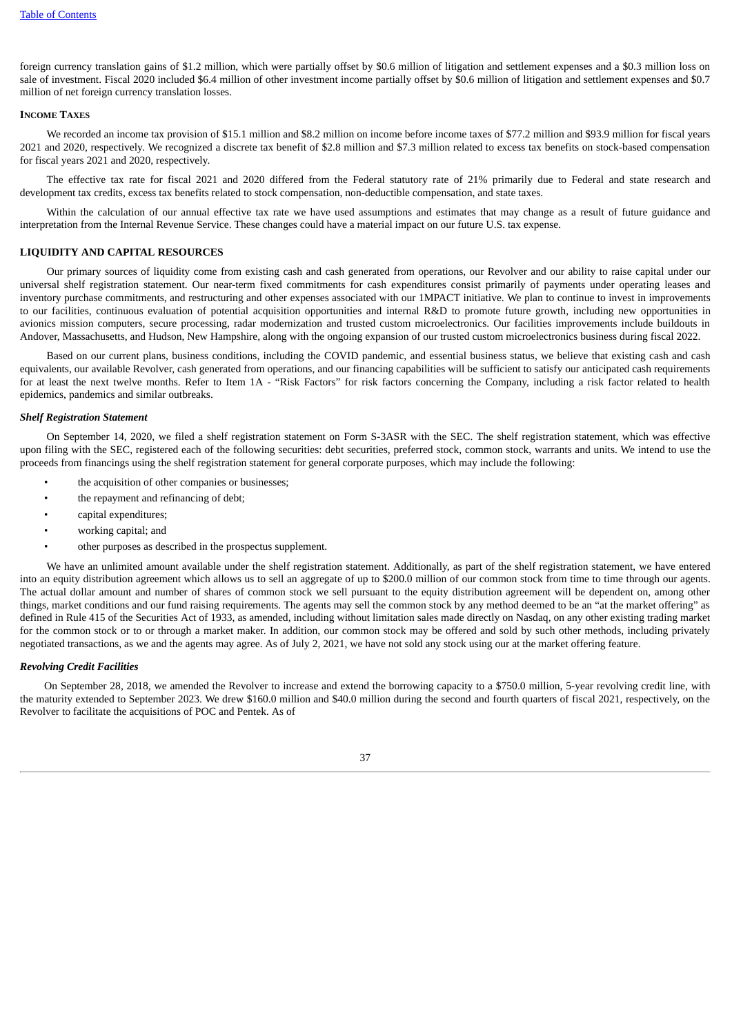foreign currency translation gains of $1.2 million, which were partially offset by $0.6 million of litigation and settlement expenses and a $0.3 million loss on sale of investment. Fiscal 2020 included $6.4 million of other investment income partially offset by $0.6 million of litigation and settlement expenses and $0.7 million of net foreign currency translation losses.

### INCOME TAXES

We recorded an income tax provision of $15.1 million and $8.2 million on income before income taxes of $77.2 million and $93.9 million for fiscal years 2021 and 2020, respectively. We recognized a discrete tax benefit of $2.8 million and $7.3 million related to excess tax benefits on stock-based compensation for fiscal years 2021 and 2020, respectively.

The effective tax rate for fiscal 2021 and 2020 differed from the Federal statutory rate of 21% primarily due to Federal and state research and development tax credits, excess tax benefits related to stock compensation, non-deductible compensation, and state taxes.

Within the calculation of our annual effective tax rate we have used assumptions and estimates that may change as a result of future guidance and interpretation from the Internal Revenue Service. These changes could have a material impact on our future U.S. tax expense.

## LIQUIDITY AND CAPITAL RESOURCES

Our primary sources of liquidity come from existing cash and cash generated from operations, our Revolver and our ability to raise capital under our universal shelf registration statement. Our near-term fixed commitments for cash expenditures consist primarily of payments under operating leases and inventory purchase commitments, and restructuring and other expenses associated with our 1MPACT initiative. We plan to continue to invest in improvements to our facilities, continuous evaluation of potential acquisition opportunities and internal R&D to promote future growth, including new opportunities in avionics mission computers, secure processing, radar modernization and trusted custom microelectronics. Our facilities improvements include buildouts in Andover, Massachusetts, and Hudson, New Hampshire, along with the ongoing expansion of our trusted custom microelectronics business during fiscal 2022.

Based on our current plans, business conditions, including the COVID pandemic, and essential business status, we believe that existing cash and cash equivalents, our available Revolver, cash generated from operations, and our financing capabilities will be sufficient to satisfy our anticipated cash requirements for at least the next twelve months. Refer to Item 1A - "Risk Factors" for risk factors concerning the Company, including a risk factor related to health epidemics, pandemics and similar outbreaks.

### *Shelf Registration Statement*

On September 14, 2020, we filed a shelf registration statement on Form S-3ASR with the SEC. The shelf registration statement, which was effective upon filing with the SEC, registered each of the following securities: debt securities, preferred stock, common stock, warrants and units. We intend to use the proceeds from financings using the shelf registration statement for general corporate purposes, which may include the following:

- the acquisition of other companies or businesses;
- the repayment and refinancing of debt;
- capital expenditures;
- working capital; and
- other purposes as described in the prospectus supplement.

We have an unlimited amount available under the shelf registration statement. Additionally, as part of the shelf registration statement, we have entered into an equity distribution agreement which allows us to sell an aggregate of up to $200.0 million of our common stock from time to time through our agents. The actual dollar amount and number of shares of common stock we sell pursuant to the equity distribution agreement will be dependent on, among other things, market conditions and our fund raising requirements. The agents may sell the common stock by any method deemed to be an "at the market offering" as defined in Rule 415 of the Securities Act of 1933, as amended, including without limitation sales made directly on Nasdaq, on any other existing trading market for the common stock or to or through a market maker. In addition, our common stock may be offered and sold by such other methods, including privately negotiated transactions, as we and the agents may agree. As of July 2, 2021, we have not sold any stock using our at the market offering feature.

### *Revolving Credit Facilities*

On September 28, 2018, we amended the Revolver to increase and extend the borrowing capacity to a $750.0 million, 5-year revolving credit line, with the maturity extended to September 2023. We drew $160.0 million and $40.0 million during the second and fourth quarters of fiscal 2021, respectively, on the Revolver to facilitate the acquisitions of POC and Pentek. As of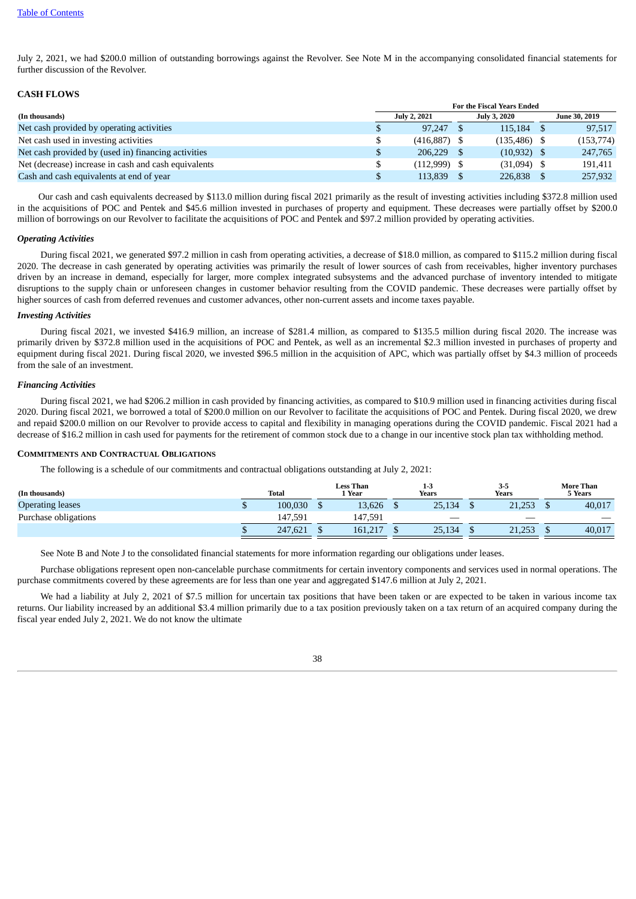July 2, 2021, we had $200.0 million of outstanding borrowings against the Revolver. See Note M in the accompanying consolidated financial statements for further discussion of the Revolver.

**CASH FLOWS**

| (In thousands) | For the Fiscal Years Ended | | |
|---|---|---|---|
| | July 2, 2021 | July 3, 2020 | June 30, 2019 |
| Net cash provided by operating activities | $ 97,247 | $ 115,184 | $ 97,517 |
| Net cash used in investing activities | $ (416,887) | $ (135,486) | $ (153,774) |
| Net cash provided by (used in) financing activities | $ 206,229 | $ (10,932) | $ 247,765 |
| Net (decrease) increase in cash and cash equivalents | $ (112,999) | $ (31,094) | $ 191,411 |
| Cash and cash equivalents at end of year | $ 113,839 | $ 226,838 | $ 257,932 |

Our cash and cash equivalents decreased by $113.0 million during fiscal 2021 primarily as the result of investing activities including $372.8 million used in the acquisitions of POC and Pentek and $45.6 million invested in purchases of property and equipment. These decreases were partially offset by $200.0 million of borrowings on our Revolver to facilitate the acquisitions of POC and Pentek and $97.2 million provided by operating activities.

***Operating Activities***

During fiscal 2021, we generated $97.2 million in cash from operating activities, a decrease of $18.0 million, as compared to $115.2 million during fiscal 2020. The decrease in cash generated by operating activities was primarily the result of lower sources of cash from receivables, higher inventory purchases driven by an increase in demand, especially for larger, more complex integrated subsystems and the advanced purchase of inventory intended to mitigate disruptions to the supply chain or unforeseen changes in customer behavior resulting from the COVID pandemic. These decreases were partially offset by higher sources of cash from deferred revenues and customer advances, other non-current assets and income taxes payable.

***Investing Activities***

During fiscal 2021, we invested $416.9 million, an increase of $281.4 million, as compared to $135.5 million during fiscal 2020. The increase was primarily driven by $372.8 million used in the acquisitions of POC and Pentek, as well as an incremental $2.3 million invested in purchases of property and equipment during fiscal 2021. During fiscal 2020, we invested $96.5 million in the acquisition of APC, which was partially offset by $4.3 million of proceeds from the sale of an investment.

***Financing Activities***

During fiscal 2021, we had $206.2 million in cash provided by financing activities, as compared to $10.9 million used in financing activities during fiscal 2020. During fiscal 2021, we borrowed a total of $200.0 million on our Revolver to facilitate the acquisitions of POC and Pentek. During fiscal 2020, we drew and repaid $200.0 million on our Revolver to provide access to capital and flexibility in managing operations during the COVID pandemic. Fiscal 2021 had a decrease of $16.2 million in cash used for payments for the retirement of common stock due to a change in our incentive stock plan tax withholding method.

**COMMITMENTS AND CONTRACTUAL OBLIGATIONS**

The following is a schedule of our commitments and contractual obligations outstanding at July 2, 2021:

| (In thousands) | Total | Less Than 1 Year | 1-3 Years | 3-5 Years | More Than 5 Years |
|---|---|---|---|---|---|
| Operating leases | $ 100,030 | $ 13,626 | $ 25,134 | $ 21,253 | $ 40,017 |
| Purchase obligations | 147,591 | 147,591 | — | — | — |
| | $ 247,621 | $ 161,217 | $ 25,134 | $ 21,253 | $ 40,017 |

See Note B and Note J to the consolidated financial statements for more information regarding our obligations under leases.

Purchase obligations represent open non-cancelable purchase commitments for certain inventory components and services used in normal operations. The purchase commitments covered by these agreements are for less than one year and aggregated $147.6 million at July 2, 2021.

We had a liability at July 2, 2021 of $7.5 million for uncertain tax positions that have been taken or are expected to be taken in various income tax returns. Our liability increased by an additional $3.4 million primarily due to a tax position previously taken on a tax return of an acquired company during the fiscal year ended July 2, 2021. We do not know the ultimate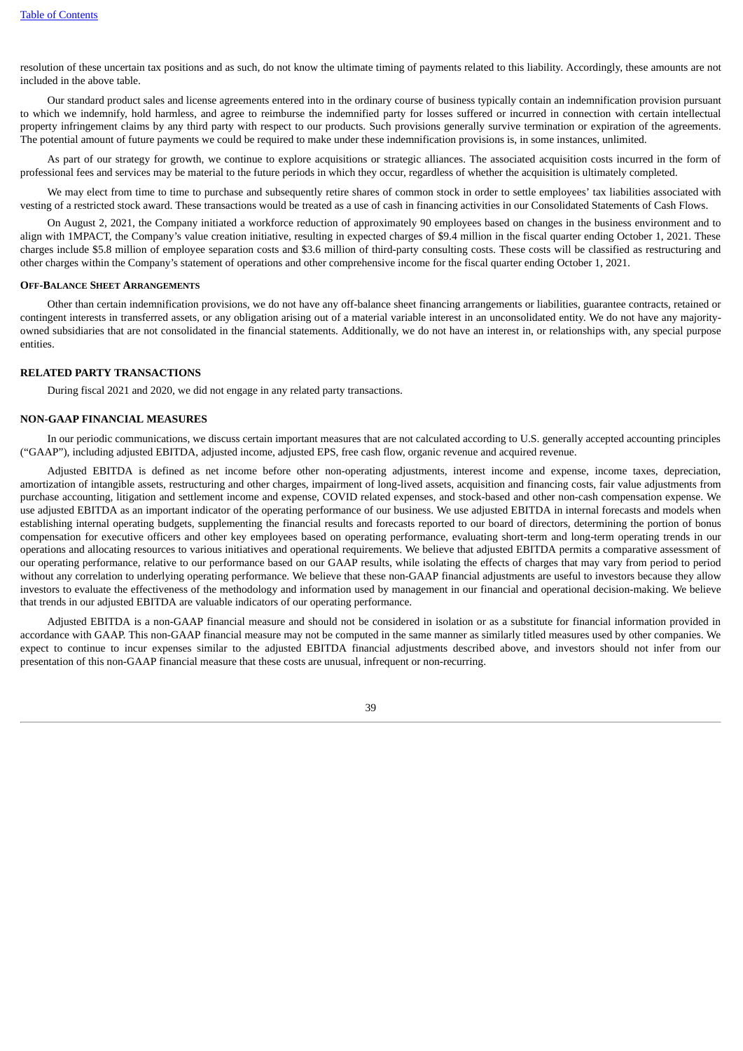resolution of these uncertain tax positions and as such, do not know the ultimate timing of payments related to this liability. Accordingly, these amounts are not included in the above table.

Our standard product sales and license agreements entered into in the ordinary course of business typically contain an indemnification provision pursuant to which we indemnify, hold harmless, and agree to reimburse the indemnified party for losses suffered or incurred in connection with certain intellectual property infringement claims by any third party with respect to our products. Such provisions generally survive termination or expiration of the agreements. The potential amount of future payments we could be required to make under these indemnification provisions is, in some instances, unlimited.

As part of our strategy for growth, we continue to explore acquisitions or strategic alliances. The associated acquisition costs incurred in the form of professional fees and services may be material to the future periods in which they occur, regardless of whether the acquisition is ultimately completed.

We may elect from time to time to purchase and subsequently retire shares of common stock in order to settle employees' tax liabilities associated with vesting of a restricted stock award. These transactions would be treated as a use of cash in financing activities in our Consolidated Statements of Cash Flows.

On August 2, 2021, the Company initiated a workforce reduction of approximately 90 employees based on changes in the business environment and to align with 1MPACT, the Company's value creation initiative, resulting in expected charges of $9.4 million in the fiscal quarter ending October 1, 2021. These charges include $5.8 million of employee separation costs and $3.6 million of third-party consulting costs. These costs will be classified as restructuring and other charges within the Company's statement of operations and other comprehensive income for the fiscal quarter ending October 1, 2021.

#### OFF-BALANCE SHEET ARRANGEMENTS

Other than certain indemnification provisions, we do not have any off-balance sheet financing arrangements or liabilities, guarantee contracts, retained or contingent interests in transferred assets, or any obligation arising out of a material variable interest in an unconsolidated entity. We do not have any majority-owned subsidiaries that are not consolidated in the financial statements. Additionally, we do not have an interest in, or relationships with, any special purpose entities.

### RELATED PARTY TRANSACTIONS

During fiscal 2021 and 2020, we did not engage in any related party transactions.

### NON-GAAP FINANCIAL MEASURES

In our periodic communications, we discuss certain important measures that are not calculated according to U.S. generally accepted accounting principles ("GAAP"), including adjusted EBITDA, adjusted income, adjusted EPS, free cash flow, organic revenue and acquired revenue.

Adjusted EBITDA is defined as net income before other non-operating adjustments, interest income and expense, income taxes, depreciation, amortization of intangible assets, restructuring and other charges, impairment of long-lived assets, acquisition and financing costs, fair value adjustments from purchase accounting, litigation and settlement income and expense, COVID related expenses, and stock-based and other non-cash compensation expense. We use adjusted EBITDA as an important indicator of the operating performance of our business. We use adjusted EBITDA in internal forecasts and models when establishing internal operating budgets, supplementing the financial results and forecasts reported to our board of directors, determining the portion of bonus compensation for executive officers and other key employees based on operating performance, evaluating short-term and long-term operating trends in our operations and allocating resources to various initiatives and operational requirements. We believe that adjusted EBITDA permits a comparative assessment of our operating performance, relative to our performance based on our GAAP results, while isolating the effects of charges that may vary from period to period without any correlation to underlying operating performance. We believe that these non-GAAP financial adjustments are useful to investors because they allow investors to evaluate the effectiveness of the methodology and information used by management in our financial and operational decision-making. We believe that trends in our adjusted EBITDA are valuable indicators of our operating performance.

Adjusted EBITDA is a non-GAAP financial measure and should not be considered in isolation or as a substitute for financial information provided in accordance with GAAP. This non-GAAP financial measure may not be computed in the same manner as similarly titled measures used by other companies. We expect to continue to incur expenses similar to the adjusted EBITDA financial adjustments described above, and investors should not infer from our presentation of this non-GAAP financial measure that these costs are unusual, infrequent or non-recurring.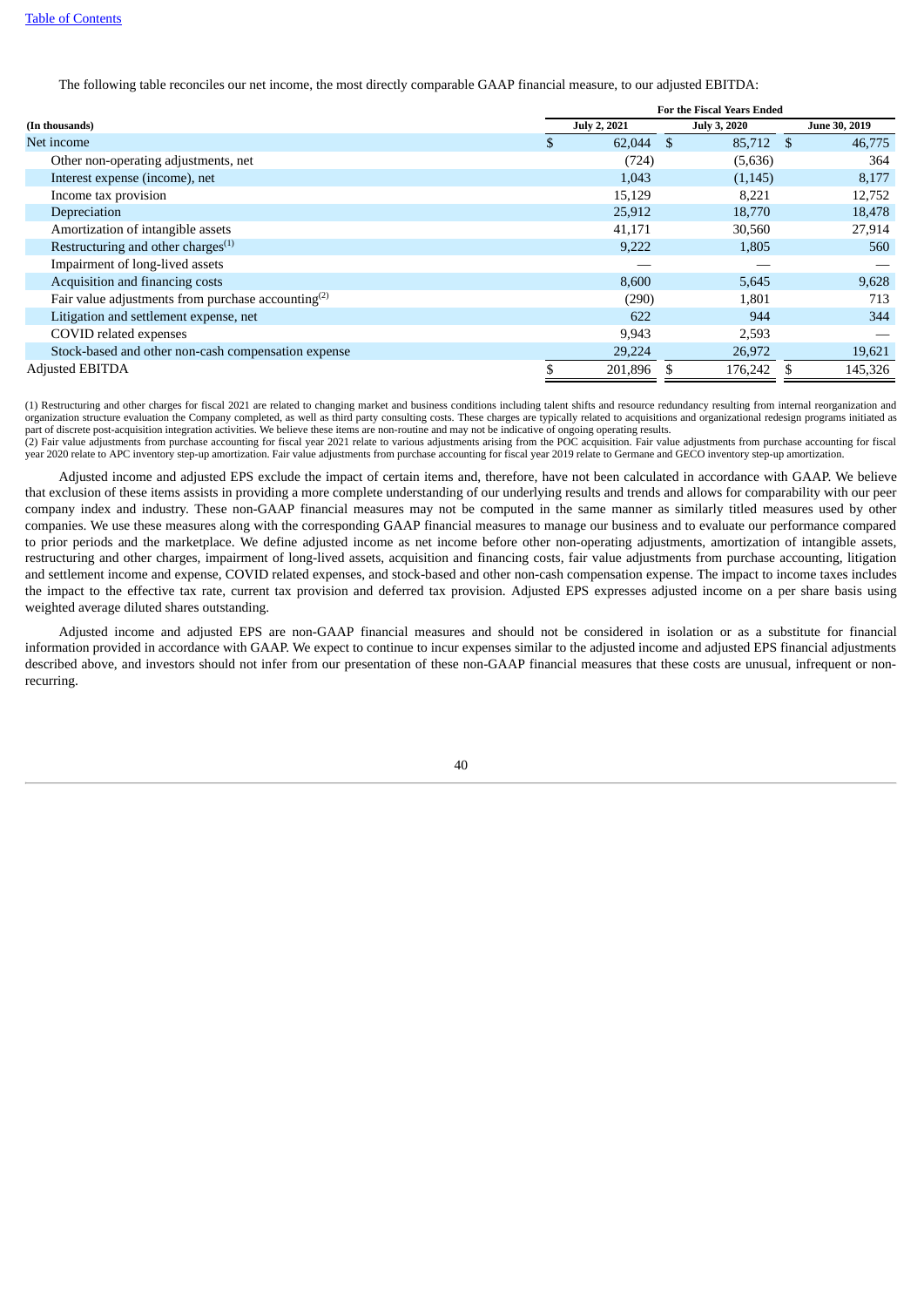The following table reconciles our net income, the most directly comparable GAAP financial measure, to our adjusted EBITDA:

| (In thousands) | For the Fiscal Years Ended | | |
|---|---|---|---|
| | July 2, 2021 | July 3, 2020 | June 30, 2019 |
| Net income | $ 62,044 | $ 85,712 | $ 46,775 |
| Other non-operating adjustments, net | (724) | (5,636) | 364 |
| Interest expense (income), net | 1,043 | (1,145) | 8,177 |
| Income tax provision | 15,129 | 8,221 | 12,752 |
| Depreciation | 25,912 | 18,770 | 18,478 |
| Amortization of intangible assets | 41,171 | 30,560 | 27,914 |
| Restructuring and other charges(1) | 9,222 | 1,805 | 560 |
| Impairment of long-lived assets | — | — | — |
| Acquisition and financing costs | 8,600 | 5,645 | 9,628 |
| Fair value adjustments from purchase accounting(2) | (290) | 1,801 | 713 |
| Litigation and settlement expense, net | 622 | 944 | 344 |
| COVID related expenses | 9,943 | 2,593 | — |
| Stock-based and other non-cash compensation expense | 29,224 | 26,972 | 19,621 |
| Adjusted EBITDA | $ 201,896 | $ 176,242 | $ 145,326 |

(1) Restructuring and other charges for fiscal 2021 are related to changing market and business conditions including talent shifts and resource redundancy resulting from internal reorganization and organization structure evaluation the Company completed, as well as third party consulting costs. These charges are typically related to acquisitions and organizational redesign programs initiated as part of discrete post-acquisition integration activities. We believe these items are non-routine and may not be indicative of ongoing operating results.
(2) Fair value adjustments from purchase accounting for fiscal year 2021 relate to various adjustments arising from the POC acquisition. Fair value adjustments from purchase accounting for fiscal year 2020 relate to APC inventory step-up amortization. Fair value adjustments from purchase accounting for fiscal year 2019 relate to Germane and GECO inventory step-up amortization.

Adjusted income and adjusted EPS exclude the impact of certain items and, therefore, have not been calculated in accordance with GAAP. We believe that exclusion of these items assists in providing a more complete understanding of our underlying results and trends and allows for comparability with our peer company index and industry. These non-GAAP financial measures may not be computed in the same manner as similarly titled measures used by other companies. We use these measures along with the corresponding GAAP financial measures to manage our business and to evaluate our performance compared to prior periods and the marketplace. We define adjusted income as net income before other non-operating adjustments, amortization of intangible assets, restructuring and other charges, impairment of long-lived assets, acquisition and financing costs, fair value adjustments from purchase accounting, litigation and settlement income and expense, COVID related expenses, and stock-based and other non-cash compensation expense. The impact to income taxes includes the impact to the effective tax rate, current tax provision and deferred tax provision. Adjusted EPS expresses adjusted income on a per share basis using weighted average diluted shares outstanding.

Adjusted income and adjusted EPS are non-GAAP financial measures and should not be considered in isolation or as a substitute for financial information provided in accordance with GAAP. We expect to continue to incur expenses similar to the adjusted income and adjusted EPS financial adjustments described above, and investors should not infer from our presentation of these non-GAAP financial measures that these costs are unusual, infrequent or non-recurring.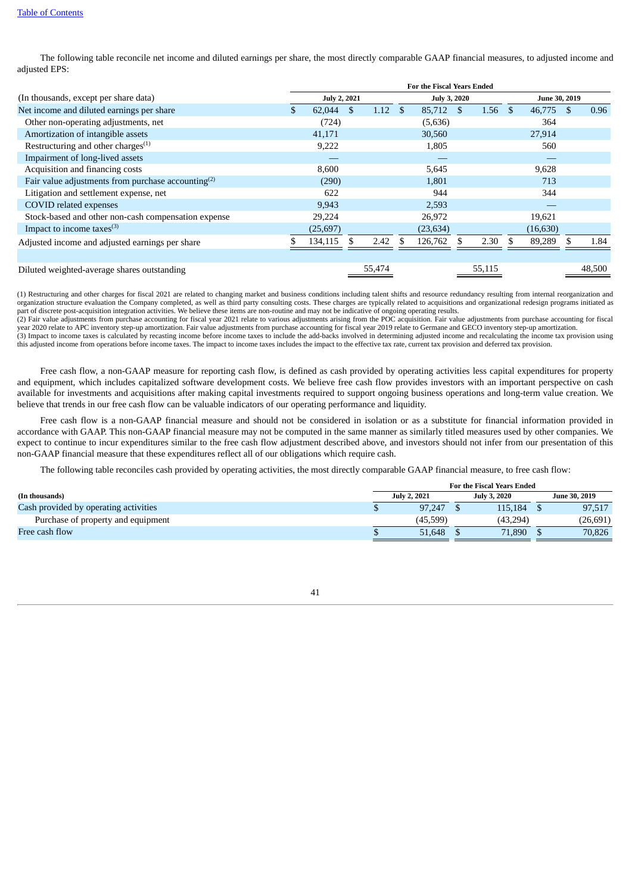[Table of Contents](#)

The following table reconcile net income and diluted earnings per share, the most directly comparable GAAP financial measures, to adjusted income and adjusted EPS:

| | For the Fiscal Years Ended | | | | | |
|---|---|---|---|---|---|---|
| (In thousands, except per share data) | July 2, 2021 | | July 3, 2020 | | June 30, 2019 | |
| Net income and diluted earnings per share | $ 62,044 | $ 1.12 | $ 85,712 | $ 1.56 | $ 46,775 | $ 0.96 |
| Other non-operating adjustments, net | (724) | | (5,636) | | 364 | |
| Amortization of intangible assets | 41,171 | | 30,560 | | 27,914 | |
| Restructuring and other charges[(1)] | 9,222 | | 1,805 | | 560 | |
| Impairment of long-lived assets | — | | — | | — | |
| Acquisition and financing costs | 8,600 | | 5,645 | | 9,628 | |
| Fair value adjustments from purchase accounting[(2)] | (290) | | 1,801 | | 713 | |
| Litigation and settlement expense, net | 622 | | 944 | | 344 | |
| COVID related expenses | 9,943 | | 2,593 | | — | |
| Stock-based and other non-cash compensation expense | 29,224 | | 26,972 | | 19,621 | |
| Impact to income taxes[(3)] | (25,697) | | (23,634) | | (16,630) | |
| Adjusted income and adjusted earnings per share | $ 134,115 | $ 2.42 | $ 126,762 | $ 2.30 | $ 89,289 | $ 1.84 |
| | | | | | | |
| Diluted weighted-average shares outstanding | | 55,474 | | 55,115 | | 48,500 |

(1) Restructuring and other charges for fiscal 2021 are related to changing market and business conditions including talent shifts and resource redundancy resulting from internal reorganization and organization structure evaluation the Company completed, as well as third party consulting costs. These charges are typically related to acquisitions and organizational redesign programs initiated as part of discrete post-acquisition integration activities. We believe these items are non-routine and may not be indicative of ongoing operating results.
(2) Fair value adjustments from purchase accounting for fiscal year 2021 relate to various adjustments arising from the POC acquisition. Fair value adjustments from purchase accounting for fiscal year 2020 relate to APC inventory step-up amortization. Fair value adjustments from purchase accounting for fiscal year 2019 relate to Germane and GECO inventory step-up amortization.
(3) Impact to income taxes is calculated by recasting income before income taxes to include the add-backs involved in determining adjusted income and recalculating the income tax provision using this adjusted income from operations before income taxes. The impact to income taxes includes the impact to the effective tax rate, current tax provision and deferred tax provision.

Free cash flow, a non-GAAP measure for reporting cash flow, is defined as cash provided by operating activities less capital expenditures for property and equipment, which includes capitalized software development costs. We believe free cash flow provides investors with an important perspective on cash available for investments and acquisitions after making capital investments required to support ongoing business operations and long-term value creation. We believe that trends in our free cash flow can be valuable indicators of our operating performance and liquidity.

Free cash flow is a non-GAAP financial measure and should not be considered in isolation or as a substitute for financial information provided in accordance with GAAP. This non-GAAP financial measure may not be computed in the same manner as similarly titled measures used by other companies. We expect to continue to incur expenditures similar to the free cash flow adjustment described above, and investors should not infer from our presentation of this non-GAAP financial measure that these expenditures reflect all of our obligations which require cash.

The following table reconciles cash provided by operating activities, the most directly comparable GAAP financial measure, to free cash flow:

| | For the Fiscal Years Ended | | |
|---|---|---|---|
| **(In thousands)** | **July 2, 2021** | **July 3, 2020** | **June 30, 2019** |
| Cash provided by operating activities | $ 97,247 | $ 115,184 | $ 97,517 |
| Purchase of property and equipment | (45,599) | (43,294) | (26,691) |
| Free cash flow | $ 51,648 | $ 71,890 | $ 70,826 |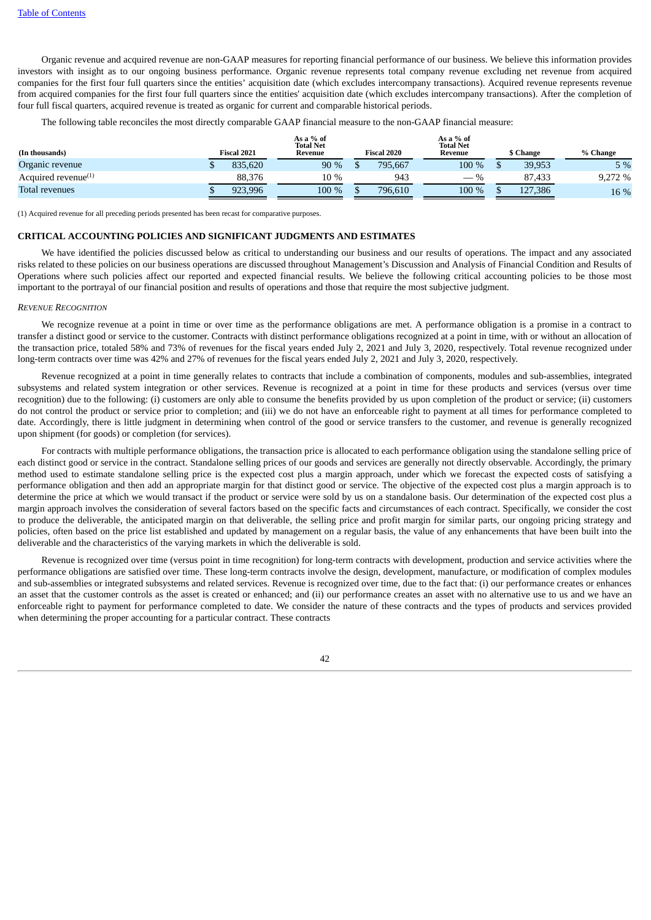Organic revenue and acquired revenue are non-GAAP measures for reporting financial performance of our business. We believe this information provides investors with insight as to our ongoing business performance. Organic revenue represents total company revenue excluding net revenue from acquired companies for the first four full quarters since the entities' acquisition date (which excludes intercompany transactions). Acquired revenue represents revenue from acquired companies for the first four full quarters since the entities' acquisition date (which excludes intercompany transactions). After the completion of four full fiscal quarters, acquired revenue is treated as organic for current and comparable historical periods.

The following table reconciles the most directly comparable GAAP financial measure to the non-GAAP financial measure:

| (In thousands) | Fiscal 2021 | As a % of Total Net Revenue | Fiscal 2020 | As a % of Total Net Revenue | $ Change | % Change |
|---|---|---|---|---|---|---|
| Organic revenue | $ 835,620 | 90 % | $ 795,667 | 100 % | $ 39,953 | 5 % |
| Acquired revenue[1] | 88,376 | 10 % | 943 | — % | 87,433 | 9,272 % |
| Total revenues | $ 923,996 | 100 % | $ 796,610 | 100 % | $ 127,386 | 16 % |

(1) Acquired revenue for all preceding periods presented has been recast for comparative purposes.

## CRITICAL ACCOUNTING POLICIES AND SIGNIFICANT JUDGMENTS AND ESTIMATES

We have identified the policies discussed below as critical to understanding our business and our results of operations. The impact and any associated risks related to these policies on our business operations are discussed throughout Management's Discussion and Analysis of Financial Condition and Results of Operations where such policies affect our reported and expected financial results. We believe the following critical accounting policies to be those most important to the portrayal of our financial position and results of operations and those that require the most subjective judgment.

*REVENUE RECOGNITION*

We recognize revenue at a point in time or over time as the performance obligations are met. A performance obligation is a promise in a contract to transfer a distinct good or service to the customer. Contracts with distinct performance obligations recognized at a point in time, with or without an allocation of the transaction price, totaled 58% and 73% of revenues for the fiscal years ended July 2, 2021 and July 3, 2020, respectively. Total revenue recognized under long-term contracts over time was 42% and 27% of revenues for the fiscal years ended July 2, 2021 and July 3, 2020, respectively.

Revenue recognized at a point in time generally relates to contracts that include a combination of components, modules and sub-assemblies, integrated subsystems and related system integration or other services. Revenue is recognized at a point in time for these products and services (versus over time recognition) due to the following: (i) customers are only able to consume the benefits provided by us upon completion of the product or service; (ii) customers do not control the product or service prior to completion; and (iii) we do not have an enforceable right to payment at all times for performance completed to date. Accordingly, there is little judgment in determining when control of the good or service transfers to the customer, and revenue is generally recognized upon shipment (for goods) or completion (for services).

For contracts with multiple performance obligations, the transaction price is allocated to each performance obligation using the standalone selling price of each distinct good or service in the contract. Standalone selling prices of our goods and services are generally not directly observable. Accordingly, the primary method used to estimate standalone selling price is the expected cost plus a margin approach, under which we forecast the expected costs of satisfying a performance obligation and then add an appropriate margin for that distinct good or service. The objective of the expected cost plus a margin approach is to determine the price at which we would transact if the product or service were sold by us on a standalone basis. Our determination of the expected cost plus a margin approach involves the consideration of several factors based on the specific facts and circumstances of each contract. Specifically, we consider the cost to produce the deliverable, the anticipated margin on that deliverable, the selling price and profit margin for similar parts, our ongoing pricing strategy and policies, often based on the price list established and updated by management on a regular basis, the value of any enhancements that have been built into the deliverable and the characteristics of the varying markets in which the deliverable is sold.

Revenue is recognized over time (versus point in time recognition) for long-term contracts with development, production and service activities where the performance obligations are satisfied over time. These long-term contracts involve the design, development, manufacture, or modification of complex modules and sub-assemblies or integrated subsystems and related services. Revenue is recognized over time, due to the fact that: (i) our performance creates or enhances an asset that the customer controls as the asset is created or enhanced; and (ii) our performance creates an asset with no alternative use to us and we have an enforceable right to payment for performance completed to date. We consider the nature of these contracts and the types of products and services provided when determining the proper accounting for a particular contract. These contracts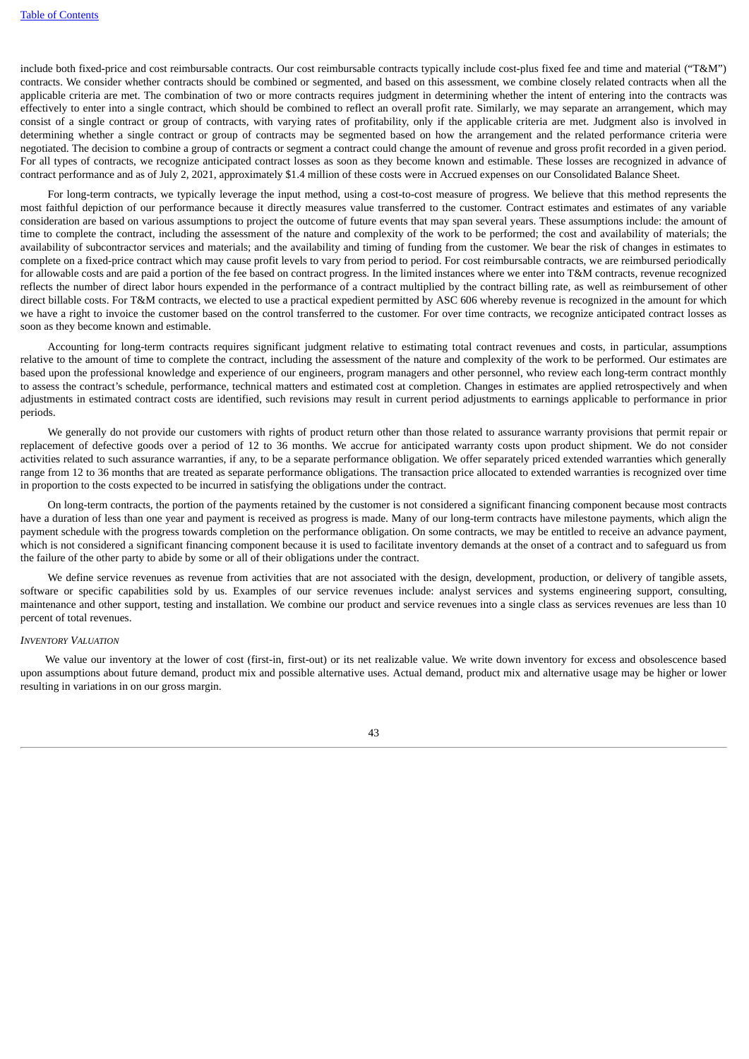include both fixed-price and cost reimbursable contracts. Our cost reimbursable contracts typically include cost-plus fixed fee and time and material ("T&M") contracts. We consider whether contracts should be combined or segmented, and based on this assessment, we combine closely related contracts when all the applicable criteria are met. The combination of two or more contracts requires judgment in determining whether the intent of entering into the contracts was effectively to enter into a single contract, which should be combined to reflect an overall profit rate. Similarly, we may separate an arrangement, which may consist of a single contract or group of contracts, with varying rates of profitability, only if the applicable criteria are met. Judgment also is involved in determining whether a single contract or group of contracts may be segmented based on how the arrangement and the related performance criteria were negotiated. The decision to combine a group of contracts or segment a contract could change the amount of revenue and gross profit recorded in a given period. For all types of contracts, we recognize anticipated contract losses as soon as they become known and estimable. These losses are recognized in advance of contract performance and as of July 2, 2021, approximately $1.4 million of these costs were in Accrued expenses on our Consolidated Balance Sheet.

For long-term contracts, we typically leverage the input method, using a cost-to-cost measure of progress. We believe that this method represents the most faithful depiction of our performance because it directly measures value transferred to the customer. Contract estimates and estimates of any variable consideration are based on various assumptions to project the outcome of future events that may span several years. These assumptions include: the amount of time to complete the contract, including the assessment of the nature and complexity of the work to be performed; the cost and availability of materials; the availability of subcontractor services and materials; and the availability and timing of funding from the customer. We bear the risk of changes in estimates to complete on a fixed-price contract which may cause profit levels to vary from period to period. For cost reimbursable contracts, we are reimbursed periodically for allowable costs and are paid a portion of the fee based on contract progress. In the limited instances where we enter into T&M contracts, revenue recognized reflects the number of direct labor hours expended in the performance of a contract multiplied by the contract billing rate, as well as reimbursement of other direct billable costs. For T&M contracts, we elected to use a practical expedient permitted by ASC 606 whereby revenue is recognized in the amount for which we have a right to invoice the customer based on the control transferred to the customer. For over time contracts, we recognize anticipated contract losses as soon as they become known and estimable.

Accounting for long-term contracts requires significant judgment relative to estimating total contract revenues and costs, in particular, assumptions relative to the amount of time to complete the contract, including the assessment of the nature and complexity of the work to be performed. Our estimates are based upon the professional knowledge and experience of our engineers, program managers and other personnel, who review each long-term contract monthly to assess the contract's schedule, performance, technical matters and estimated cost at completion. Changes in estimates are applied retrospectively and when adjustments in estimated contract costs are identified, such revisions may result in current period adjustments to earnings applicable to performance in prior periods.

We generally do not provide our customers with rights of product return other than those related to assurance warranty provisions that permit repair or replacement of defective goods over a period of 12 to 36 months. We accrue for anticipated warranty costs upon product shipment. We do not consider activities related to such assurance warranties, if any, to be a separate performance obligation. We offer separately priced extended warranties which generally range from 12 to 36 months that are treated as separate performance obligations. The transaction price allocated to extended warranties is recognized over time in proportion to the costs expected to be incurred in satisfying the obligations under the contract.

On long-term contracts, the portion of the payments retained by the customer is not considered a significant financing component because most contracts have a duration of less than one year and payment is received as progress is made. Many of our long-term contracts have milestone payments, which align the payment schedule with the progress towards completion on the performance obligation. On some contracts, we may be entitled to receive an advance payment, which is not considered a significant financing component because it is used to facilitate inventory demands at the onset of a contract and to safeguard us from the failure of the other party to abide by some or all of their obligations under the contract.

We define service revenues as revenue from activities that are not associated with the design, development, production, or delivery of tangible assets, software or specific capabilities sold by us. Examples of our service revenues include: analyst services and systems engineering support, consulting, maintenance and other support, testing and installation. We combine our product and service revenues into a single class as services revenues are less than 10 percent of total revenues.

*Inventory Valuation*

We value our inventory at the lower of cost (first-in, first-out) or its net realizable value. We write down inventory for excess and obsolescence based upon assumptions about future demand, product mix and possible alternative uses. Actual demand, product mix and alternative usage may be higher or lower resulting in variations in on our gross margin.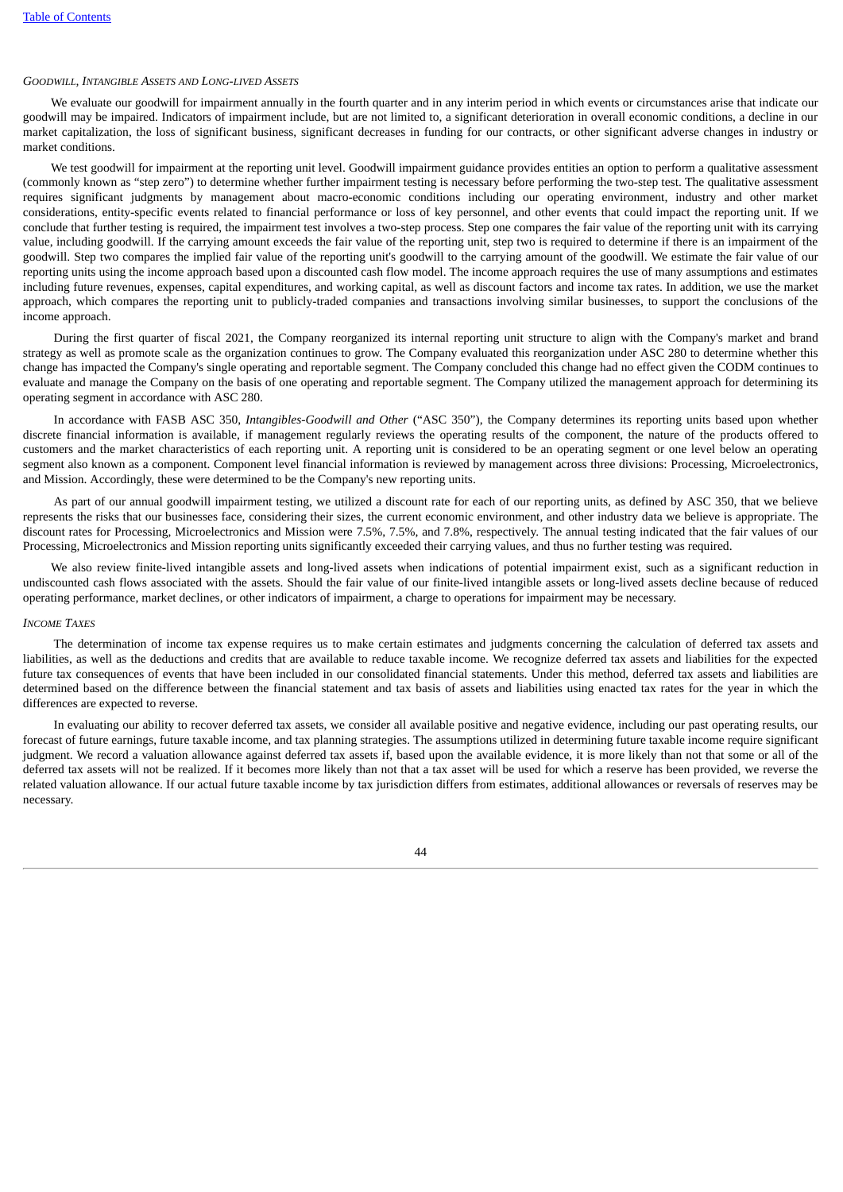*GOODWILL, INTANGIBLE ASSETS AND LONG-LIVED ASSETS*

We evaluate our goodwill for impairment annually in the fourth quarter and in any interim period in which events or circumstances arise that indicate our goodwill may be impaired. Indicators of impairment include, but are not limited to, a significant deterioration in overall economic conditions, a decline in our market capitalization, the loss of significant business, significant decreases in funding for our contracts, or other significant adverse changes in industry or market conditions.

We test goodwill for impairment at the reporting unit level. Goodwill impairment guidance provides entities an option to perform a qualitative assessment (commonly known as "step zero") to determine whether further impairment testing is necessary before performing the two-step test. The qualitative assessment requires significant judgments by management about macro-economic conditions including our operating environment, industry and other market considerations, entity-specific events related to financial performance or loss of key personnel, and other events that could impact the reporting unit. If we conclude that further testing is required, the impairment test involves a two-step process. Step one compares the fair value of the reporting unit with its carrying value, including goodwill. If the carrying amount exceeds the fair value of the reporting unit, step two is required to determine if there is an impairment of the goodwill. Step two compares the implied fair value of the reporting unit's goodwill to the carrying amount of the goodwill. We estimate the fair value of our reporting units using the income approach based upon a discounted cash flow model. The income approach requires the use of many assumptions and estimates including future revenues, expenses, capital expenditures, and working capital, as well as discount factors and income tax rates. In addition, we use the market approach, which compares the reporting unit to publicly-traded companies and transactions involving similar businesses, to support the conclusions of the income approach.

During the first quarter of fiscal 2021, the Company reorganized its internal reporting unit structure to align with the Company's market and brand strategy as well as promote scale as the organization continues to grow. The Company evaluated this reorganization under ASC 280 to determine whether this change has impacted the Company's single operating and reportable segment. The Company concluded this change had no effect given the CODM continues to evaluate and manage the Company on the basis of one operating and reportable segment. The Company utilized the management approach for determining its operating segment in accordance with ASC 280.

In accordance with FASB ASC 350, *Intangibles-Goodwill and Other* ("ASC 350"), the Company determines its reporting units based upon whether discrete financial information is available, if management regularly reviews the operating results of the component, the nature of the products offered to customers and the market characteristics of each reporting unit. A reporting unit is considered to be an operating segment or one level below an operating segment also known as a component. Component level financial information is reviewed by management across three divisions: Processing, Microelectronics, and Mission. Accordingly, these were determined to be the Company's new reporting units.

As part of our annual goodwill impairment testing, we utilized a discount rate for each of our reporting units, as defined by ASC 350, that we believe represents the risks that our businesses face, considering their sizes, the current economic environment, and other industry data we believe is appropriate. The discount rates for Processing, Microelectronics and Mission were 7.5%, 7.5%, and 7.8%, respectively. The annual testing indicated that the fair values of our Processing, Microelectronics and Mission reporting units significantly exceeded their carrying values, and thus no further testing was required.

We also review finite-lived intangible assets and long-lived assets when indications of potential impairment exist, such as a significant reduction in undiscounted cash flows associated with the assets. Should the fair value of our finite-lived intangible assets or long-lived assets decline because of reduced operating performance, market declines, or other indicators of impairment, a charge to operations for impairment may be necessary.

*INCOME TAXES*

The determination of income tax expense requires us to make certain estimates and judgments concerning the calculation of deferred tax assets and liabilities, as well as the deductions and credits that are available to reduce taxable income. We recognize deferred tax assets and liabilities for the expected future tax consequences of events that have been included in our consolidated financial statements. Under this method, deferred tax assets and liabilities are determined based on the difference between the financial statement and tax basis of assets and liabilities using enacted tax rates for the year in which the differences are expected to reverse.

In evaluating our ability to recover deferred tax assets, we consider all available positive and negative evidence, including our past operating results, our forecast of future earnings, future taxable income, and tax planning strategies. The assumptions utilized in determining future taxable income require significant judgment. We record a valuation allowance against deferred tax assets if, based upon the available evidence, it is more likely than not that some or all of the deferred tax assets will not be realized. If it becomes more likely than not that a tax asset will be used for which a reserve has been provided, we reverse the related valuation allowance. If our actual future taxable income by tax jurisdiction differs from estimates, additional allowances or reversals of reserves may be necessary.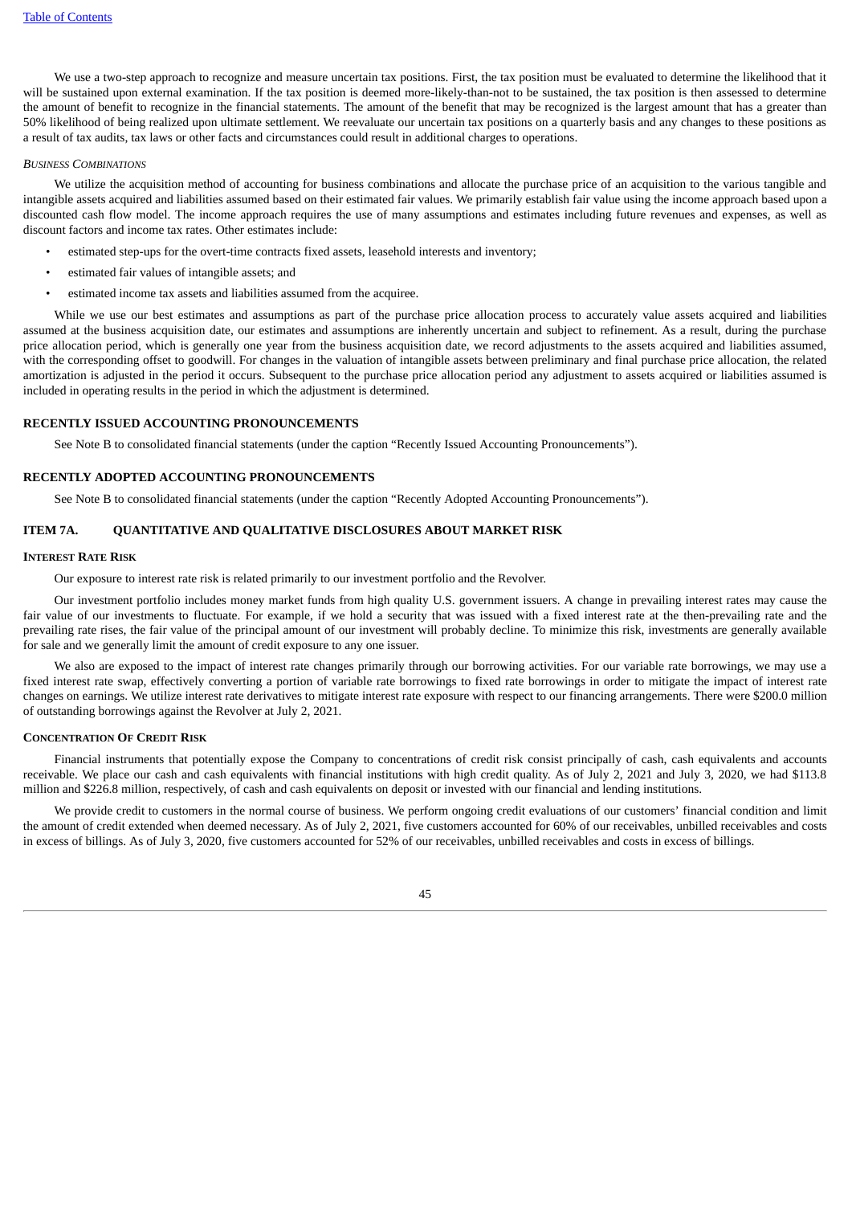We use a two-step approach to recognize and measure uncertain tax positions. First, the tax position must be evaluated to determine the likelihood that it will be sustained upon external examination. If the tax position is deemed more-likely-than-not to be sustained, the tax position is then assessed to determine the amount of benefit to recognize in the financial statements. The amount of the benefit that may be recognized is the largest amount that has a greater than 50% likelihood of being realized upon ultimate settlement. We reevaluate our uncertain tax positions on a quarterly basis and any changes to these positions as a result of tax audits, tax laws or other facts and circumstances could result in additional charges to operations.

*Business Combinations*

We utilize the acquisition method of accounting for business combinations and allocate the purchase price of an acquisition to the various tangible and intangible assets acquired and liabilities assumed based on their estimated fair values. We primarily establish fair value using the income approach based upon a discounted cash flow model. The income approach requires the use of many assumptions and estimates including future revenues and expenses, as well as discount factors and income tax rates. Other estimates include:

- estimated step-ups for the overt-time contracts fixed assets, leasehold interests and inventory;
- estimated fair values of intangible assets; and
- estimated income tax assets and liabilities assumed from the acquiree.

While we use our best estimates and assumptions as part of the purchase price allocation process to accurately value assets acquired and liabilities assumed at the business acquisition date, our estimates and assumptions are inherently uncertain and subject to refinement. As a result, during the purchase price allocation period, which is generally one year from the business acquisition date, we record adjustments to the assets acquired and liabilities assumed, with the corresponding offset to goodwill. For changes in the valuation of intangible assets between preliminary and final purchase price allocation, the related amortization is adjusted in the period it occurs. Subsequent to the purchase price allocation period any adjustment to assets acquired or liabilities assumed is included in operating results in the period in which the adjustment is determined.

## RECENTLY ISSUED ACCOUNTING PRONOUNCEMENTS

See Note B to consolidated financial statements (under the caption "Recently Issued Accounting Pronouncements").

## RECENTLY ADOPTED ACCOUNTING PRONOUNCEMENTS

See Note B to consolidated financial statements (under the caption "Recently Adopted Accounting Pronouncements").

## ITEM 7A. QUANTITATIVE AND QUALITATIVE DISCLOSURES ABOUT MARKET RISK

### Interest Rate Risk

Our exposure to interest rate risk is related primarily to our investment portfolio and the Revolver.

Our investment portfolio includes money market funds from high quality U.S. government issuers. A change in prevailing interest rates may cause the fair value of our investments to fluctuate. For example, if we hold a security that was issued with a fixed interest rate at the then-prevailing rate and the prevailing rate rises, the fair value of the principal amount of our investment will probably decline. To minimize this risk, investments are generally available for sale and we generally limit the amount of credit exposure to any one issuer.

We also are exposed to the impact of interest rate changes primarily through our borrowing activities. For our variable rate borrowings, we may use a fixed interest rate swap, effectively converting a portion of variable rate borrowings to fixed rate borrowings in order to mitigate the impact of interest rate changes on earnings. We utilize interest rate derivatives to mitigate interest rate exposure with respect to our financing arrangements. There were $200.0 million of outstanding borrowings against the Revolver at July 2, 2021.

### Concentration Of Credit Risk

Financial instruments that potentially expose the Company to concentrations of credit risk consist principally of cash, cash equivalents and accounts receivable. We place our cash and cash equivalents with financial institutions with high credit quality. As of July 2, 2021 and July 3, 2020, we had $113.8 million and $226.8 million, respectively, of cash and cash equivalents on deposit or invested with our financial and lending institutions.

We provide credit to customers in the normal course of business. We perform ongoing credit evaluations of our customers' financial condition and limit the amount of credit extended when deemed necessary. As of July 2, 2021, five customers accounted for 60% of our receivables, unbilled receivables and costs in excess of billings. As of July 3, 2020, five customers accounted for 52% of our receivables, unbilled receivables and costs in excess of billings.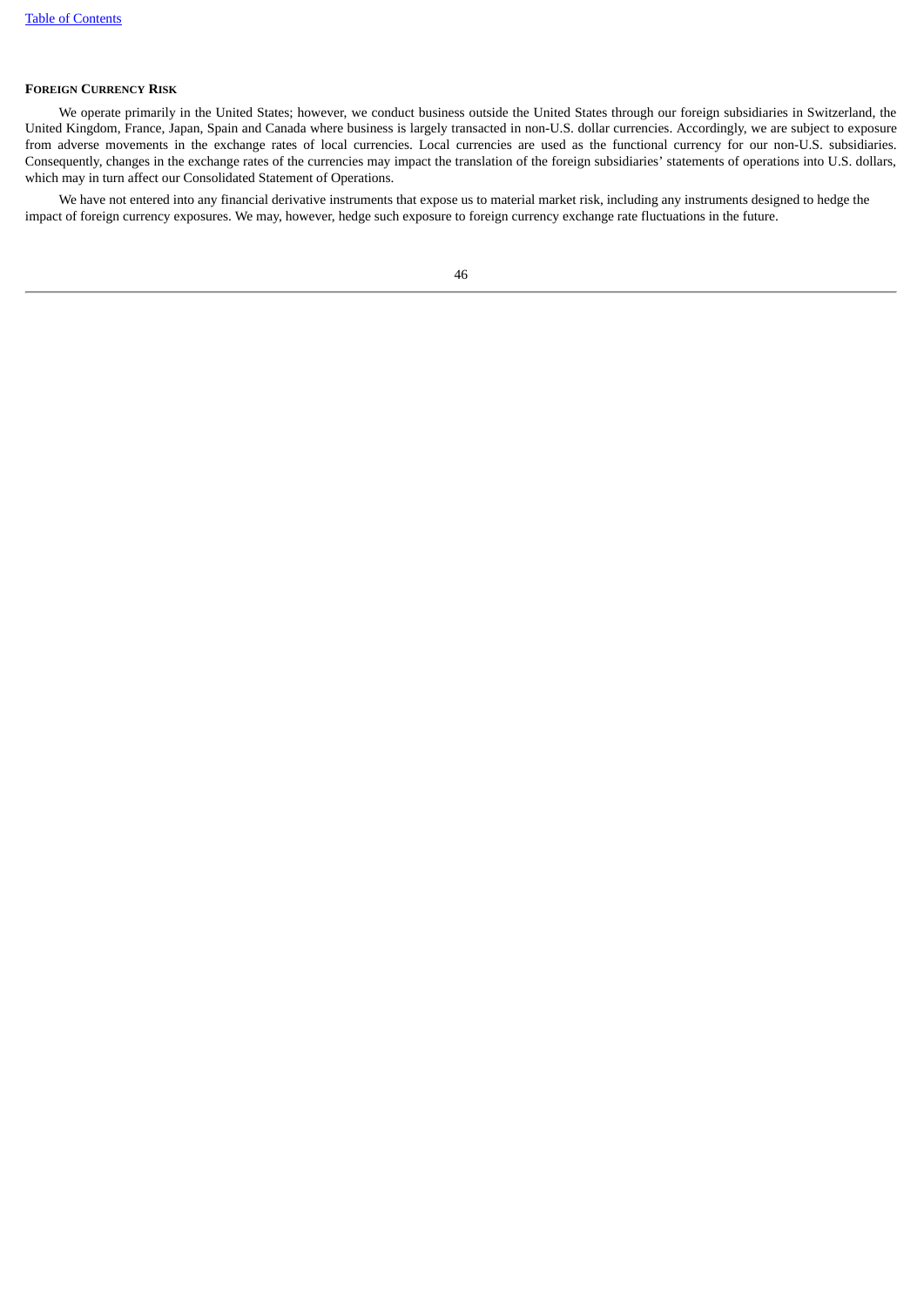#### Foreign Currency Risk

We operate primarily in the United States; however, we conduct business outside the United States through our foreign subsidiaries in Switzerland, the United Kingdom, France, Japan, Spain and Canada where business is largely transacted in non-U.S. dollar currencies. Accordingly, we are subject to exposure from adverse movements in the exchange rates of local currencies. Local currencies are used as the functional currency for our non-U.S. subsidiaries. Consequently, changes in the exchange rates of the currencies may impact the translation of the foreign subsidiaries' statements of operations into U.S. dollars, which may in turn affect our Consolidated Statement of Operations.

We have not entered into any financial derivative instruments that expose us to material market risk, including any instruments designed to hedge the impact of foreign currency exposures. We may, however, hedge such exposure to foreign currency exchange rate fluctuations in the future.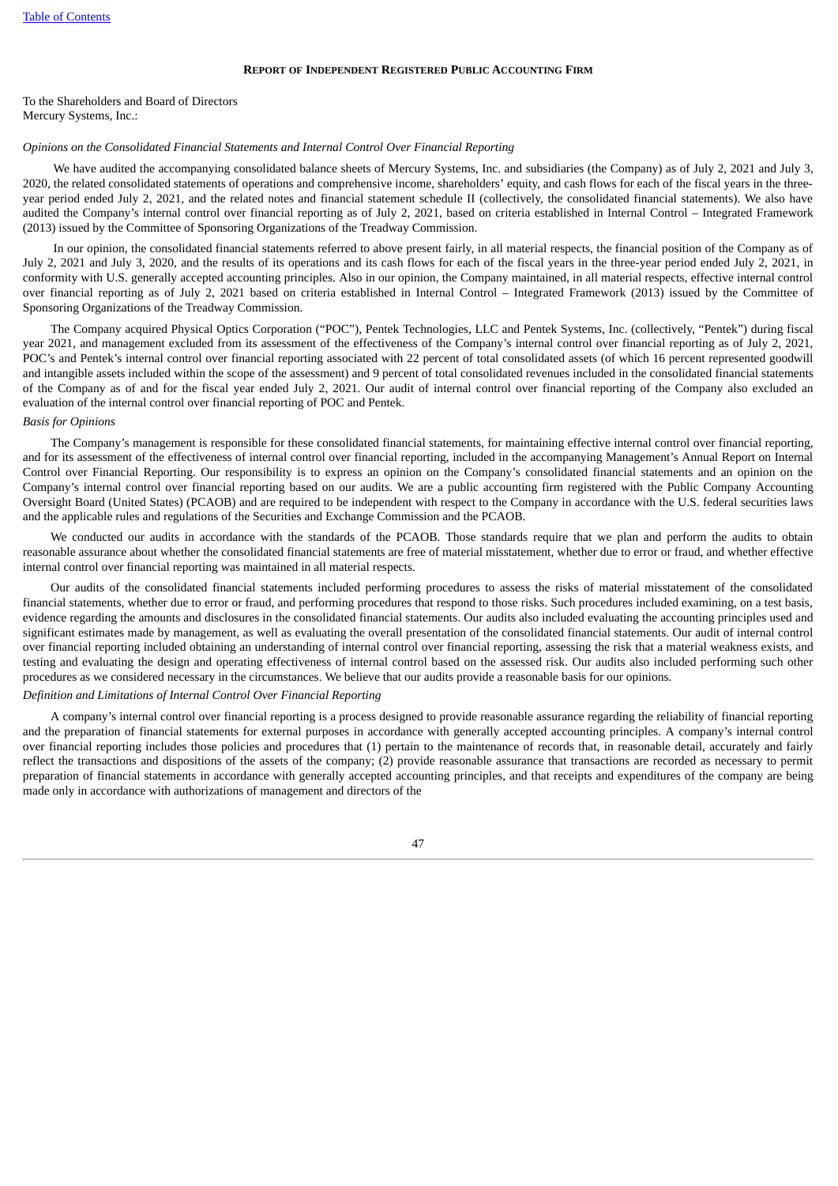## Report of Independent Registered Public Accounting Firm

To the Shareholders and Board of Directors
Mercury Systems, Inc.:

*Opinions on the Consolidated Financial Statements and Internal Control Over Financial Reporting*

We have audited the accompanying consolidated balance sheets of Mercury Systems, Inc. and subsidiaries (the Company) as of July 2, 2021 and July 3, 2020, the related consolidated statements of operations and comprehensive income, shareholders' equity, and cash flows for each of the fiscal years in the three-year period ended July 2, 2021, and the related notes and financial statement schedule II (collectively, the consolidated financial statements). We also have audited the Company's internal control over financial reporting as of July 2, 2021, based on criteria established in Internal Control – Integrated Framework (2013) issued by the Committee of Sponsoring Organizations of the Treadway Commission.

In our opinion, the consolidated financial statements referred to above present fairly, in all material respects, the financial position of the Company as of July 2, 2021 and July 3, 2020, and the results of its operations and its cash flows for each of the fiscal years in the three-year period ended July 2, 2021, in conformity with U.S. generally accepted accounting principles. Also in our opinion, the Company maintained, in all material respects, effective internal control over financial reporting as of July 2, 2021 based on criteria established in Internal Control – Integrated Framework (2013) issued by the Committee of Sponsoring Organizations of the Treadway Commission.

The Company acquired Physical Optics Corporation ("POC"), Pentek Technologies, LLC and Pentek Systems, Inc. (collectively, "Pentek") during fiscal year 2021, and management excluded from its assessment of the effectiveness of the Company's internal control over financial reporting as of July 2, 2021, POC's and Pentek's internal control over financial reporting associated with 22 percent of total consolidated assets (of which 16 percent represented goodwill and intangible assets included within the scope of the assessment) and 9 percent of total consolidated revenues included in the consolidated financial statements of the Company as of and for the fiscal year ended July 2, 2021. Our audit of internal control over financial reporting of the Company also excluded an evaluation of the internal control over financial reporting of POC and Pentek.

*Basis for Opinions*

The Company's management is responsible for these consolidated financial statements, for maintaining effective internal control over financial reporting, and for its assessment of the effectiveness of internal control over financial reporting, included in the accompanying Management's Annual Report on Internal Control over Financial Reporting. Our responsibility is to express an opinion on the Company's consolidated financial statements and an opinion on the Company's internal control over financial reporting based on our audits. We are a public accounting firm registered with the Public Company Accounting Oversight Board (United States) (PCAOB) and are required to be independent with respect to the Company in accordance with the U.S. federal securities laws and the applicable rules and regulations of the Securities and Exchange Commission and the PCAOB.

We conducted our audits in accordance with the standards of the PCAOB. Those standards require that we plan and perform the audits to obtain reasonable assurance about whether the consolidated financial statements are free of material misstatement, whether due to error or fraud, and whether effective internal control over financial reporting was maintained in all material respects.

Our audits of the consolidated financial statements included performing procedures to assess the risks of material misstatement of the consolidated financial statements, whether due to error or fraud, and performing procedures that respond to those risks. Such procedures included examining, on a test basis, evidence regarding the amounts and disclosures in the consolidated financial statements. Our audits also included evaluating the accounting principles used and significant estimates made by management, as well as evaluating the overall presentation of the consolidated financial statements. Our audit of internal control over financial reporting included obtaining an understanding of internal control over financial reporting, assessing the risk that a material weakness exists, and testing and evaluating the design and operating effectiveness of internal control based on the assessed risk. Our audits also included performing such other procedures as we considered necessary in the circumstances. We believe that our audits provide a reasonable basis for our opinions.

*Definition and Limitations of Internal Control Over Financial Reporting*

A company's internal control over financial reporting is a process designed to provide reasonable assurance regarding the reliability of financial reporting and the preparation of financial statements for external purposes in accordance with generally accepted accounting principles. A company's internal control over financial reporting includes those policies and procedures that (1) pertain to the maintenance of records that, in reasonable detail, accurately and fairly reflect the transactions and dispositions of the assets of the company; (2) provide reasonable assurance that transactions are recorded as necessary to permit preparation of financial statements in accordance with generally accepted accounting principles, and that receipts and expenditures of the company are being made only in accordance with authorizations of management and directors of the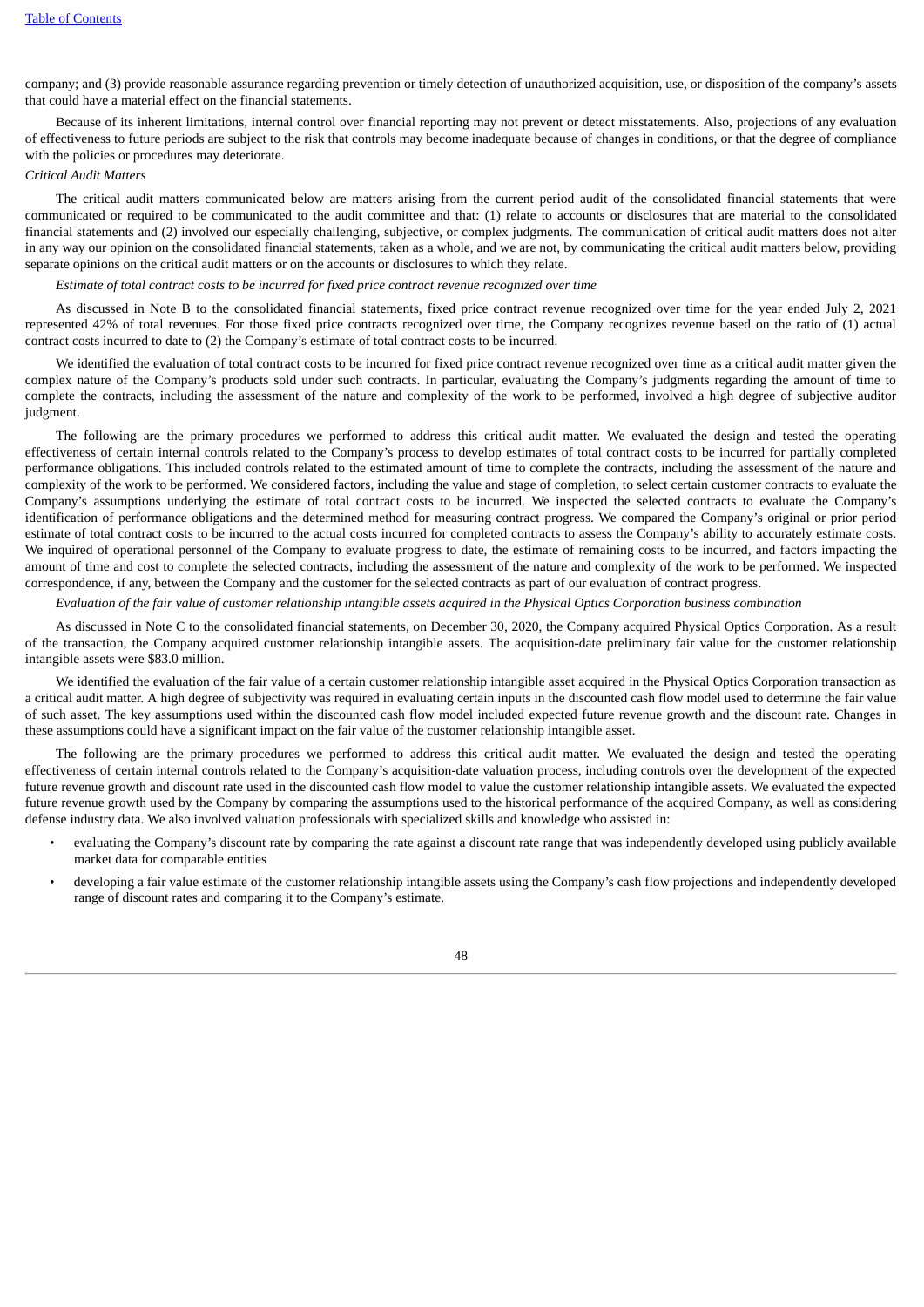company; and (3) provide reasonable assurance regarding prevention or timely detection of unauthorized acquisition, use, or disposition of the company's assets that could have a material effect on the financial statements.

Because of its inherent limitations, internal control over financial reporting may not prevent or detect misstatements. Also, projections of any evaluation of effectiveness to future periods are subject to the risk that controls may become inadequate because of changes in conditions, or that the degree of compliance with the policies or procedures may deteriorate.

*Critical Audit Matters*

The critical audit matters communicated below are matters arising from the current period audit of the consolidated financial statements that were communicated or required to be communicated to the audit committee and that: (1) relate to accounts or disclosures that are material to the consolidated financial statements and (2) involved our especially challenging, subjective, or complex judgments. The communication of critical audit matters does not alter in any way our opinion on the consolidated financial statements, taken as a whole, and we are not, by communicating the critical audit matters below, providing separate opinions on the critical audit matters or on the accounts or disclosures to which they relate.

*Estimate of total contract costs to be incurred for fixed price contract revenue recognized over time*

As discussed in Note B to the consolidated financial statements, fixed price contract revenue recognized over time for the year ended July 2, 2021 represented 42% of total revenues. For those fixed price contracts recognized over time, the Company recognizes revenue based on the ratio of (1) actual contract costs incurred to date to (2) the Company's estimate of total contract costs to be incurred.

We identified the evaluation of total contract costs to be incurred for fixed price contract revenue recognized over time as a critical audit matter given the complex nature of the Company's products sold under such contracts. In particular, evaluating the Company's judgments regarding the amount of time to complete the contracts, including the assessment of the nature and complexity of the work to be performed, involved a high degree of subjective auditor judgment.

The following are the primary procedures we performed to address this critical audit matter. We evaluated the design and tested the operating effectiveness of certain internal controls related to the Company's process to develop estimates of total contract costs to be incurred for partially completed performance obligations. This included controls related to the estimated amount of time to complete the contracts, including the assessment of the nature and complexity of the work to be performed. We considered factors, including the value and stage of completion, to select certain customer contracts to evaluate the Company's assumptions underlying the estimate of total contract costs to be incurred. We inspected the selected contracts to evaluate the Company's identification of performance obligations and the determined method for measuring contract progress. We compared the Company's original or prior period estimate of total contract costs to be incurred to the actual costs incurred for completed contracts to assess the Company's ability to accurately estimate costs. We inquired of operational personnel of the Company to evaluate progress to date, the estimate of remaining costs to be incurred, and factors impacting the amount of time and cost to complete the selected contracts, including the assessment of the nature and complexity of the work to be performed. We inspected correspondence, if any, between the Company and the customer for the selected contracts as part of our evaluation of contract progress.

*Evaluation of the fair value of customer relationship intangible assets acquired in the Physical Optics Corporation business combination*

As discussed in Note C to the consolidated financial statements, on December 30, 2020, the Company acquired Physical Optics Corporation. As a result of the transaction, the Company acquired customer relationship intangible assets. The acquisition-date preliminary fair value for the customer relationship intangible assets were $83.0 million.

We identified the evaluation of the fair value of a certain customer relationship intangible asset acquired in the Physical Optics Corporation transaction as a critical audit matter. A high degree of subjectivity was required in evaluating certain inputs in the discounted cash flow model used to determine the fair value of such asset. The key assumptions used within the discounted cash flow model included expected future revenue growth and the discount rate. Changes in these assumptions could have a significant impact on the fair value of the customer relationship intangible asset.

The following are the primary procedures we performed to address this critical audit matter. We evaluated the design and tested the operating effectiveness of certain internal controls related to the Company's acquisition-date valuation process, including controls over the development of the expected future revenue growth and discount rate used in the discounted cash flow model to value the customer relationship intangible assets. We evaluated the expected future revenue growth used by the Company by comparing the assumptions used to the historical performance of the acquired Company, as well as considering defense industry data. We also involved valuation professionals with specialized skills and knowledge who assisted in:

- evaluating the Company's discount rate by comparing the rate against a discount rate range that was independently developed using publicly available market data for comparable entities
- developing a fair value estimate of the customer relationship intangible assets using the Company's cash flow projections and independently developed range of discount rates and comparing it to the Company's estimate.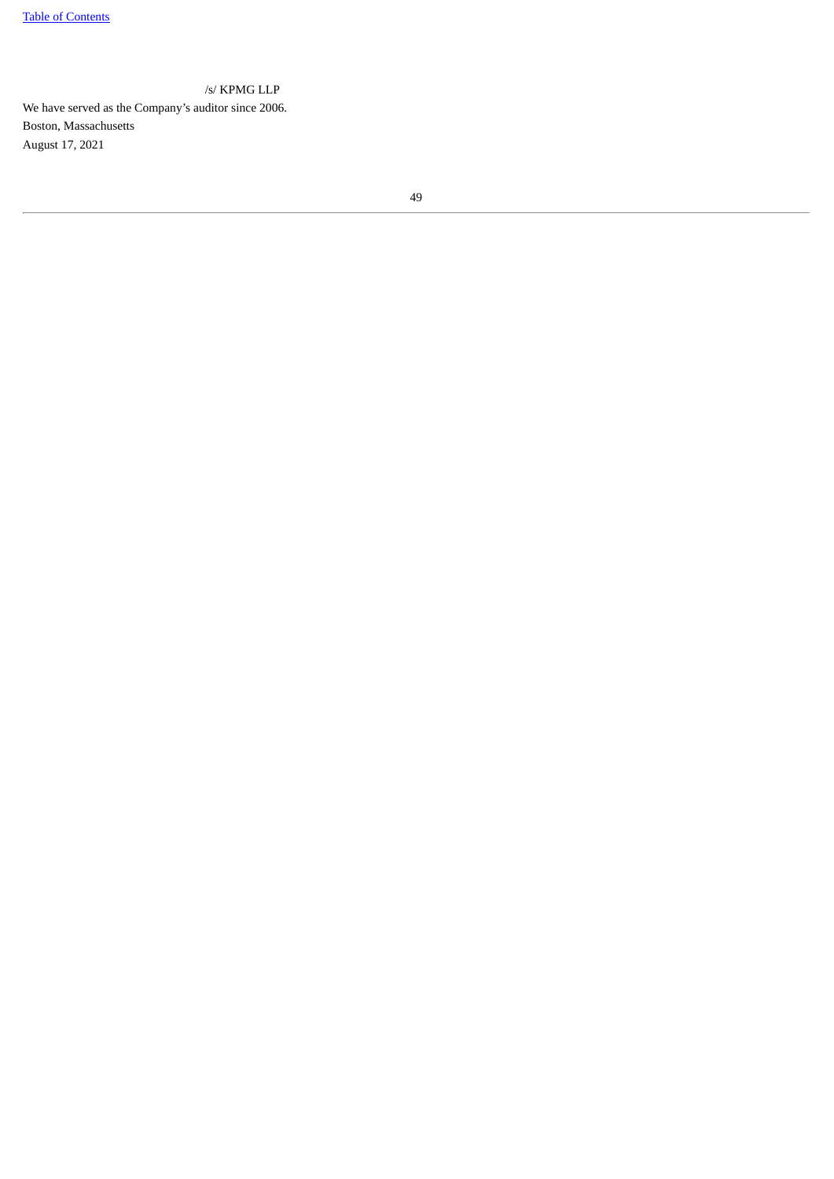/s/ KPMG LLP

We have served as the Company's auditor since 2006.

Boston, Massachusetts

August 17, 2021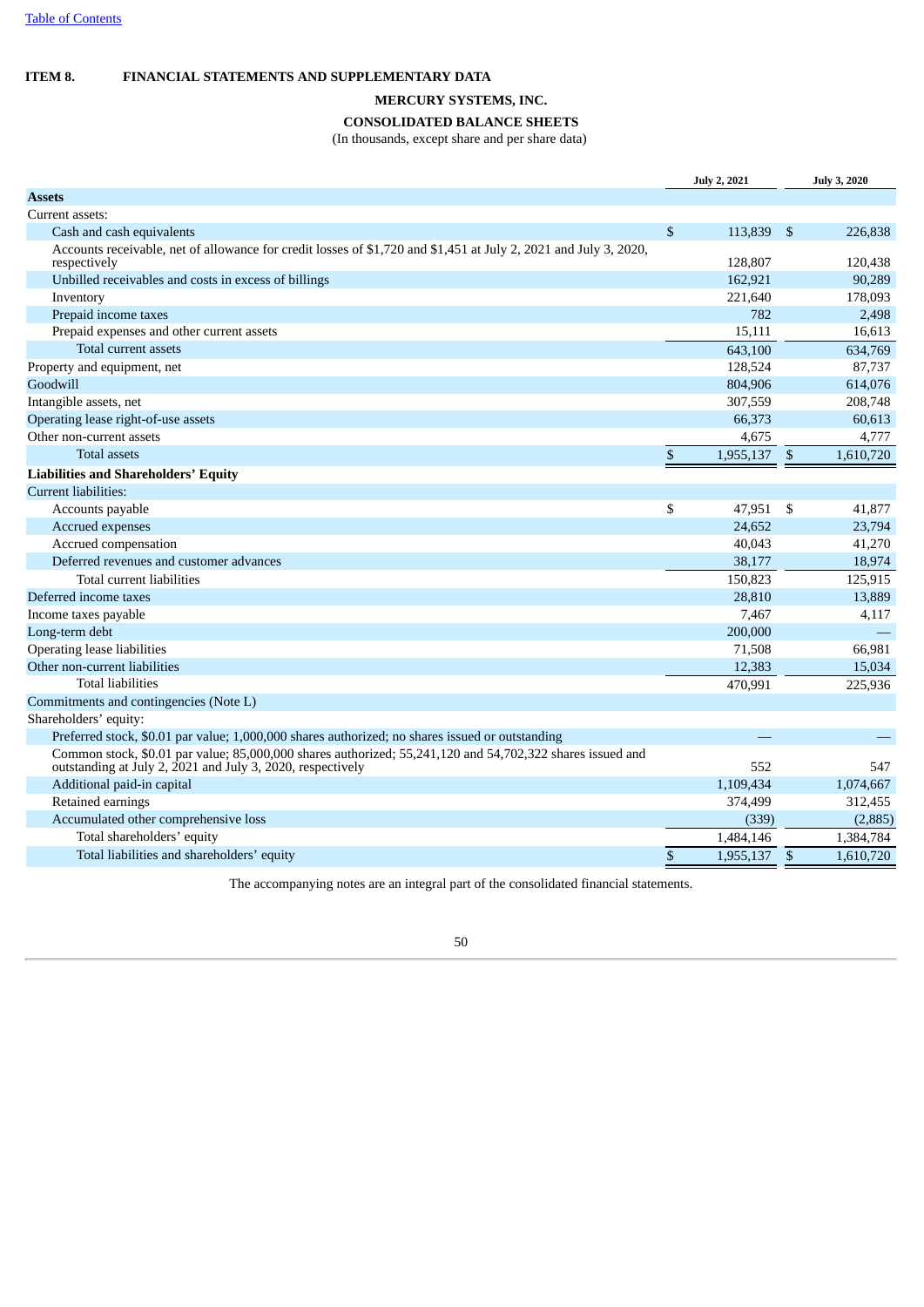[Table of Contents](#)

**ITEM 8. FINANCIAL STATEMENTS AND SUPPLEMENTARY DATA**

**MERCURY SYSTEMS, INC.**

**CONSOLIDATED BALANCE SHEETS**

(In thousands, except share and per share data)

| | July 2, 2021 | July 3, 2020 |
|---|---|---|
| **Assets** | | |
| Current assets: | | |
| Cash and cash equivalents | $ 113,839 | $ 226,838 |
| Accounts receivable, net of allowance for credit losses of $1,720 and $1,451 at July 2, 2021 and July 3, 2020, respectively | 128,807 | 120,438 |
| Unbilled receivables and costs in excess of billings | 162,921 | 90,289 |
| Inventory | 221,640 | 178,093 |
| Prepaid income taxes | 782 | 2,498 |
| Prepaid expenses and other current assets | 15,111 | 16,613 |
| Total current assets | 643,100 | 634,769 |
| Property and equipment, net | 128,524 | 87,737 |
| Goodwill | 804,906 | 614,076 |
| Intangible assets, net | 307,559 | 208,748 |
| Operating lease right-of-use assets | 66,373 | 60,613 |
| Other non-current assets | 4,675 | 4,777 |
| Total assets | $ 1,955,137 | $ 1,610,720 |
| **Liabilities and Shareholders' Equity** | | |
| Current liabilities: | | |
| Accounts payable | $ 47,951 | $ 41,877 |
| Accrued expenses | 24,652 | 23,794 |
| Accrued compensation | 40,043 | 41,270 |
| Deferred revenues and customer advances | 38,177 | 18,974 |
| Total current liabilities | 150,823 | 125,915 |
| Deferred income taxes | 28,810 | 13,889 |
| Income taxes payable | 7,467 | 4,117 |
| Long-term debt | 200,000 | — |
| Operating lease liabilities | 71,508 | 66,981 |
| Other non-current liabilities | 12,383 | 15,034 |
| Total liabilities | 470,991 | 225,936 |
| Commitments and contingencies (Note L) | | |
| Shareholders' equity: | | |
| Preferred stock, $0.01 par value; 1,000,000 shares authorized; no shares issued or outstanding | — | — |
| Common stock, $0.01 par value; 85,000,000 shares authorized; 55,241,120 and 54,702,322 shares issued and outstanding at July 2, 2021 and July 3, 2020, respectively | 552 | 547 |
| Additional paid-in capital | 1,109,434 | 1,074,667 |
| Retained earnings | 374,499 | 312,455 |
| Accumulated other comprehensive loss | (339) | (2,885) |
| Total shareholders' equity | 1,484,146 | 1,384,784 |
| Total liabilities and shareholders' equity | $ 1,955,137 | $ 1,610,720 |

The accompanying notes are an integral part of the consolidated financial statements.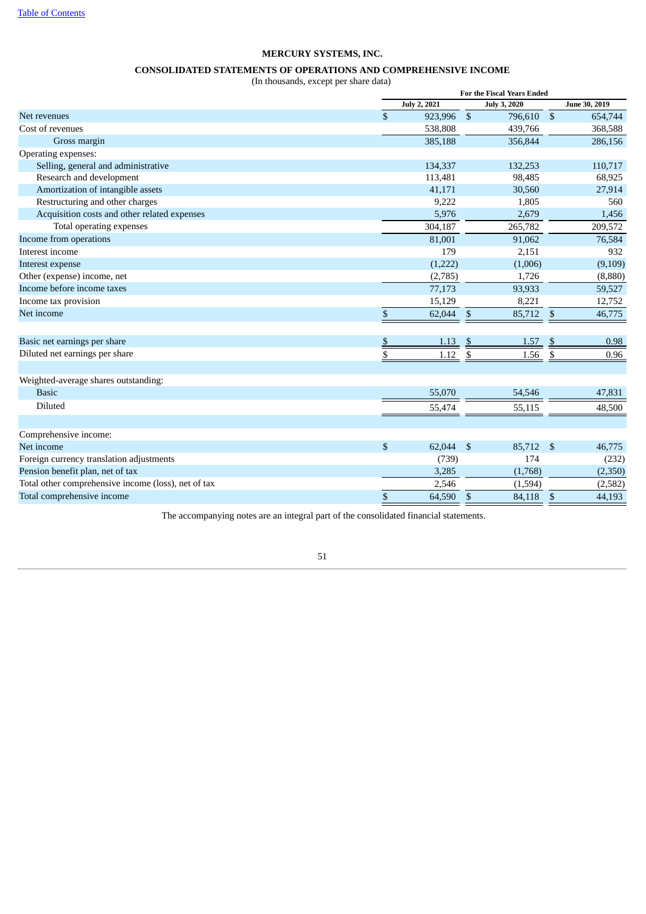Table of Contents

**MERCURY SYSTEMS, INC.**

**CONSOLIDATED STATEMENTS OF OPERATIONS AND COMPREHENSIVE INCOME**

(In thousands, except per share data)

| | For the Fiscal Years Ended | | |
|---|---|---|---|
| | July 2, 2021 | July 3, 2020 | June 30, 2019 |
| Net revenues | $ 923,996 | $ 796,610 | $ 654,744 |
| Cost of revenues | 538,808 | 439,766 | 368,588 |
| Gross margin | 385,188 | 356,844 | 286,156 |
| Operating expenses: | | | |
| Selling, general and administrative | 134,337 | 132,253 | 110,717 |
| Research and development | 113,481 | 98,485 | 68,925 |
| Amortization of intangible assets | 41,171 | 30,560 | 27,914 |
| Restructuring and other charges | 9,222 | 1,805 | 560 |
| Acquisition costs and other related expenses | 5,976 | 2,679 | 1,456 |
| Total operating expenses | 304,187 | 265,782 | 209,572 |
| Income from operations | 81,001 | 91,062 | 76,584 |
| Interest income | 179 | 2,151 | 932 |
| Interest expense | (1,222) | (1,006) | (9,109) |
| Other (expense) income, net | (2,785) | 1,726 | (8,880) |
| Income before income taxes | 77,173 | 93,933 | 59,527 |
| Income tax provision | 15,129 | 8,221 | 12,752 |
| Net income | $ 62,044 | $ 85,712 | $ 46,775 |
| | | | |
| Basic net earnings per share | $ 1.13 | $ 1.57 | $ 0.98 |
| Diluted net earnings per share | $ 1.12 | $ 1.56 | $ 0.96 |
| | | | |
| Weighted-average shares outstanding: | | | |
| Basic | 55,070 | 54,546 | 47,831 |
| Diluted | 55,474 | 55,115 | 48,500 |
| | | | |
| Comprehensive income: | | | |
| Net income | $ 62,044 | $ 85,712 | $ 46,775 |
| Foreign currency translation adjustments | (739) | 174 | (232) |
| Pension benefit plan, net of tax | 3,285 | (1,768) | (2,350) |
| Total other comprehensive income (loss), net of tax | 2,546 | (1,594) | (2,582) |
| Total comprehensive income | $ 64,590 | $ 84,118 | $ 44,193 |

The accompanying notes are an integral part of the consolidated financial statements.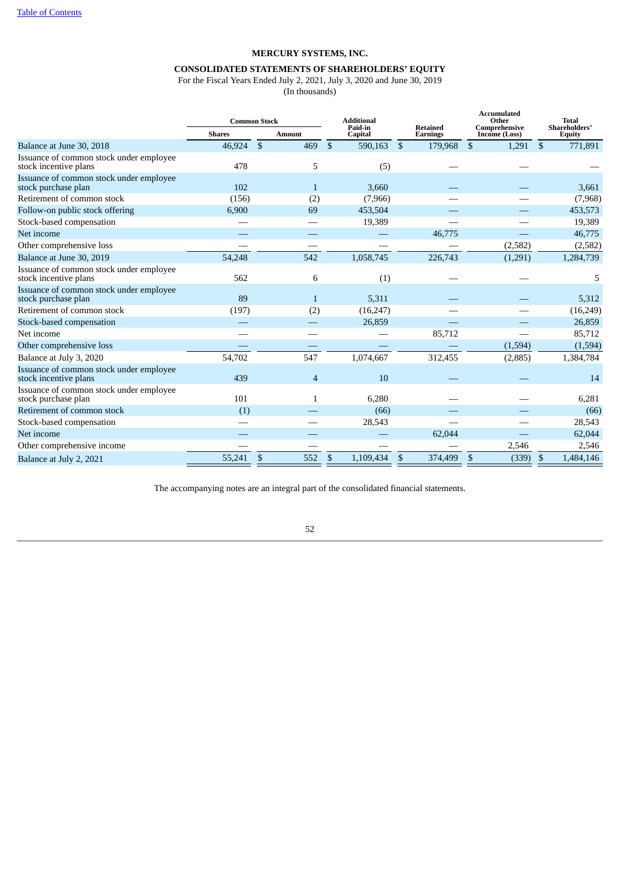[Table of Contents](#)

**MERCURY SYSTEMS, INC.**

**CONSOLIDATED STATEMENTS OF SHAREHOLDERS' EQUITY**

For the Fiscal Years Ended July 2, 2021, July 3, 2020 and June 30, 2019

(In thousands)

| | Common Stock | | Additional Paid-in Capital | Retained Earnings | Accumulated Other Comprehensive Income (Loss) | Total Shareholders' Equity |
|---|---|---|---|---|---|---|
| | Shares | Amount | | | | |
| Balance at June 30, 2018 | 46,924 | $ 469 | $ 590,163 | $ 179,968 | $ 1,291 | $ 771,891 |
| Issuance of common stock under employee stock incentive plans | 478 | 5 | (5) | — | — | — |
| Issuance of common stock under employee stock purchase plan | 102 | 1 | 3,660 | — | — | 3,661 |
| Retirement of common stock | (156) | (2) | (7,966) | — | — | (7,968) |
| Follow-on public stock offering | 6,900 | 69 | 453,504 | — | — | 453,573 |
| Stock-based compensation | — | — | 19,389 | — | — | 19,389 |
| Net income | — | — | — | 46,775 | — | 46,775 |
| Other comprehensive loss | — | — | — | — | (2,582) | (2,582) |
| Balance at June 30, 2019 | 54,248 | 542 | 1,058,745 | 226,743 | (1,291) | 1,284,739 |
| Issuance of common stock under employee stock incentive plans | 562 | 6 | (1) | — | — | 5 |
| Issuance of common stock under employee stock purchase plan | 89 | 1 | 5,311 | — | — | 5,312 |
| Retirement of common stock | (197) | (2) | (16,247) | — | — | (16,249) |
| Stock-based compensation | — | — | 26,859 | — | — | 26,859 |
| Net income | — | — | — | 85,712 | — | 85,712 |
| Other comprehensive loss | — | — | — | — | (1,594) | (1,594) |
| Balance at July 3, 2020 | 54,702 | 547 | 1,074,667 | 312,455 | (2,885) | 1,384,784 |
| Issuance of common stock under employee stock incentive plans | 439 | 4 | 10 | — | — | 14 |
| Issuance of common stock under employee stock purchase plan | 101 | 1 | 6,280 | — | — | 6,281 |
| Retirement of common stock | (1) | — | (66) | — | — | (66) |
| Stock-based compensation | — | — | 28,543 | — | — | 28,543 |
| Net income | — | — | — | 62,044 | — | 62,044 |
| Other comprehensive income | — | — | — | — | 2,546 | 2,546 |
| Balance at July 2, 2021 | 55,241 | $ 552 | $ 1,109,434 | $ 374,499 | $ (339) | $ 1,484,146 |

The accompanying notes are an integral part of the consolidated financial statements.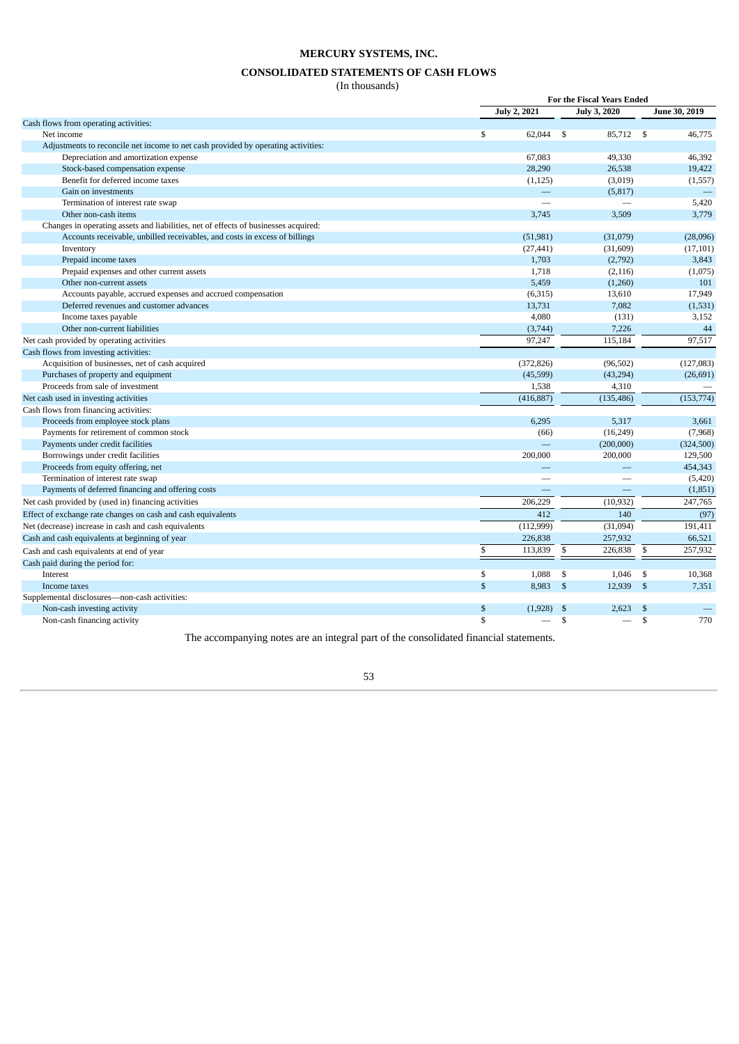# MERCURY SYSTEMS, INC.

## CONSOLIDATED STATEMENTS OF CASH FLOWS

(In thousands)

| | For the Fiscal Years Ended | | |
|---|---|---|---|
| | July 2, 2021 | July 3, 2020 | June 30, 2019 |
| Cash flows from operating activities: | | | |
| Net income | $ 62,044 | $ 85,712 | $ 46,775 |
| Adjustments to reconcile net income to net cash provided by operating activities: | | | |
| Depreciation and amortization expense | 67,083 | 49,330 | 46,392 |
| Stock-based compensation expense | 28,290 | 26,538 | 19,422 |
| Benefit for deferred income taxes | (1,125) | (3,019) | (1,557) |
| Gain on investments | — | (5,817) | — |
| Termination of interest rate swap | — | — | 5,420 |
| Other non-cash items | 3,745 | 3,509 | 3,779 |
| Changes in operating assets and liabilities, net of effects of businesses acquired: | | | |
| Accounts receivable, unbilled receivables, and costs in excess of billings | (51,981) | (31,079) | (28,096) |
| Inventory | (27,441) | (31,609) | (17,101) |
| Prepaid income taxes | 1,703 | (2,792) | 3,843 |
| Prepaid expenses and other current assets | 1,718 | (2,116) | (1,075) |
| Other non-current assets | 5,459 | (1,260) | 101 |
| Accounts payable, accrued expenses and accrued compensation | (6,315) | 13,610 | 17,949 |
| Deferred revenues and customer advances | 13,731 | 7,082 | (1,531) |
| Income taxes payable | 4,080 | (131) | 3,152 |
| Other non-current liabilities | (3,744) | 7,226 | 44 |
| Net cash provided by operating activities | 97,247 | 115,184 | 97,517 |
| Cash flows from investing activities: | | | |
| Acquisition of businesses, net of cash acquired | (372,826) | (96,502) | (127,083) |
| Purchases of property and equipment | (45,599) | (43,294) | (26,691) |
| Proceeds from sale of investment | 1,538 | 4,310 | — |
| Net cash used in investing activities | (416,887) | (135,486) | (153,774) |
| Cash flows from financing activities: | | | |
| Proceeds from employee stock plans | 6,295 | 5,317 | 3,661 |
| Payments for retirement of common stock | (66) | (16,249) | (7,968) |
| Payments under credit facilities | — | (200,000) | (324,500) |
| Borrowings under credit facilities | 200,000 | 200,000 | 129,500 |
| Proceeds from equity offering, net | — | — | 454,343 |
| Termination of interest rate swap | — | — | (5,420) |
| Payments of deferred financing and offering costs | — | — | (1,851) |
| Net cash provided by (used in) financing activities | 206,229 | (10,932) | 247,765 |
| Effect of exchange rate changes on cash and cash equivalents | 412 | 140 | (97) |
| Net (decrease) increase in cash and cash equivalents | (112,999) | (31,094) | 191,411 |
| Cash and cash equivalents at beginning of year | 226,838 | 257,932 | 66,521 |
| Cash and cash equivalents at end of year | $ 113,839 | $ 226,838 | $ 257,932 |
| Cash paid during the period for: | | | |
| Interest | $ 1,088 | $ 1,046 | $ 10,368 |
| Income taxes | $ 8,983 | $ 12,939 | $ 7,351 |
| Supplemental disclosures—non-cash activities: | | | |
| Non-cash investing activity | $ (1,928) | $ 2,623 | $ — |
| Non-cash financing activity | $ — | $ — | $ 770 |

The accompanying notes are an integral part of the consolidated financial statements.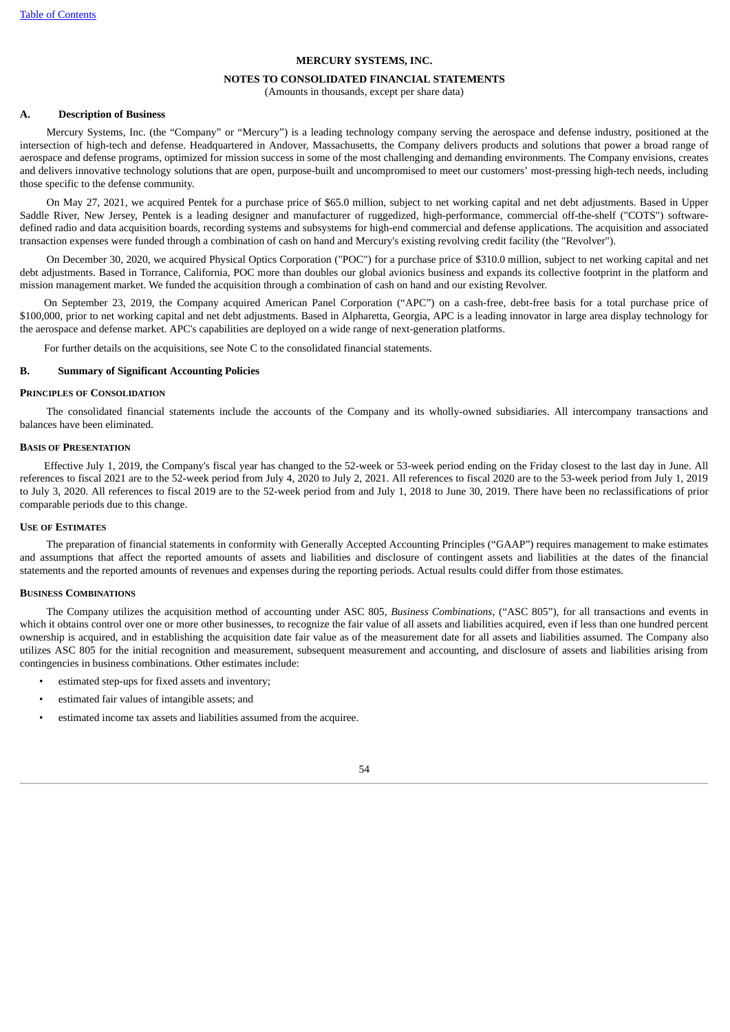**MERCURY SYSTEMS, INC.**

**NOTES TO CONSOLIDATED FINANCIAL STATEMENTS**

(Amounts in thousands, except per share data)

## A. Description of Business

Mercury Systems, Inc. (the "Company" or "Mercury") is a leading technology company serving the aerospace and defense industry, positioned at the intersection of high-tech and defense. Headquartered in Andover, Massachusetts, the Company delivers products and solutions that power a broad range of aerospace and defense programs, optimized for mission success in some of the most challenging and demanding environments. The Company envisions, creates and delivers innovative technology solutions that are open, purpose-built and uncompromised to meet our customers' most-pressing high-tech needs, including those specific to the defense community.

On May 27, 2021, we acquired Pentek for a purchase price of $65.0 million, subject to net working capital and net debt adjustments. Based in Upper Saddle River, New Jersey, Pentek is a leading designer and manufacturer of ruggedized, high-performance, commercial off-the-shelf ("COTS") software-defined radio and data acquisition boards, recording systems and subsystems for high-end commercial and defense applications. The acquisition and associated transaction expenses were funded through a combination of cash on hand and Mercury's existing revolving credit facility (the "Revolver").

On December 30, 2020, we acquired Physical Optics Corporation ("POC") for a purchase price of $310.0 million, subject to net working capital and net debt adjustments. Based in Torrance, California, POC more than doubles our global avionics business and expands its collective footprint in the platform and mission management market. We funded the acquisition through a combination of cash on hand and our existing Revolver.

On September 23, 2019, the Company acquired American Panel Corporation ("APC") on a cash-free, debt-free basis for a total purchase price of $100,000, prior to net working capital and net debt adjustments. Based in Alpharetta, Georgia, APC is a leading innovator in large area display technology for the aerospace and defense market. APC's capabilities are deployed on a wide range of next-generation platforms.

For further details on the acquisitions, see Note C to the consolidated financial statements.

## B. Summary of Significant Accounting Policies

### PRINCIPLES OF CONSOLIDATION

The consolidated financial statements include the accounts of the Company and its wholly-owned subsidiaries. All intercompany transactions and balances have been eliminated.

### BASIS OF PRESENTATION

Effective July 1, 2019, the Company's fiscal year has changed to the 52-week or 53-week period ending on the Friday closest to the last day in June. All references to fiscal 2021 are to the 52-week period from July 4, 2020 to July 2, 2021. All references to fiscal 2020 are to the 53-week period from July 1, 2019 to July 3, 2020. All references to fiscal 2019 are to the 52-week period from and July 1, 2018 to June 30, 2019. There have been no reclassifications of prior comparable periods due to this change.

### USE OF ESTIMATES

The preparation of financial statements in conformity with Generally Accepted Accounting Principles ("GAAP") requires management to make estimates and assumptions that affect the reported amounts of assets and liabilities and disclosure of contingent assets and liabilities at the dates of the financial statements and the reported amounts of revenues and expenses during the reporting periods. Actual results could differ from those estimates.

### BUSINESS COMBINATIONS

The Company utilizes the acquisition method of accounting under ASC 805, *Business Combinations,* ("ASC 805"), for all transactions and events in which it obtains control over one or more other businesses, to recognize the fair value of all assets and liabilities acquired, even if less than one hundred percent ownership is acquired, and in establishing the acquisition date fair value as of the measurement date for all assets and liabilities assumed. The Company also utilizes ASC 805 for the initial recognition and measurement, subsequent measurement and accounting, and disclosure of assets and liabilities arising from contingencies in business combinations. Other estimates include:

- estimated step-ups for fixed assets and inventory;
- estimated fair values of intangible assets; and
- estimated income tax assets and liabilities assumed from the acquiree.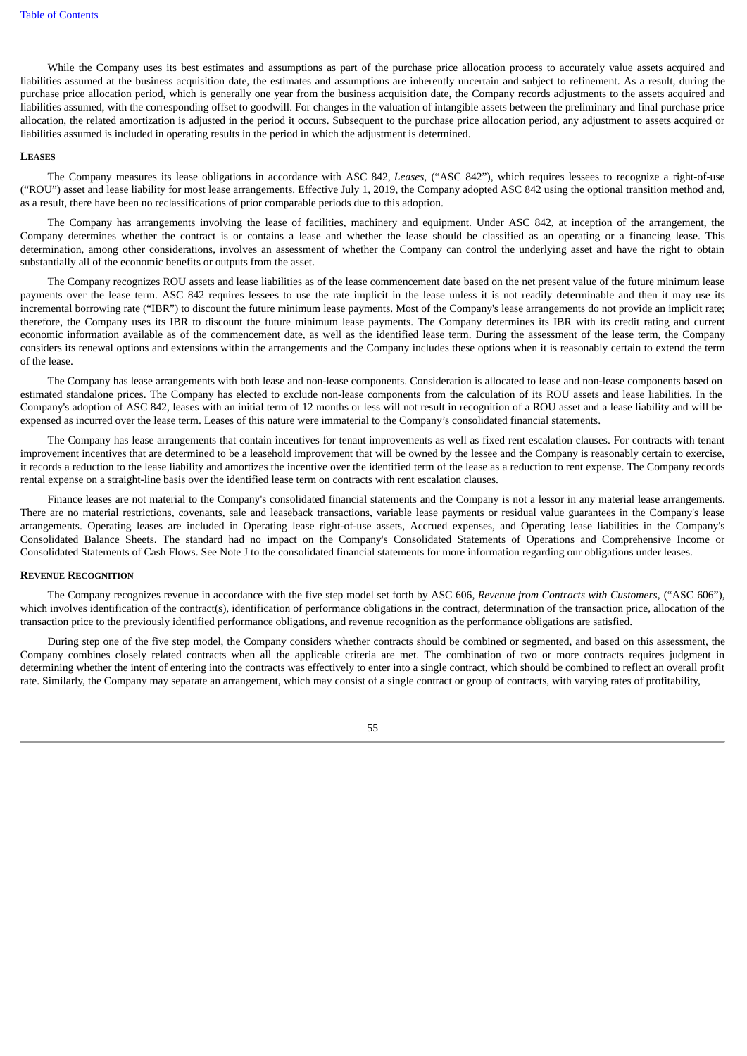While the Company uses its best estimates and assumptions as part of the purchase price allocation process to accurately value assets acquired and liabilities assumed at the business acquisition date, the estimates and assumptions are inherently uncertain and subject to refinement. As a result, during the purchase price allocation period, which is generally one year from the business acquisition date, the Company records adjustments to the assets acquired and liabilities assumed, with the corresponding offset to goodwill. For changes in the valuation of intangible assets between the preliminary and final purchase price allocation, the related amortization is adjusted in the period it occurs. Subsequent to the purchase price allocation period, any adjustment to assets acquired or liabilities assumed is included in operating results in the period in which the adjustment is determined.

**LEASES**

The Company measures its lease obligations in accordance with ASC 842, *Leases*, ("ASC 842"), which requires lessees to recognize a right-of-use ("ROU") asset and lease liability for most lease arrangements. Effective July 1, 2019, the Company adopted ASC 842 using the optional transition method and, as a result, there have been no reclassifications of prior comparable periods due to this adoption.

The Company has arrangements involving the lease of facilities, machinery and equipment. Under ASC 842, at inception of the arrangement, the Company determines whether the contract is or contains a lease and whether the lease should be classified as an operating or a financing lease. This determination, among other considerations, involves an assessment of whether the Company can control the underlying asset and have the right to obtain substantially all of the economic benefits or outputs from the asset.

The Company recognizes ROU assets and lease liabilities as of the lease commencement date based on the net present value of the future minimum lease payments over the lease term. ASC 842 requires lessees to use the rate implicit in the lease unless it is not readily determinable and then it may use its incremental borrowing rate ("IBR") to discount the future minimum lease payments. Most of the Company's lease arrangements do not provide an implicit rate; therefore, the Company uses its IBR to discount the future minimum lease payments. The Company determines its IBR with its credit rating and current economic information available as of the commencement date, as well as the identified lease term. During the assessment of the lease term, the Company considers its renewal options and extensions within the arrangements and the Company includes these options when it is reasonably certain to extend the term of the lease.

The Company has lease arrangements with both lease and non-lease components. Consideration is allocated to lease and non-lease components based on estimated standalone prices. The Company has elected to exclude non-lease components from the calculation of its ROU assets and lease liabilities. In the Company's adoption of ASC 842, leases with an initial term of 12 months or less will not result in recognition of a ROU asset and a lease liability and will be expensed as incurred over the lease term. Leases of this nature were immaterial to the Company's consolidated financial statements.

The Company has lease arrangements that contain incentives for tenant improvements as well as fixed rent escalation clauses. For contracts with tenant improvement incentives that are determined to be a leasehold improvement that will be owned by the lessee and the Company is reasonably certain to exercise, it records a reduction to the lease liability and amortizes the incentive over the identified term of the lease as a reduction to rent expense. The Company records rental expense on a straight-line basis over the identified lease term on contracts with rent escalation clauses.

Finance leases are not material to the Company's consolidated financial statements and the Company is not a lessor in any material lease arrangements. There are no material restrictions, covenants, sale and leaseback transactions, variable lease payments or residual value guarantees in the Company's lease arrangements. Operating leases are included in Operating lease right-of-use assets, Accrued expenses, and Operating lease liabilities in the Company's Consolidated Balance Sheets. The standard had no impact on the Company's Consolidated Statements of Operations and Comprehensive Income or Consolidated Statements of Cash Flows. See Note J to the consolidated financial statements for more information regarding our obligations under leases.

**REVENUE RECOGNITION**

The Company recognizes revenue in accordance with the five step model set forth by ASC 606, *Revenue from Contracts with Customers*, ("ASC 606"), which involves identification of the contract(s), identification of performance obligations in the contract, determination of the transaction price, allocation of the transaction price to the previously identified performance obligations, and revenue recognition as the performance obligations are satisfied.

During step one of the five step model, the Company considers whether contracts should be combined or segmented, and based on this assessment, the Company combines closely related contracts when all the applicable criteria are met. The combination of two or more contracts requires judgment in determining whether the intent of entering into the contracts was effectively to enter into a single contract, which should be combined to reflect an overall profit rate. Similarly, the Company may separate an arrangement, which may consist of a single contract or group of contracts, with varying rates of profitability,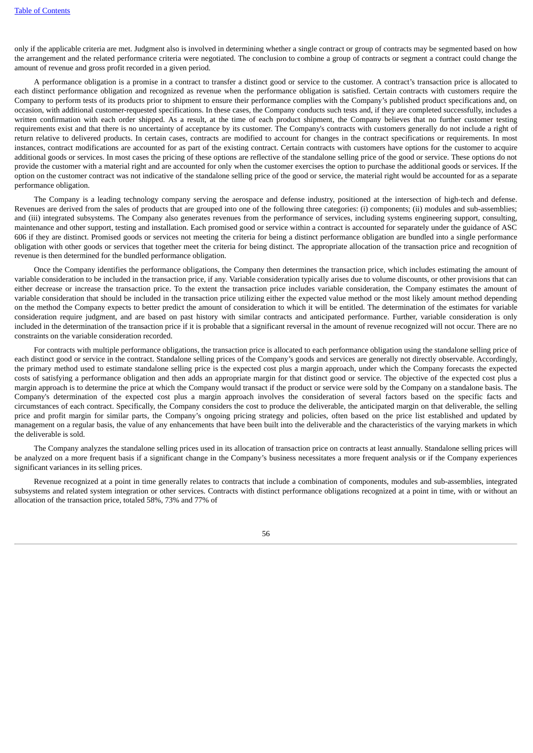only if the applicable criteria are met. Judgment also is involved in determining whether a single contract or group of contracts may be segmented based on how the arrangement and the related performance criteria were negotiated. The conclusion to combine a group of contracts or segment a contract could change the amount of revenue and gross profit recorded in a given period.

A performance obligation is a promise in a contract to transfer a distinct good or service to the customer. A contract's transaction price is allocated to each distinct performance obligation and recognized as revenue when the performance obligation is satisfied. Certain contracts with customers require the Company to perform tests of its products prior to shipment to ensure their performance complies with the Company's published product specifications and, on occasion, with additional customer-requested specifications. In these cases, the Company conducts such tests and, if they are completed successfully, includes a written confirmation with each order shipped. As a result, at the time of each product shipment, the Company believes that no further customer testing requirements exist and that there is no uncertainty of acceptance by its customer. The Company's contracts with customers generally do not include a right of return relative to delivered products. In certain cases, contracts are modified to account for changes in the contract specifications or requirements. In most instances, contract modifications are accounted for as part of the existing contract. Certain contracts with customers have options for the customer to acquire additional goods or services. In most cases the pricing of these options are reflective of the standalone selling price of the good or service. These options do not provide the customer with a material right and are accounted for only when the customer exercises the option to purchase the additional goods or services. If the option on the customer contract was not indicative of the standalone selling price of the good or service, the material right would be accounted for as a separate performance obligation.

The Company is a leading technology company serving the aerospace and defense industry, positioned at the intersection of high-tech and defense. Revenues are derived from the sales of products that are grouped into one of the following three categories: (i) components; (ii) modules and sub-assemblies; and (iii) integrated subsystems. The Company also generates revenues from the performance of services, including systems engineering support, consulting, maintenance and other support, testing and installation. Each promised good or service within a contract is accounted for separately under the guidance of ASC 606 if they are distinct. Promised goods or services not meeting the criteria for being a distinct performance obligation are bundled into a single performance obligation with other goods or services that together meet the criteria for being distinct. The appropriate allocation of the transaction price and recognition of revenue is then determined for the bundled performance obligation.

Once the Company identifies the performance obligations, the Company then determines the transaction price, which includes estimating the amount of variable consideration to be included in the transaction price, if any. Variable consideration typically arises due to volume discounts, or other provisions that can either decrease or increase the transaction price. To the extent the transaction price includes variable consideration, the Company estimates the amount of variable consideration that should be included in the transaction price utilizing either the expected value method or the most likely amount method depending on the method the Company expects to better predict the amount of consideration to which it will be entitled. The determination of the estimates for variable consideration require judgment, and are based on past history with similar contracts and anticipated performance. Further, variable consideration is only included in the determination of the transaction price if it is probable that a significant reversal in the amount of revenue recognized will not occur. There are no constraints on the variable consideration recorded.

For contracts with multiple performance obligations, the transaction price is allocated to each performance obligation using the standalone selling price of each distinct good or service in the contract. Standalone selling prices of the Company's goods and services are generally not directly observable. Accordingly, the primary method used to estimate standalone selling price is the expected cost plus a margin approach, under which the Company forecasts the expected costs of satisfying a performance obligation and then adds an appropriate margin for that distinct good or service. The objective of the expected cost plus a margin approach is to determine the price at which the Company would transact if the product or service were sold by the Company on a standalone basis. The Company's determination of the expected cost plus a margin approach involves the consideration of several factors based on the specific facts and circumstances of each contract. Specifically, the Company considers the cost to produce the deliverable, the anticipated margin on that deliverable, the selling price and profit margin for similar parts, the Company's ongoing pricing strategy and policies, often based on the price list established and updated by management on a regular basis, the value of any enhancements that have been built into the deliverable and the characteristics of the varying markets in which the deliverable is sold.

The Company analyzes the standalone selling prices used in its allocation of transaction price on contracts at least annually. Standalone selling prices will be analyzed on a more frequent basis if a significant change in the Company's business necessitates a more frequent analysis or if the Company experiences significant variances in its selling prices.

Revenue recognized at a point in time generally relates to contracts that include a combination of components, modules and sub-assemblies, integrated subsystems and related system integration or other services. Contracts with distinct performance obligations recognized at a point in time, with or without an allocation of the transaction price, totaled 58%, 73% and 77% of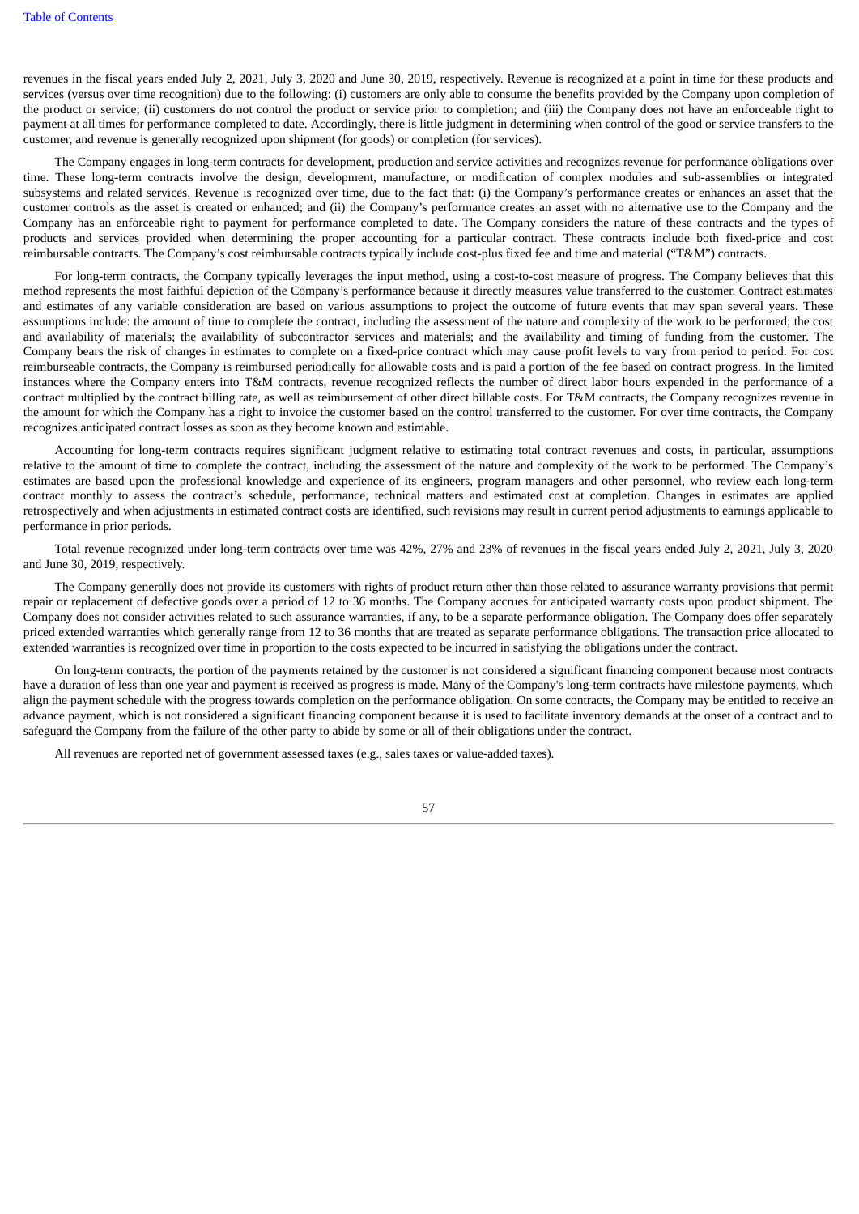revenues in the fiscal years ended July 2, 2021, July 3, 2020 and June 30, 2019, respectively. Revenue is recognized at a point in time for these products and services (versus over time recognition) due to the following: (i) customers are only able to consume the benefits provided by the Company upon completion of the product or service; (ii) customers do not control the product or service prior to completion; and (iii) the Company does not have an enforceable right to payment at all times for performance completed to date. Accordingly, there is little judgment in determining when control of the good or service transfers to the customer, and revenue is generally recognized upon shipment (for goods) or completion (for services).

The Company engages in long-term contracts for development, production and service activities and recognizes revenue for performance obligations over time. These long-term contracts involve the design, development, manufacture, or modification of complex modules and sub-assemblies or integrated subsystems and related services. Revenue is recognized over time, due to the fact that: (i) the Company's performance creates or enhances an asset that the customer controls as the asset is created or enhanced; and (ii) the Company's performance creates an asset with no alternative use to the Company and the Company has an enforceable right to payment for performance completed to date. The Company considers the nature of these contracts and the types of products and services provided when determining the proper accounting for a particular contract. These contracts include both fixed-price and cost reimbursable contracts. The Company's cost reimbursable contracts typically include cost-plus fixed fee and time and material ("T&M") contracts.

For long-term contracts, the Company typically leverages the input method, using a cost-to-cost measure of progress. The Company believes that this method represents the most faithful depiction of the Company's performance because it directly measures value transferred to the customer. Contract estimates and estimates of any variable consideration are based on various assumptions to project the outcome of future events that may span several years. These assumptions include: the amount of time to complete the contract, including the assessment of the nature and complexity of the work to be performed; the cost and availability of materials; the availability of subcontractor services and materials; and the availability and timing of funding from the customer. The Company bears the risk of changes in estimates to complete on a fixed-price contract which may cause profit levels to vary from period to period. For cost reimburseable contracts, the Company is reimbursed periodically for allowable costs and is paid a portion of the fee based on contract progress. In the limited instances where the Company enters into T&M contracts, revenue recognized reflects the number of direct labor hours expended in the performance of a contract multiplied by the contract billing rate, as well as reimbursement of other direct billable costs. For T&M contracts, the Company recognizes revenue in the amount for which the Company has a right to invoice the customer based on the control transferred to the customer. For over time contracts, the Company recognizes anticipated contract losses as soon as they become known and estimable.

Accounting for long-term contracts requires significant judgment relative to estimating total contract revenues and costs, in particular, assumptions relative to the amount of time to complete the contract, including the assessment of the nature and complexity of the work to be performed. The Company's estimates are based upon the professional knowledge and experience of its engineers, program managers and other personnel, who review each long-term contract monthly to assess the contract's schedule, performance, technical matters and estimated cost at completion. Changes in estimates are applied retrospectively and when adjustments in estimated contract costs are identified, such revisions may result in current period adjustments to earnings applicable to performance in prior periods.

Total revenue recognized under long-term contracts over time was 42%, 27% and 23% of revenues in the fiscal years ended July 2, 2021, July 3, 2020 and June 30, 2019, respectively.

The Company generally does not provide its customers with rights of product return other than those related to assurance warranty provisions that permit repair or replacement of defective goods over a period of 12 to 36 months. The Company accrues for anticipated warranty costs upon product shipment. The Company does not consider activities related to such assurance warranties, if any, to be a separate performance obligation. The Company does offer separately priced extended warranties which generally range from 12 to 36 months that are treated as separate performance obligations. The transaction price allocated to extended warranties is recognized over time in proportion to the costs expected to be incurred in satisfying the obligations under the contract.

On long-term contracts, the portion of the payments retained by the customer is not considered a significant financing component because most contracts have a duration of less than one year and payment is received as progress is made. Many of the Company's long-term contracts have milestone payments, which align the payment schedule with the progress towards completion on the performance obligation. On some contracts, the Company may be entitled to receive an advance payment, which is not considered a significant financing component because it is used to facilitate inventory demands at the onset of a contract and to safeguard the Company from the failure of the other party to abide by some or all of their obligations under the contract.

All revenues are reported net of government assessed taxes (e.g., sales taxes or value-added taxes).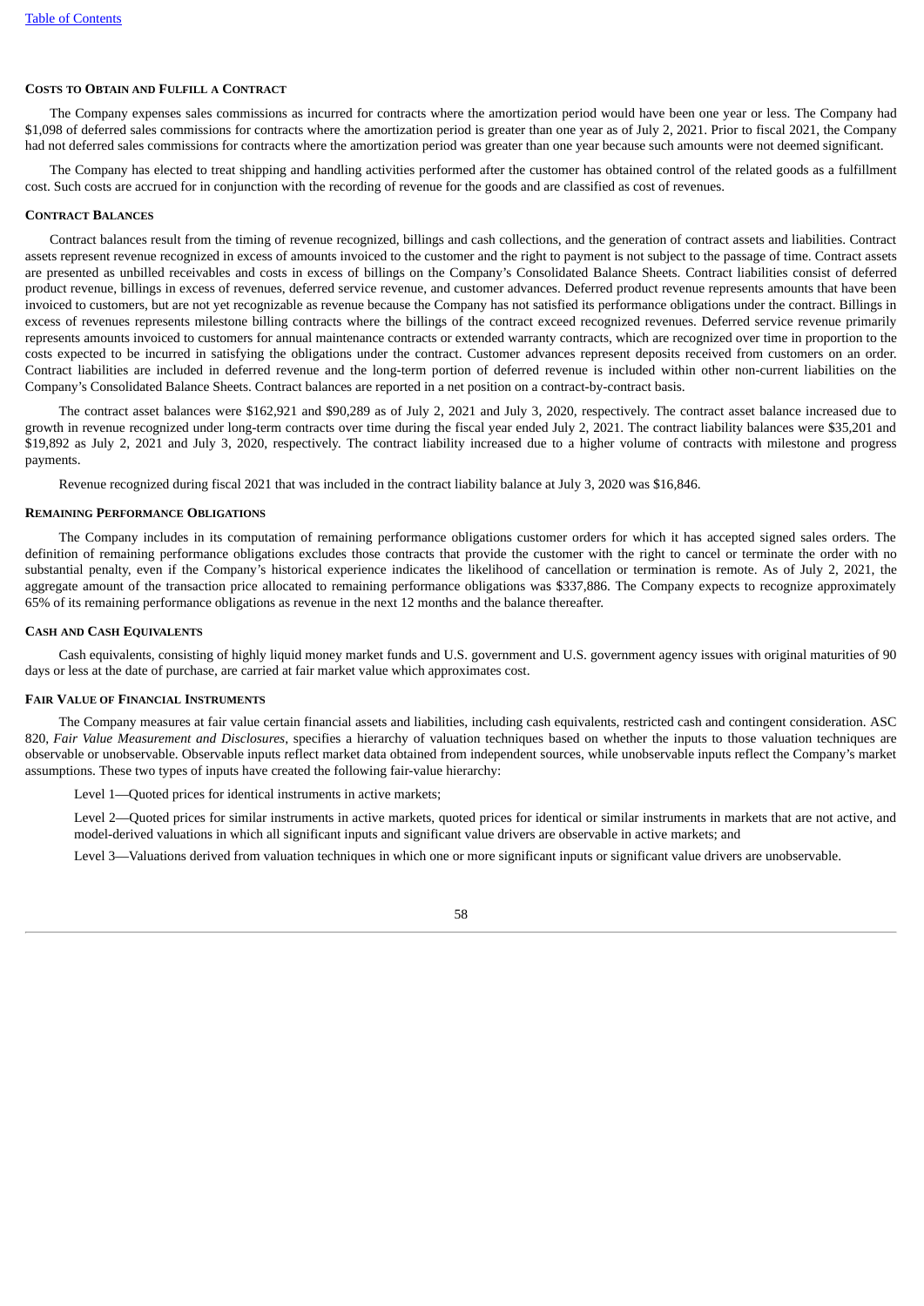#### Costs to Obtain and Fulfill a Contract

The Company expenses sales commissions as incurred for contracts where the amortization period would have been one year or less. The Company had $1,098 of deferred sales commissions for contracts where the amortization period is greater than one year as of July 2, 2021. Prior to fiscal 2021, the Company had not deferred sales commissions for contracts where the amortization period was greater than one year because such amounts were not deemed significant.

The Company has elected to treat shipping and handling activities performed after the customer has obtained control of the related goods as a fulfillment cost. Such costs are accrued for in conjunction with the recording of revenue for the goods and are classified as cost of revenues.

#### Contract Balances

Contract balances result from the timing of revenue recognized, billings and cash collections, and the generation of contract assets and liabilities. Contract assets represent revenue recognized in excess of amounts invoiced to the customer and the right to payment is not subject to the passage of time. Contract assets are presented as unbilled receivables and costs in excess of billings on the Company's Consolidated Balance Sheets. Contract liabilities consist of deferred product revenue, billings in excess of revenues, deferred service revenue, and customer advances. Deferred product revenue represents amounts that have been invoiced to customers, but are not yet recognizable as revenue because the Company has not satisfied its performance obligations under the contract. Billings in excess of revenues represents milestone billing contracts where the billings of the contract exceed recognized revenues. Deferred service revenue primarily represents amounts invoiced to customers for annual maintenance contracts or extended warranty contracts, which are recognized over time in proportion to the costs expected to be incurred in satisfying the obligations under the contract. Customer advances represent deposits received from customers on an order. Contract liabilities are included in deferred revenue and the long-term portion of deferred revenue is included within other non-current liabilities on the Company's Consolidated Balance Sheets. Contract balances are reported in a net position on a contract-by-contract basis.

The contract asset balances were $162,921 and $90,289 as of July 2, 2021 and July 3, 2020, respectively. The contract asset balance increased due to growth in revenue recognized under long-term contracts over time during the fiscal year ended July 2, 2021. The contract liability balances were $35,201 and $19,892 as July 2, 2021 and July 3, 2020, respectively. The contract liability increased due to a higher volume of contracts with milestone and progress payments.

Revenue recognized during fiscal 2021 that was included in the contract liability balance at July 3, 2020 was $16,846.

#### Remaining Performance Obligations

The Company includes in its computation of remaining performance obligations customer orders for which it has accepted signed sales orders. The definition of remaining performance obligations excludes those contracts that provide the customer with the right to cancel or terminate the order with no substantial penalty, even if the Company's historical experience indicates the likelihood of cancellation or termination is remote. As of July 2, 2021, the aggregate amount of the transaction price allocated to remaining performance obligations was $337,886. The Company expects to recognize approximately 65% of its remaining performance obligations as revenue in the next 12 months and the balance thereafter.

#### Cash and Cash Equivalents

Cash equivalents, consisting of highly liquid money market funds and U.S. government and U.S. government agency issues with original maturities of 90 days or less at the date of purchase, are carried at fair market value which approximates cost.

#### Fair Value of Financial Instruments

The Company measures at fair value certain financial assets and liabilities, including cash equivalents, restricted cash and contingent consideration. ASC 820, *Fair Value Measurement and Disclosures*, specifies a hierarchy of valuation techniques based on whether the inputs to those valuation techniques are observable or unobservable. Observable inputs reflect market data obtained from independent sources, while unobservable inputs reflect the Company's market assumptions. These two types of inputs have created the following fair-value hierarchy:

Level 1—Quoted prices for identical instruments in active markets;

Level 2—Quoted prices for similar instruments in active markets, quoted prices for identical or similar instruments in markets that are not active, and model-derived valuations in which all significant inputs and significant value drivers are observable in active markets; and

Level 3—Valuations derived from valuation techniques in which one or more significant inputs or significant value drivers are unobservable.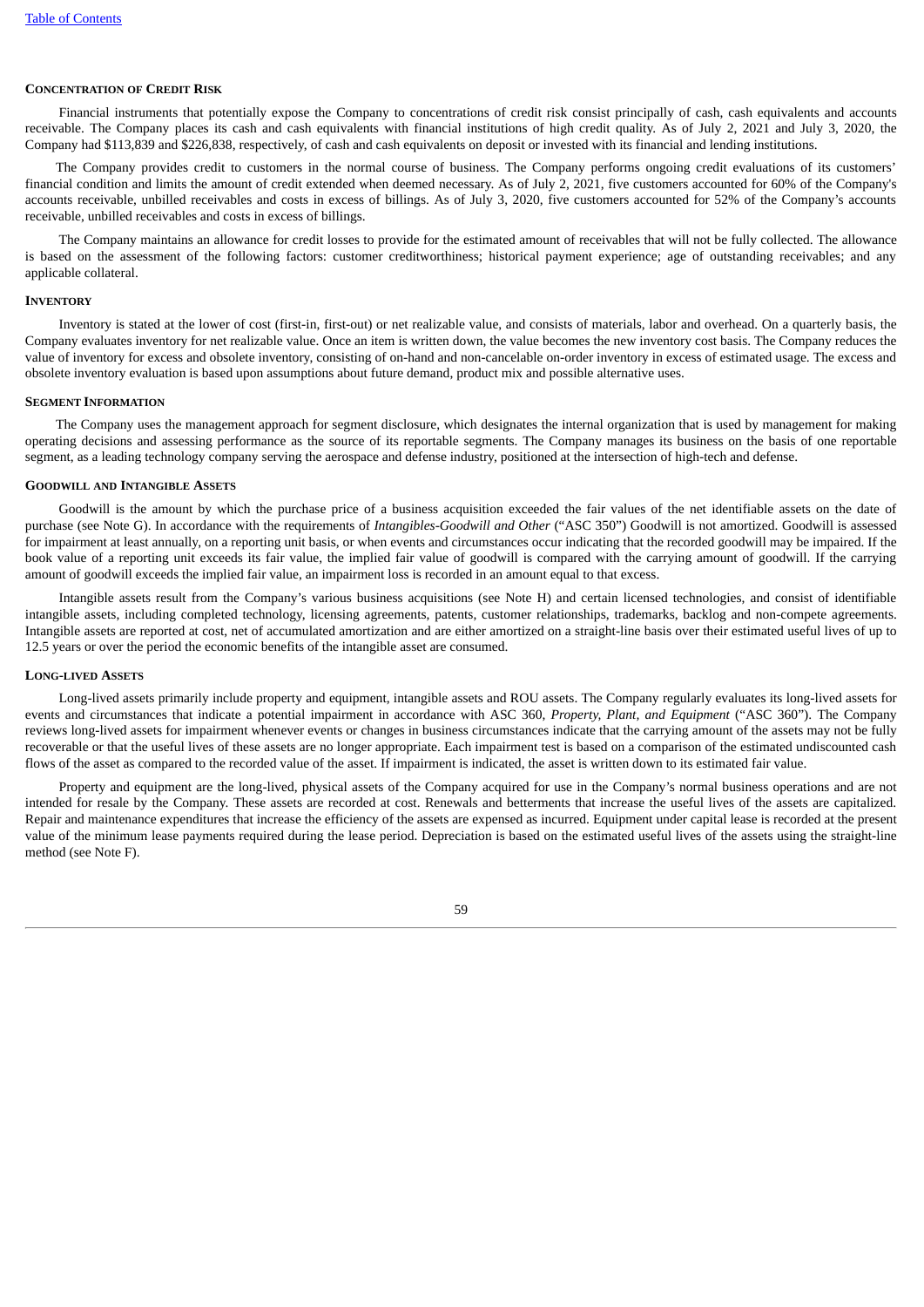#### CONCENTRATION OF CREDIT RISK

Financial instruments that potentially expose the Company to concentrations of credit risk consist principally of cash, cash equivalents and accounts receivable. The Company places its cash and cash equivalents with financial institutions of high credit quality. As of July 2, 2021 and July 3, 2020, the Company had $113,839 and $226,838, respectively, of cash and cash equivalents on deposit or invested with its financial and lending institutions.

The Company provides credit to customers in the normal course of business. The Company performs ongoing credit evaluations of its customers' financial condition and limits the amount of credit extended when deemed necessary. As of July 2, 2021, five customers accounted for 60% of the Company's accounts receivable, unbilled receivables and costs in excess of billings. As of July 3, 2020, five customers accounted for 52% of the Company's accounts receivable, unbilled receivables and costs in excess of billings.

The Company maintains an allowance for credit losses to provide for the estimated amount of receivables that will not be fully collected. The allowance is based on the assessment of the following factors: customer creditworthiness; historical payment experience; age of outstanding receivables; and any applicable collateral.

#### INVENTORY

Inventory is stated at the lower of cost (first-in, first-out) or net realizable value, and consists of materials, labor and overhead. On a quarterly basis, the Company evaluates inventory for net realizable value. Once an item is written down, the value becomes the new inventory cost basis. The Company reduces the value of inventory for excess and obsolete inventory, consisting of on-hand and non-cancelable on-order inventory in excess of estimated usage. The excess and obsolete inventory evaluation is based upon assumptions about future demand, product mix and possible alternative uses.

#### SEGMENT INFORMATION

The Company uses the management approach for segment disclosure, which designates the internal organization that is used by management for making operating decisions and assessing performance as the source of its reportable segments. The Company manages its business on the basis of one reportable segment, as a leading technology company serving the aerospace and defense industry, positioned at the intersection of high-tech and defense.

#### GOODWILL AND INTANGIBLE ASSETS

Goodwill is the amount by which the purchase price of a business acquisition exceeded the fair values of the net identifiable assets on the date of purchase (see Note G). In accordance with the requirements of *Intangibles-Goodwill and Other* ("ASC 350") Goodwill is not amortized. Goodwill is assessed for impairment at least annually, on a reporting unit basis, or when events and circumstances occur indicating that the recorded goodwill may be impaired. If the book value of a reporting unit exceeds its fair value, the implied fair value of goodwill is compared with the carrying amount of goodwill. If the carrying amount of goodwill exceeds the implied fair value, an impairment loss is recorded in an amount equal to that excess.

Intangible assets result from the Company's various business acquisitions (see Note H) and certain licensed technologies, and consist of identifiable intangible assets, including completed technology, licensing agreements, patents, customer relationships, trademarks, backlog and non-compete agreements. Intangible assets are reported at cost, net of accumulated amortization and are either amortized on a straight-line basis over their estimated useful lives of up to 12.5 years or over the period the economic benefits of the intangible asset are consumed.

#### LONG-LIVED ASSETS

Long-lived assets primarily include property and equipment, intangible assets and ROU assets. The Company regularly evaluates its long-lived assets for events and circumstances that indicate a potential impairment in accordance with ASC 360, *Property, Plant, and Equipment* ("ASC 360"). The Company reviews long-lived assets for impairment whenever events or changes in business circumstances indicate that the carrying amount of the assets may not be fully recoverable or that the useful lives of these assets are no longer appropriate. Each impairment test is based on a comparison of the estimated undiscounted cash flows of the asset as compared to the recorded value of the asset. If impairment is indicated, the asset is written down to its estimated fair value.

Property and equipment are the long-lived, physical assets of the Company acquired for use in the Company's normal business operations and are not intended for resale by the Company. These assets are recorded at cost. Renewals and betterments that increase the useful lives of the assets are capitalized. Repair and maintenance expenditures that increase the efficiency of the assets are expensed as incurred. Equipment under capital lease is recorded at the present value of the minimum lease payments required during the lease period. Depreciation is based on the estimated useful lives of the assets using the straight-line method (see Note F).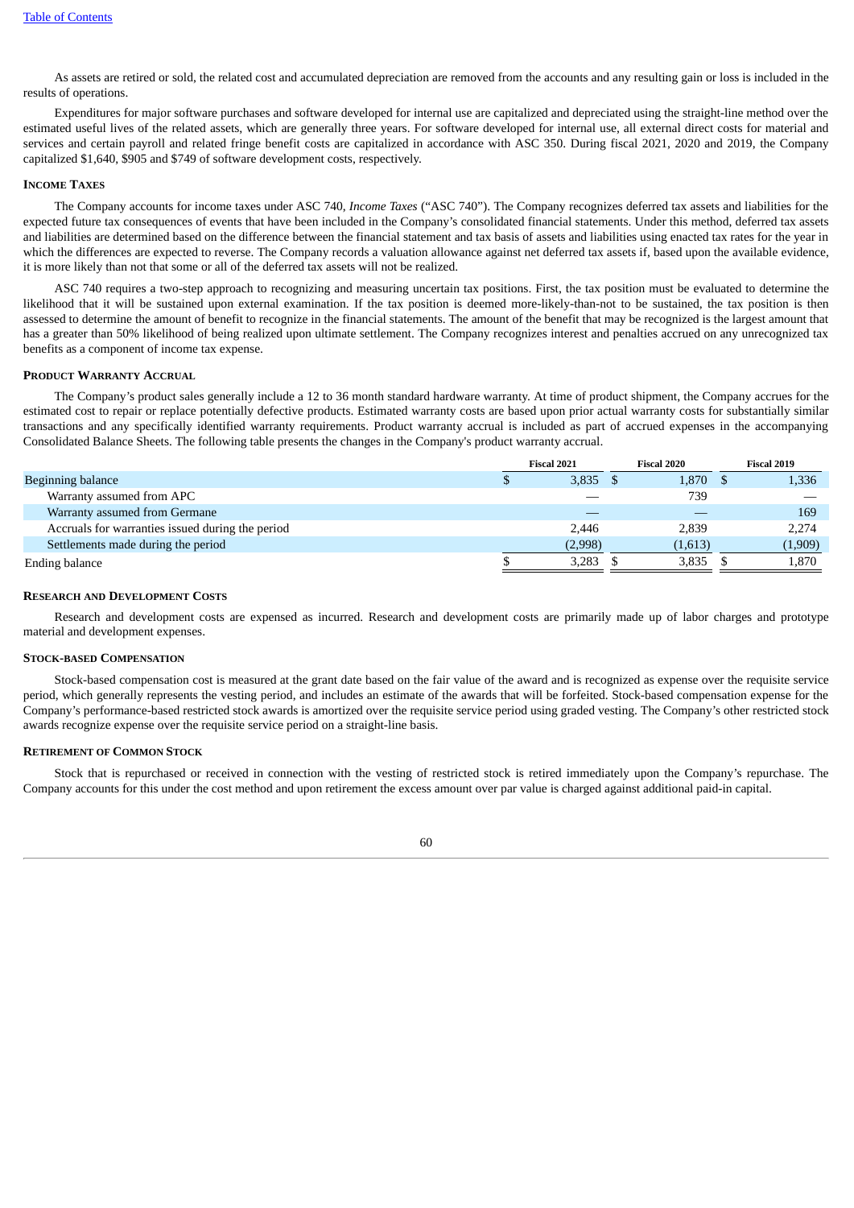As assets are retired or sold, the related cost and accumulated depreciation are removed from the accounts and any resulting gain or loss is included in the results of operations.

Expenditures for major software purchases and software developed for internal use are capitalized and depreciated using the straight-line method over the estimated useful lives of the related assets, which are generally three years. For software developed for internal use, all external direct costs for material and services and certain payroll and related fringe benefit costs are capitalized in accordance with ASC 350. During fiscal 2021, 2020 and 2019, the Company capitalized $1,640, $905 and $749 of software development costs, respectively.

#### INCOME TAXES

The Company accounts for income taxes under ASC 740, *Income Taxes* ("ASC 740"). The Company recognizes deferred tax assets and liabilities for the expected future tax consequences of events that have been included in the Company's consolidated financial statements. Under this method, deferred tax assets and liabilities are determined based on the difference between the financial statement and tax basis of assets and liabilities using enacted tax rates for the year in which the differences are expected to reverse. The Company records a valuation allowance against net deferred tax assets if, based upon the available evidence, it is more likely than not that some or all of the deferred tax assets will not be realized.

ASC 740 requires a two-step approach to recognizing and measuring uncertain tax positions. First, the tax position must be evaluated to determine the likelihood that it will be sustained upon external examination. If the tax position is deemed more-likely-than-not to be sustained, the tax position is then assessed to determine the amount of benefit to recognize in the financial statements. The amount of the benefit that may be recognized is the largest amount that has a greater than 50% likelihood of being realized upon ultimate settlement. The Company recognizes interest and penalties accrued on any unrecognized tax benefits as a component of income tax expense.

#### PRODUCT WARRANTY ACCRUAL

The Company's product sales generally include a 12 to 36 month standard hardware warranty. At time of product shipment, the Company accrues for the estimated cost to repair or replace potentially defective products. Estimated warranty costs are based upon prior actual warranty costs for substantially similar transactions and any specifically identified warranty requirements. Product warranty accrual is included as part of accrued expenses in the accompanying Consolidated Balance Sheets. The following table presents the changes in the Company's product warranty accrual.

| | Fiscal 2021 | Fiscal 2020 | Fiscal 2019 |
|---|---|---|---|
| Beginning balance | $ 3,835 | $ 1,870 | $ 1,336 |
| Warranty assumed from APC | — | 739 | — |
| Warranty assumed from Germane | — | — | 169 |
| Accruals for warranties issued during the period | 2,446 | 2,839 | 2,274 |
| Settlements made during the period | (2,998) | (1,613) | (1,909) |
| Ending balance | $ 3,283 | $ 3,835 | $ 1,870 |

#### RESEARCH AND DEVELOPMENT COSTS

Research and development costs are expensed as incurred. Research and development costs are primarily made up of labor charges and prototype material and development expenses.

#### STOCK-BASED COMPENSATION

Stock-based compensation cost is measured at the grant date based on the fair value of the award and is recognized as expense over the requisite service period, which generally represents the vesting period, and includes an estimate of the awards that will be forfeited. Stock-based compensation expense for the Company's performance-based restricted stock awards is amortized over the requisite service period using graded vesting. The Company's other restricted stock awards recognize expense over the requisite service period on a straight-line basis.

#### RETIREMENT OF COMMON STOCK

Stock that is repurchased or received in connection with the vesting of restricted stock is retired immediately upon the Company's repurchase. The Company accounts for this under the cost method and upon retirement the excess amount over par value is charged against additional paid-in capital.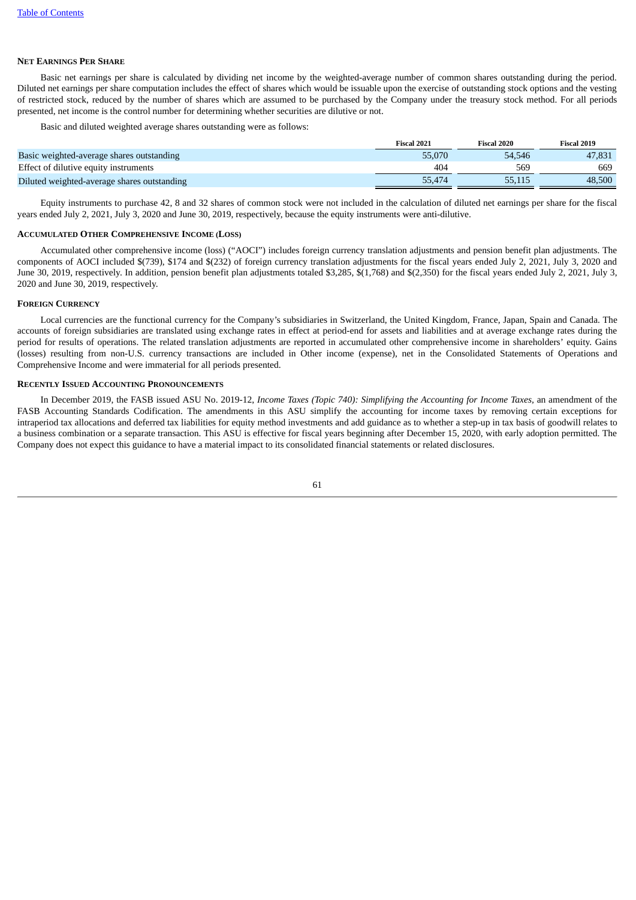[Table of Contents](#)

**NET EARNINGS PER SHARE**

Basic net earnings per share is calculated by dividing net income by the weighted-average number of common shares outstanding during the period. Diluted net earnings per share computation includes the effect of shares which would be issuable upon the exercise of outstanding stock options and the vesting of restricted stock, reduced by the number of shares which are assumed to be purchased by the Company under the treasury stock method. For all periods presented, net income is the control number for determining whether securities are dilutive or not.

Basic and diluted weighted average shares outstanding were as follows:

| | Fiscal 2021 | Fiscal 2020 | Fiscal 2019 |
|---|---|---|---|
| Basic weighted-average shares outstanding | 55,070 | 54,546 | 47,831 |
| Effect of dilutive equity instruments | 404 | 569 | 669 |
| Diluted weighted-average shares outstanding | 55,474 | 55,115 | 48,500 |

Equity instruments to purchase 42, 8 and 32 shares of common stock were not included in the calculation of diluted net earnings per share for the fiscal years ended July 2, 2021, July 3, 2020 and June 30, 2019, respectively, because the equity instruments were anti-dilutive.

**ACCUMULATED OTHER COMPREHENSIVE INCOME (LOSS)**

Accumulated other comprehensive income (loss) ("AOCI") includes foreign currency translation adjustments and pension benefit plan adjustments. The components of AOCI included $(739), $174 and $(232) of foreign currency translation adjustments for the fiscal years ended July 2, 2021, July 3, 2020 and June 30, 2019, respectively. In addition, pension benefit plan adjustments totaled $3,285, $(1,768) and $(2,350) for the fiscal years ended July 2, 2021, July 3, 2020 and June 30, 2019, respectively.

**FOREIGN CURRENCY**

Local currencies are the functional currency for the Company's subsidiaries in Switzerland, the United Kingdom, France, Japan, Spain and Canada. The accounts of foreign subsidiaries are translated using exchange rates in effect at period-end for assets and liabilities and at average exchange rates during the period for results of operations. The related translation adjustments are reported in accumulated other comprehensive income in shareholders' equity. Gains (losses) resulting from non-U.S. currency transactions are included in Other income (expense), net in the Consolidated Statements of Operations and Comprehensive Income and were immaterial for all periods presented.

**RECENTLY ISSUED ACCOUNTING PRONOUNCEMENTS**

In December 2019, the FASB issued ASU No. 2019-12, *Income Taxes (Topic 740): Simplifying the Accounting for Income Taxes*, an amendment of the FASB Accounting Standards Codification. The amendments in this ASU simplify the accounting for income taxes by removing certain exceptions for intraperiod tax allocations and deferred tax liabilities for equity method investments and add guidance as to whether a step-up in tax basis of goodwill relates to a business combination or a separate transaction. This ASU is effective for fiscal years beginning after December 15, 2020, with early adoption permitted. The Company does not expect this guidance to have a material impact to its consolidated financial statements or related disclosures.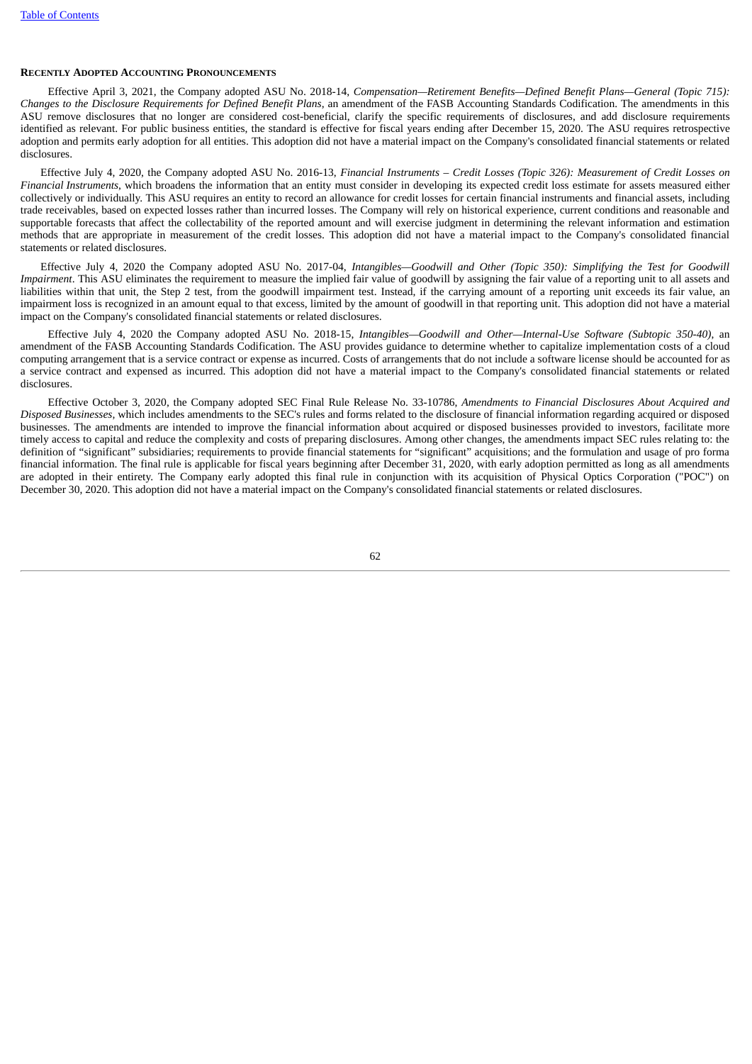**Recently Adopted Accounting Pronouncements**

Effective April 3, 2021, the Company adopted ASU No. 2018-14, *Compensation—Retirement Benefits—Defined Benefit Plans—General (Topic 715): Changes to the Disclosure Requirements for Defined Benefit Plans*, an amendment of the FASB Accounting Standards Codification. The amendments in this ASU remove disclosures that no longer are considered cost-beneficial, clarify the specific requirements of disclosures, and add disclosure requirements identified as relevant. For public business entities, the standard is effective for fiscal years ending after December 15, 2020. The ASU requires retrospective adoption and permits early adoption for all entities. This adoption did not have a material impact on the Company's consolidated financial statements or related disclosures.

Effective July 4, 2020, the Company adopted ASU No. 2016-13, *Financial Instruments – Credit Losses (Topic 326): Measurement of Credit Losses on Financial Instruments*, which broadens the information that an entity must consider in developing its expected credit loss estimate for assets measured either collectively or individually. This ASU requires an entity to record an allowance for credit losses for certain financial instruments and financial assets, including trade receivables, based on expected losses rather than incurred losses. The Company will rely on historical experience, current conditions and reasonable and supportable forecasts that affect the collectability of the reported amount and will exercise judgment in determining the relevant information and estimation methods that are appropriate in measurement of the credit losses. This adoption did not have a material impact to the Company's consolidated financial statements or related disclosures.

Effective July 4, 2020 the Company adopted ASU No. 2017-04, *Intangibles—Goodwill and Other (Topic 350): Simplifying the Test for Goodwill Impairment*. This ASU eliminates the requirement to measure the implied fair value of goodwill by assigning the fair value of a reporting unit to all assets and liabilities within that unit, the Step 2 test, from the goodwill impairment test. Instead, if the carrying amount of a reporting unit exceeds its fair value, an impairment loss is recognized in an amount equal to that excess, limited by the amount of goodwill in that reporting unit. This adoption did not have a material impact on the Company's consolidated financial statements or related disclosures.

Effective July 4, 2020 the Company adopted ASU No. 2018-15, *Intangibles—Goodwill and Other—Internal-Use Software (Subtopic 350-40)*, an amendment of the FASB Accounting Standards Codification. The ASU provides guidance to determine whether to capitalize implementation costs of a cloud computing arrangement that is a service contract or expense as incurred. Costs of arrangements that do not include a software license should be accounted for as a service contract and expensed as incurred. This adoption did not have a material impact to the Company's consolidated financial statements or related disclosures.

Effective October 3, 2020, the Company adopted SEC Final Rule Release No. 33-10786, *Amendments to Financial Disclosures About Acquired and Disposed Businesses*, which includes amendments to the SEC's rules and forms related to the disclosure of financial information regarding acquired or disposed businesses. The amendments are intended to improve the financial information about acquired or disposed businesses provided to investors, facilitate more timely access to capital and reduce the complexity and costs of preparing disclosures. Among other changes, the amendments impact SEC rules relating to: the definition of "significant" subsidiaries; requirements to provide financial statements for "significant" acquisitions; and the formulation and usage of pro forma financial information. The final rule is applicable for fiscal years beginning after December 31, 2020, with early adoption permitted as long as all amendments are adopted in their entirety. The Company early adopted this final rule in conjunction with its acquisition of Physical Optics Corporation ("POC") on December 30, 2020. This adoption did not have a material impact on the Company's consolidated financial statements or related disclosures.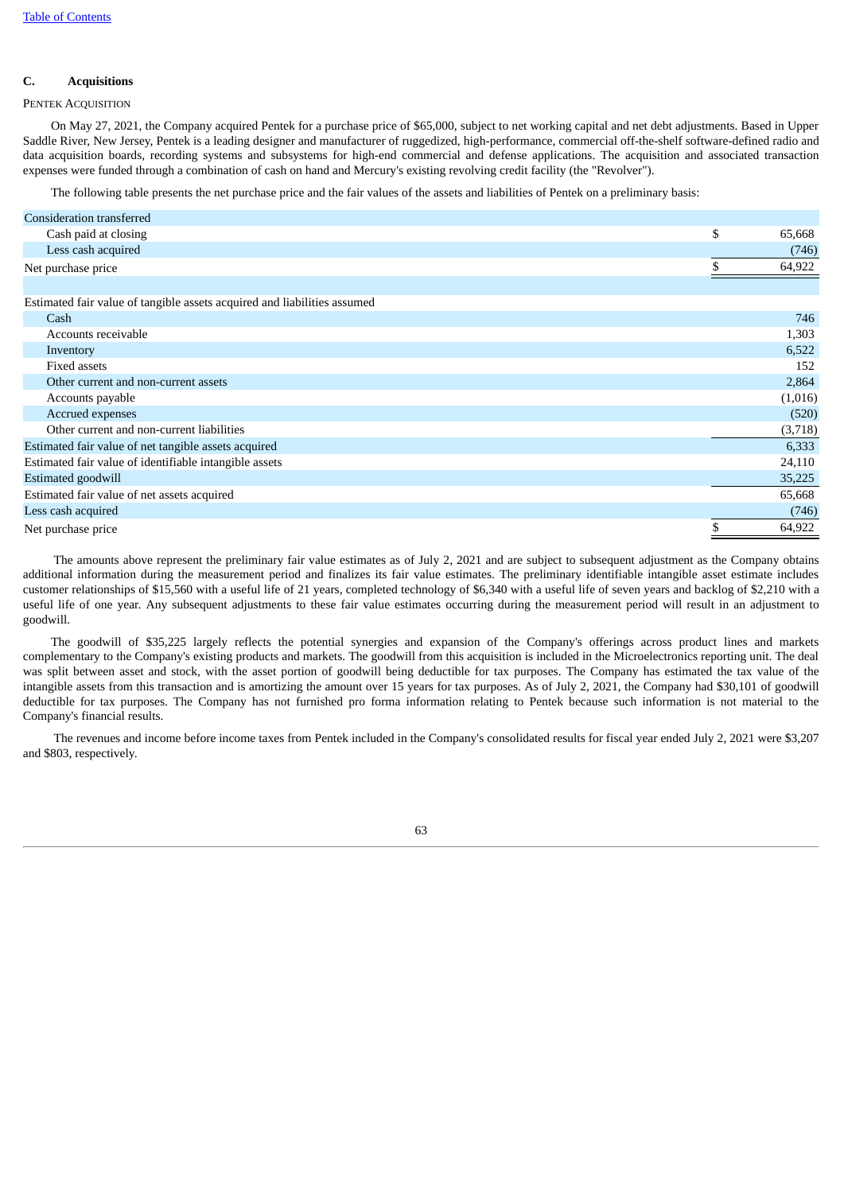### C. Acquisitions

PENTEK ACQUISITION

On May 27, 2021, the Company acquired Pentek for a purchase price of $65,000, subject to net working capital and net debt adjustments. Based in Upper Saddle River, New Jersey, Pentek is a leading designer and manufacturer of ruggedized, high-performance, commercial off-the-shelf software-defined radio and data acquisition boards, recording systems and subsystems for high-end commercial and defense applications. The acquisition and associated transaction expenses were funded through a combination of cash on hand and Mercury's existing revolving credit facility (the "Revolver").

The following table presents the net purchase price and the fair values of the assets and liabilities of Pentek on a preliminary basis:

| | |
|---|---|
| Consideration transferred | |
| Cash paid at closing | $ 65,668 |
| Less cash acquired | (746) |
| Net purchase price | $ 64,922 |
| | |
| Estimated fair value of tangible assets acquired and liabilities assumed | |
| Cash | 746 |
| Accounts receivable | 1,303 |
| Inventory | 6,522 |
| Fixed assets | 152 |
| Other current and non-current assets | 2,864 |
| Accounts payable | (1,016) |
| Accrued expenses | (520) |
| Other current and non-current liabilities | (3,718) |
| Estimated fair value of net tangible assets acquired | 6,333 |
| Estimated fair value of identifiable intangible assets | 24,110 |
| Estimated goodwill | 35,225 |
| Estimated fair value of net assets acquired | 65,668 |
| Less cash acquired | (746) |
| Net purchase price | $ 64,922 |

The amounts above represent the preliminary fair value estimates as of July 2, 2021 and are subject to subsequent adjustment as the Company obtains additional information during the measurement period and finalizes its fair value estimates. The preliminary identifiable intangible asset estimate includes customer relationships of $15,560 with a useful life of 21 years, completed technology of $6,340 with a useful life of seven years and backlog of $2,210 with a useful life of one year. Any subsequent adjustments to these fair value estimates occurring during the measurement period will result in an adjustment to goodwill.

The goodwill of $35,225 largely reflects the potential synergies and expansion of the Company's offerings across product lines and markets complementary to the Company's existing products and markets. The goodwill from this acquisition is included in the Microelectronics reporting unit. The deal was split between asset and stock, with the asset portion of goodwill being deductible for tax purposes. The Company has estimated the tax value of the intangible assets from this transaction and is amortizing the amount over 15 years for tax purposes. As of July 2, 2021, the Company had $30,101 of goodwill deductible for tax purposes. The Company has not furnished pro forma information relating to Pentek because such information is not material to the Company's financial results.

The revenues and income before income taxes from Pentek included in the Company's consolidated results for fiscal year ended July 2, 2021 were $3,207 and $803, respectively.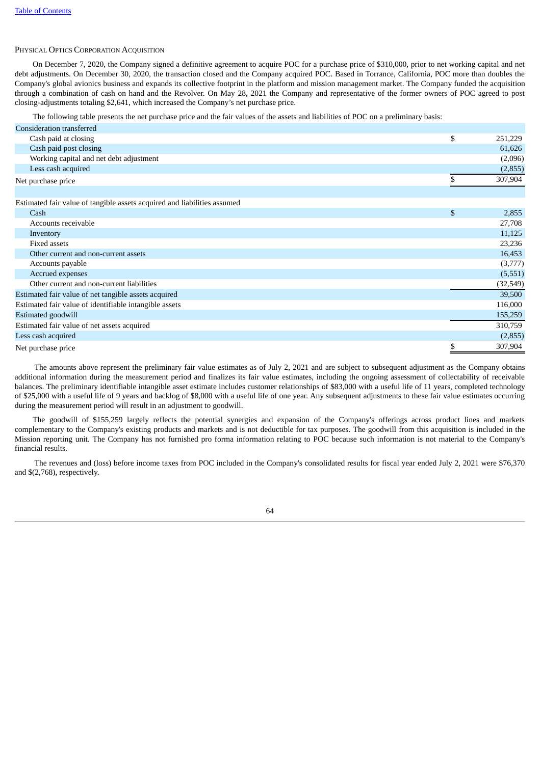### Physical Optics Corporation Acquisition

On December 7, 2020, the Company signed a definitive agreement to acquire POC for a purchase price of $310,000, prior to net working capital and net debt adjustments. On December 30, 2020, the transaction closed and the Company acquired POC. Based in Torrance, California, POC more than doubles the Company's global avionics business and expands its collective footprint in the platform and mission management market. The Company funded the acquisition through a combination of cash on hand and the Revolver. On May 28, 2021 the Company and representative of the former owners of POC agreed to post closing-adjustments totaling $2,641, which increased the Company's net purchase price.

The following table presents the net purchase price and the fair values of the assets and liabilities of POC on a preliminary basis:

| | | |
|---|---|---|
| Consideration transferred | | |
| Cash paid at closing | $ | 251,229 |
| Cash paid post closing | | 61,626 |
| Working capital and net debt adjustment | | (2,096) |
| Less cash acquired | | (2,855) |
| Net purchase price | $ | 307,904 |
| | | |
| Estimated fair value of tangible assets acquired and liabilities assumed | | |
| Cash | $ | 2,855 |
| Accounts receivable | | 27,708 |
| Inventory | | 11,125 |
| Fixed assets | | 23,236 |
| Other current and non-current assets | | 16,453 |
| Accounts payable | | (3,777) |
| Accrued expenses | | (5,551) |
| Other current and non-current liabilities | | (32,549) |
| Estimated fair value of net tangible assets acquired | | 39,500 |
| Estimated fair value of identifiable intangible assets | | 116,000 |
| Estimated goodwill | | 155,259 |
| Estimated fair value of net assets acquired | | 310,759 |
| Less cash acquired | | (2,855) |
| Net purchase price | $ | 307,904 |

The amounts above represent the preliminary fair value estimates as of July 2, 2021 and are subject to subsequent adjustment as the Company obtains additional information during the measurement period and finalizes its fair value estimates, including the ongoing assessment of collectability of receivable balances. The preliminary identifiable intangible asset estimate includes customer relationships of $83,000 with a useful life of 11 years, completed technology of $25,000 with a useful life of 9 years and backlog of $8,000 with a useful life of one year. Any subsequent adjustments to these fair value estimates occurring during the measurement period will result in an adjustment to goodwill.

The goodwill of $155,259 largely reflects the potential synergies and expansion of the Company's offerings across product lines and markets complementary to the Company's existing products and markets and is not deductible for tax purposes. The goodwill from this acquisition is included in the Mission reporting unit. The Company has not furnished pro forma information relating to POC because such information is not material to the Company's financial results.

The revenues and (loss) before income taxes from POC included in the Company's consolidated results for fiscal year ended July 2, 2021 were $76,370 and $(2,768), respectively.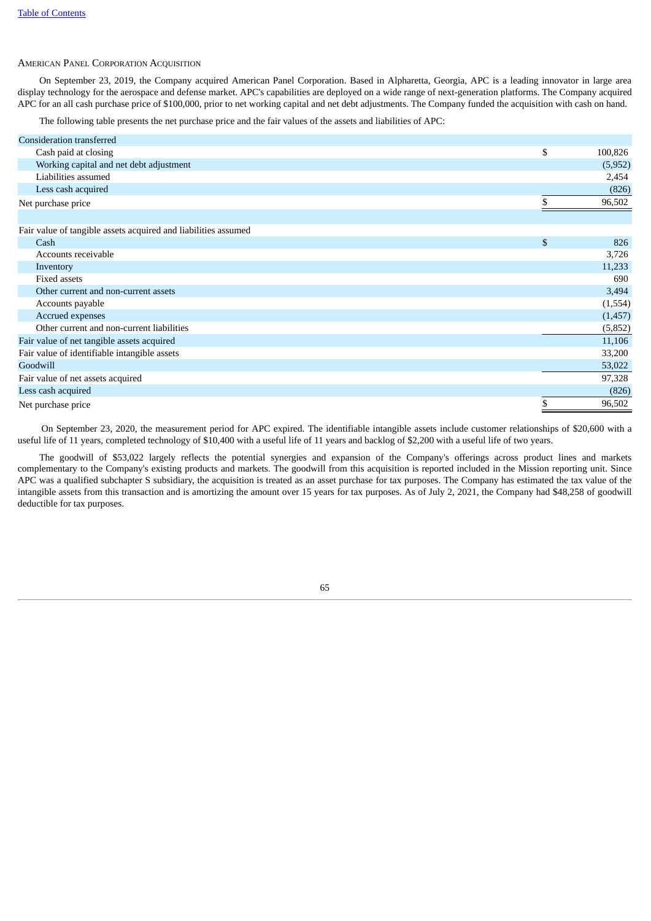### American Panel Corporation Acquisition

On September 23, 2019, the Company acquired American Panel Corporation. Based in Alpharetta, Georgia, APC is a leading innovator in large area display technology for the aerospace and defense market. APC's capabilities are deployed on a wide range of next-generation platforms. The Company acquired APC for an all cash purchase price of $100,000, prior to net working capital and net debt adjustments. The Company funded the acquisition with cash on hand.

The following table presents the net purchase price and the fair values of the assets and liabilities of APC:

| | | |
|---|---|---|
| Consideration transferred | | |
| Cash paid at closing | $ | 100,826 |
| Working capital and net debt adjustment | | (5,952) |
| Liabilities assumed | | 2,454 |
| Less cash acquired | | (826) |
| Net purchase price | $ | 96,502 |
| | | |
| Fair value of tangible assets acquired and liabilities assumed | | |
| Cash | $ | 826 |
| Accounts receivable | | 3,726 |
| Inventory | | 11,233 |
| Fixed assets | | 690 |
| Other current and non-current assets | | 3,494 |
| Accounts payable | | (1,554) |
| Accrued expenses | | (1,457) |
| Other current and non-current liabilities | | (5,852) |
| Fair value of net tangible assets acquired | | 11,106 |
| Fair value of identifiable intangible assets | | 33,200 |
| Goodwill | | 53,022 |
| Fair value of net assets acquired | | 97,328 |
| Less cash acquired | | (826) |
| Net purchase price | $ | 96,502 |

On September 23, 2020, the measurement period for APC expired. The identifiable intangible assets include customer relationships of $20,600 with a useful life of 11 years, completed technology of $10,400 with a useful life of 11 years and backlog of $2,200 with a useful life of two years.

The goodwill of $53,022 largely reflects the potential synergies and expansion of the Company's offerings across product lines and markets complementary to the Company's existing products and markets. The goodwill from this acquisition is reported included in the Mission reporting unit. Since APC was a qualified subchapter S subsidiary, the acquisition is treated as an asset purchase for tax purposes. The Company has estimated the tax value of the intangible assets from this transaction and is amortizing the amount over 15 years for tax purposes. As of July 2, 2021, the Company had $48,258 of goodwill deductible for tax purposes.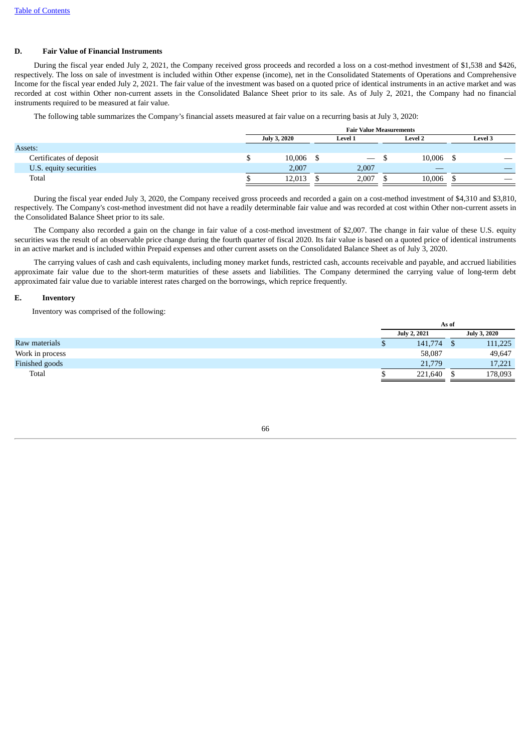[Table of Contents](#)

## D. Fair Value of Financial Instruments

During the fiscal year ended July 2, 2021, the Company received gross proceeds and recorded a loss on a cost-method investment of $1,538 and $426, respectively. The loss on sale of investment is included within Other expense (income), net in the Consolidated Statements of Operations and Comprehensive Income for the fiscal year ended July 2, 2021. The fair value of the investment was based on a quoted price of identical instruments in an active market and was recorded at cost within Other non-current assets in the Consolidated Balance Sheet prior to its sale. As of July 2, 2021, the Company had no financial instruments required to be measured at fair value.

The following table summarizes the Company's financial assets measured at fair value on a recurring basis at July 3, 2020:

| | Fair Value Measurements | | | |
|---|---|---|---|---|
| | July 3, 2020 | Level 1 | Level 2 | Level 3 |
| Assets: | | | | |
| Certificates of deposit | $ 10,006 | $ — | $ 10,006 | $ — |
| U.S. equity securities | 2,007 | 2,007 | — | — |
| Total | $ 12,013 | $ 2,007 | $ 10,006 | $ — |

During the fiscal year ended July 3, 2020, the Company received gross proceeds and recorded a gain on a cost-method investment of $4,310 and $3,810, respectively. The Company's cost-method investment did not have a readily determinable fair value and was recorded at cost within Other non-current assets in the Consolidated Balance Sheet prior to its sale.

The Company also recorded a gain on the change in fair value of a cost-method investment of $2,007. The change in fair value of these U.S. equity securities was the result of an observable price change during the fourth quarter of fiscal 2020. Its fair value is based on a quoted price of identical instruments in an active market and is included within Prepaid expenses and other current assets on the Consolidated Balance Sheet as of July 3, 2020.

The carrying values of cash and cash equivalents, including money market funds, restricted cash, accounts receivable and payable, and accrued liabilities approximate fair value due to the short-term maturities of these assets and liabilities. The Company determined the carrying value of long-term debt approximated fair value due to variable interest rates charged on the borrowings, which reprice frequently.

## E. Inventory

Inventory was comprised of the following:

| | As of | |
|---|---|---|
| | July 2, 2021 | July 3, 2020 |
| Raw materials | $ 141,774 | $ 111,225 |
| Work in process | 58,087 | 49,647 |
| Finished goods | 21,779 | 17,221 |
| Total | $ 221,640 | $ 178,093 |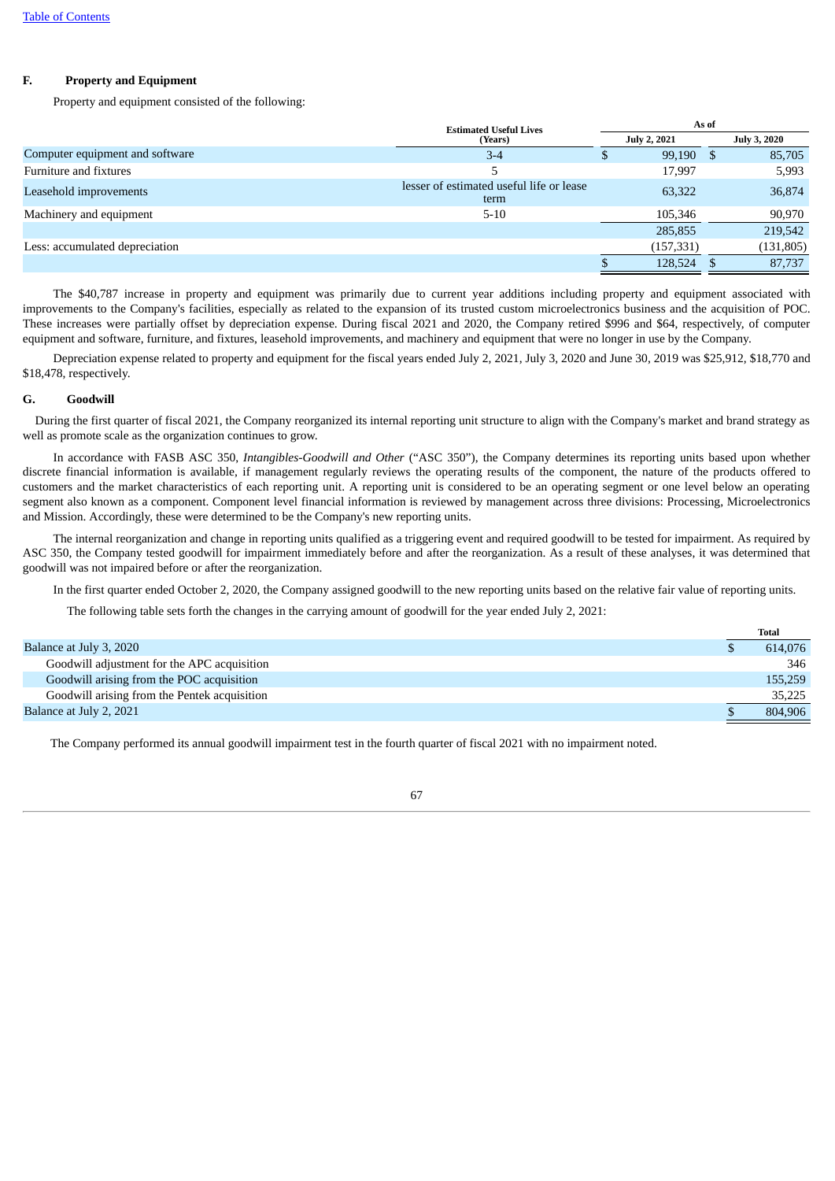## F. Property and Equipment

Property and equipment consisted of the following:

| | Estimated Useful Lives (Years) | As of | |
|---|---|---|---|
| | | July 2, 2021 | July 3, 2020 |
| Computer equipment and software | 3-4 | $ 99,190 | $ 85,705 |
| Furniture and fixtures | 5 | 17,997 | 5,993 |
| Leasehold improvements | lesser of estimated useful life or lease term | 63,322 | 36,874 |
| Machinery and equipment | 5-10 | 105,346 | 90,970 |
| | | 285,855 | 219,542 |
| Less: accumulated depreciation | | (157,331) | (131,805) |
| | | $ 128,524 | $ 87,737 |

The $40,787 increase in property and equipment was primarily due to current year additions including property and equipment associated with improvements to the Company's facilities, especially as related to the expansion of its trusted custom microelectronics business and the acquisition of POC. These increases were partially offset by depreciation expense. During fiscal 2021 and 2020, the Company retired $996 and $64, respectively, of computer equipment and software, furniture, and fixtures, leasehold improvements, and machinery and equipment that were no longer in use by the Company.

Depreciation expense related to property and equipment for the fiscal years ended July 2, 2021, July 3, 2020 and June 30, 2019 was $25,912, $18,770 and $18,478, respectively.

## G. Goodwill

During the first quarter of fiscal 2021, the Company reorganized its internal reporting unit structure to align with the Company's market and brand strategy as well as promote scale as the organization continues to grow.

In accordance with FASB ASC 350, *Intangibles-Goodwill and Other* ("ASC 350"), the Company determines its reporting units based upon whether discrete financial information is available, if management regularly reviews the operating results of the component, the nature of the products offered to customers and the market characteristics of each reporting unit. A reporting unit is considered to be an operating segment or one level below an operating segment also known as a component. Component level financial information is reviewed by management across three divisions: Processing, Microelectronics and Mission. Accordingly, these were determined to be the Company's new reporting units.

The internal reorganization and change in reporting units qualified as a triggering event and required goodwill to be tested for impairment. As required by ASC 350, the Company tested goodwill for impairment immediately before and after the reorganization. As a result of these analyses, it was determined that goodwill was not impaired before or after the reorganization.

In the first quarter ended October 2, 2020, the Company assigned goodwill to the new reporting units based on the relative fair value of reporting units.

The following table sets forth the changes in the carrying amount of goodwill for the year ended July 2, 2021:

| | Total |
|---|---|
| Balance at July 3, 2020 | $ 614,076 |
| Goodwill adjustment for the APC acquisition | 346 |
| Goodwill arising from the POC acquisition | 155,259 |
| Goodwill arising from the Pentek acquisition | 35,225 |
| Balance at July 2, 2021 | $ 804,906 |

The Company performed its annual goodwill impairment test in the fourth quarter of fiscal 2021 with no impairment noted.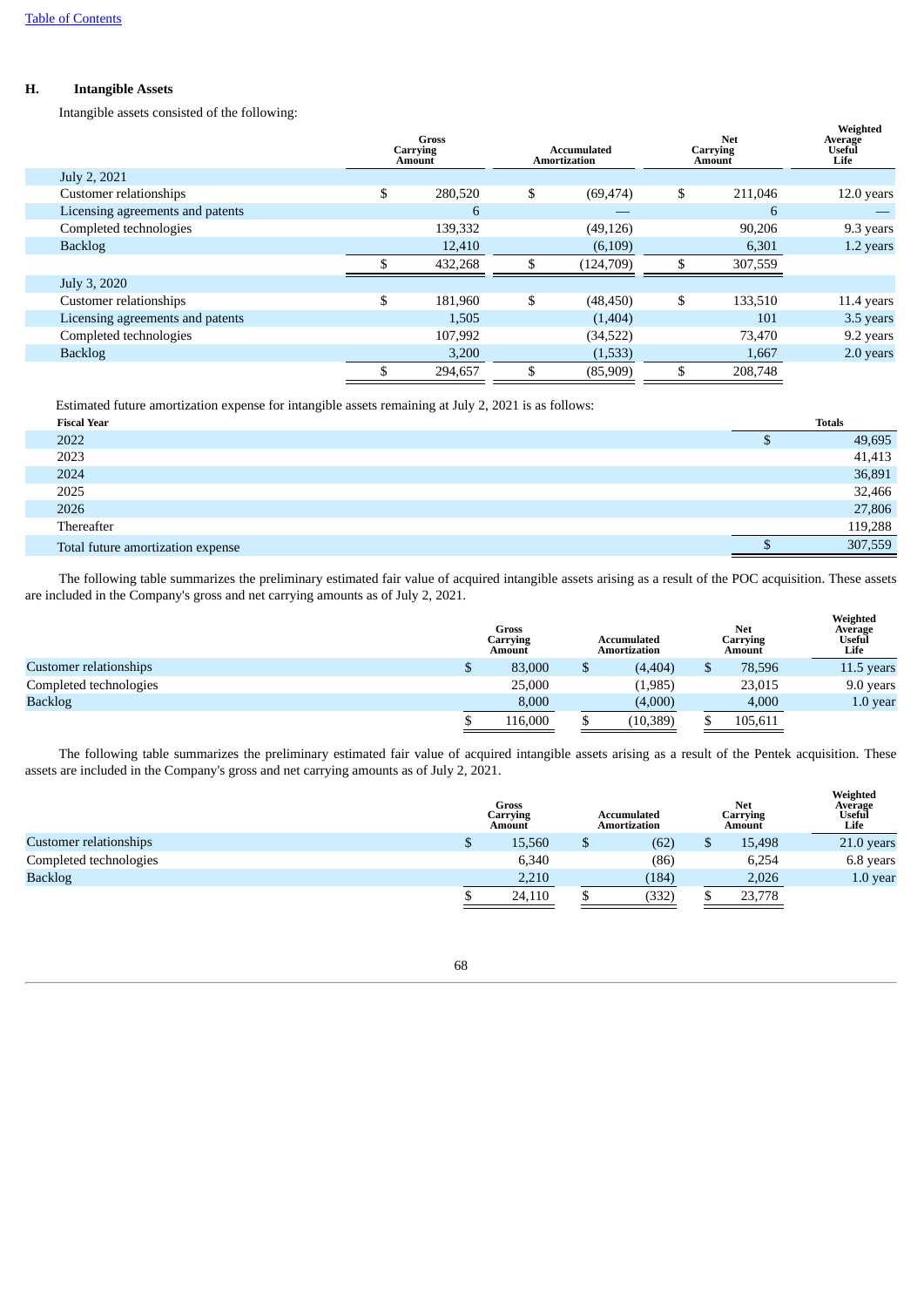## H. Intangible Assets

Intangible assets consisted of the following:

| | Gross Carrying Amount | Accumulated Amortization | Net Carrying Amount | Weighted Average Useful Life |
|---|---|---|---|---|
| July 2, 2021 | | | | |
| Customer relationships | $ 280,520 | $ (69,474) | $ 211,046 | 12.0 years |
| Licensing agreements and patents | 6 | — | 6 | — |
| Completed technologies | 139,332 | (49,126) | 90,206 | 9.3 years |
| Backlog | 12,410 | (6,109) | 6,301 | 1.2 years |
| | $ 432,268 | $ (124,709) | $ 307,559 | |
| July 3, 2020 | | | | |
| Customer relationships | $ 181,960 | $ (48,450) | $ 133,510 | 11.4 years |
| Licensing agreements and patents | 1,505 | (1,404) | 101 | 3.5 years |
| Completed technologies | 107,992 | (34,522) | 73,470 | 9.2 years |
| Backlog | 3,200 | (1,533) | 1,667 | 2.0 years |
| | $ 294,657 | $ (85,909) | $ 208,748 | |

Estimated future amortization expense for intangible assets remaining at July 2, 2021 is as follows:

| Fiscal Year | Totals |
|---|---|
| 2022 | $ 49,695 |
| 2023 | 41,413 |
| 2024 | 36,891 |
| 2025 | 32,466 |
| 2026 | 27,806 |
| Thereafter | 119,288 |
| Total future amortization expense | $ 307,559 |

The following table summarizes the preliminary estimated fair value of acquired intangible assets arising as a result of the POC acquisition. These assets are included in the Company's gross and net carrying amounts as of July 2, 2021.

| | Gross Carrying Amount | Accumulated Amortization | Net Carrying Amount | Weighted Average Useful Life |
|---|---|---|---|---|
| Customer relationships | $ 83,000 | $ (4,404) | $ 78,596 | 11.5 years |
| Completed technologies | 25,000 | (1,985) | 23,015 | 9.0 years |
| Backlog | 8,000 | (4,000) | 4,000 | 1.0 year |
| | $ 116,000 | $ (10,389) | $ 105,611 | |

The following table summarizes the preliminary estimated fair value of acquired intangible assets arising as a result of the Pentek acquisition. These assets are included in the Company's gross and net carrying amounts as of July 2, 2021.

| | Gross Carrying Amount | Accumulated Amortization | Net Carrying Amount | Weighted Average Useful Life |
|---|---|---|---|---|
| Customer relationships | $ 15,560 | $ (62) | $ 15,498 | 21.0 years |
| Completed technologies | 6,340 | (86) | 6,254 | 6.8 years |
| Backlog | 2,210 | (184) | 2,026 | 1.0 year |
| | $ 24,110 | $ (332) | $ 23,778 | |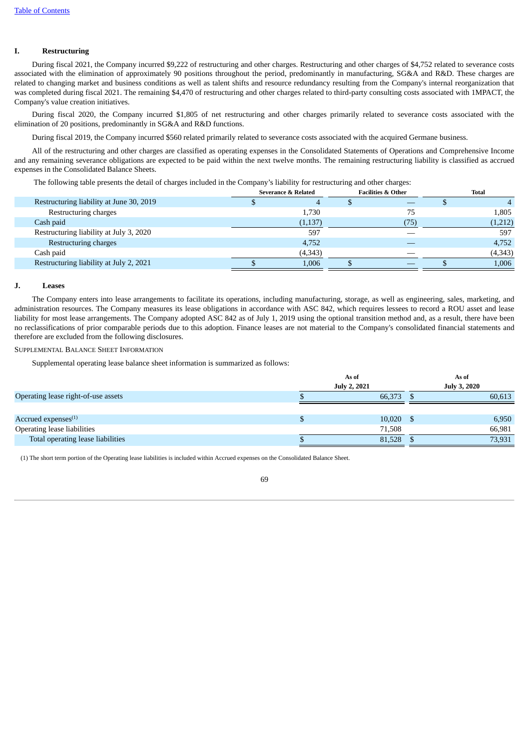[Table of Contents](#)

## I. Restructuring

During fiscal 2021, the Company incurred $9,222 of restructuring and other charges. Restructuring and other charges of $4,752 related to severance costs associated with the elimination of approximately 90 positions throughout the period, predominantly in manufacturing, SG&A and R&D. These charges are related to changing market and business conditions as well as talent shifts and resource redundancy resulting from the Company's internal reorganization that was completed during fiscal 2021. The remaining $4,470 of restructuring and other charges related to third-party consulting costs associated with 1MPACT, the Company's value creation initiatives.

During fiscal 2020, the Company incurred $1,805 of net restructuring and other charges primarily related to severance costs associated with the elimination of 20 positions, predominantly in SG&A and R&D functions.

During fiscal 2019, the Company incurred $560 related primarily related to severance costs associated with the acquired Germane business.

All of the restructuring and other charges are classified as operating expenses in the Consolidated Statements of Operations and Comprehensive Income and any remaining severance obligations are expected to be paid within the next twelve months. The remaining restructuring liability is classified as accrued expenses in the Consolidated Balance Sheets.

The following table presents the detail of charges included in the Company's liability for restructuring and other charges:

| | Severance & Related | Facilities & Other | Total |
|---|---|---|---|
| Restructuring liability at June 30, 2019 | $ 4 | $ — | $ 4 |
| Restructuring charges | 1,730 | 75 | 1,805 |
| Cash paid | (1,137) | (75) | (1,212) |
| Restructuring liability at July 3, 2020 | 597 | — | 597 |
| Restructuring charges | 4,752 | — | 4,752 |
| Cash paid | (4,343) | — | (4,343) |
| Restructuring liability at July 2, 2021 | $ 1,006 | $ — | $ 1,006 |

## J. Leases

The Company enters into lease arrangements to facilitate its operations, including manufacturing, storage, as well as engineering, sales, marketing, and administration resources. The Company measures its lease obligations in accordance with ASC 842, which requires lessees to record a ROU asset and lease liability for most lease arrangements. The Company adopted ASC 842 as of July 1, 2019 using the optional transition method and, as a result, there have been no reclassifications of prior comparable periods due to this adoption. Finance leases are not material to the Company's consolidated financial statements and therefore are excluded from the following disclosures.

SUPPLEMENTAL BALANCE SHEET INFORMATION

Supplemental operating lease balance sheet information is summarized as follows:

| | As of July 2, 2021 | As of July 3, 2020 |
|---|---|---|
| Operating lease right-of-use assets | $ 66,373 | $ 60,613 |
| | | |
| Accrued expenses[(1)] | $ 10,020 | $ 6,950 |
| Operating lease liabilities | 71,508 | 66,981 |
| Total operating lease liabilities | $ 81,528 | $ 73,931 |

(1) The short term portion of the Operating lease liabilities is included within Accrued expenses on the Consolidated Balance Sheet.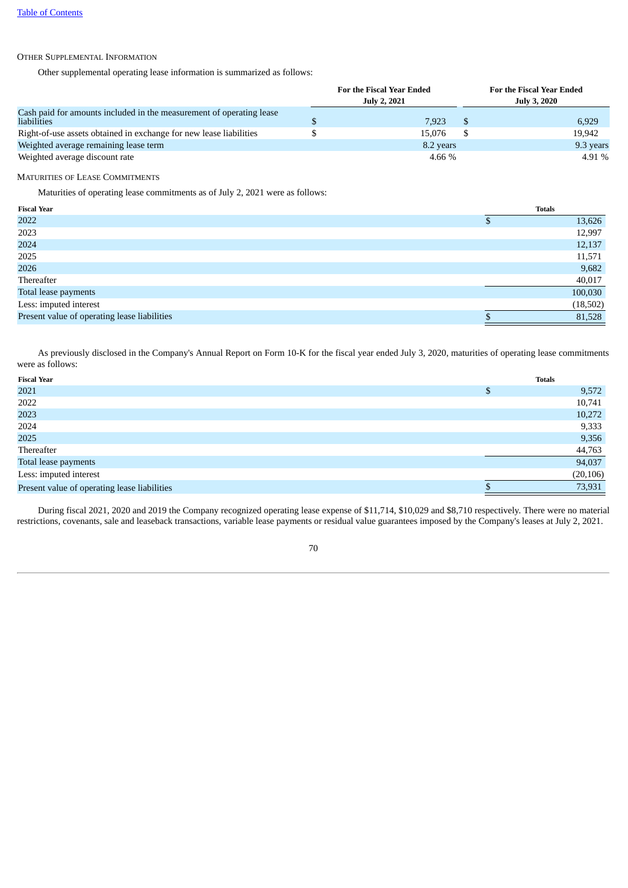Other Supplemental Information

Other supplemental operating lease information is summarized as follows:

| | For the Fiscal Year Ended July 2, 2021 | For the Fiscal Year Ended July 3, 2020 |
|---|---|---|
| Cash paid for amounts included in the measurement of operating lease liabilities | $ 7,923 | $ 6,929 |
| Right-of-use assets obtained in exchange for new lease liabilities | $ 15,076 | $ 19,942 |
| Weighted average remaining lease term | 8.2 years | 9.3 years |
| Weighted average discount rate | 4.66 % | 4.91 % |

Maturities of Lease Commitments

Maturities of operating lease commitments as of July 2, 2021 were as follows:

| Fiscal Year | Totals |
|---|---|
| 2022 | $ 13,626 |
| 2023 | 12,997 |
| 2024 | 12,137 |
| 2025 | 11,571 |
| 2026 | 9,682 |
| Thereafter | 40,017 |
| Total lease payments | 100,030 |
| Less: imputed interest | (18,502) |
| Present value of operating lease liabilities | $ 81,528 |

As previously disclosed in the Company's Annual Report on Form 10-K for the fiscal year ended July 3, 2020, maturities of operating lease commitments were as follows:

| Fiscal Year | Totals |
|---|---|
| 2021 | $ 9,572 |
| 2022 | 10,741 |
| 2023 | 10,272 |
| 2024 | 9,333 |
| 2025 | 9,356 |
| Thereafter | 44,763 |
| Total lease payments | 94,037 |
| Less: imputed interest | (20,106) |
| Present value of operating lease liabilities | $ 73,931 |

During fiscal 2021, 2020 and 2019 the Company recognized operating lease expense of $11,714, $10,029 and $8,710 respectively. There were no material restrictions, covenants, sale and leaseback transactions, variable lease payments or residual value guarantees imposed by the Company's leases at July 2, 2021.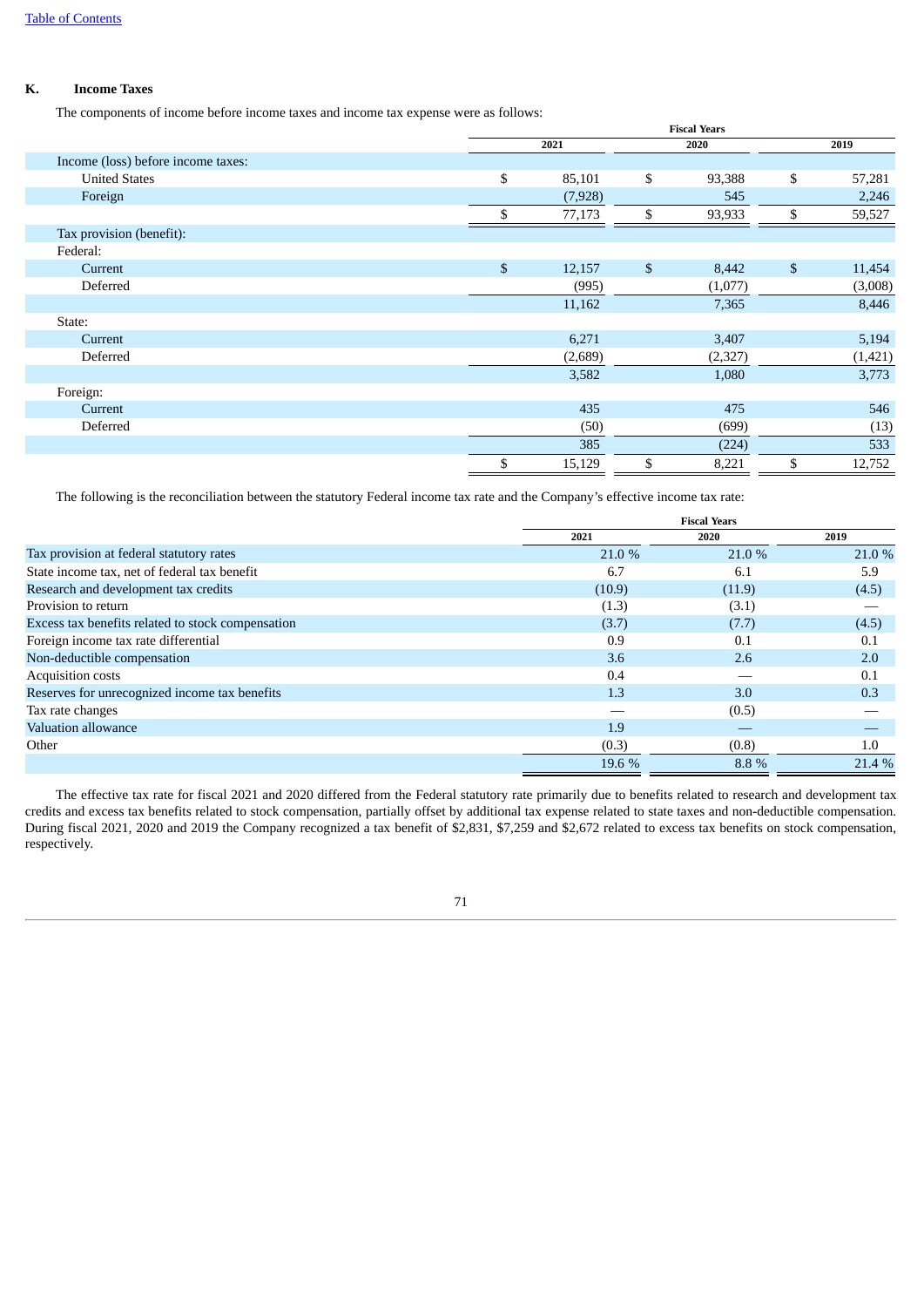## K. Income Taxes

The components of income before income taxes and income tax expense were as follows:

| | Fiscal Years | | |
|---|---|---|---|
| | 2021 | 2020 | 2019 |
| Income (loss) before income taxes: | | | |
| United States | $ 85,101 | $ 93,388 | $ 57,281 |
| Foreign | (7,928) | 545 | 2,246 |
| | $ 77,173 | $ 93,933 | $ 59,527 |
| Tax provision (benefit): | | | |
| Federal: | | | |
| Current | $ 12,157 | $ 8,442 | $ 11,454 |
| Deferred | (995) | (1,077) | (3,008) |
| | 11,162 | 7,365 | 8,446 |
| State: | | | |
| Current | 6,271 | 3,407 | 5,194 |
| Deferred | (2,689) | (2,327) | (1,421) |
| | 3,582 | 1,080 | 3,773 |
| Foreign: | | | |
| Current | 435 | 475 | 546 |
| Deferred | (50) | (699) | (13) |
| | 385 | (224) | 533 |
| | $ 15,129 | $ 8,221 | $ 12,752 |

The following is the reconciliation between the statutory Federal income tax rate and the Company's effective income tax rate:

| | Fiscal Years | | |
|---|---|---|---|
| | 2021 | 2020 | 2019 |
| Tax provision at federal statutory rates | 21.0 % | 21.0 % | 21.0 % |
| State income tax, net of federal tax benefit | 6.7 | 6.1 | 5.9 |
| Research and development tax credits | (10.9) | (11.9) | (4.5) |
| Provision to return | (1.3) | (3.1) | — |
| Excess tax benefits related to stock compensation | (3.7) | (7.7) | (4.5) |
| Foreign income tax rate differential | 0.9 | 0.1 | 0.1 |
| Non-deductible compensation | 3.6 | 2.6 | 2.0 |
| Acquisition costs | 0.4 | — | 0.1 |
| Reserves for unrecognized income tax benefits | 1.3 | 3.0 | 0.3 |
| Tax rate changes | — | (0.5) | — |
| Valuation allowance | 1.9 | — | — |
| Other | (0.3) | (0.8) | 1.0 |
| | 19.6 % | 8.8 % | 21.4 % |

The effective tax rate for fiscal 2021 and 2020 differed from the Federal statutory rate primarily due to benefits related to research and development tax credits and excess tax benefits related to stock compensation, partially offset by additional tax expense related to state taxes and non-deductible compensation. During fiscal 2021, 2020 and 2019 the Company recognized a tax benefit of $2,831, $7,259 and $2,672 related to excess tax benefits on stock compensation, respectively.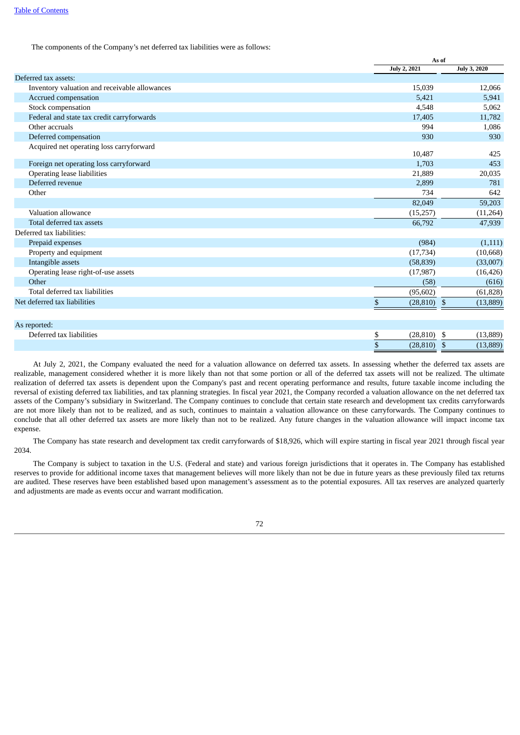The components of the Company's net deferred tax liabilities were as follows:

| | As of | |
|---|---|---|
| | July 2, 2021 | July 3, 2020 |
| Deferred tax assets: | | |
| Inventory valuation and receivable allowances | 15,039 | 12,066 |
| Accrued compensation | 5,421 | 5,941 |
| Stock compensation | 4,548 | 5,062 |
| Federal and state tax credit carryforwards | 17,405 | 11,782 |
| Other accruals | 994 | 1,086 |
| Deferred compensation | 930 | 930 |
| Acquired net operating loss carryforward | 10,487 | 425 |
| Foreign net operating loss carryforward | 1,703 | 453 |
| Operating lease liabilities | 21,889 | 20,035 |
| Deferred revenue | 2,899 | 781 |
| Other | 734 | 642 |
| | 82,049 | 59,203 |
| Valuation allowance | (15,257) | (11,264) |
| Total deferred tax assets | 66,792 | 47,939 |
| Deferred tax liabilities: | | |
| Prepaid expenses | (984) | (1,111) |
| Property and equipment | (17,734) | (10,668) |
| Intangible assets | (58,839) | (33,007) |
| Operating lease right-of-use assets | (17,987) | (16,426) |
| Other | (58) | (616) |
| Total deferred tax liabilities | (95,602) | (61,828) |
| Net deferred tax liabilities | $ (28,810) | $ (13,889) |
| | | |
| As reported: | | |
| Deferred tax liabilities | $ (28,810) | $ (13,889) |
| | $ (28,810) | $ (13,889) |

At July 2, 2021, the Company evaluated the need for a valuation allowance on deferred tax assets. In assessing whether the deferred tax assets are realizable, management considered whether it is more likely than not that some portion or all of the deferred tax assets will not be realized. The ultimate realization of deferred tax assets is dependent upon the Company's past and recent operating performance and results, future taxable income including the reversal of existing deferred tax liabilities, and tax planning strategies. In fiscal year 2021, the Company recorded a valuation allowance on the net deferred tax assets of the Company's subsidiary in Switzerland. The Company continues to conclude that certain state research and development tax credits carryforwards are not more likely than not to be realized, and as such, continues to maintain a valuation allowance on these carryforwards. The Company continues to conclude that all other deferred tax assets are more likely than not to be realized. Any future changes in the valuation allowance will impact income tax expense.

The Company has state research and development tax credit carryforwards of $18,926, which will expire starting in fiscal year 2021 through fiscal year 2034.

The Company is subject to taxation in the U.S. (Federal and state) and various foreign jurisdictions that it operates in. The Company has established reserves to provide for additional income taxes that management believes will more likely than not be due in future years as these previously filed tax returns are audited. These reserves have been established based upon management's assessment as to the potential exposures. All tax reserves are analyzed quarterly and adjustments are made as events occur and warrant modification.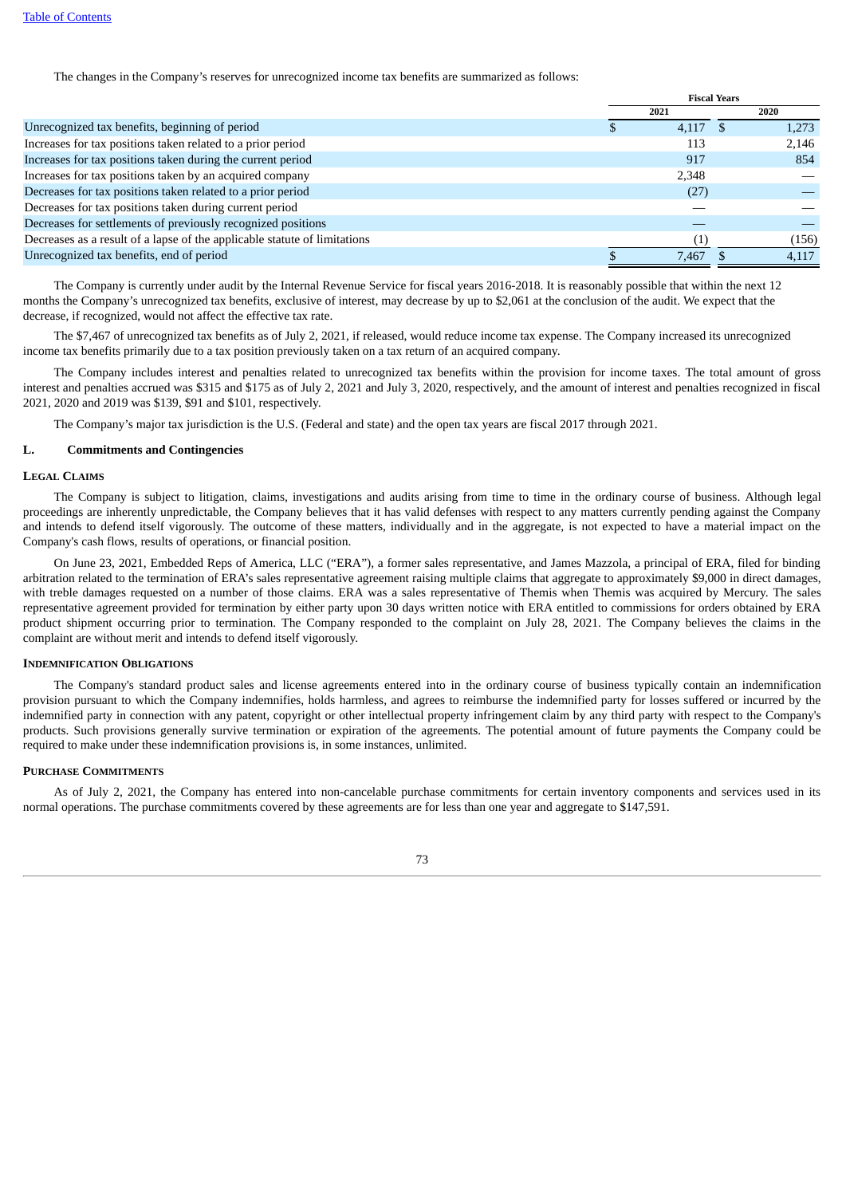The changes in the Company's reserves for unrecognized income tax benefits are summarized as follows:

| | Fiscal Years | |
|---|---|---|
| | 2021 | 2020 |
| Unrecognized tax benefits, beginning of period | $ 4,117 | $ 1,273 |
| Increases for tax positions taken related to a prior period | 113 | 2,146 |
| Increases for tax positions taken during the current period | 917 | 854 |
| Increases for tax positions taken by an acquired company | 2,348 | — |
| Decreases for tax positions taken related to a prior period | (27) | — |
| Decreases for tax positions taken during current period | — | — |
| Decreases for settlements of previously recognized positions | — | — |
| Decreases as a result of a lapse of the applicable statute of limitations | (1) | (156) |
| Unrecognized tax benefits, end of period | $ 7,467 | $ 4,117 |

The Company is currently under audit by the Internal Revenue Service for fiscal years 2016-2018. It is reasonably possible that within the next 12 months the Company's unrecognized tax benefits, exclusive of interest, may decrease by up to $2,061 at the conclusion of the audit. We expect that the decrease, if recognized, would not affect the effective tax rate.

The $7,467 of unrecognized tax benefits as of July 2, 2021, if released, would reduce income tax expense. The Company increased its unrecognized income tax benefits primarily due to a tax position previously taken on a tax return of an acquired company.

The Company includes interest and penalties related to unrecognized tax benefits within the provision for income taxes. The total amount of gross interest and penalties accrued was $315 and $175 as of July 2, 2021 and July 3, 2020, respectively, and the amount of interest and penalties recognized in fiscal 2021, 2020 and 2019 was $139, $91 and $101, respectively.

The Company's major tax jurisdiction is the U.S. (Federal and state) and the open tax years are fiscal 2017 through 2021.

## L. Commitments and Contingencies

### Legal Claims

The Company is subject to litigation, claims, investigations and audits arising from time to time in the ordinary course of business. Although legal proceedings are inherently unpredictable, the Company believes that it has valid defenses with respect to any matters currently pending against the Company and intends to defend itself vigorously. The outcome of these matters, individually and in the aggregate, is not expected to have a material impact on the Company's cash flows, results of operations, or financial position.

On June 23, 2021, Embedded Reps of America, LLC ("ERA"), a former sales representative, and James Mazzola, a principal of ERA, filed for binding arbitration related to the termination of ERA's sales representative agreement raising multiple claims that aggregate to approximately $9,000 in direct damages, with treble damages requested on a number of those claims. ERA was a sales representative of Themis when Themis was acquired by Mercury. The sales representative agreement provided for termination by either party upon 30 days written notice with ERA entitled to commissions for orders obtained by ERA product shipment occurring prior to termination. The Company responded to the complaint on July 28, 2021. The Company believes the claims in the complaint are without merit and intends to defend itself vigorously.

### Indemnification Obligations

The Company's standard product sales and license agreements entered into in the ordinary course of business typically contain an indemnification provision pursuant to which the Company indemnifies, holds harmless, and agrees to reimburse the indemnified party for losses suffered or incurred by the indemnified party in connection with any patent, copyright or other intellectual property infringement claim by any third party with respect to the Company's products. Such provisions generally survive termination or expiration of the agreements. The potential amount of future payments the Company could be required to make under these indemnification provisions is, in some instances, unlimited.

### Purchase Commitments

As of July 2, 2021, the Company has entered into non-cancelable purchase commitments for certain inventory components and services used in its normal operations. The purchase commitments covered by these agreements are for less than one year and aggregate to $147,591.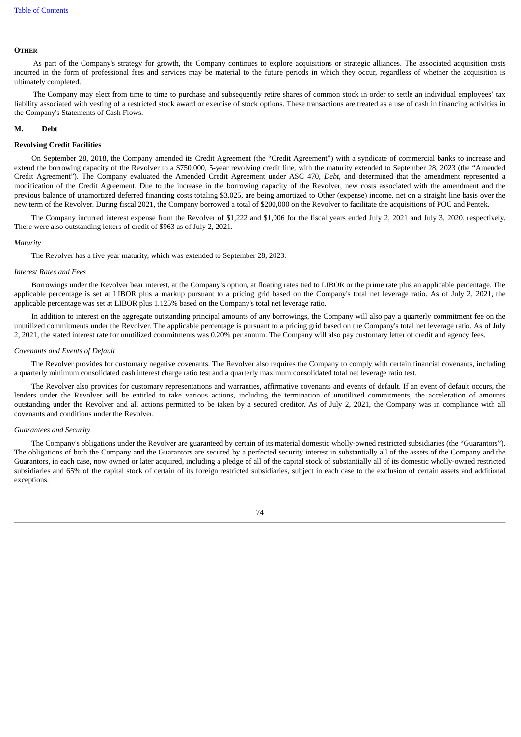**OTHER**

As part of the Company's strategy for growth, the Company continues to explore acquisitions or strategic alliances. The associated acquisition costs incurred in the form of professional fees and services may be material to the future periods in which they occur, regardless of whether the acquisition is ultimately completed.

The Company may elect from time to time to purchase and subsequently retire shares of common stock in order to settle an individual employees' tax liability associated with vesting of a restricted stock award or exercise of stock options. These transactions are treated as a use of cash in financing activities in the Company's Statements of Cash Flows.

## M. Debt

### Revolving Credit Facilities

On September 28, 2018, the Company amended its Credit Agreement (the "Credit Agreement") with a syndicate of commercial banks to increase and extend the borrowing capacity of the Revolver to a $750,000, 5-year revolving credit line, with the maturity extended to September 28, 2023 (the "Amended Credit Agreement"). The Company evaluated the Amended Credit Agreement under ASC 470, *Debt*, and determined that the amendment represented a modification of the Credit Agreement. Due to the increase in the borrowing capacity of the Revolver, new costs associated with the amendment and the previous balance of unamortized deferred financing costs totaling $3,025, are being amortized to Other (expense) income, net on a straight line basis over the new term of the Revolver. During fiscal 2021, the Company borrowed a total of $200,000 on the Revolver to facilitate the acquisitions of POC and Pentek.

The Company incurred interest expense from the Revolver of $1,222 and $1,006 for the fiscal years ended July 2, 2021 and July 3, 2020, respectively. There were also outstanding letters of credit of $963 as of July 2, 2021.

*Maturity*

The Revolver has a five year maturity, which was extended to September 28, 2023.

*Interest Rates and Fees*

Borrowings under the Revolver bear interest, at the Company's option, at floating rates tied to LIBOR or the prime rate plus an applicable percentage. The applicable percentage is set at LIBOR plus a markup pursuant to a pricing grid based on the Company's total net leverage ratio. As of July 2, 2021, the applicable percentage was set at LIBOR plus 1.125% based on the Company's total net leverage ratio.

In addition to interest on the aggregate outstanding principal amounts of any borrowings, the Company will also pay a quarterly commitment fee on the unutilized commitments under the Revolver. The applicable percentage is pursuant to a pricing grid based on the Company's total net leverage ratio. As of July 2, 2021, the stated interest rate for unutilized commitments was 0.20% per annum. The Company will also pay customary letter of credit and agency fees.

*Covenants and Events of Default*

The Revolver provides for customary negative covenants. The Revolver also requires the Company to comply with certain financial covenants, including a quarterly minimum consolidated cash interest charge ratio test and a quarterly maximum consolidated total net leverage ratio test.

The Revolver also provides for customary representations and warranties, affirmative covenants and events of default. If an event of default occurs, the lenders under the Revolver will be entitled to take various actions, including the termination of unutilized commitments, the acceleration of amounts outstanding under the Revolver and all actions permitted to be taken by a secured creditor. As of July 2, 2021, the Company was in compliance with all covenants and conditions under the Revolver.

*Guarantees and Security*

The Company's obligations under the Revolver are guaranteed by certain of its material domestic wholly-owned restricted subsidiaries (the "Guarantors"). The obligations of both the Company and the Guarantors are secured by a perfected security interest in substantially all of the assets of the Company and the Guarantors, in each case, now owned or later acquired, including a pledge of all of the capital stock of substantially all of its domestic wholly-owned restricted subsidiaries and 65% of the capital stock of certain of its foreign restricted subsidiaries, subject in each case to the exclusion of certain assets and additional exceptions.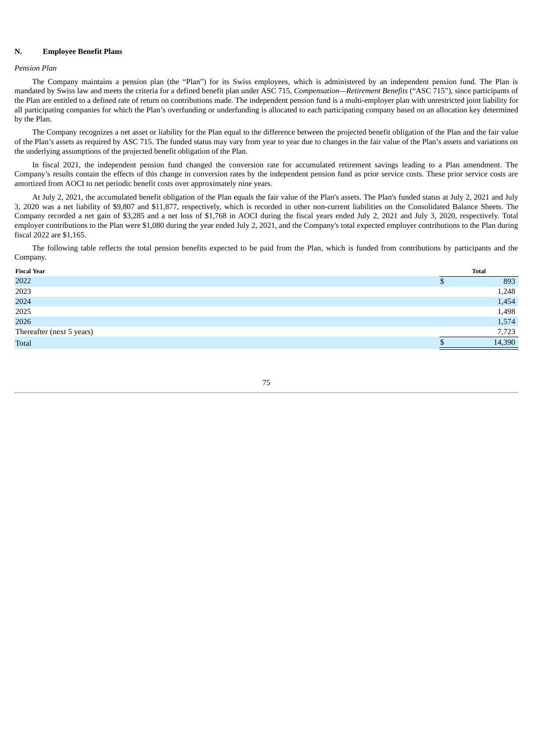## N. Employee Benefit Plans

*Pension Plan*

The Company maintains a pension plan (the "Plan") for its Swiss employees, which is administered by an independent pension fund. The Plan is mandated by Swiss law and meets the criteria for a defined benefit plan under ASC 715, *Compensation—Retirement Benefits* ("ASC 715"), since participants of the Plan are entitled to a defined rate of return on contributions made. The independent pension fund is a multi-employer plan with unrestricted joint liability for all participating companies for which the Plan's overfunding or underfunding is allocated to each participating company based on an allocation key determined by the Plan.

The Company recognizes a net asset or liability for the Plan equal to the difference between the projected benefit obligation of the Plan and the fair value of the Plan's assets as required by ASC 715. The funded status may vary from year to year due to changes in the fair value of the Plan's assets and variations on the underlying assumptions of the projected benefit obligation of the Plan.

In fiscal 2021, the independent pension fund changed the conversion rate for accumulated retirement savings leading to a Plan amendment. The Company's results contain the effects of this change in conversion rates by the independent pension fund as prior service costs. These prior service costs are amortized from AOCI to net periodic benefit costs over approximately nine years.

At July 2, 2021, the accumulated benefit obligation of the Plan equals the fair value of the Plan's assets. The Plan's funded status at July 2, 2021 and July 3, 2020 was a net liability of $9,807 and $11,877, respectively, which is recorded in other non-current liabilities on the Consolidated Balance Sheets. The Company recorded a net gain of $3,285 and a net loss of $1,768 in AOCI during the fiscal years ended July 2, 2021 and July 3, 2020, respectively. Total employer contributions to the Plan were $1,080 during the year ended July 2, 2021, and the Company's total expected employer contributions to the Plan during fiscal 2022 are $1,165.

The following table reflects the total pension benefits expected to be paid from the Plan, which is funded from contributions by participants and the Company.

| Fiscal Year | Total |
|---|---|
| 2022 | $ 893 |
| 2023 | 1,248 |
| 2024 | 1,454 |
| 2025 | 1,498 |
| 2026 | 1,574 |
| Thereafter (next 5 years) | 7,723 |
| Total | $ 14,390 |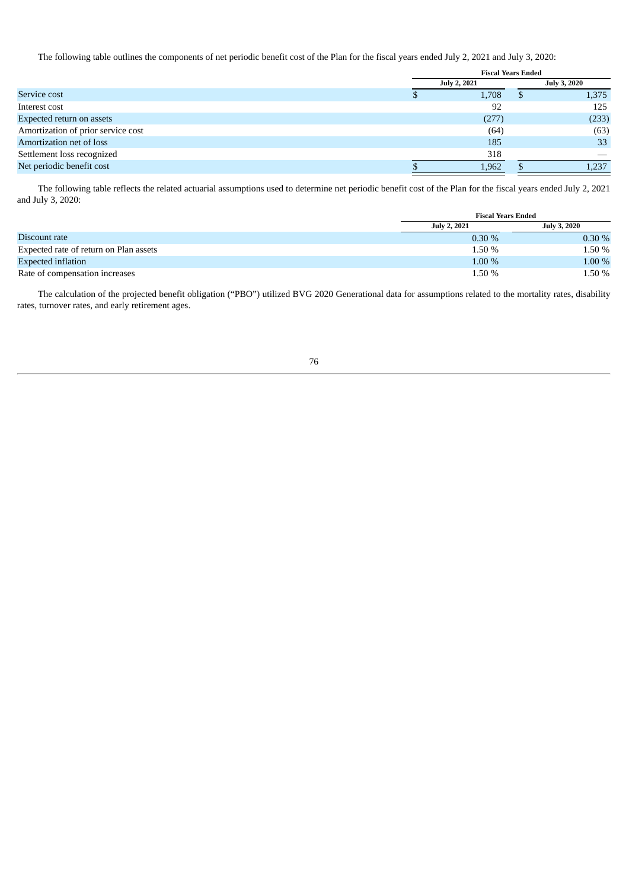The following table outlines the components of net periodic benefit cost of the Plan for the fiscal years ended July 2, 2021 and July 3, 2020:

| | Fiscal Years Ended | |
|---|---|---|
| | July 2, 2021 | July 3, 2020 |
| Service cost | $ 1,708 | $ 1,375 |
| Interest cost | 92 | 125 |
| Expected return on assets | (277) | (233) |
| Amortization of prior service cost | (64) | (63) |
| Amortization net of loss | 185 | 33 |
| Settlement loss recognized | 318 | — |
| Net periodic benefit cost | $ 1,962 | $ 1,237 |

The following table reflects the related actuarial assumptions used to determine net periodic benefit cost of the Plan for the fiscal years ended July 2, 2021 and July 3, 2020:

| | Fiscal Years Ended | |
|---|---|---|
| | July 2, 2021 | July 3, 2020 |
| Discount rate | 0.30 % | 0.30 % |
| Expected rate of return on Plan assets | 1.50 % | 1.50 % |
| Expected inflation | 1.00 % | 1.00 % |
| Rate of compensation increases | 1.50 % | 1.50 % |

The calculation of the projected benefit obligation ("PBO") utilized BVG 2020 Generational data for assumptions related to the mortality rates, disability rates, turnover rates, and early retirement ages.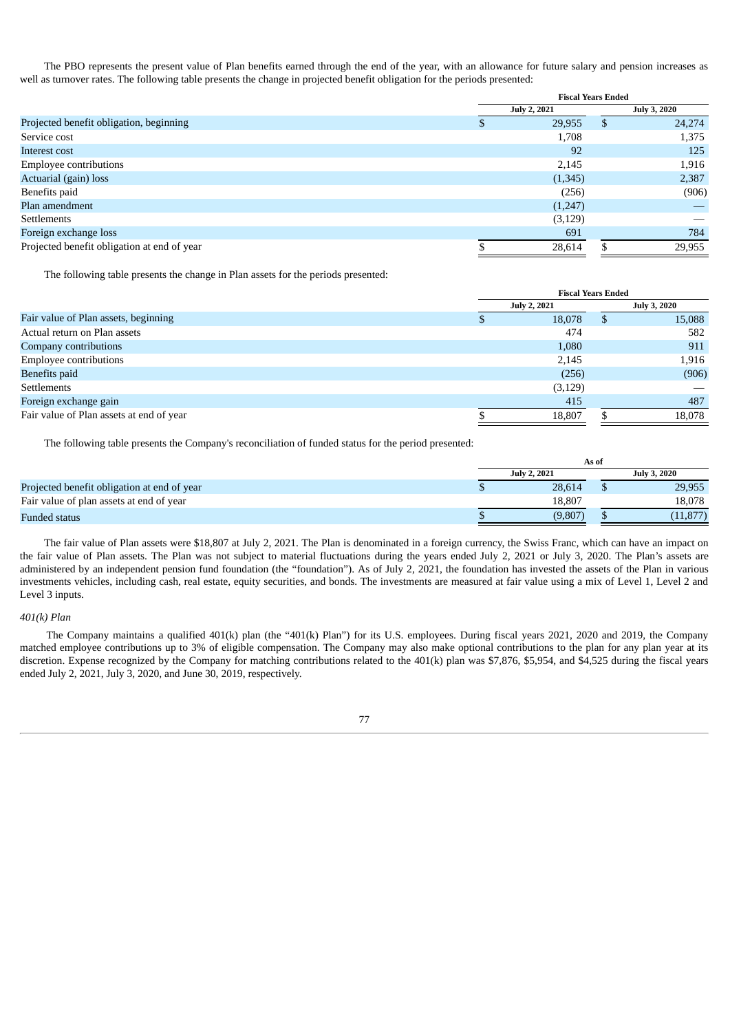The PBO represents the present value of Plan benefits earned through the end of the year, with an allowance for future salary and pension increases as well as turnover rates. The following table presents the change in projected benefit obligation for the periods presented:

| | Fiscal Years Ended | |
|---|---|---|
| | July 2, 2021 | July 3, 2020 |
| Projected benefit obligation, beginning | $ 29,955 | $ 24,274 |
| Service cost | 1,708 | 1,375 |
| Interest cost | 92 | 125 |
| Employee contributions | 2,145 | 1,916 |
| Actuarial (gain) loss | (1,345) | 2,387 |
| Benefits paid | (256) | (906) |
| Plan amendment | (1,247) | — |
| Settlements | (3,129) | — |
| Foreign exchange loss | 691 | 784 |
| Projected benefit obligation at end of year | $ 28,614 | $ 29,955 |

The following table presents the change in Plan assets for the periods presented:

| | Fiscal Years Ended | |
|---|---|---|
| | July 2, 2021 | July 3, 2020 |
| Fair value of Plan assets, beginning | $ 18,078 | $ 15,088 |
| Actual return on Plan assets | 474 | 582 |
| Company contributions | 1,080 | 911 |
| Employee contributions | 2,145 | 1,916 |
| Benefits paid | (256) | (906) |
| Settlements | (3,129) | — |
| Foreign exchange gain | 415 | 487 |
| Fair value of Plan assets at end of year | $ 18,807 | $ 18,078 |

The following table presents the Company's reconciliation of funded status for the period presented:

| | As of | |
|---|---|---|
| | July 2, 2021 | July 3, 2020 |
| Projected benefit obligation at end of year | $ 28,614 | $ 29,955 |
| Fair value of plan assets at end of year | 18,807 | 18,078 |
| Funded status | $ (9,807) | $ (11,877) |

The fair value of Plan assets were $18,807 at July 2, 2021. The Plan is denominated in a foreign currency, the Swiss Franc, which can have an impact on the fair value of Plan assets. The Plan was not subject to material fluctuations during the years ended July 2, 2021 or July 3, 2020. The Plan's assets are administered by an independent pension fund foundation (the "foundation"). As of July 2, 2021, the foundation has invested the assets of the Plan in various investments vehicles, including cash, real estate, equity securities, and bonds. The investments are measured at fair value using a mix of Level 1, Level 2 and Level 3 inputs.

*401(k) Plan*

The Company maintains a qualified 401(k) plan (the "401(k) Plan") for its U.S. employees. During fiscal years 2021, 2020 and 2019, the Company matched employee contributions up to 3% of eligible compensation. The Company may also make optional contributions to the plan for any plan year at its discretion. Expense recognized by the Company for matching contributions related to the 401(k) plan was $7,876, $5,954, and $4,525 during the fiscal years ended July 2, 2021, July 3, 2020, and June 30, 2019, respectively.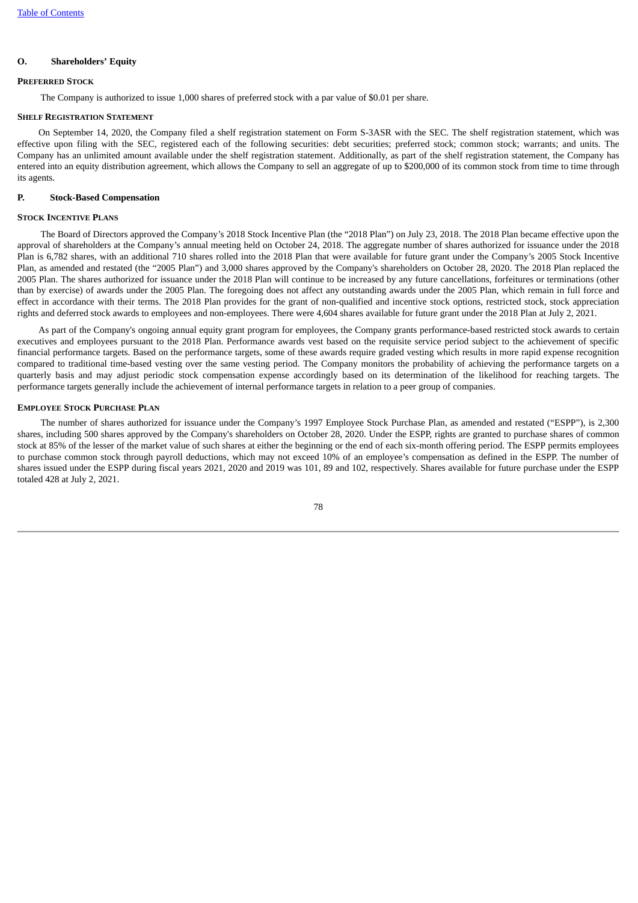## O. Shareholders' Equity

### Preferred Stock

The Company is authorized to issue 1,000 shares of preferred stock with a par value of $0.01 per share.

### Shelf Registration Statement

On September 14, 2020, the Company filed a shelf registration statement on Form S-3ASR with the SEC. The shelf registration statement, which was effective upon filing with the SEC, registered each of the following securities: debt securities; preferred stock; common stock; warrants; and units. The Company has an unlimited amount available under the shelf registration statement. Additionally, as part of the shelf registration statement, the Company has entered into an equity distribution agreement, which allows the Company to sell an aggregate of up to $200,000 of its common stock from time to time through its agents.

## P. Stock-Based Compensation

### Stock Incentive Plans

The Board of Directors approved the Company's 2018 Stock Incentive Plan (the "2018 Plan") on July 23, 2018. The 2018 Plan became effective upon the approval of shareholders at the Company's annual meeting held on October 24, 2018. The aggregate number of shares authorized for issuance under the 2018 Plan is 6,782 shares, with an additional 710 shares rolled into the 2018 Plan that were available for future grant under the Company's 2005 Stock Incentive Plan, as amended and restated (the "2005 Plan") and 3,000 shares approved by the Company's shareholders on October 28, 2020. The 2018 Plan replaced the 2005 Plan. The shares authorized for issuance under the 2018 Plan will continue to be increased by any future cancellations, forfeitures or terminations (other than by exercise) of awards under the 2005 Plan. The foregoing does not affect any outstanding awards under the 2005 Plan, which remain in full force and effect in accordance with their terms. The 2018 Plan provides for the grant of non-qualified and incentive stock options, restricted stock, stock appreciation rights and deferred stock awards to employees and non-employees. There were 4,604 shares available for future grant under the 2018 Plan at July 2, 2021.

As part of the Company's ongoing annual equity grant program for employees, the Company grants performance-based restricted stock awards to certain executives and employees pursuant to the 2018 Plan. Performance awards vest based on the requisite service period subject to the achievement of specific financial performance targets. Based on the performance targets, some of these awards require graded vesting which results in more rapid expense recognition compared to traditional time-based vesting over the same vesting period. The Company monitors the probability of achieving the performance targets on a quarterly basis and may adjust periodic stock compensation expense accordingly based on its determination of the likelihood for reaching targets. The performance targets generally include the achievement of internal performance targets in relation to a peer group of companies.

### Employee Stock Purchase Plan

The number of shares authorized for issuance under the Company's 1997 Employee Stock Purchase Plan, as amended and restated ("ESPP"), is 2,300 shares, including 500 shares approved by the Company's shareholders on October 28, 2020. Under the ESPP, rights are granted to purchase shares of common stock at 85% of the lesser of the market value of such shares at either the beginning or the end of each six-month offering period. The ESPP permits employees to purchase common stock through payroll deductions, which may not exceed 10% of an employee's compensation as defined in the ESPP. The number of shares issued under the ESPP during fiscal years 2021, 2020 and 2019 was 101, 89 and 102, respectively. Shares available for future purchase under the ESPP totaled 428 at July 2, 2021.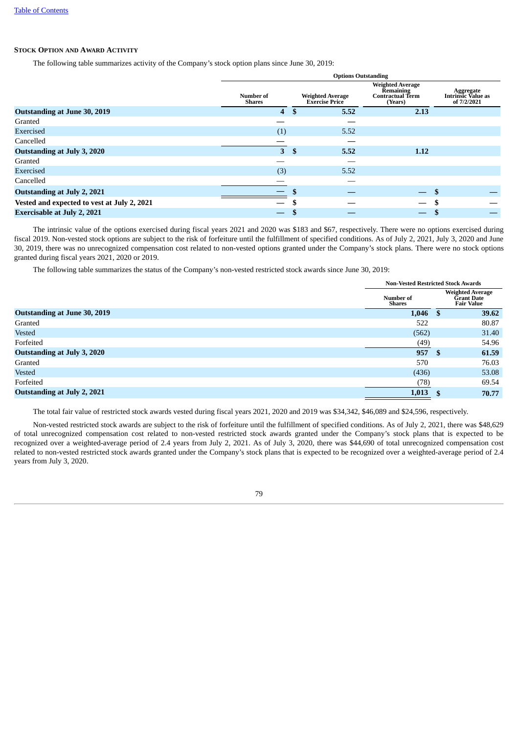### Stock Option and Award Activity

The following table summarizes activity of the Company's stock option plans since June 30, 2019:

| | Options Outstanding | | | |
|---|---|---|---|---|
| | Number of Shares | Weighted Average Exercise Price | Weighted Average Remaining Contractual Term (Years) | Aggregate Intrinsic Value as of 7/2/2021 |
| **Outstanding at June 30, 2019** | **4** | **$ 5.52** | **2.13** | |
| Granted | — | — | | |
| Exercised | (1) | 5.52 | | |
| Cancelled | — | — | | |
| **Outstanding at July 3, 2020** | **3** | **$ 5.52** | **1.12** | |
| Granted | — | — | | |
| Exercised | (3) | 5.52 | | |
| Cancelled | — | — | | |
| **Outstanding at July 2, 2021** | **—** | **$ —** | **—** | **$ —** |
| **Vested and expected to vest at July 2, 2021** | **—** | **$ —** | **—** | **$ —** |
| **Exercisable at July 2, 2021** | **—** | **$ —** | **—** | **$ —** |

The intrinsic value of the options exercised during fiscal years 2021 and 2020 was $183 and $67, respectively. There were no options exercised during fiscal 2019. Non-vested stock options are subject to the risk of forfeiture until the fulfillment of specified conditions. As of July 2, 2021, July 3, 2020 and June 30, 2019, there was no unrecognized compensation cost related to non-vested options granted under the Company's stock plans. There were no stock options granted during fiscal years 2021, 2020 or 2019.

The following table summarizes the status of the Company's non-vested restricted stock awards since June 30, 2019:

| | Non-Vested Restricted Stock Awards | |
|---|---|---|
| | Number of Shares | Weighted Average Grant Date Fair Value |
| **Outstanding at June 30, 2019** | **1,046** | **$ 39.62** |
| Granted | 522 | 80.87 |
| Vested | (562) | 31.40 |
| Forfeited | (49) | 54.96 |
| **Outstanding at July 3, 2020** | **957** | **$ 61.59** |
| Granted | 570 | 76.03 |
| Vested | (436) | 53.08 |
| Forfeited | (78) | 69.54 |
| **Outstanding at July 2, 2021** | **1,013** | **$ 70.77** |

The total fair value of restricted stock awards vested during fiscal years 2021, 2020 and 2019 was $34,342, $46,089 and $24,596, respectively.

Non-vested restricted stock awards are subject to the risk of forfeiture until the fulfillment of specified conditions. As of July 2, 2021, there was $48,629 of total unrecognized compensation cost related to non-vested restricted stock awards granted under the Company's stock plans that is expected to be recognized over a weighted-average period of 2.4 years from July 2, 2021. As of July 3, 2020, there was $44,690 of total unrecognized compensation cost related to non-vested restricted stock awards granted under the Company's stock plans that is expected to be recognized over a weighted-average period of 2.4 years from July 3, 2020.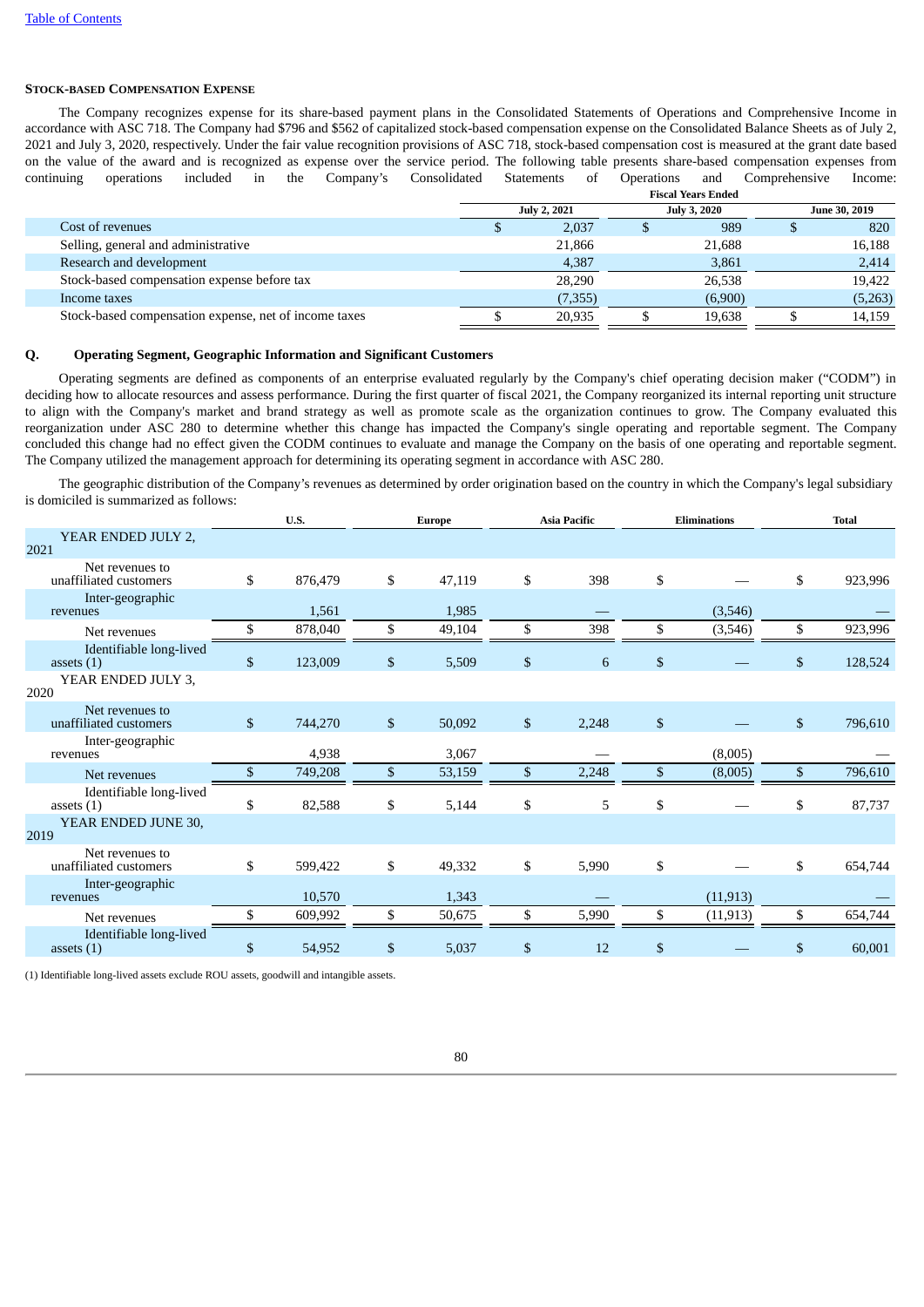[Table of Contents](#)

**STOCK-BASED COMPENSATION EXPENSE**

The Company recognizes expense for its share-based payment plans in the Consolidated Statements of Operations and Comprehensive Income in accordance with ASC 718. The Company had $796 and $562 of capitalized stock-based compensation expense on the Consolidated Balance Sheets as of July 2, 2021 and July 3, 2020, respectively. Under the fair value recognition provisions of ASC 718, stock-based compensation cost is measured at the grant date based on the value of the award and is recognized as expense over the service period. The following table presents share-based compensation expenses from continuing operations included in the Company's Consolidated Statements of Operations and Comprehensive Income:

| | Fiscal Years Ended | | |
|---|---|---|---|
| | July 2, 2021 | July 3, 2020 | June 30, 2019 |
| Cost of revenues | $ 2,037 | $ 989 | $ 820 |
| Selling, general and administrative | 21,866 | 21,688 | 16,188 |
| Research and development | 4,387 | 3,861 | 2,414 |
| Stock-based compensation expense before tax | 28,290 | 26,538 | 19,422 |
| Income taxes | (7,355) | (6,900) | (5,263) |
| Stock-based compensation expense, net of income taxes | $ 20,935 | $ 19,638 | $ 14,159 |

## Q. Operating Segment, Geographic Information and Significant Customers

Operating segments are defined as components of an enterprise evaluated regularly by the Company's chief operating decision maker ("CODM") in deciding how to allocate resources and assess performance. During the first quarter of fiscal 2021, the Company reorganized its internal reporting unit structure to align with the Company's market and brand strategy as well as promote scale as the organization continues to grow. The Company evaluated this reorganization under ASC 280 to determine whether this change has impacted the Company's single operating and reportable segment. The Company concluded this change had no effect given the CODM continues to evaluate and manage the Company on the basis of one operating and reportable segment. The Company utilized the management approach for determining its operating segment in accordance with ASC 280.

The geographic distribution of the Company's revenues as determined by order origination based on the country in which the Company's legal subsidiary is domiciled is summarized as follows:

| | U.S. | Europe | Asia Pacific | Eliminations | Total |
|---|---|---|---|---|---|
| YEAR ENDED JULY 2, 2021 | | | | | |
| Net revenues to unaffiliated customers | $ 876,479 | $ 47,119 | $ 398 | $ — | $ 923,996 |
| Inter-geographic revenues | 1,561 | 1,985 | — | (3,546) | — |
| Net revenues | $ 878,040 | $ 49,104 | $ 398 | $ (3,546) | $ 923,996 |
| Identifiable long-lived assets (1) | $ 123,009 | $ 5,509 | $ 6 | $ — | $ 128,524 |
| YEAR ENDED JULY 3, 2020 | | | | | |
| Net revenues to unaffiliated customers | $ 744,270 | $ 50,092 | $ 2,248 | $ — | $ 796,610 |
| Inter-geographic revenues | 4,938 | 3,067 | — | (8,005) | — |
| Net revenues | $ 749,208 | $ 53,159 | $ 2,248 | $ (8,005) | $ 796,610 |
| Identifiable long-lived assets (1) | $ 82,588 | $ 5,144 | $ 5 | $ — | $ 87,737 |
| YEAR ENDED JUNE 30, 2019 | | | | | |
| Net revenues to unaffiliated customers | $ 599,422 | $ 49,332 | $ 5,990 | $ — | $ 654,744 |
| Inter-geographic revenues | 10,570 | 1,343 | — | (11,913) | — |
| Net revenues | $ 609,992 | $ 50,675 | $ 5,990 | $ (11,913) | $ 654,744 |
| Identifiable long-lived assets (1) | $ 54,952 | $ 5,037 | $ 12 | $ — | $ 60,001 |

(1) Identifiable long-lived assets exclude ROU assets, goodwill and intangible assets.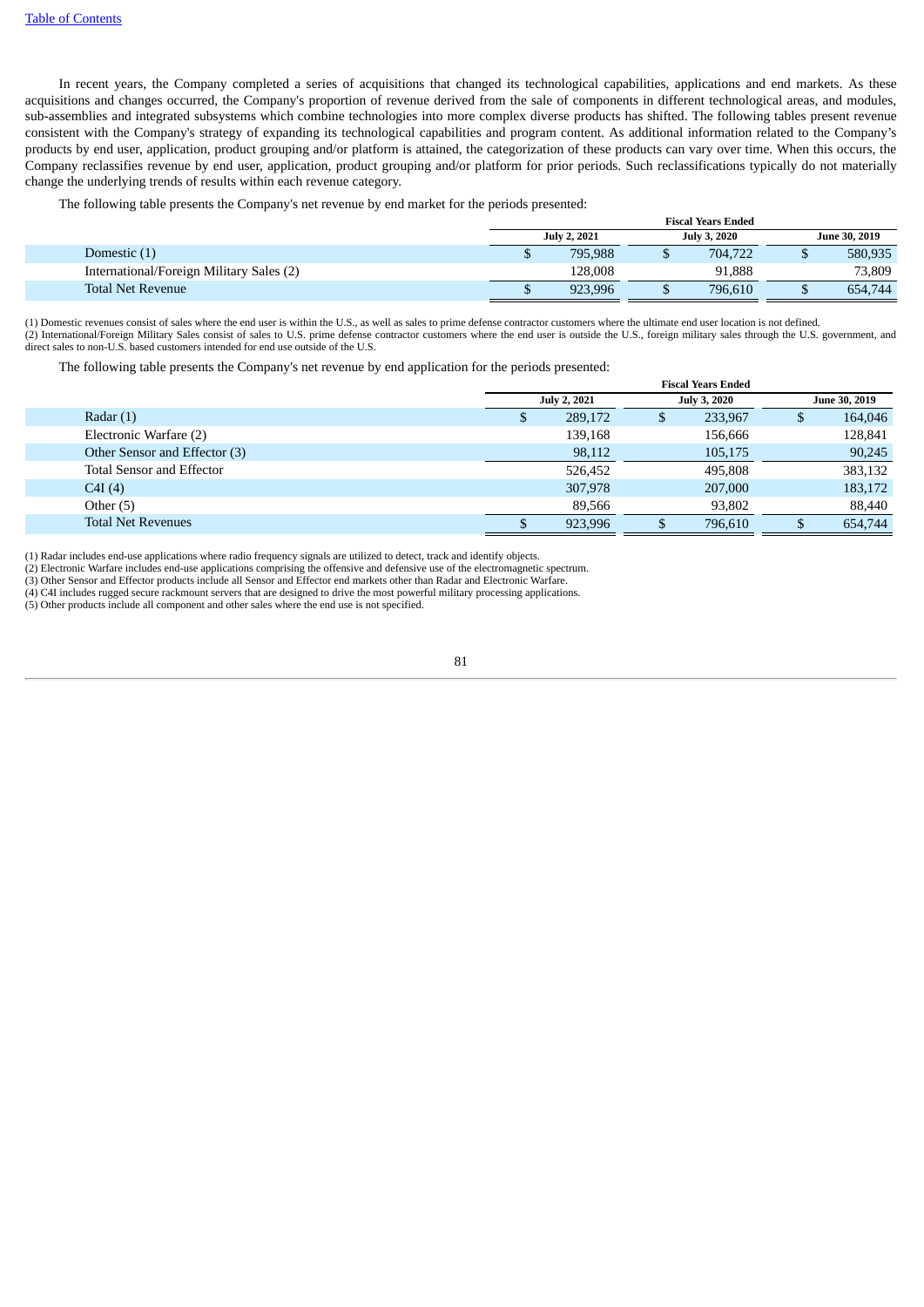In recent years, the Company completed a series of acquisitions that changed its technological capabilities, applications and end markets. As these acquisitions and changes occurred, the Company's proportion of revenue derived from the sale of components in different technological areas, and modules, sub-assemblies and integrated subsystems which combine technologies into more complex diverse products has shifted. The following tables present revenue consistent with the Company's strategy of expanding its technological capabilities and program content. As additional information related to the Company's products by end user, application, product grouping and/or platform is attained, the categorization of these products can vary over time. When this occurs, the Company reclassifies revenue by end user, application, product grouping and/or platform for prior periods. Such reclassifications typically do not materially change the underlying trends of results within each revenue category.

The following table presents the Company's net revenue by end market for the periods presented:

| | Fiscal Years Ended | | |
|---|---|---|---|
| | July 2, 2021 | July 3, 2020 | June 30, 2019 |
| Domestic (1) | $ 795,988 | $ 704,722 | $ 580,935 |
| International/Foreign Military Sales (2) | 128,008 | 91,888 | 73,809 |
| Total Net Revenue | $ 923,996 | $ 796,610 | $ 654,744 |

(1) Domestic revenues consist of sales where the end user is within the U.S., as well as sales to prime defense contractor customers where the ultimate end user location is not defined.
(2) International/Foreign Military Sales consist of sales to U.S. prime defense contractor customers where the end user is outside the U.S., foreign military sales through the U.S. government, and direct sales to non-U.S. based customers intended for end use outside of the U.S.

The following table presents the Company's net revenue by end application for the periods presented:

| | Fiscal Years Ended | | |
|---|---|---|---|
| | July 2, 2021 | July 3, 2020 | June 30, 2019 |
| Radar (1) | $ 289,172 | $ 233,967 | $ 164,046 |
| Electronic Warfare (2) | 139,168 | 156,666 | 128,841 |
| Other Sensor and Effector (3) | 98,112 | 105,175 | 90,245 |
| Total Sensor and Effector | 526,452 | 495,808 | 383,132 |
| C4I (4) | 307,978 | 207,000 | 183,172 |
| Other (5) | 89,566 | 93,802 | 88,440 |
| Total Net Revenues | $ 923,996 | $ 796,610 | $ 654,744 |

(1) Radar includes end-use applications where radio frequency signals are utilized to detect, track and identify objects.
(2) Electronic Warfare includes end-use applications comprising the offensive and defensive use of the electromagnetic spectrum.
(3) Other Sensor and Effector products include all Sensor and Effector end markets other than Radar and Electronic Warfare.
(4) C4I includes rugged secure rackmount servers that are designed to drive the most powerful military processing applications.
(5) Other products include all component and other sales where the end use is not specified.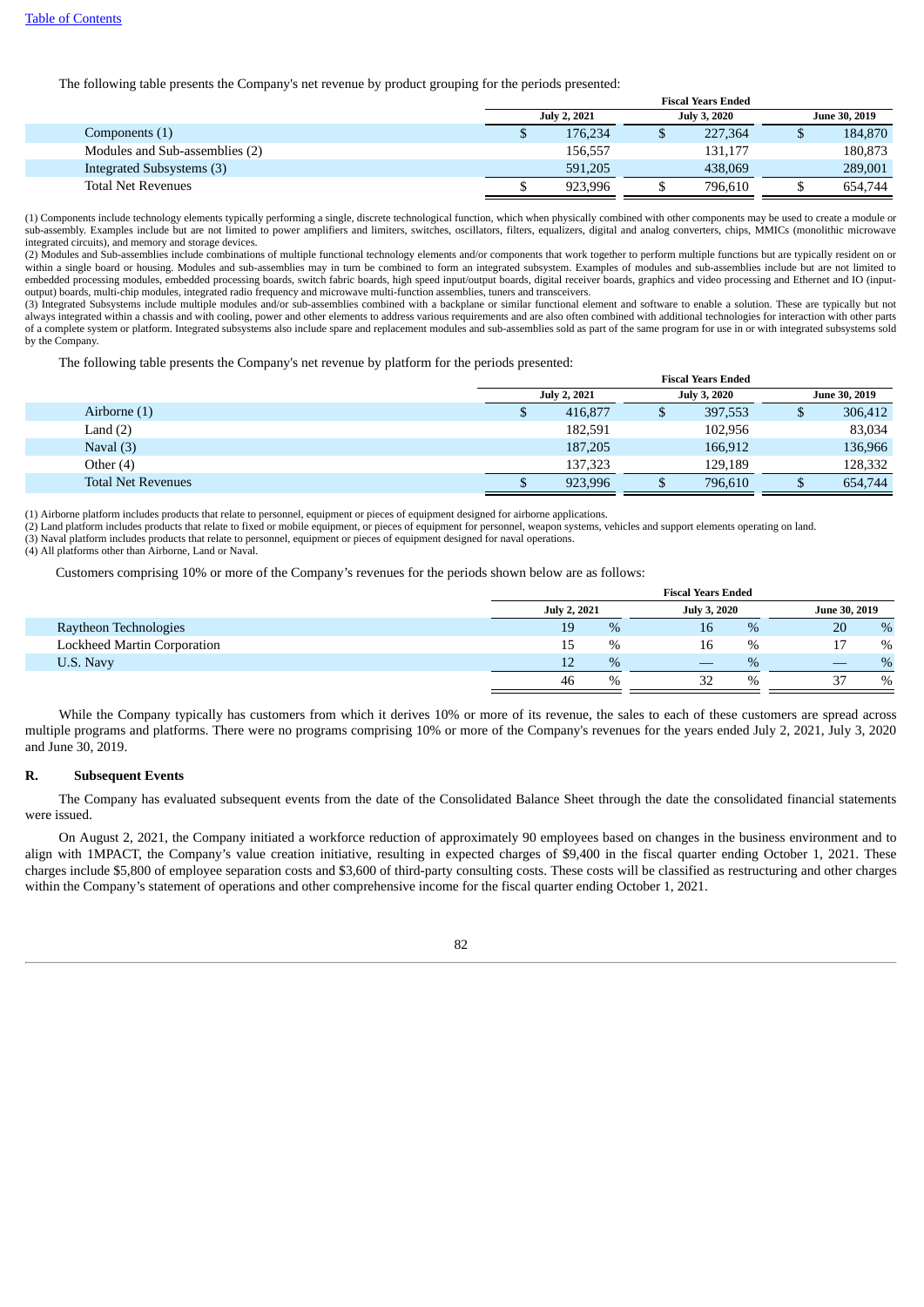The following table presents the Company's net revenue by product grouping for the periods presented:

| | Fiscal Years Ended | | |
|---|---|---|---|
| | July 2, 2021 | July 3, 2020 | June 30, 2019 |
| Components (1) | $ 176,234 | $ 227,364 | $ 184,870 |
| Modules and Sub-assemblies (2) | 156,557 | 131,177 | 180,873 |
| Integrated Subsystems (3) | 591,205 | 438,069 | 289,001 |
| Total Net Revenues | $ 923,996 | $ 796,610 | $ 654,744 |

(1) Components include technology elements typically performing a single, discrete technological function, which when physically combined with other components may be used to create a module or sub-assembly. Examples include but are not limited to power amplifiers and limiters, switches, oscillators, filters, equalizers, digital and analog converters, chips, MMICs (monolithic microwave integrated circuits), and memory and storage devices.
(2) Modules and Sub-assemblies include combinations of multiple functional technology elements and/or components that work together to perform multiple functions but are typically resident on or within a single board or housing. Modules and sub-assemblies may in turn be combined to form an integrated subsystem. Examples of modules and sub-assemblies include but are not limited to embedded processing modules, embedded processing boards, switch fabric boards, high speed input/output boards, digital receiver boards, graphics and video processing and Ethernet and IO (input-output) boards, multi-chip modules, integrated radio frequency and microwave multi-function assemblies, tuners and transceivers.
(3) Integrated Subsystems include multiple modules and/or sub-assemblies combined with a backplane or similar functional element and software to enable a solution. These are typically but not always integrated within a chassis and with cooling, power and other elements to address various requirements and are also often combined with additional technologies for interaction with other parts of a complete system or platform. Integrated subsystems also include spare and replacement modules and sub-assemblies sold as part of the same program for use in or with integrated subsystems sold by the Company.

The following table presents the Company's net revenue by platform for the periods presented:

| | Fiscal Years Ended | | |
|---|---|---|---|
| | July 2, 2021 | July 3, 2020 | June 30, 2019 |
| Airborne (1) | $ 416,877 | $ 397,553 | $ 306,412 |
| Land (2) | 182,591 | 102,956 | 83,034 |
| Naval (3) | 187,205 | 166,912 | 136,966 |
| Other (4) | 137,323 | 129,189 | 128,332 |
| Total Net Revenues | $ 923,996 | $ 796,610 | $ 654,744 |

(1) Airborne platform includes products that relate to personnel, equipment or pieces of equipment designed for airborne applications.
(2) Land platform includes products that relate to fixed or mobile equipment, or pieces of equipment for personnel, weapon systems, vehicles and support elements operating on land.
(3) Naval platform includes products that relate to personnel, equipment or pieces of equipment designed for naval operations.
(4) All platforms other than Airborne, Land or Naval.

Customers comprising 10% or more of the Company's revenues for the periods shown below are as follows:

| | Fiscal Years Ended | | |
|---|---|---|---|
| | July 2, 2021 | July 3, 2020 | June 30, 2019 |
| Raytheon Technologies | 19 % | 16 % | 20 % |
| Lockheed Martin Corporation | 15 % | 16 % | 17 % |
| U.S. Navy | 12 % | — % | — % |
| | 46 % | 32 % | 37 % |

While the Company typically has customers from which it derives 10% or more of its revenue, the sales to each of these customers are spread across multiple programs and platforms. There were no programs comprising 10% or more of the Company's revenues for the years ended July 2, 2021, July 3, 2020 and June 30, 2019.

## R. Subsequent Events

The Company has evaluated subsequent events from the date of the Consolidated Balance Sheet through the date the consolidated financial statements were issued.

On August 2, 2021, the Company initiated a workforce reduction of approximately 90 employees based on changes in the business environment and to align with 1MPACT, the Company's value creation initiative, resulting in expected charges of $9,400 in the fiscal quarter ending October 1, 2021. These charges include $5,800 of employee separation costs and $3,600 of third-party consulting costs. These costs will be classified as restructuring and other charges within the Company's statement of operations and other comprehensive income for the fiscal quarter ending October 1, 2021.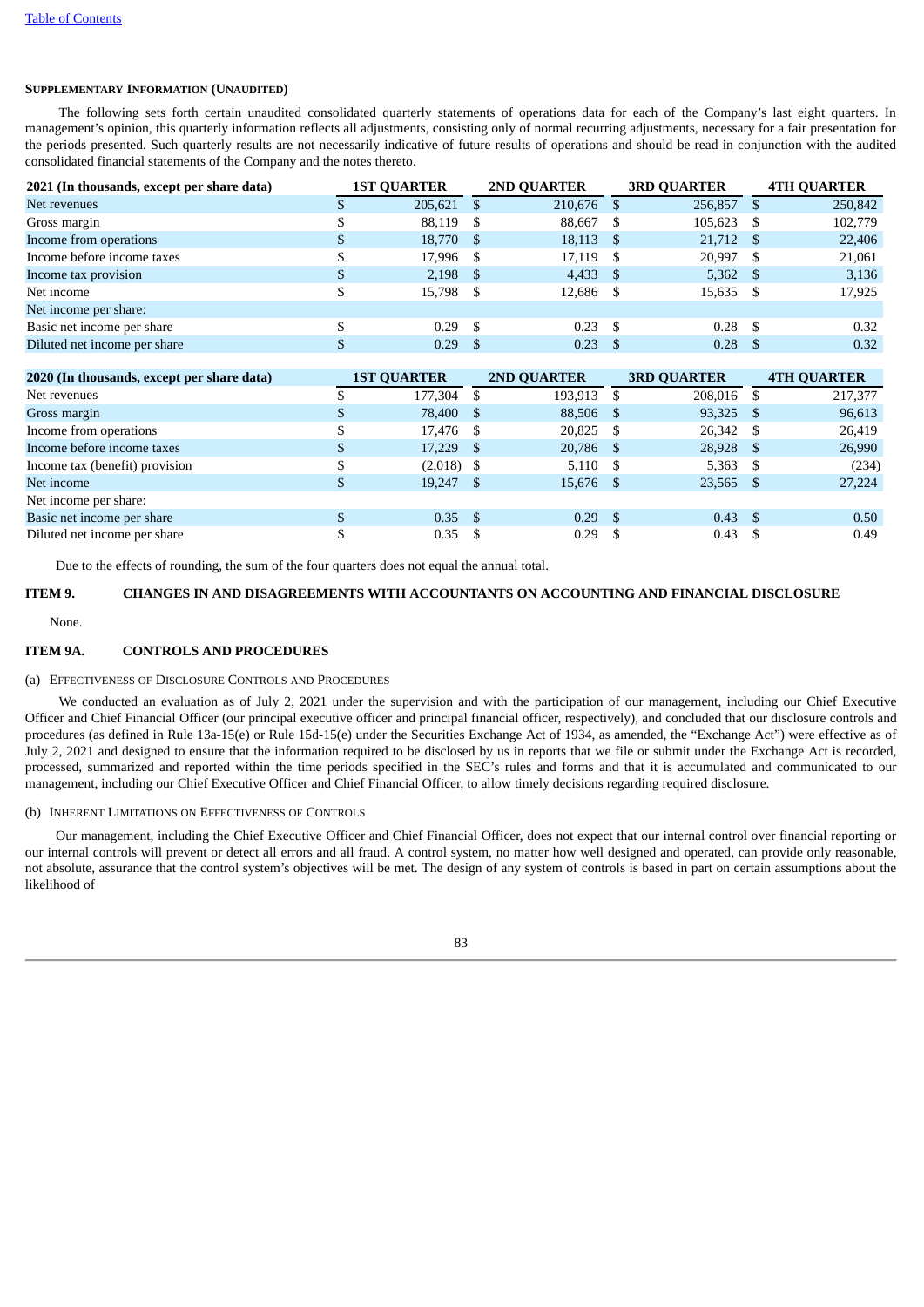[Table of Contents](#)

**Supplementary Information (Unaudited)**

The following sets forth certain unaudited consolidated quarterly statements of operations data for each of the Company's last eight quarters. In management's opinion, this quarterly information reflects all adjustments, consisting only of normal recurring adjustments, necessary for a fair presentation for the periods presented. Such quarterly results are not necessarily indicative of future results of operations and should be read in conjunction with the audited consolidated financial statements of the Company and the notes thereto.

| 2021 (In thousands, except per share data) | 1ST QUARTER | 2ND QUARTER | 3RD QUARTER | 4TH QUARTER |
|---|---|---|---|---|
| Net revenues | $ 205,621 | $ 210,676 | $ 256,857 | $ 250,842 |
| Gross margin | $ 88,119 | $ 88,667 | $ 105,623 | $ 102,779 |
| Income from operations | $ 18,770 | $ 18,113 | $ 21,712 | $ 22,406 |
| Income before income taxes | $ 17,996 | $ 17,119 | $ 20,997 | $ 21,061 |
| Income tax provision | $ 2,198 | $ 4,433 | $ 5,362 | $ 3,136 |
| Net income | $ 15,798 | $ 12,686 | $ 15,635 | $ 17,925 |
| Net income per share: | | | | |
| Basic net income per share | $ 0.29 | $ 0.23 | $ 0.28 | $ 0.32 |
| Diluted net income per share | $ 0.29 | $ 0.23 | $ 0.28 | $ 0.32 |

| 2020 (In thousands, except per share data) | 1ST QUARTER | 2ND QUARTER | 3RD QUARTER | 4TH QUARTER |
|---|---|---|---|---|
| Net revenues | $ 177,304 | $ 193,913 | $ 208,016 | $ 217,377 |
| Gross margin | $ 78,400 | $ 88,506 | $ 93,325 | $ 96,613 |
| Income from operations | $ 17,476 | $ 20,825 | $ 26,342 | $ 26,419 |
| Income before income taxes | $ 17,229 | $ 20,786 | $ 28,928 | $ 26,990 |
| Income tax (benefit) provision | $ (2,018) | $ 5,110 | $ 5,363 | $ (234) |
| Net income | $ 19,247 | $ 15,676 | $ 23,565 | $ 27,224 |
| Net income per share: | | | | |
| Basic net income per share | $ 0.35 | $ 0.29 | $ 0.43 | $ 0.50 |
| Diluted net income per share | $ 0.35 | $ 0.29 | $ 0.43 | $ 0.49 |

Due to the effects of rounding, the sum of the four quarters does not equal the annual total.

## ITEM 9. CHANGES IN AND DISAGREEMENTS WITH ACCOUNTANTS ON ACCOUNTING AND FINANCIAL DISCLOSURE

None.

## ITEM 9A. CONTROLS AND PROCEDURES

(a) Effectiveness of Disclosure Controls and Procedures

We conducted an evaluation as of July 2, 2021 under the supervision and with the participation of our management, including our Chief Executive Officer and Chief Financial Officer (our principal executive officer and principal financial officer, respectively), and concluded that our disclosure controls and procedures (as defined in Rule 13a-15(e) or Rule 15d-15(e) under the Securities Exchange Act of 1934, as amended, the "Exchange Act") were effective as of July 2, 2021 and designed to ensure that the information required to be disclosed by us in reports that we file or submit under the Exchange Act is recorded, processed, summarized and reported within the time periods specified in the SEC's rules and forms and that it is accumulated and communicated to our management, including our Chief Executive Officer and Chief Financial Officer, to allow timely decisions regarding required disclosure.

(b) Inherent Limitations on Effectiveness of Controls

Our management, including the Chief Executive Officer and Chief Financial Officer, does not expect that our internal control over financial reporting or our internal controls will prevent or detect all errors and all fraud. A control system, no matter how well designed and operated, can provide only reasonable, not absolute, assurance that the control system's objectives will be met. The design of any system of controls is based in part on certain assumptions about the likelihood of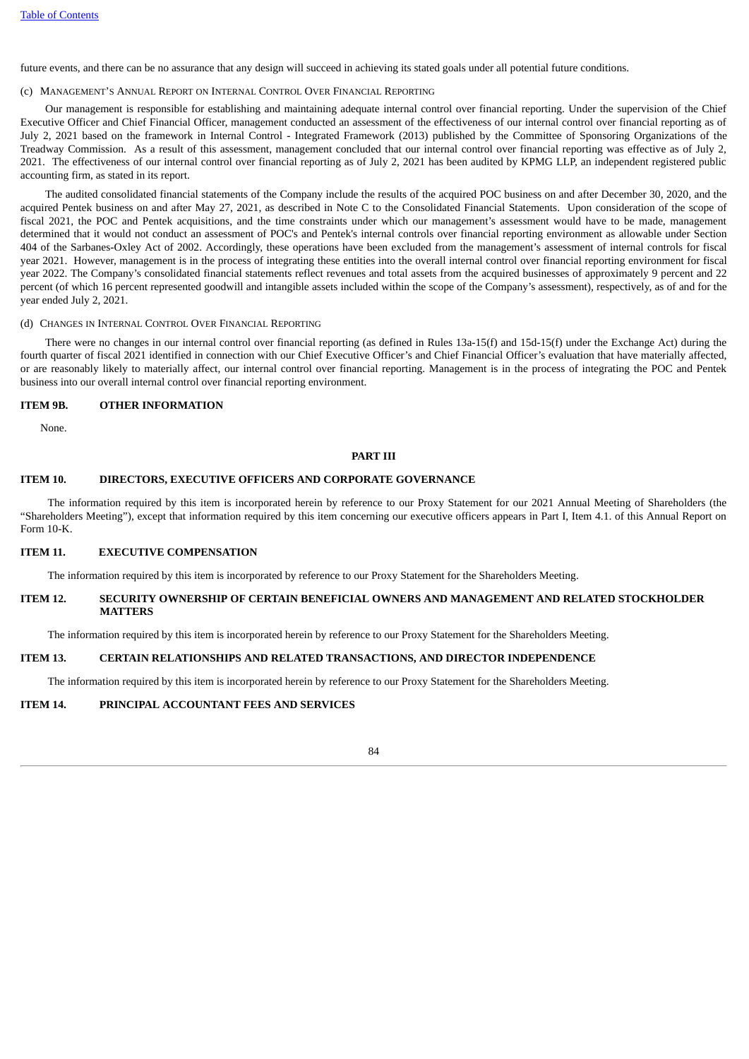future events, and there can be no assurance that any design will succeed in achieving its stated goals under all potential future conditions.

(c) Management's Annual Report on Internal Control Over Financial Reporting

Our management is responsible for establishing and maintaining adequate internal control over financial reporting. Under the supervision of the Chief Executive Officer and Chief Financial Officer, management conducted an assessment of the effectiveness of our internal control over financial reporting as of July 2, 2021 based on the framework in Internal Control - Integrated Framework (2013) published by the Committee of Sponsoring Organizations of the Treadway Commission. As a result of this assessment, management concluded that our internal control over financial reporting was effective as of July 2, 2021. The effectiveness of our internal control over financial reporting as of July 2, 2021 has been audited by KPMG LLP, an independent registered public accounting firm, as stated in its report.

The audited consolidated financial statements of the Company include the results of the acquired POC business on and after December 30, 2020, and the acquired Pentek business on and after May 27, 2021, as described in Note C to the Consolidated Financial Statements. Upon consideration of the scope of fiscal 2021, the POC and Pentek acquisitions, and the time constraints under which our management's assessment would have to be made, management determined that it would not conduct an assessment of POC's and Pentek's internal controls over financial reporting environment as allowable under Section 404 of the Sarbanes-Oxley Act of 2002. Accordingly, these operations have been excluded from the management's assessment of internal controls for fiscal year 2021. However, management is in the process of integrating these entities into the overall internal control over financial reporting environment for fiscal year 2022. The Company's consolidated financial statements reflect revenues and total assets from the acquired businesses of approximately 9 percent and 22 percent (of which 16 percent represented goodwill and intangible assets included within the scope of the Company's assessment), respectively, as of and for the year ended July 2, 2021.

(d) Changes in Internal Control Over Financial Reporting

There were no changes in our internal control over financial reporting (as defined in Rules 13a-15(f) and 15d-15(f) under the Exchange Act) during the fourth quarter of fiscal 2021 identified in connection with our Chief Executive Officer's and Chief Financial Officer's evaluation that have materially affected, or are reasonably likely to materially affect, our internal control over financial reporting. Management is in the process of integrating the POC and Pentek business into our overall internal control over financial reporting environment.

## ITEM 9B. OTHER INFORMATION

None.

# PART III

## ITEM 10. DIRECTORS, EXECUTIVE OFFICERS AND CORPORATE GOVERNANCE

The information required by this item is incorporated herein by reference to our Proxy Statement for our 2021 Annual Meeting of Shareholders (the "Shareholders Meeting"), except that information required by this item concerning our executive officers appears in Part I, Item 4.1. of this Annual Report on Form 10-K.

## ITEM 11. EXECUTIVE COMPENSATION

The information required by this item is incorporated by reference to our Proxy Statement for the Shareholders Meeting.

## ITEM 12. SECURITY OWNERSHIP OF CERTAIN BENEFICIAL OWNERS AND MANAGEMENT AND RELATED STOCKHOLDER MATTERS

The information required by this item is incorporated herein by reference to our Proxy Statement for the Shareholders Meeting.

## ITEM 13. CERTAIN RELATIONSHIPS AND RELATED TRANSACTIONS, AND DIRECTOR INDEPENDENCE

The information required by this item is incorporated herein by reference to our Proxy Statement for the Shareholders Meeting.

## ITEM 14. PRINCIPAL ACCOUNTANT FEES AND SERVICES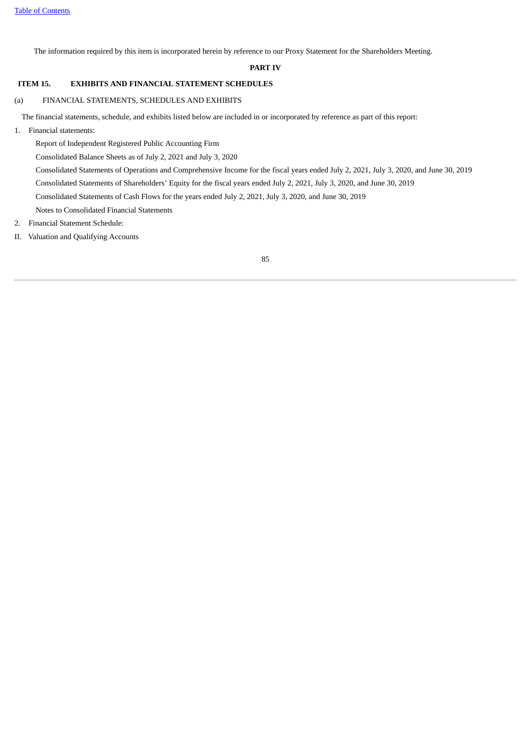The information required by this item is incorporated herein by reference to our Proxy Statement for the Shareholders Meeting.

## PART IV

### ITEM 15. EXHIBITS AND FINANCIAL STATEMENT SCHEDULES

(a) FINANCIAL STATEMENTS, SCHEDULES AND EXHIBITS

The financial statements, schedule, and exhibits listed below are included in or incorporated by reference as part of this report:

1. Financial statements:

   Report of Independent Registered Public Accounting Firm

   Consolidated Balance Sheets as of July 2, 2021 and July 3, 2020

   Consolidated Statements of Operations and Comprehensive Income for the fiscal years ended July 2, 2021, July 3, 2020, and June 30, 2019

   Consolidated Statements of Shareholders' Equity for the fiscal years ended July 2, 2021, July 3, 2020, and June 30, 2019

   Consolidated Statements of Cash Flows for the years ended July 2, 2021, July 3, 2020, and June 30, 2019

   Notes to Consolidated Financial Statements

2. Financial Statement Schedule:

II. Valuation and Qualifying Accounts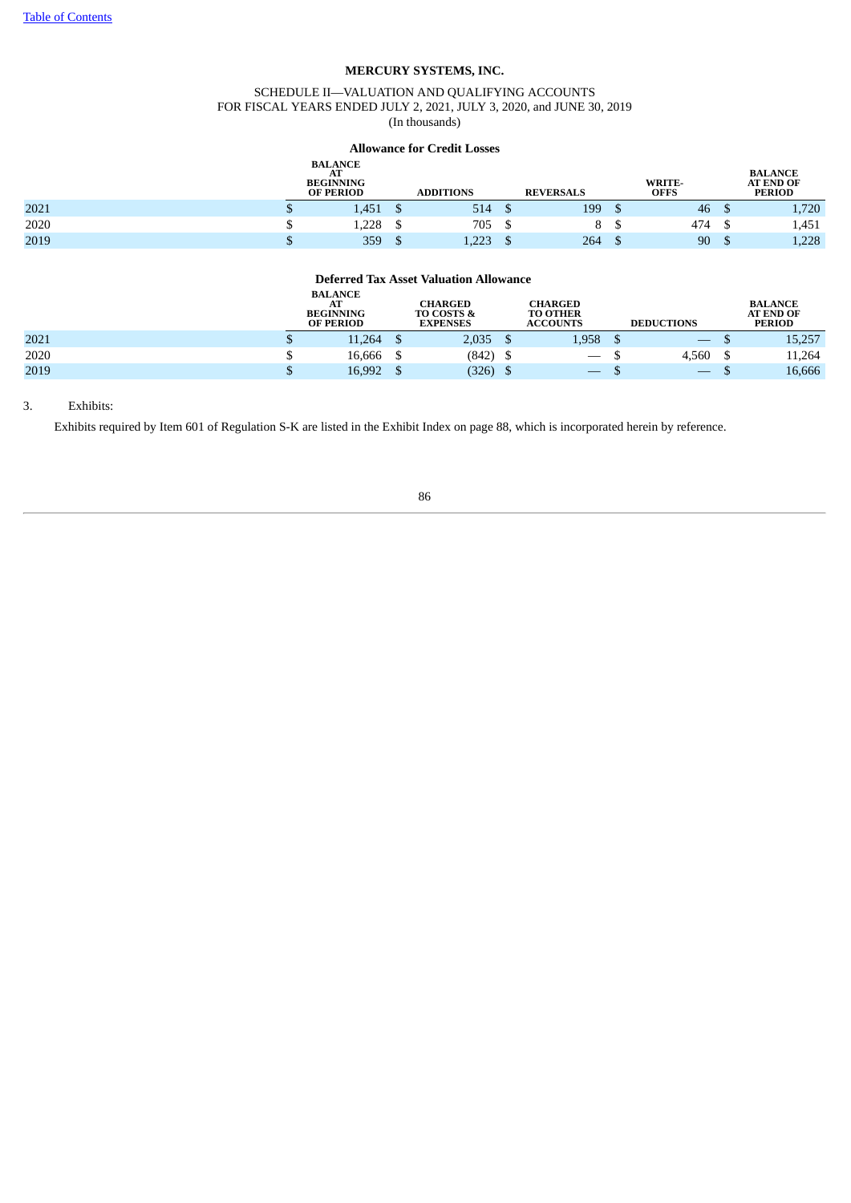**MERCURY SYSTEMS, INC.**

SCHEDULE II—VALUATION AND QUALIFYING ACCOUNTS
FOR FISCAL YEARS ENDED JULY 2, 2021, JULY 3, 2020, and JUNE 30, 2019
(In thousands)

**Allowance for Credit Losses**

| | BALANCE AT BEGINNING OF PERIOD | ADDITIONS | REVERSALS | WRITE-OFFS | BALANCE AT END OF PERIOD |
|---|---|---|---|---|---|
| 2021 | $ 1,451 | $ 514 | $ 199 | $ 46 | $ 1,720 |
| 2020 | $ 1,228 | $ 705 | $ 8 | $ 474 | $ 1,451 |
| 2019 | $ 359 | $ 1,223 | $ 264 | $ 90 | $ 1,228 |

**Deferred Tax Asset Valuation Allowance**

| | BALANCE AT BEGINNING OF PERIOD | CHARGED TO COSTS & EXPENSES | CHARGED TO OTHER ACCOUNTS | DEDUCTIONS | BALANCE AT END OF PERIOD |
|---|---|---|---|---|---|
| 2021 | $ 11,264 | $ 2,035 | $ 1,958 | $ — | $ 15,257 |
| 2020 | $ 16,666 | $ (842) | $ — | $ 4,560 | $ 11,264 |
| 2019 | $ 16,992 | $ (326) | $ — | $ — | $ 16,666 |

3. Exhibits:

Exhibits required by Item 601 of Regulation S-K are listed in the Exhibit Index on page 88, which is incorporated herein by reference.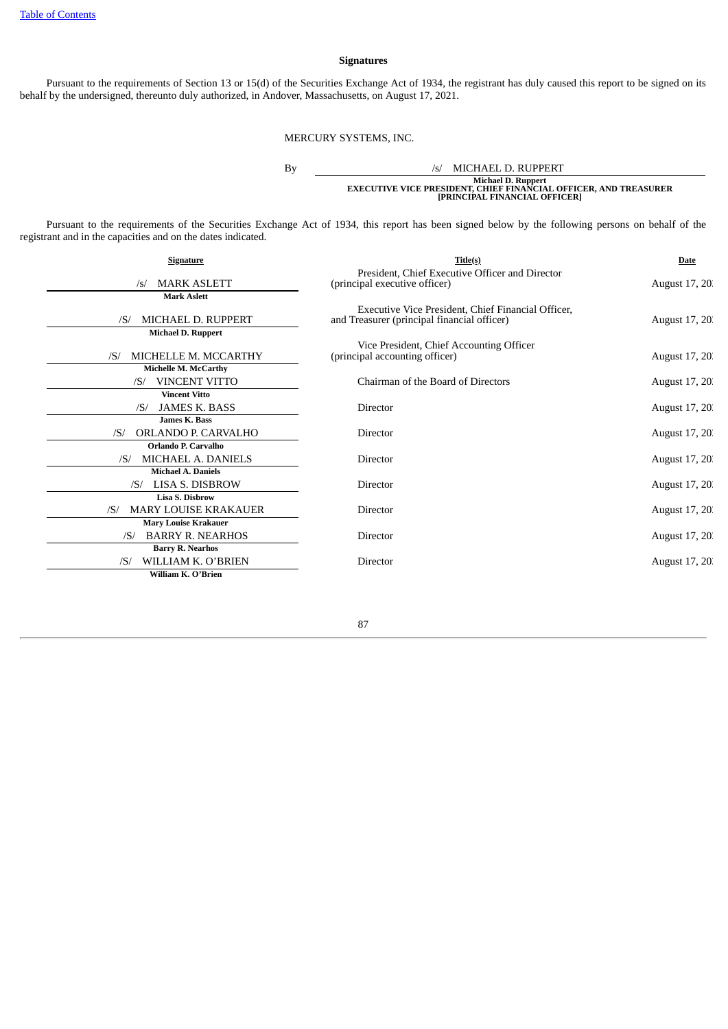[Table of Contents](#)

## Signatures

Pursuant to the requirements of Section 13 or 15(d) of the Securities Exchange Act of 1934, the registrant has duly caused this report to be signed on its behalf by the undersigned, thereunto duly authorized, in Andover, Massachusetts, on August 17, 2021.

MERCURY SYSTEMS, INC.

By /s/ MICHAEL D. RUPPERT

**Michael D. Ruppert**
**EXECUTIVE VICE PRESIDENT, CHIEF FINANCIAL OFFICER, AND TREASURER**
**[PRINCIPAL FINANCIAL OFFICER]**

Pursuant to the requirements of the Securities Exchange Act of 1934, this report has been signed below by the following persons on behalf of the registrant and in the capacities and on the dates indicated.

| Signature | Title(s) | Date |
|---|---|---|
| /s/ MARK ASLETT<br>**Mark Aslett** | President, Chief Executive Officer and Director (principal executive officer) | August 17, 20 |
| /S/ MICHAEL D. RUPPERT<br>**Michael D. Ruppert** | Executive Vice President, Chief Financial Officer, and Treasurer (principal financial officer) | August 17, 20 |
| /S/ MICHELLE M. MCCARTHY<br>**Michelle M. McCarthy** | Vice President, Chief Accounting Officer (principal accounting officer) | August 17, 20 |
| /S/ VINCENT VITTO<br>**Vincent Vitto** | Chairman of the Board of Directors | August 17, 20 |
| /S/ JAMES K. BASS<br>**James K. Bass** | Director | August 17, 20 |
| /S/ ORLANDO P. CARVALHO<br>**Orlando P. Carvalho** | Director | August 17, 20 |
| /S/ MICHAEL A. DANIELS<br>**Michael A. Daniels** | Director | August 17, 20 |
| /S/ LISA S. DISBROW<br>**Lisa S. Disbrow** | Director | August 17, 20 |
| /S/ MARY LOUISE KRAKAUER<br>**Mary Louise Krakauer** | Director | August 17, 20 |
| /S/ BARRY R. NEARHOS<br>**Barry R. Nearhos** | Director | August 17, 20 |
| /S/ WILLIAM K. O'BRIEN<br>**William K. O'Brien** | Director | August 17, 20 |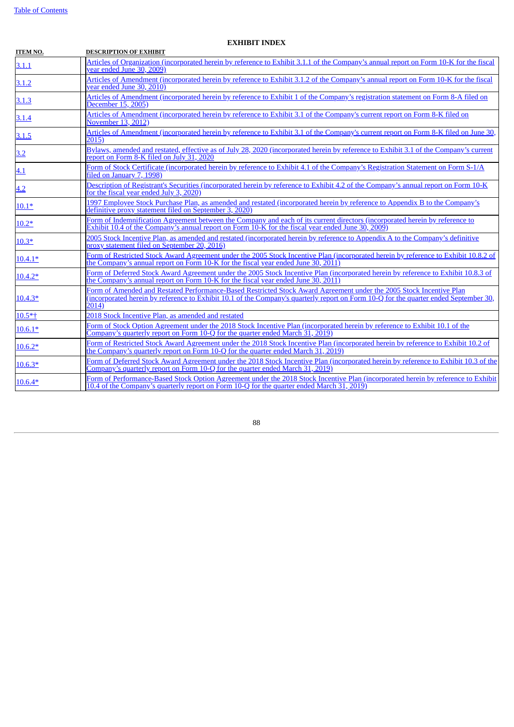**EXHIBIT INDEX**

| ITEM NO. | DESCRIPTION OF EXHIBIT |
|---|---|
| 3.1.1 | Articles of Organization (incorporated herein by reference to Exhibit 3.1.1 of the Company’s annual report on Form 10-K for the fiscal year ended June 30, 2009) |
| 3.1.2 | Articles of Amendment (incorporated herein by reference to Exhibit 3.1.2 of the Company’s annual report on Form 10-K for the fiscal year ended June 30, 2010) |
| 3.1.3 | Articles of Amendment (incorporated herein by reference to Exhibit 1 of the Company’s registration statement on Form 8-A filed on December 15, 2005) |
| 3.1.4 | Articles of Amendment (incorporated herein by reference to Exhibit 3.1 of the Company's current report on Form 8-K filed on November 13, 2012) |
| 3.1.5 | Articles of Amendment (incorporated herein by reference to Exhibit 3.1 of the Company's current report on Form 8-K filed on June 30, 2015) |
| 3.2 | Bylaws, amended and restated, effective as of July 28, 2020 (incorporated herein by reference to Exhibit 3.1 of the Company’s current report on Form 8-K filed on July 31, 2020 |
| 4.1 | Form of Stock Certificate (incorporated herein by reference to Exhibit 4.1 of the Company’s Registration Statement on Form S-1/A filed on January 7, 1998) |
| 4.2 | Description of Registrant's Securities (incorporated herein by reference to Exhibit 4.2 of the Company’s annual report on Form 10-K for the fiscal year ended July 3, 2020) |
| 10.1* | 1997 Employee Stock Purchase Plan, as amended and restated (incorporated herein by reference to Appendix B to the Company’s definitive proxy statement filed on September 3, 2020) |
| 10.2* | Form of Indemnification Agreement between the Company and each of its current directors (incorporated herein by reference to Exhibit 10.4 of the Company’s annual report on Form 10-K for the fiscal year ended June 30, 2009) |
| 10.3* | 2005 Stock Incentive Plan, as amended and restated (incorporated herein by reference to Appendix A to the Company’s definitive proxy statement filed on September 20, 2016) |
| 10.4.1* | Form of Restricted Stock Award Agreement under the 2005 Stock Incentive Plan (incorporated herein by reference to Exhibit 10.8.2 of the Company’s annual report on Form 10-K for the fiscal year ended June 30, 2011) |
| 10.4.2* | Form of Deferred Stock Award Agreement under the 2005 Stock Incentive Plan (incorporated herein by reference to Exhibit 10.8.3 of the Company’s annual report on Form 10-K for the fiscal year ended June 30, 2011) |
| 10.4.3* | Form of Amended and Restated Performance-Based Restricted Stock Award Agreement under the 2005 Stock Incentive Plan (incorporated herein by reference to Exhibit 10.1 of the Company's quarterly report on Form 10-Q for the quarter ended September 30, 2014) |
| 10.5*† | 2018 Stock Incentive Plan, as amended and restated |
| 10.6.1* | Form of Stock Option Agreement under the 2018 Stock Incentive Plan (incorporated herein by reference to Exhibit 10.1 of the Company’s quarterly report on Form 10-Q for the quarter ended March 31, 2019) |
| 10.6.2* | Form of Restricted Stock Award Agreement under the 2018 Stock Incentive Plan (incorporated herein by reference to Exhibit 10.2 of the Company’s quarterly report on Form 10-Q for the quarter ended March 31, 2019) |
| 10.6.3* | Form of Deferred Stock Award Agreement under the 2018 Stock Incentive Plan (incorporated herein by reference to Exhibit 10.3 of the Company’s quarterly report on Form 10-Q for the quarter ended March 31, 2019) |
| 10.6.4* | Form of Performance-Based Stock Option Agreement under the 2018 Stock Incentive Plan (incorporated herein by reference to Exhibit 10.4 of the Company’s quarterly report on Form 10-Q for the quarter ended March 31, 2019) |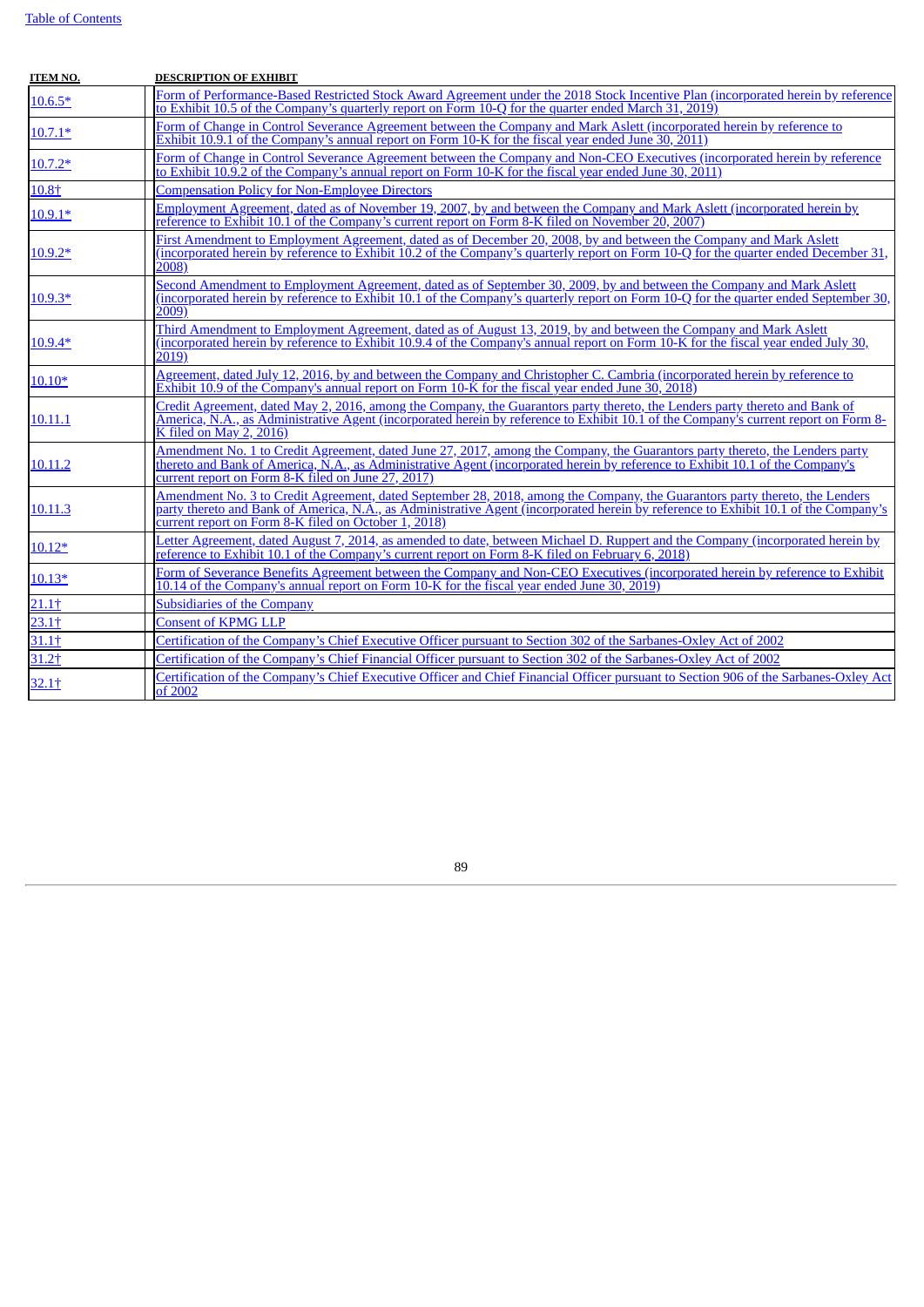| ITEM NO. | DESCRIPTION OF EXHIBIT |
|---|---|
| 10.6.5* | Form of Performance-Based Restricted Stock Award Agreement under the 2018 Stock Incentive Plan (incorporated herein by reference to Exhibit 10.5 of the Company's quarterly report on Form 10-Q for the quarter ended March 31, 2019) |
| 10.7.1* | Form of Change in Control Severance Agreement between the Company and Mark Aslett (incorporated herein by reference to Exhibit 10.9.1 of the Company's annual report on Form 10-K for the fiscal year ended June 30, 2011) |
| 10.7.2* | Form of Change in Control Severance Agreement between the Company and Non-CEO Executives (incorporated herein by reference to Exhibit 10.9.2 of the Company's annual report on Form 10-K for the fiscal year ended June 30, 2011) |
| 10.8† | Compensation Policy for Non-Employee Directors |
| 10.9.1* | Employment Agreement, dated as of November 19, 2007, by and between the Company and Mark Aslett (incorporated herein by reference to Exhibit 10.1 of the Company's current report on Form 8-K filed on November 20, 2007) |
| 10.9.2* | First Amendment to Employment Agreement, dated as of December 20, 2008, by and between the Company and Mark Aslett (incorporated herein by reference to Exhibit 10.2 of the Company's quarterly report on Form 10-Q for the quarter ended December 31, 2008) |
| 10.9.3* | Second Amendment to Employment Agreement, dated as of September 30, 2009, by and between the Company and Mark Aslett (incorporated herein by reference to Exhibit 10.1 of the Company's quarterly report on Form 10-Q for the quarter ended September 30, 2009) |
| 10.9.4* | Third Amendment to Employment Agreement, dated as of August 13, 2019, by and between the Company and Mark Aslett (incorporated herein by reference to Exhibit 10.9.4 of the Company's annual report on Form 10-K for the fiscal year ended July 30, 2019) |
| 10.10* | Agreement, dated July 12, 2016, by and between the Company and Christopher C. Cambria (incorporated herein by reference to Exhibit 10.9 of the Company's annual report on Form 10-K for the fiscal year ended June 30, 2018) |
| 10.11.1 | Credit Agreement, dated May 2, 2016, among the Company, the Guarantors party thereto, the Lenders party thereto and Bank of America, N.A., as Administrative Agent (incorporated herein by reference to Exhibit 10.1 of the Company's current report on Form 8-K filed on May 2, 2016) |
| 10.11.2 | Amendment No. 1 to Credit Agreement, dated June 27, 2017, among the Company, the Guarantors party thereto, the Lenders party thereto and Bank of America, N.A., as Administrative Agent (incorporated herein by reference to Exhibit 10.1 of the Company's current report on Form 8-K filed on June 27, 2017) |
| 10.11.3 | Amendment No. 3 to Credit Agreement, dated September 28, 2018, among the Company, the Guarantors party thereto, the Lenders party thereto and Bank of America, N.A., as Administrative Agent (incorporated herein by reference to Exhibit 10.1 of the Company's current report on Form 8-K filed on October 1, 2018) |
| 10.12* | Letter Agreement, dated August 7, 2014, as amended to date, between Michael D. Ruppert and the Company (incorporated herein by reference to Exhibit 10.1 of the Company's current report on Form 8-K filed on February 6, 2018) |
| 10.13* | Form of Severance Benefits Agreement between the Company and Non-CEO Executives (incorporated herein by reference to Exhibit 10.14 of the Company's annual report on Form 10-K for the fiscal year ended June 30, 2019) |
| 21.1† | Subsidiaries of the Company |
| 23.1† | Consent of KPMG LLP |
| 31.1† | Certification of the Company's Chief Executive Officer pursuant to Section 302 of the Sarbanes-Oxley Act of 2002 |
| 31.2† | Certification of the Company's Chief Financial Officer pursuant to Section 302 of the Sarbanes-Oxley Act of 2002 |
| 32.1† | Certification of the Company's Chief Executive Officer and Chief Financial Officer pursuant to Section 906 of the Sarbanes-Oxley Act of 2002 |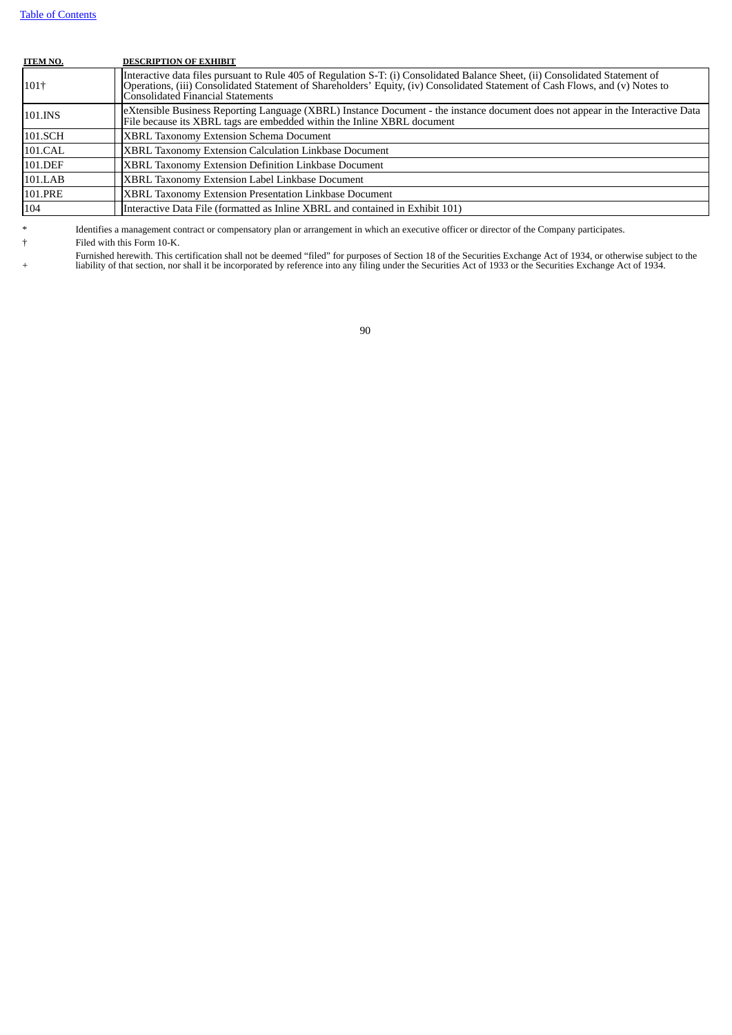| ITEM NO. | DESCRIPTION OF EXHIBIT |
|---|---|
| 101† | Interactive data files pursuant to Rule 405 of Regulation S-T: (i) Consolidated Balance Sheet, (ii) Consolidated Statement of Operations, (iii) Consolidated Statement of Shareholders' Equity, (iv) Consolidated Statement of Cash Flows, and (v) Notes to Consolidated Financial Statements |
| 101.INS | eXtensible Business Reporting Language (XBRL) Instance Document - the instance document does not appear in the Interactive Data File because its XBRL tags are embedded within the Inline XBRL document |
| 101.SCH | XBRL Taxonomy Extension Schema Document |
| 101.CAL | XBRL Taxonomy Extension Calculation Linkbase Document |
| 101.DEF | XBRL Taxonomy Extension Definition Linkbase Document |
| 101.LAB | XBRL Taxonomy Extension Label Linkbase Document |
| 101.PRE | XBRL Taxonomy Extension Presentation Linkbase Document |
| 104 | Interactive Data File (formatted as Inline XBRL and contained in Exhibit 101) |

\* Identifies a management contract or compensatory plan or arrangement in which an executive officer or director of the Company participates.

† Filed with this Form 10-K.

\+ Furnished herewith. This certification shall not be deemed "filed" for purposes of Section 18 of the Securities Exchange Act of 1934, or otherwise subject to the liability of that section, nor shall it be incorporated by reference into any filing under the Securities Act of 1933 or the Securities Exchange Act of 1934.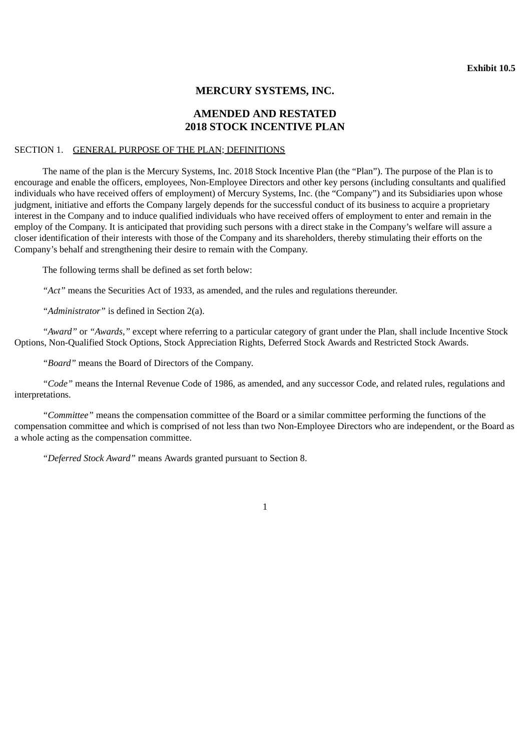**Exhibit 10.5**

# MERCURY SYSTEMS, INC.

## AMENDED AND RESTATED
## 2018 STOCK INCENTIVE PLAN

SECTION 1. GENERAL PURPOSE OF THE PLAN; DEFINITIONS

The name of the plan is the Mercury Systems, Inc. 2018 Stock Incentive Plan (the "Plan"). The purpose of the Plan is to encourage and enable the officers, employees, Non-Employee Directors and other key persons (including consultants and qualified individuals who have received offers of employment) of Mercury Systems, Inc. (the "Company") and its Subsidiaries upon whose judgment, initiative and efforts the Company largely depends for the successful conduct of its business to acquire a proprietary interest in the Company and to induce qualified individuals who have received offers of employment to enter and remain in the employ of the Company. It is anticipated that providing such persons with a direct stake in the Company's welfare will assure a closer identification of their interests with those of the Company and its shareholders, thereby stimulating their efforts on the Company's behalf and strengthening their desire to remain with the Company.

The following terms shall be defined as set forth below:

"*Act*" means the Securities Act of 1933, as amended, and the rules and regulations thereunder.

"*Administrator*" is defined in Section 2(a).

"*Award*" or "*Awards,*" except where referring to a particular category of grant under the Plan, shall include Incentive Stock Options, Non-Qualified Stock Options, Stock Appreciation Rights, Deferred Stock Awards and Restricted Stock Awards.

"*Board*" means the Board of Directors of the Company.

"*Code*" means the Internal Revenue Code of 1986, as amended, and any successor Code, and related rules, regulations and interpretations.

"*Committee*" means the compensation committee of the Board or a similar committee performing the functions of the compensation committee and which is comprised of not less than two Non-Employee Directors who are independent, or the Board as a whole acting as the compensation committee.

"*Deferred Stock Award*" means Awards granted pursuant to Section 8.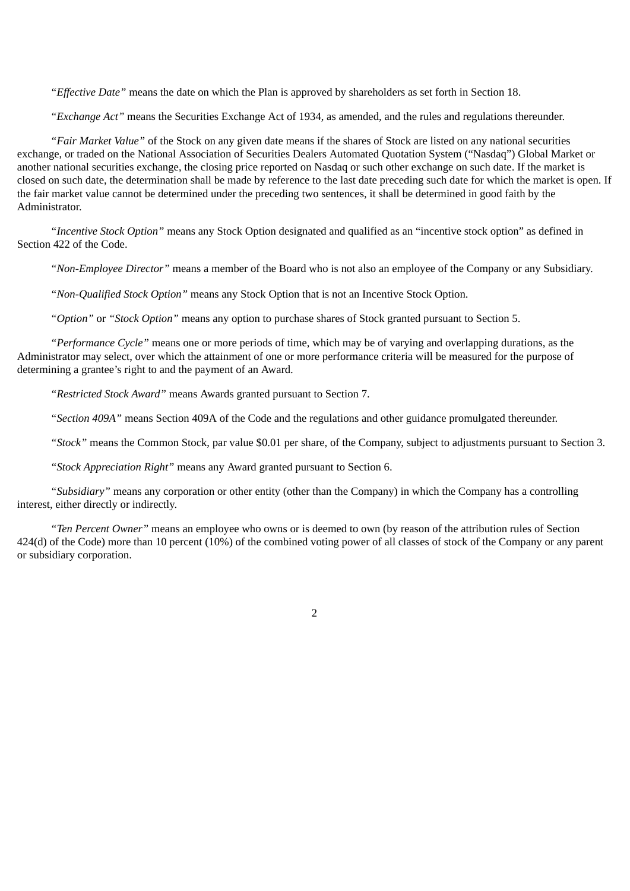"*Effective Date*" means the date on which the Plan is approved by shareholders as set forth in Section 18.

"*Exchange Act*" means the Securities Exchange Act of 1934, as amended, and the rules and regulations thereunder.

"*Fair Market Value*" of the Stock on any given date means if the shares of Stock are listed on any national securities exchange, or traded on the National Association of Securities Dealers Automated Quotation System ("Nasdaq") Global Market or another national securities exchange, the closing price reported on Nasdaq or such other exchange on such date. If the market is closed on such date, the determination shall be made by reference to the last date preceding such date for which the market is open. If the fair market value cannot be determined under the preceding two sentences, it shall be determined in good faith by the Administrator.

"*Incentive Stock Option*" means any Stock Option designated and qualified as an "incentive stock option" as defined in Section 422 of the Code.

"*Non-Employee Director*" means a member of the Board who is not also an employee of the Company or any Subsidiary.

"*Non-Qualified Stock Option*" means any Stock Option that is not an Incentive Stock Option.

"*Option*" or "*Stock Option*" means any option to purchase shares of Stock granted pursuant to Section 5.

"*Performance Cycle*" means one or more periods of time, which may be of varying and overlapping durations, as the Administrator may select, over which the attainment of one or more performance criteria will be measured for the purpose of determining a grantee's right to and the payment of an Award.

"*Restricted Stock Award*" means Awards granted pursuant to Section 7.

"*Section 409A*" means Section 409A of the Code and the regulations and other guidance promulgated thereunder.

"*Stock*" means the Common Stock, par value $0.01 per share, of the Company, subject to adjustments pursuant to Section 3.

"*Stock Appreciation Right*" means any Award granted pursuant to Section 6.

"*Subsidiary*" means any corporation or other entity (other than the Company) in which the Company has a controlling interest, either directly or indirectly.

"*Ten Percent Owner*" means an employee who owns or is deemed to own (by reason of the attribution rules of Section 424(d) of the Code) more than 10 percent (10%) of the combined voting power of all classes of stock of the Company or any parent or subsidiary corporation.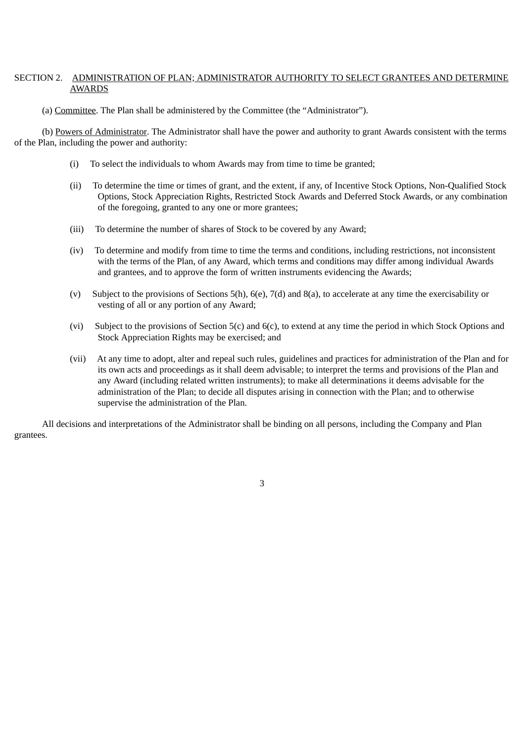SECTION 2. ADMINISTRATION OF PLAN; ADMINISTRATOR AUTHORITY TO SELECT GRANTEES AND DETERMINE AWARDS

(a) Committee. The Plan shall be administered by the Committee (the "Administrator").

(b) Powers of Administrator. The Administrator shall have the power and authority to grant Awards consistent with the terms of the Plan, including the power and authority:

(i) To select the individuals to whom Awards may from time to time be granted;

(ii) To determine the time or times of grant, and the extent, if any, of Incentive Stock Options, Non-Qualified Stock Options, Stock Appreciation Rights, Restricted Stock Awards and Deferred Stock Awards, or any combination of the foregoing, granted to any one or more grantees;

(iii) To determine the number of shares of Stock to be covered by any Award;

(iv) To determine and modify from time to time the terms and conditions, including restrictions, not inconsistent with the terms of the Plan, of any Award, which terms and conditions may differ among individual Awards and grantees, and to approve the form of written instruments evidencing the Awards;

(v) Subject to the provisions of Sections 5(h), 6(e), 7(d) and 8(a), to accelerate at any time the exercisability or vesting of all or any portion of any Award;

(vi) Subject to the provisions of Section 5(c) and 6(c), to extend at any time the period in which Stock Options and Stock Appreciation Rights may be exercised; and

(vii) At any time to adopt, alter and repeal such rules, guidelines and practices for administration of the Plan and for its own acts and proceedings as it shall deem advisable; to interpret the terms and provisions of the Plan and any Award (including related written instruments); to make all determinations it deems advisable for the administration of the Plan; to decide all disputes arising in connection with the Plan; and to otherwise supervise the administration of the Plan.

All decisions and interpretations of the Administrator shall be binding on all persons, including the Company and Plan grantees.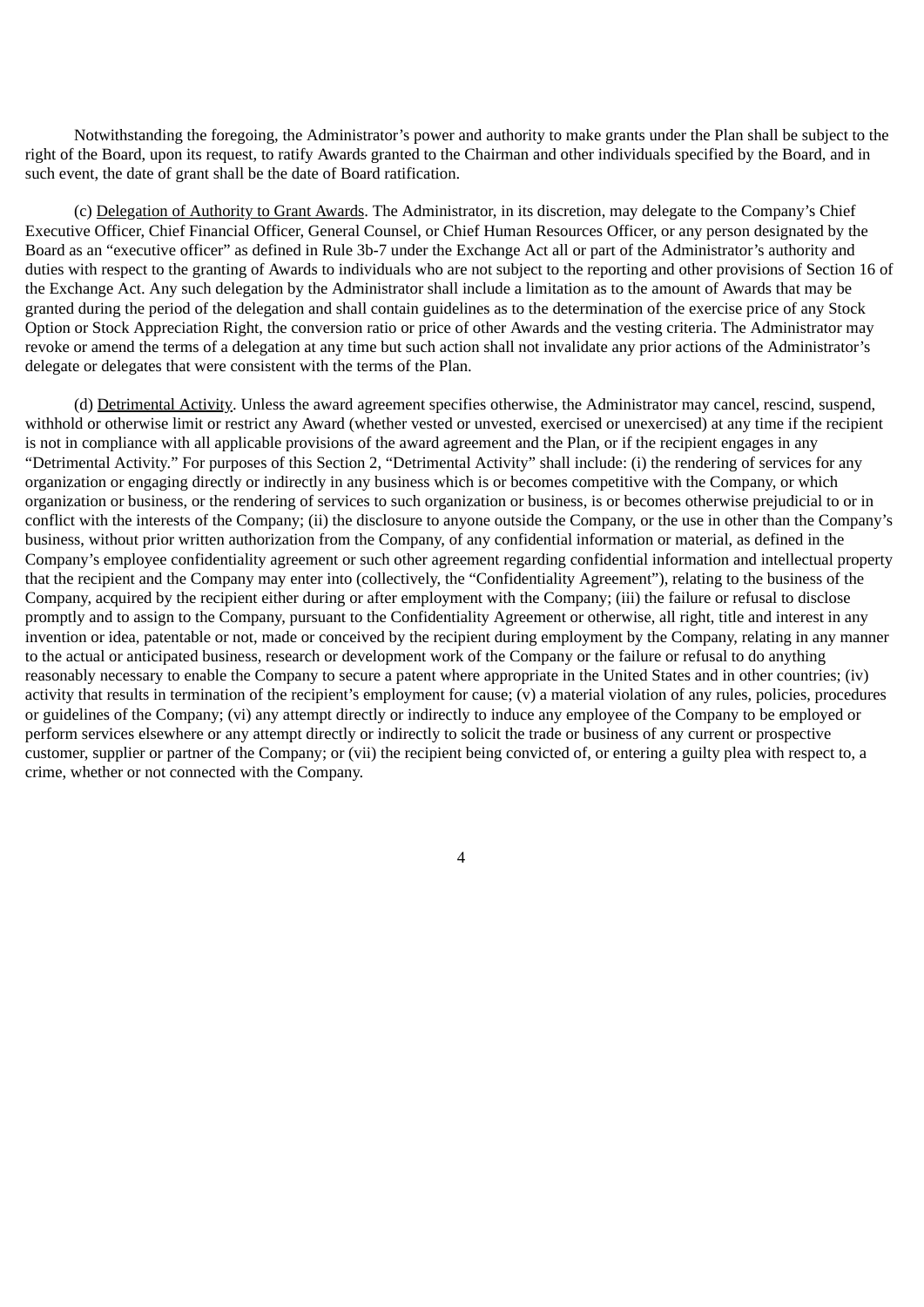Notwithstanding the foregoing, the Administrator's power and authority to make grants under the Plan shall be subject to the right of the Board, upon its request, to ratify Awards granted to the Chairman and other individuals specified by the Board, and in such event, the date of grant shall be the date of Board ratification.

(c) Delegation of Authority to Grant Awards. The Administrator, in its discretion, may delegate to the Company's Chief Executive Officer, Chief Financial Officer, General Counsel, or Chief Human Resources Officer, or any person designated by the Board as an "executive officer" as defined in Rule 3b-7 under the Exchange Act all or part of the Administrator's authority and duties with respect to the granting of Awards to individuals who are not subject to the reporting and other provisions of Section 16 of the Exchange Act. Any such delegation by the Administrator shall include a limitation as to the amount of Awards that may be granted during the period of the delegation and shall contain guidelines as to the determination of the exercise price of any Stock Option or Stock Appreciation Right, the conversion ratio or price of other Awards and the vesting criteria. The Administrator may revoke or amend the terms of a delegation at any time but such action shall not invalidate any prior actions of the Administrator's delegate or delegates that were consistent with the terms of the Plan.

(d) Detrimental Activity. Unless the award agreement specifies otherwise, the Administrator may cancel, rescind, suspend, withhold or otherwise limit or restrict any Award (whether vested or unvested, exercised or unexercised) at any time if the recipient is not in compliance with all applicable provisions of the award agreement and the Plan, or if the recipient engages in any "Detrimental Activity." For purposes of this Section 2, "Detrimental Activity" shall include: (i) the rendering of services for any organization or engaging directly or indirectly in any business which is or becomes competitive with the Company, or which organization or business, or the rendering of services to such organization or business, is or becomes otherwise prejudicial to or in conflict with the interests of the Company; (ii) the disclosure to anyone outside the Company, or the use in other than the Company's business, without prior written authorization from the Company, of any confidential information or material, as defined in the Company's employee confidentiality agreement or such other agreement regarding confidential information and intellectual property that the recipient and the Company may enter into (collectively, the "Confidentiality Agreement"), relating to the business of the Company, acquired by the recipient either during or after employment with the Company; (iii) the failure or refusal to disclose promptly and to assign to the Company, pursuant to the Confidentiality Agreement or otherwise, all right, title and interest in any invention or idea, patentable or not, made or conceived by the recipient during employment by the Company, relating in any manner to the actual or anticipated business, research or development work of the Company or the failure or refusal to do anything reasonably necessary to enable the Company to secure a patent where appropriate in the United States and in other countries; (iv) activity that results in termination of the recipient's employment for cause; (v) a material violation of any rules, policies, procedures or guidelines of the Company; (vi) any attempt directly or indirectly to induce any employee of the Company to be employed or perform services elsewhere or any attempt directly or indirectly to solicit the trade or business of any current or prospective customer, supplier or partner of the Company; or (vii) the recipient being convicted of, or entering a guilty plea with respect to, a crime, whether or not connected with the Company.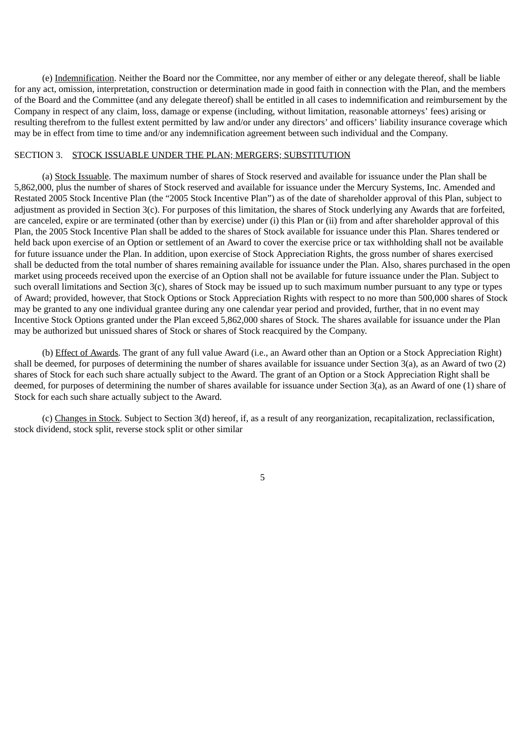(e) Indemnification. Neither the Board nor the Committee, nor any member of either or any delegate thereof, shall be liable for any act, omission, interpretation, construction or determination made in good faith in connection with the Plan, and the members of the Board and the Committee (and any delegate thereof) shall be entitled in all cases to indemnification and reimbursement by the Company in respect of any claim, loss, damage or expense (including, without limitation, reasonable attorneys' fees) arising or resulting therefrom to the fullest extent permitted by law and/or under any directors' and officers' liability insurance coverage which may be in effect from time to time and/or any indemnification agreement between such individual and the Company.

SECTION 3. STOCK ISSUABLE UNDER THE PLAN; MERGERS; SUBSTITUTION

(a) Stock Issuable. The maximum number of shares of Stock reserved and available for issuance under the Plan shall be 5,862,000, plus the number of shares of Stock reserved and available for issuance under the Mercury Systems, Inc. Amended and Restated 2005 Stock Incentive Plan (the "2005 Stock Incentive Plan") as of the date of shareholder approval of this Plan, subject to adjustment as provided in Section 3(c). For purposes of this limitation, the shares of Stock underlying any Awards that are forfeited, are canceled, expire or are terminated (other than by exercise) under (i) this Plan or (ii) from and after shareholder approval of this Plan, the 2005 Stock Incentive Plan shall be added to the shares of Stock available for issuance under this Plan. Shares tendered or held back upon exercise of an Option or settlement of an Award to cover the exercise price or tax withholding shall not be available for future issuance under the Plan. In addition, upon exercise of Stock Appreciation Rights, the gross number of shares exercised shall be deducted from the total number of shares remaining available for issuance under the Plan. Also, shares purchased in the open market using proceeds received upon the exercise of an Option shall not be available for future issuance under the Plan. Subject to such overall limitations and Section 3(c), shares of Stock may be issued up to such maximum number pursuant to any type or types of Award; provided, however, that Stock Options or Stock Appreciation Rights with respect to no more than 500,000 shares of Stock may be granted to any one individual grantee during any one calendar year period and provided, further, that in no event may Incentive Stock Options granted under the Plan exceed 5,862,000 shares of Stock. The shares available for issuance under the Plan may be authorized but unissued shares of Stock or shares of Stock reacquired by the Company.

(b) Effect of Awards. The grant of any full value Award (i.e., an Award other than an Option or a Stock Appreciation Right) shall be deemed, for purposes of determining the number of shares available for issuance under Section 3(a), as an Award of two (2) shares of Stock for each such share actually subject to the Award. The grant of an Option or a Stock Appreciation Right shall be deemed, for purposes of determining the number of shares available for issuance under Section 3(a), as an Award of one (1) share of Stock for each such share actually subject to the Award.

(c) Changes in Stock. Subject to Section 3(d) hereof, if, as a result of any reorganization, recapitalization, reclassification, stock dividend, stock split, reverse stock split or other similar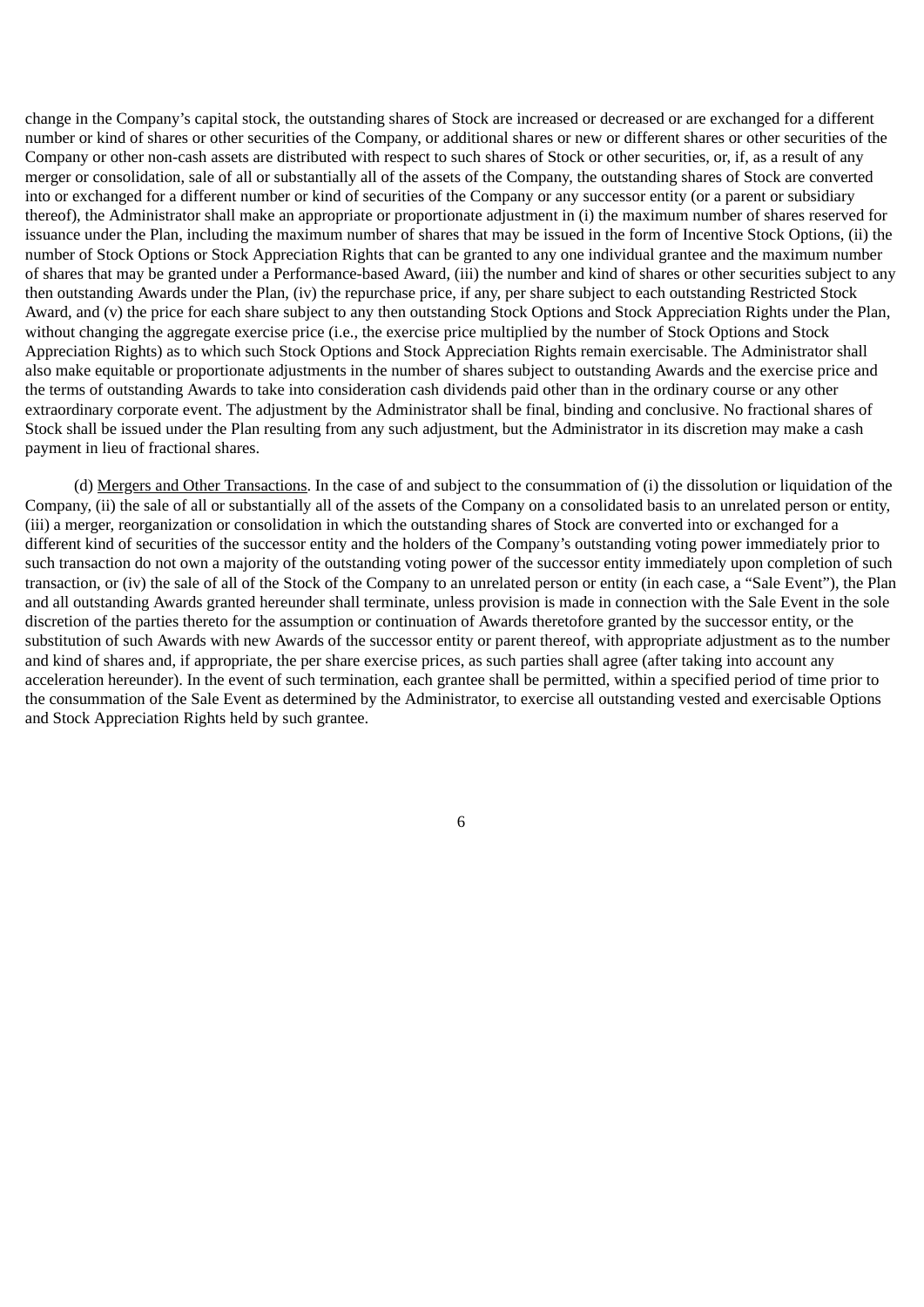change in the Company's capital stock, the outstanding shares of Stock are increased or decreased or are exchanged for a different number or kind of shares or other securities of the Company, or additional shares or new or different shares or other securities of the Company or other non-cash assets are distributed with respect to such shares of Stock or other securities, or, if, as a result of any merger or consolidation, sale of all or substantially all of the assets of the Company, the outstanding shares of Stock are converted into or exchanged for a different number or kind of securities of the Company or any successor entity (or a parent or subsidiary thereof), the Administrator shall make an appropriate or proportionate adjustment in (i) the maximum number of shares reserved for issuance under the Plan, including the maximum number of shares that may be issued in the form of Incentive Stock Options, (ii) the number of Stock Options or Stock Appreciation Rights that can be granted to any one individual grantee and the maximum number of shares that may be granted under a Performance-based Award, (iii) the number and kind of shares or other securities subject to any then outstanding Awards under the Plan, (iv) the repurchase price, if any, per share subject to each outstanding Restricted Stock Award, and (v) the price for each share subject to any then outstanding Stock Options and Stock Appreciation Rights under the Plan, without changing the aggregate exercise price (i.e., the exercise price multiplied by the number of Stock Options and Stock Appreciation Rights) as to which such Stock Options and Stock Appreciation Rights remain exercisable. The Administrator shall also make equitable or proportionate adjustments in the number of shares subject to outstanding Awards and the exercise price and the terms of outstanding Awards to take into consideration cash dividends paid other than in the ordinary course or any other extraordinary corporate event. The adjustment by the Administrator shall be final, binding and conclusive. No fractional shares of Stock shall be issued under the Plan resulting from any such adjustment, but the Administrator in its discretion may make a cash payment in lieu of fractional shares.

(d) Mergers and Other Transactions. In the case of and subject to the consummation of (i) the dissolution or liquidation of the Company, (ii) the sale of all or substantially all of the assets of the Company on a consolidated basis to an unrelated person or entity, (iii) a merger, reorganization or consolidation in which the outstanding shares of Stock are converted into or exchanged for a different kind of securities of the successor entity and the holders of the Company's outstanding voting power immediately prior to such transaction do not own a majority of the outstanding voting power of the successor entity immediately upon completion of such transaction, or (iv) the sale of all of the Stock of the Company to an unrelated person or entity (in each case, a "Sale Event"), the Plan and all outstanding Awards granted hereunder shall terminate, unless provision is made in connection with the Sale Event in the sole discretion of the parties thereto for the assumption or continuation of Awards theretofore granted by the successor entity, or the substitution of such Awards with new Awards of the successor entity or parent thereof, with appropriate adjustment as to the number and kind of shares and, if appropriate, the per share exercise prices, as such parties shall agree (after taking into account any acceleration hereunder). In the event of such termination, each grantee shall be permitted, within a specified period of time prior to the consummation of the Sale Event as determined by the Administrator, to exercise all outstanding vested and exercisable Options and Stock Appreciation Rights held by such grantee.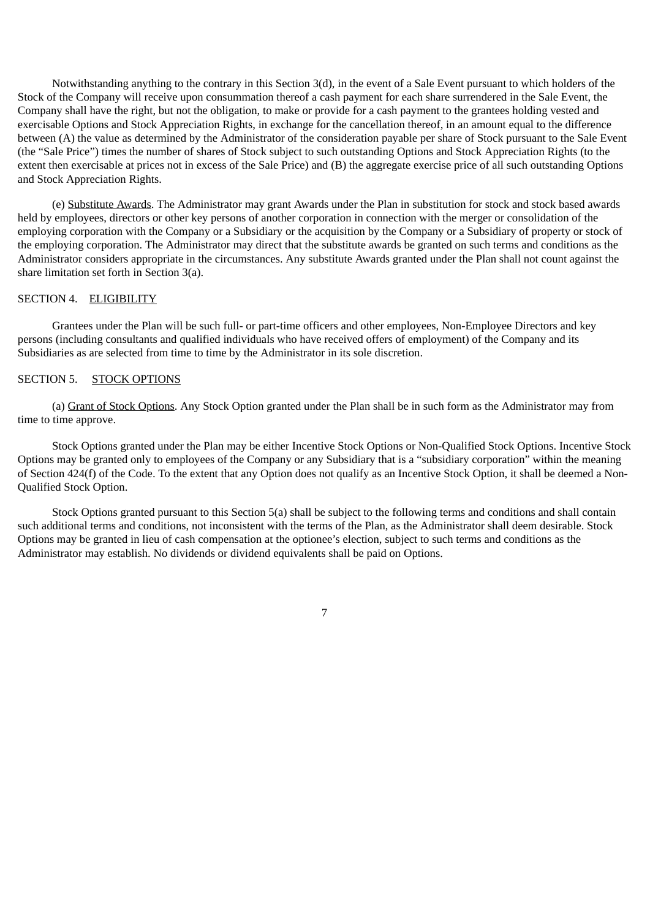Notwithstanding anything to the contrary in this Section 3(d), in the event of a Sale Event pursuant to which holders of the Stock of the Company will receive upon consummation thereof a cash payment for each share surrendered in the Sale Event, the Company shall have the right, but not the obligation, to make or provide for a cash payment to the grantees holding vested and exercisable Options and Stock Appreciation Rights, in exchange for the cancellation thereof, in an amount equal to the difference between (A) the value as determined by the Administrator of the consideration payable per share of Stock pursuant to the Sale Event (the "Sale Price") times the number of shares of Stock subject to such outstanding Options and Stock Appreciation Rights (to the extent then exercisable at prices not in excess of the Sale Price) and (B) the aggregate exercise price of all such outstanding Options and Stock Appreciation Rights.

(e) Substitute Awards. The Administrator may grant Awards under the Plan in substitution for stock and stock based awards held by employees, directors or other key persons of another corporation in connection with the merger or consolidation of the employing corporation with the Company or a Subsidiary or the acquisition by the Company or a Subsidiary of property or stock of the employing corporation. The Administrator may direct that the substitute awards be granted on such terms and conditions as the Administrator considers appropriate in the circumstances. Any substitute Awards granted under the Plan shall not count against the share limitation set forth in Section 3(a).

SECTION 4. ELIGIBILITY

Grantees under the Plan will be such full- or part-time officers and other employees, Non-Employee Directors and key persons (including consultants and qualified individuals who have received offers of employment) of the Company and its Subsidiaries as are selected from time to time by the Administrator in its sole discretion.

SECTION 5. STOCK OPTIONS

(a) Grant of Stock Options. Any Stock Option granted under the Plan shall be in such form as the Administrator may from time to time approve.

Stock Options granted under the Plan may be either Incentive Stock Options or Non-Qualified Stock Options. Incentive Stock Options may be granted only to employees of the Company or any Subsidiary that is a "subsidiary corporation" within the meaning of Section 424(f) of the Code. To the extent that any Option does not qualify as an Incentive Stock Option, it shall be deemed a Non-Qualified Stock Option.

Stock Options granted pursuant to this Section 5(a) shall be subject to the following terms and conditions and shall contain such additional terms and conditions, not inconsistent with the terms of the Plan, as the Administrator shall deem desirable. Stock Options may be granted in lieu of cash compensation at the optionee's election, subject to such terms and conditions as the Administrator may establish. No dividends or dividend equivalents shall be paid on Options.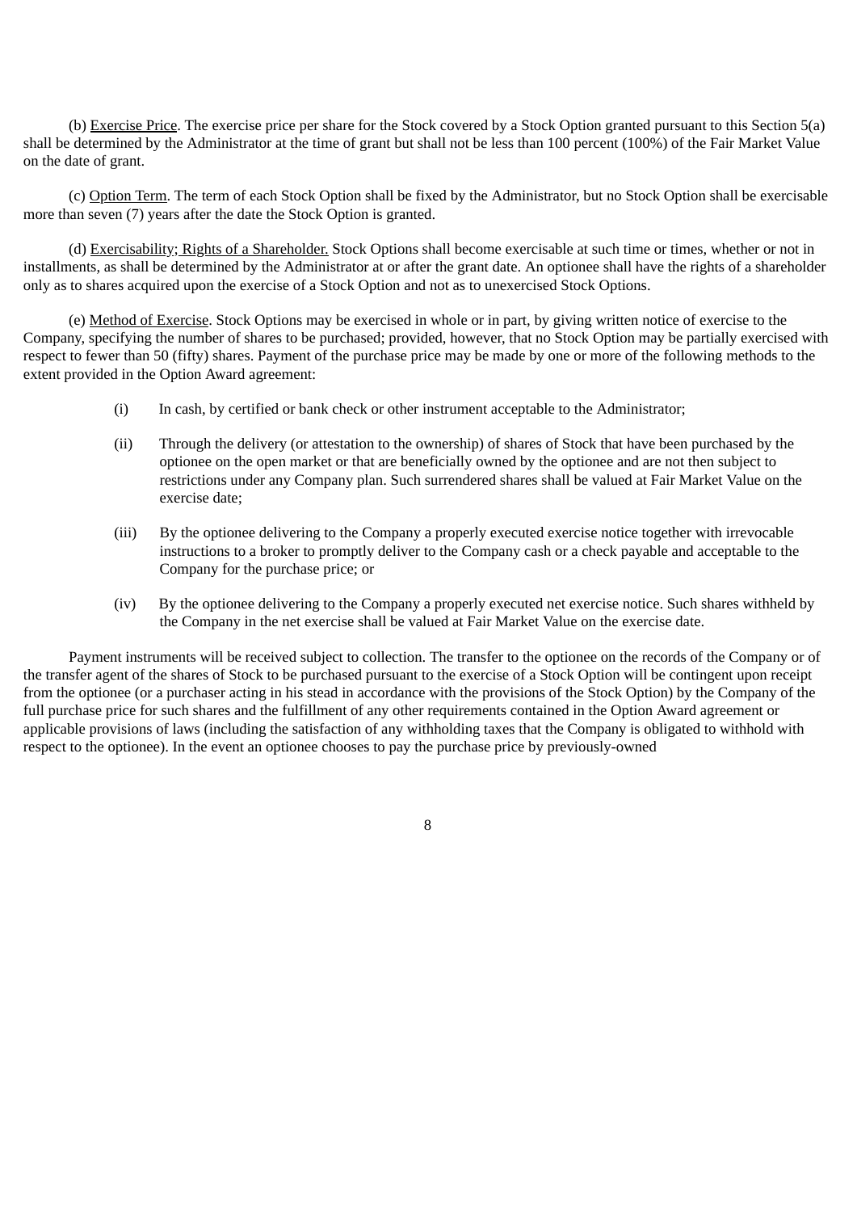(b) Exercise Price. The exercise price per share for the Stock covered by a Stock Option granted pursuant to this Section 5(a) shall be determined by the Administrator at the time of grant but shall not be less than 100 percent (100%) of the Fair Market Value on the date of grant.

(c) Option Term. The term of each Stock Option shall be fixed by the Administrator, but no Stock Option shall be exercisable more than seven (7) years after the date the Stock Option is granted.

(d) Exercisability; Rights of a Shareholder. Stock Options shall become exercisable at such time or times, whether or not in installments, as shall be determined by the Administrator at or after the grant date. An optionee shall have the rights of a shareholder only as to shares acquired upon the exercise of a Stock Option and not as to unexercised Stock Options.

(e) Method of Exercise. Stock Options may be exercised in whole or in part, by giving written notice of exercise to the Company, specifying the number of shares to be purchased; provided, however, that no Stock Option may be partially exercised with respect to fewer than 50 (fifty) shares. Payment of the purchase price may be made by one or more of the following methods to the extent provided in the Option Award agreement:

(i) In cash, by certified or bank check or other instrument acceptable to the Administrator;

(ii) Through the delivery (or attestation to the ownership) of shares of Stock that have been purchased by the optionee on the open market or that are beneficially owned by the optionee and are not then subject to restrictions under any Company plan. Such surrendered shares shall be valued at Fair Market Value on the exercise date;

(iii) By the optionee delivering to the Company a properly executed exercise notice together with irrevocable instructions to a broker to promptly deliver to the Company cash or a check payable and acceptable to the Company for the purchase price; or

(iv) By the optionee delivering to the Company a properly executed net exercise notice. Such shares withheld by the Company in the net exercise shall be valued at Fair Market Value on the exercise date.

Payment instruments will be received subject to collection. The transfer to the optionee on the records of the Company or of the transfer agent of the shares of Stock to be purchased pursuant to the exercise of a Stock Option will be contingent upon receipt from the optionee (or a purchaser acting in his stead in accordance with the provisions of the Stock Option) by the Company of the full purchase price for such shares and the fulfillment of any other requirements contained in the Option Award agreement or applicable provisions of laws (including the satisfaction of any withholding taxes that the Company is obligated to withhold with respect to the optionee). In the event an optionee chooses to pay the purchase price by previously-owned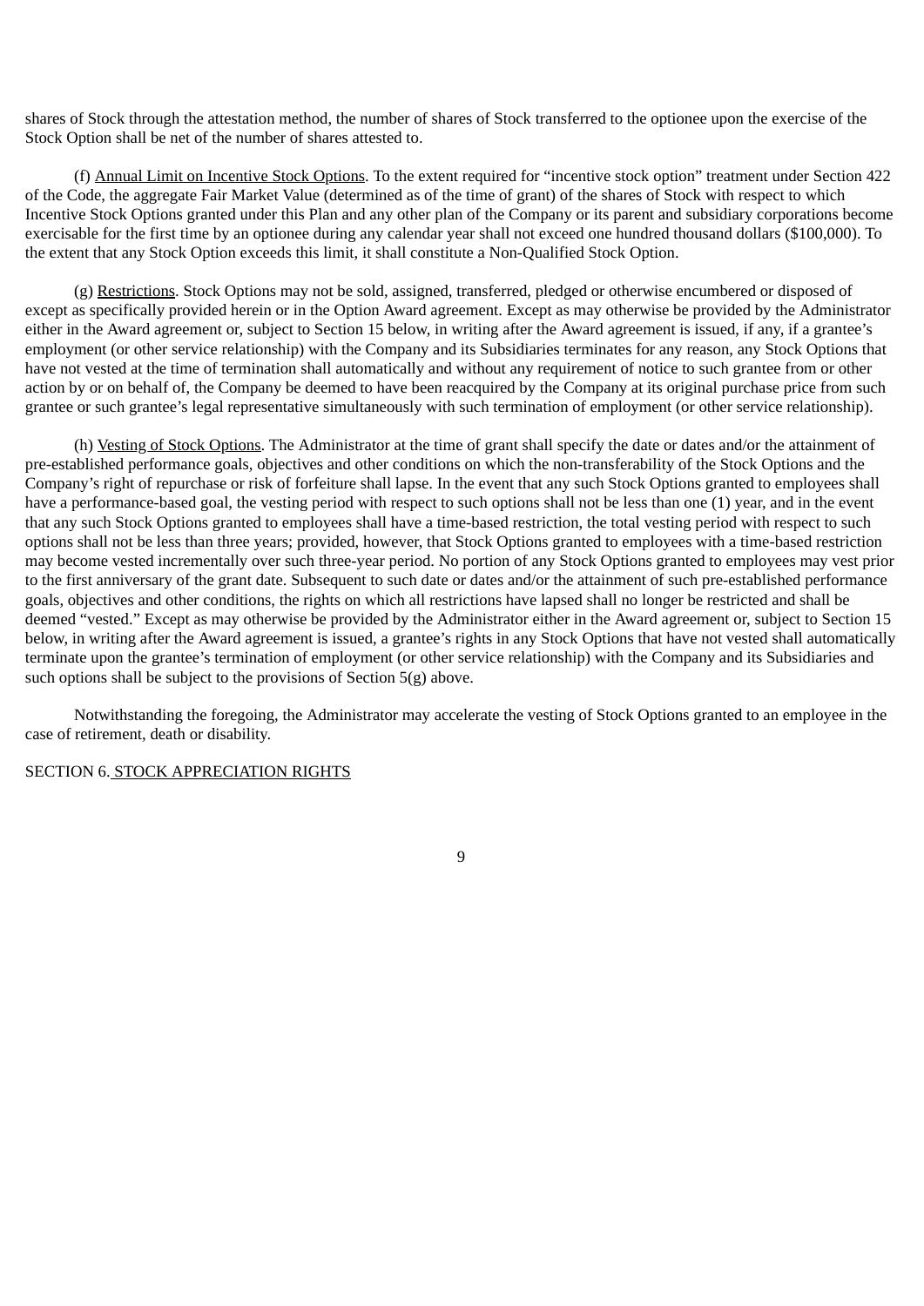shares of Stock through the attestation method, the number of shares of Stock transferred to the optionee upon the exercise of the Stock Option shall be net of the number of shares attested to.

(f) Annual Limit on Incentive Stock Options. To the extent required for "incentive stock option" treatment under Section 422 of the Code, the aggregate Fair Market Value (determined as of the time of grant) of the shares of Stock with respect to which Incentive Stock Options granted under this Plan and any other plan of the Company or its parent and subsidiary corporations become exercisable for the first time by an optionee during any calendar year shall not exceed one hundred thousand dollars ($100,000). To the extent that any Stock Option exceeds this limit, it shall constitute a Non-Qualified Stock Option.

(g) Restrictions. Stock Options may not be sold, assigned, transferred, pledged or otherwise encumbered or disposed of except as specifically provided herein or in the Option Award agreement. Except as may otherwise be provided by the Administrator either in the Award agreement or, subject to Section 15 below, in writing after the Award agreement is issued, if any, if a grantee's employment (or other service relationship) with the Company and its Subsidiaries terminates for any reason, any Stock Options that have not vested at the time of termination shall automatically and without any requirement of notice to such grantee from or other action by or on behalf of, the Company be deemed to have been reacquired by the Company at its original purchase price from such grantee or such grantee's legal representative simultaneously with such termination of employment (or other service relationship).

(h) Vesting of Stock Options. The Administrator at the time of grant shall specify the date or dates and/or the attainment of pre-established performance goals, objectives and other conditions on which the non-transferability of the Stock Options and the Company's right of repurchase or risk of forfeiture shall lapse. In the event that any such Stock Options granted to employees shall have a performance-based goal, the vesting period with respect to such options shall not be less than one (1) year, and in the event that any such Stock Options granted to employees shall have a time-based restriction, the total vesting period with respect to such options shall not be less than three years; provided, however, that Stock Options granted to employees with a time-based restriction may become vested incrementally over such three-year period. No portion of any Stock Options granted to employees may vest prior to the first anniversary of the grant date. Subsequent to such date or dates and/or the attainment of such pre-established performance goals, objectives and other conditions, the rights on which all restrictions have lapsed shall no longer be restricted and shall be deemed "vested." Except as may otherwise be provided by the Administrator either in the Award agreement or, subject to Section 15 below, in writing after the Award agreement is issued, a grantee's rights in any Stock Options that have not vested shall automatically terminate upon the grantee's termination of employment (or other service relationship) with the Company and its Subsidiaries and such options shall be subject to the provisions of Section 5(g) above.

Notwithstanding the foregoing, the Administrator may accelerate the vesting of Stock Options granted to an employee in the case of retirement, death or disability.

SECTION 6. STOCK APPRECIATION RIGHTS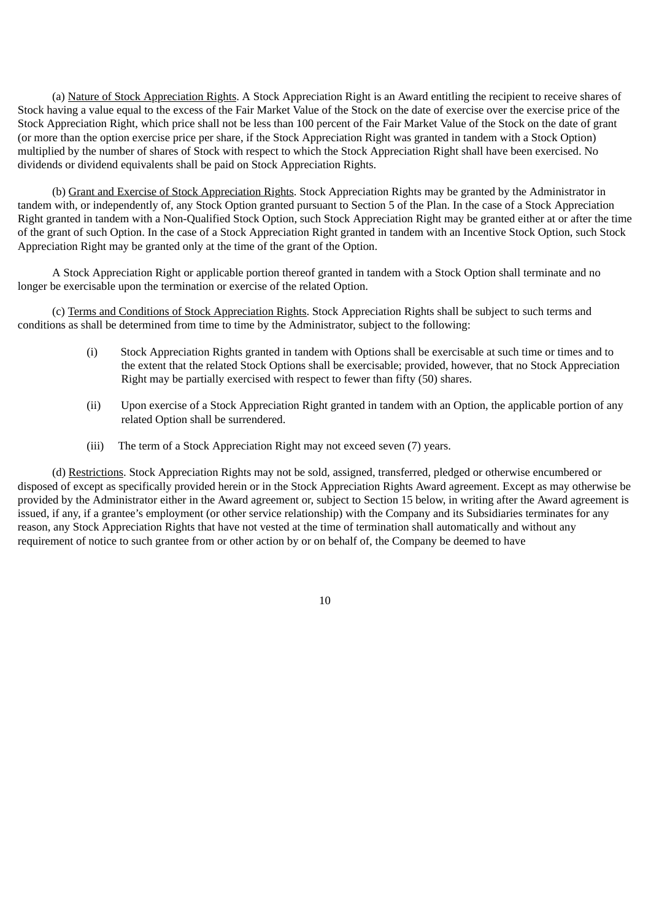(a) Nature of Stock Appreciation Rights. A Stock Appreciation Right is an Award entitling the recipient to receive shares of Stock having a value equal to the excess of the Fair Market Value of the Stock on the date of exercise over the exercise price of the Stock Appreciation Right, which price shall not be less than 100 percent of the Fair Market Value of the Stock on the date of grant (or more than the option exercise price per share, if the Stock Appreciation Right was granted in tandem with a Stock Option) multiplied by the number of shares of Stock with respect to which the Stock Appreciation Right shall have been exercised. No dividends or dividend equivalents shall be paid on Stock Appreciation Rights.

(b) Grant and Exercise of Stock Appreciation Rights. Stock Appreciation Rights may be granted by the Administrator in tandem with, or independently of, any Stock Option granted pursuant to Section 5 of the Plan. In the case of a Stock Appreciation Right granted in tandem with a Non-Qualified Stock Option, such Stock Appreciation Right may be granted either at or after the time of the grant of such Option. In the case of a Stock Appreciation Right granted in tandem with an Incentive Stock Option, such Stock Appreciation Right may be granted only at the time of the grant of the Option.

A Stock Appreciation Right or applicable portion thereof granted in tandem with a Stock Option shall terminate and no longer be exercisable upon the termination or exercise of the related Option.

(c) Terms and Conditions of Stock Appreciation Rights. Stock Appreciation Rights shall be subject to such terms and conditions as shall be determined from time to time by the Administrator, subject to the following:

(i) Stock Appreciation Rights granted in tandem with Options shall be exercisable at such time or times and to the extent that the related Stock Options shall be exercisable; provided, however, that no Stock Appreciation Right may be partially exercised with respect to fewer than fifty (50) shares.

(ii) Upon exercise of a Stock Appreciation Right granted in tandem with an Option, the applicable portion of any related Option shall be surrendered.

(iii) The term of a Stock Appreciation Right may not exceed seven (7) years.

(d) Restrictions. Stock Appreciation Rights may not be sold, assigned, transferred, pledged or otherwise encumbered or disposed of except as specifically provided herein or in the Stock Appreciation Rights Award agreement. Except as may otherwise be provided by the Administrator either in the Award agreement or, subject to Section 15 below, in writing after the Award agreement is issued, if any, if a grantee's employment (or other service relationship) with the Company and its Subsidiaries terminates for any reason, any Stock Appreciation Rights that have not vested at the time of termination shall automatically and without any requirement of notice to such grantee from or other action by or on behalf of, the Company be deemed to have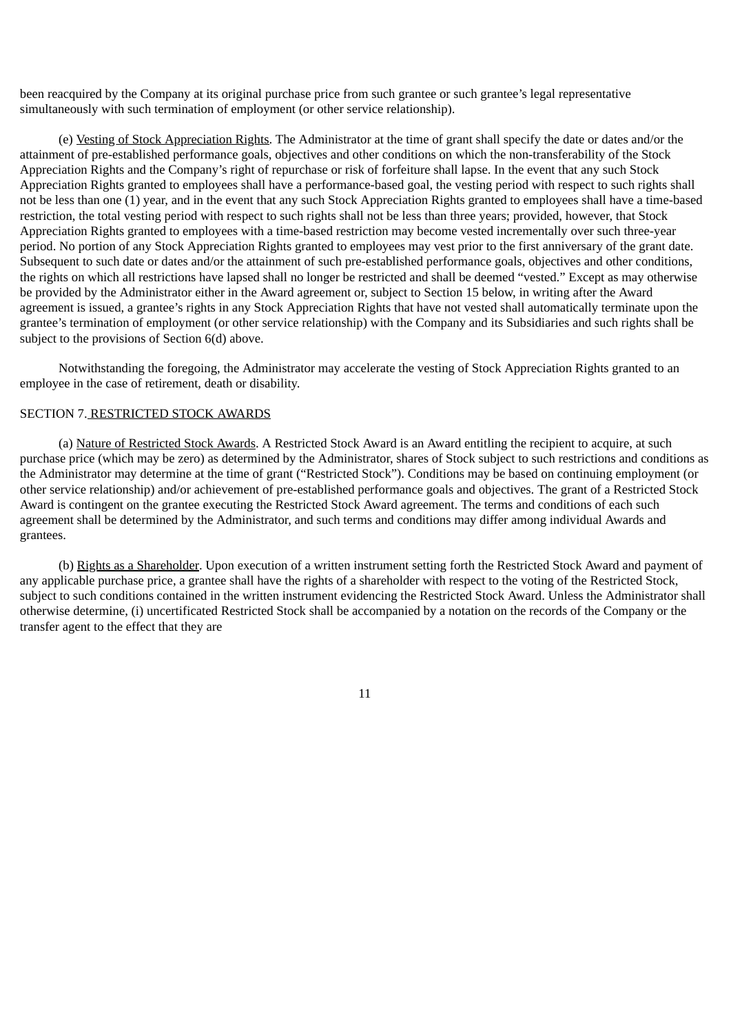been reacquired by the Company at its original purchase price from such grantee or such grantee's legal representative simultaneously with such termination of employment (or other service relationship).

(e) Vesting of Stock Appreciation Rights. The Administrator at the time of grant shall specify the date or dates and/or the attainment of pre-established performance goals, objectives and other conditions on which the non-transferability of the Stock Appreciation Rights and the Company's right of repurchase or risk of forfeiture shall lapse. In the event that any such Stock Appreciation Rights granted to employees shall have a performance-based goal, the vesting period with respect to such rights shall not be less than one (1) year, and in the event that any such Stock Appreciation Rights granted to employees shall have a time-based restriction, the total vesting period with respect to such rights shall not be less than three years; provided, however, that Stock Appreciation Rights granted to employees with a time-based restriction may become vested incrementally over such three-year period. No portion of any Stock Appreciation Rights granted to employees may vest prior to the first anniversary of the grant date. Subsequent to such date or dates and/or the attainment of such pre-established performance goals, objectives and other conditions, the rights on which all restrictions have lapsed shall no longer be restricted and shall be deemed "vested." Except as may otherwise be provided by the Administrator either in the Award agreement or, subject to Section 15 below, in writing after the Award agreement is issued, a grantee's rights in any Stock Appreciation Rights that have not vested shall automatically terminate upon the grantee's termination of employment (or other service relationship) with the Company and its Subsidiaries and such rights shall be subject to the provisions of Section 6(d) above.

Notwithstanding the foregoing, the Administrator may accelerate the vesting of Stock Appreciation Rights granted to an employee in the case of retirement, death or disability.

SECTION 7. RESTRICTED STOCK AWARDS

(a) Nature of Restricted Stock Awards. A Restricted Stock Award is an Award entitling the recipient to acquire, at such purchase price (which may be zero) as determined by the Administrator, shares of Stock subject to such restrictions and conditions as the Administrator may determine at the time of grant ("Restricted Stock"). Conditions may be based on continuing employment (or other service relationship) and/or achievement of pre-established performance goals and objectives. The grant of a Restricted Stock Award is contingent on the grantee executing the Restricted Stock Award agreement. The terms and conditions of each such agreement shall be determined by the Administrator, and such terms and conditions may differ among individual Awards and grantees.

(b) Rights as a Shareholder. Upon execution of a written instrument setting forth the Restricted Stock Award and payment of any applicable purchase price, a grantee shall have the rights of a shareholder with respect to the voting of the Restricted Stock, subject to such conditions contained in the written instrument evidencing the Restricted Stock Award. Unless the Administrator shall otherwise determine, (i) uncertificated Restricted Stock shall be accompanied by a notation on the records of the Company or the transfer agent to the effect that they are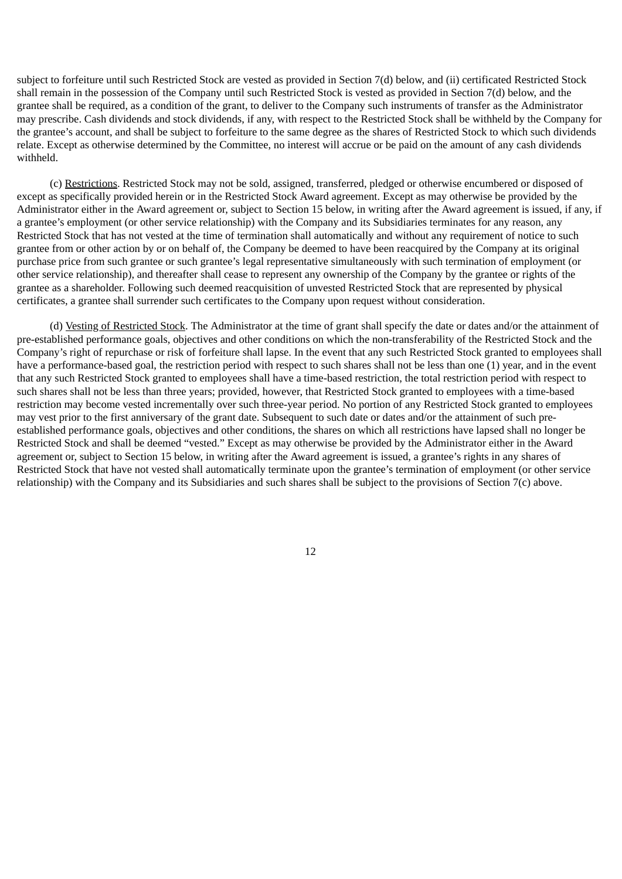subject to forfeiture until such Restricted Stock are vested as provided in Section 7(d) below, and (ii) certificated Restricted Stock shall remain in the possession of the Company until such Restricted Stock is vested as provided in Section 7(d) below, and the grantee shall be required, as a condition of the grant, to deliver to the Company such instruments of transfer as the Administrator may prescribe. Cash dividends and stock dividends, if any, with respect to the Restricted Stock shall be withheld by the Company for the grantee's account, and shall be subject to forfeiture to the same degree as the shares of Restricted Stock to which such dividends relate. Except as otherwise determined by the Committee, no interest will accrue or be paid on the amount of any cash dividends withheld.

(c) Restrictions. Restricted Stock may not be sold, assigned, transferred, pledged or otherwise encumbered or disposed of except as specifically provided herein or in the Restricted Stock Award agreement. Except as may otherwise be provided by the Administrator either in the Award agreement or, subject to Section 15 below, in writing after the Award agreement is issued, if any, if a grantee's employment (or other service relationship) with the Company and its Subsidiaries terminates for any reason, any Restricted Stock that has not vested at the time of termination shall automatically and without any requirement of notice to such grantee from or other action by or on behalf of, the Company be deemed to have been reacquired by the Company at its original purchase price from such grantee or such grantee's legal representative simultaneously with such termination of employment (or other service relationship), and thereafter shall cease to represent any ownership of the Company by the grantee or rights of the grantee as a shareholder. Following such deemed reacquisition of unvested Restricted Stock that are represented by physical certificates, a grantee shall surrender such certificates to the Company upon request without consideration.

(d) Vesting of Restricted Stock. The Administrator at the time of grant shall specify the date or dates and/or the attainment of pre-established performance goals, objectives and other conditions on which the non-transferability of the Restricted Stock and the Company's right of repurchase or risk of forfeiture shall lapse. In the event that any such Restricted Stock granted to employees shall have a performance-based goal, the restriction period with respect to such shares shall not be less than one (1) year, and in the event that any such Restricted Stock granted to employees shall have a time-based restriction, the total restriction period with respect to such shares shall not be less than three years; provided, however, that Restricted Stock granted to employees with a time-based restriction may become vested incrementally over such three-year period. No portion of any Restricted Stock granted to employees may vest prior to the first anniversary of the grant date. Subsequent to such date or dates and/or the attainment of such pre-established performance goals, objectives and other conditions, the shares on which all restrictions have lapsed shall no longer be Restricted Stock and shall be deemed "vested." Except as may otherwise be provided by the Administrator either in the Award agreement or, subject to Section 15 below, in writing after the Award agreement is issued, a grantee's rights in any shares of Restricted Stock that have not vested shall automatically terminate upon the grantee's termination of employment (or other service relationship) with the Company and its Subsidiaries and such shares shall be subject to the provisions of Section 7(c) above.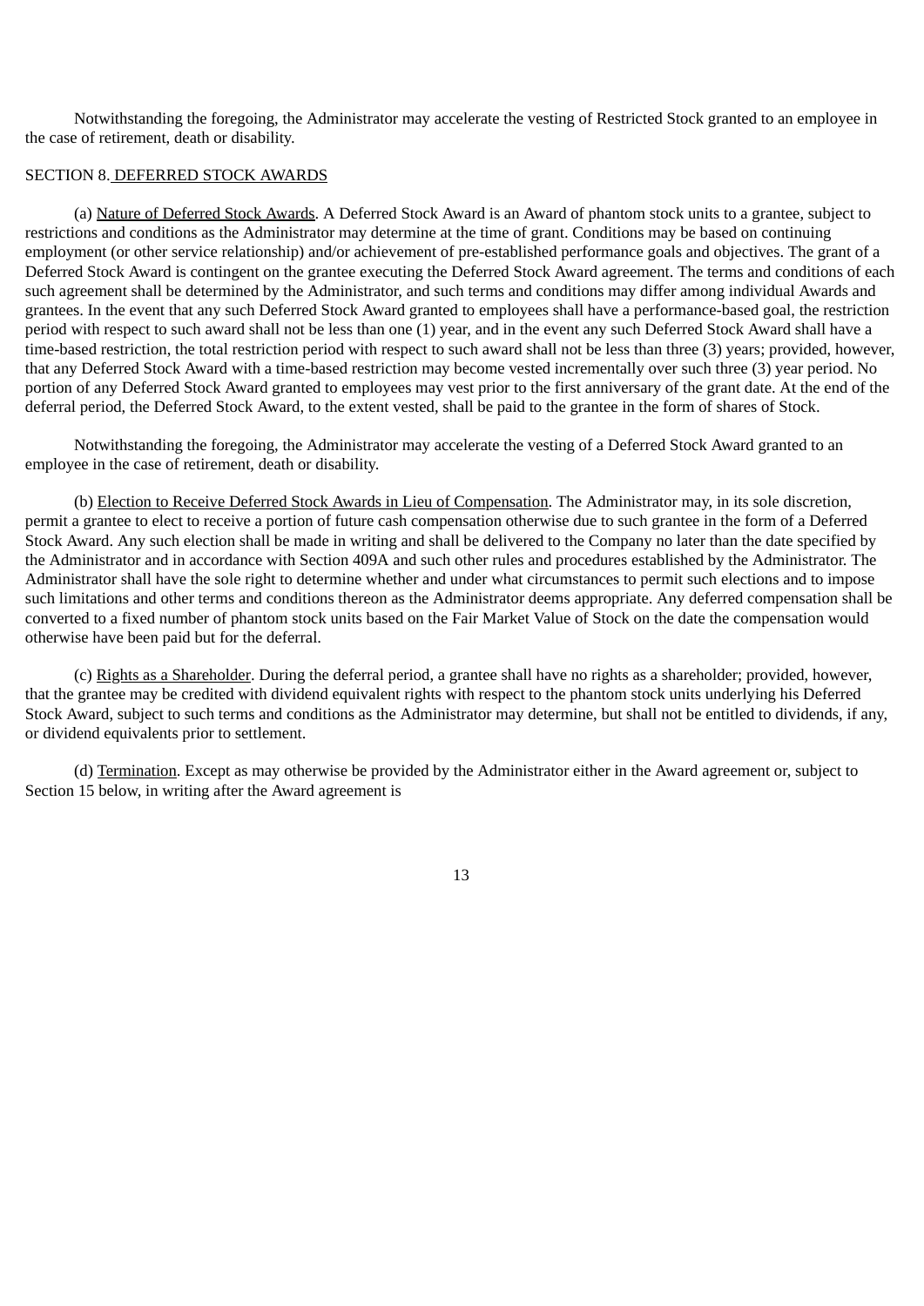Notwithstanding the foregoing, the Administrator may accelerate the vesting of Restricted Stock granted to an employee in the case of retirement, death or disability.

SECTION 8. DEFERRED STOCK AWARDS

(a) Nature of Deferred Stock Awards. A Deferred Stock Award is an Award of phantom stock units to a grantee, subject to restrictions and conditions as the Administrator may determine at the time of grant. Conditions may be based on continuing employment (or other service relationship) and/or achievement of pre-established performance goals and objectives. The grant of a Deferred Stock Award is contingent on the grantee executing the Deferred Stock Award agreement. The terms and conditions of each such agreement shall be determined by the Administrator, and such terms and conditions may differ among individual Awards and grantees. In the event that any such Deferred Stock Award granted to employees shall have a performance-based goal, the restriction period with respect to such award shall not be less than one (1) year, and in the event any such Deferred Stock Award shall have a time-based restriction, the total restriction period with respect to such award shall not be less than three (3) years; provided, however, that any Deferred Stock Award with a time-based restriction may become vested incrementally over such three (3) year period. No portion of any Deferred Stock Award granted to employees may vest prior to the first anniversary of the grant date. At the end of the deferral period, the Deferred Stock Award, to the extent vested, shall be paid to the grantee in the form of shares of Stock.

Notwithstanding the foregoing, the Administrator may accelerate the vesting of a Deferred Stock Award granted to an employee in the case of retirement, death or disability.

(b) Election to Receive Deferred Stock Awards in Lieu of Compensation. The Administrator may, in its sole discretion, permit a grantee to elect to receive a portion of future cash compensation otherwise due to such grantee in the form of a Deferred Stock Award. Any such election shall be made in writing and shall be delivered to the Company no later than the date specified by the Administrator and in accordance with Section 409A and such other rules and procedures established by the Administrator. The Administrator shall have the sole right to determine whether and under what circumstances to permit such elections and to impose such limitations and other terms and conditions thereon as the Administrator deems appropriate. Any deferred compensation shall be converted to a fixed number of phantom stock units based on the Fair Market Value of Stock on the date the compensation would otherwise have been paid but for the deferral.

(c) Rights as a Shareholder. During the deferral period, a grantee shall have no rights as a shareholder; provided, however, that the grantee may be credited with dividend equivalent rights with respect to the phantom stock units underlying his Deferred Stock Award, subject to such terms and conditions as the Administrator may determine, but shall not be entitled to dividends, if any, or dividend equivalents prior to settlement.

(d) Termination. Except as may otherwise be provided by the Administrator either in the Award agreement or, subject to Section 15 below, in writing after the Award agreement is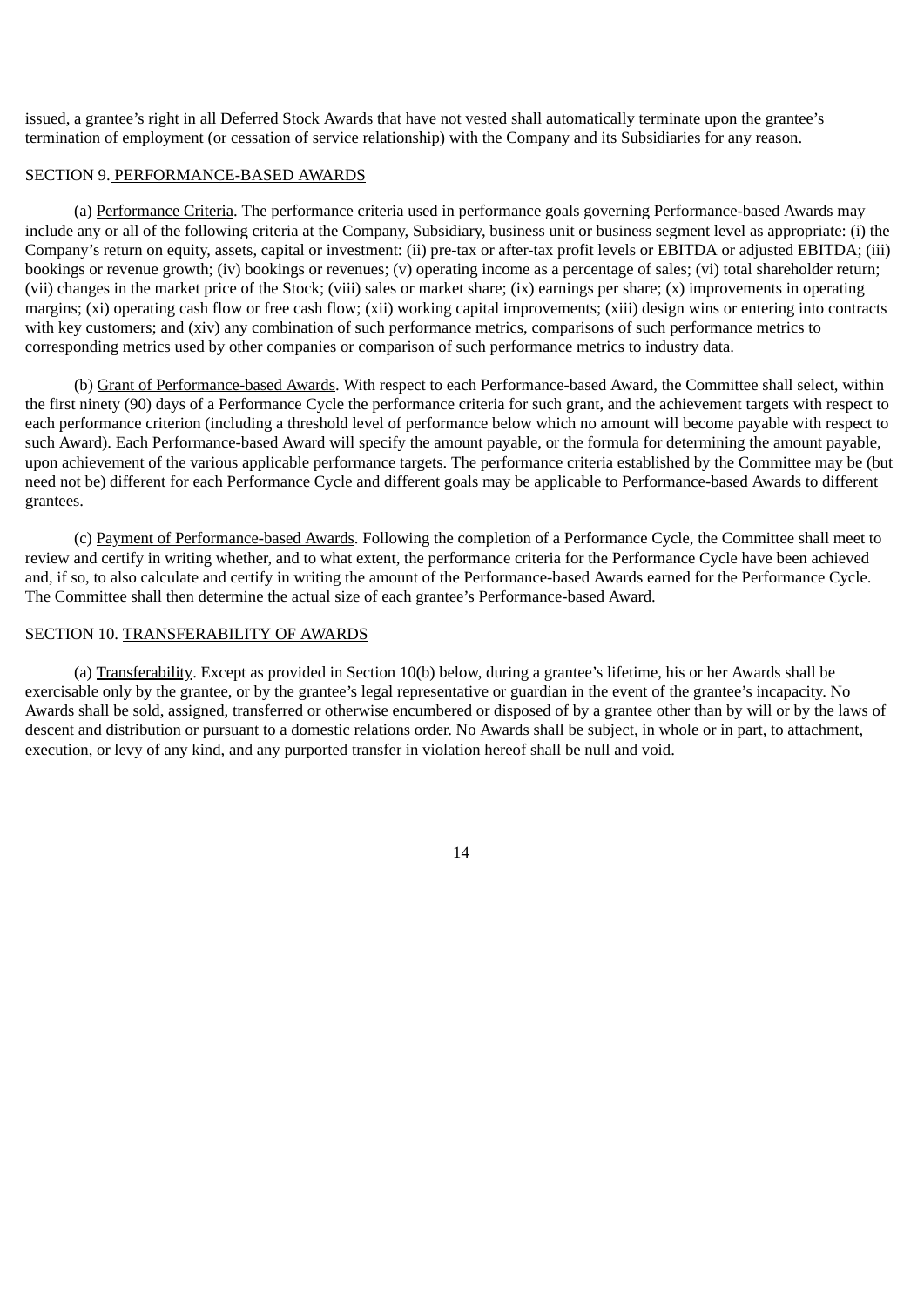issued, a grantee’s right in all Deferred Stock Awards that have not vested shall automatically terminate upon the grantee’s termination of employment (or cessation of service relationship) with the Company and its Subsidiaries for any reason.

SECTION 9. PERFORMANCE-BASED AWARDS

(a) Performance Criteria. The performance criteria used in performance goals governing Performance-based Awards may include any or all of the following criteria at the Company, Subsidiary, business unit or business segment level as appropriate: (i) the Company’s return on equity, assets, capital or investment: (ii) pre-tax or after-tax profit levels or EBITDA or adjusted EBITDA; (iii) bookings or revenue growth; (iv) bookings or revenues; (v) operating income as a percentage of sales; (vi) total shareholder return; (vii) changes in the market price of the Stock; (viii) sales or market share; (ix) earnings per share; (x) improvements in operating margins; (xi) operating cash flow or free cash flow; (xii) working capital improvements; (xiii) design wins or entering into contracts with key customers; and (xiv) any combination of such performance metrics, comparisons of such performance metrics to corresponding metrics used by other companies or comparison of such performance metrics to industry data.

(b) Grant of Performance-based Awards. With respect to each Performance-based Award, the Committee shall select, within the first ninety (90) days of a Performance Cycle the performance criteria for such grant, and the achievement targets with respect to each performance criterion (including a threshold level of performance below which no amount will become payable with respect to such Award). Each Performance-based Award will specify the amount payable, or the formula for determining the amount payable, upon achievement of the various applicable performance targets. The performance criteria established by the Committee may be (but need not be) different for each Performance Cycle and different goals may be applicable to Performance-based Awards to different grantees.

(c) Payment of Performance-based Awards. Following the completion of a Performance Cycle, the Committee shall meet to review and certify in writing whether, and to what extent, the performance criteria for the Performance Cycle have been achieved and, if so, to also calculate and certify in writing the amount of the Performance-based Awards earned for the Performance Cycle. The Committee shall then determine the actual size of each grantee’s Performance-based Award.

SECTION 10. TRANSFERABILITY OF AWARDS

(a) Transferability. Except as provided in Section 10(b) below, during a grantee’s lifetime, his or her Awards shall be exercisable only by the grantee, or by the grantee’s legal representative or guardian in the event of the grantee’s incapacity. No Awards shall be sold, assigned, transferred or otherwise encumbered or disposed of by a grantee other than by will or by the laws of descent and distribution or pursuant to a domestic relations order. No Awards shall be subject, in whole or in part, to attachment, execution, or levy of any kind, and any purported transfer in violation hereof shall be null and void.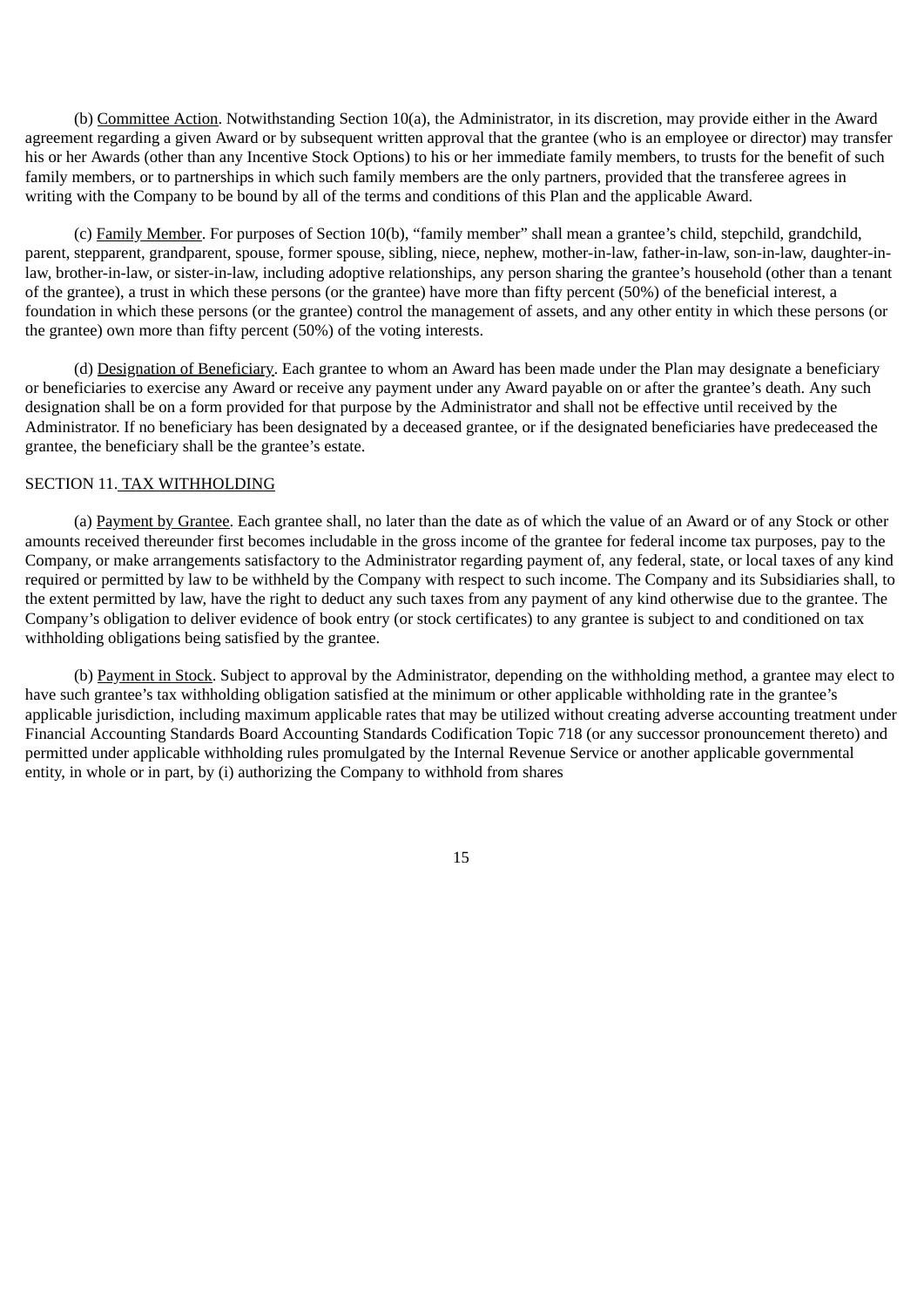(b) Committee Action. Notwithstanding Section 10(a), the Administrator, in its discretion, may provide either in the Award agreement regarding a given Award or by subsequent written approval that the grantee (who is an employee or director) may transfer his or her Awards (other than any Incentive Stock Options) to his or her immediate family members, to trusts for the benefit of such family members, or to partnerships in which such family members are the only partners, provided that the transferee agrees in writing with the Company to be bound by all of the terms and conditions of this Plan and the applicable Award.

(c) Family Member. For purposes of Section 10(b), "family member" shall mean a grantee's child, stepchild, grandchild, parent, stepparent, grandparent, spouse, former spouse, sibling, niece, nephew, mother-in-law, father-in-law, son-in-law, daughter-in-law, brother-in-law, or sister-in-law, including adoptive relationships, any person sharing the grantee's household (other than a tenant of the grantee), a trust in which these persons (or the grantee) have more than fifty percent (50%) of the beneficial interest, a foundation in which these persons (or the grantee) control the management of assets, and any other entity in which these persons (or the grantee) own more than fifty percent (50%) of the voting interests.

(d) Designation of Beneficiary. Each grantee to whom an Award has been made under the Plan may designate a beneficiary or beneficiaries to exercise any Award or receive any payment under any Award payable on or after the grantee's death. Any such designation shall be on a form provided for that purpose by the Administrator and shall not be effective until received by the Administrator. If no beneficiary has been designated by a deceased grantee, or if the designated beneficiaries have predeceased the grantee, the beneficiary shall be the grantee's estate.

SECTION 11. TAX WITHHOLDING

(a) Payment by Grantee. Each grantee shall, no later than the date as of which the value of an Award or of any Stock or other amounts received thereunder first becomes includable in the gross income of the grantee for federal income tax purposes, pay to the Company, or make arrangements satisfactory to the Administrator regarding payment of, any federal, state, or local taxes of any kind required or permitted by law to be withheld by the Company with respect to such income. The Company and its Subsidiaries shall, to the extent permitted by law, have the right to deduct any such taxes from any payment of any kind otherwise due to the grantee. The Company's obligation to deliver evidence of book entry (or stock certificates) to any grantee is subject to and conditioned on tax withholding obligations being satisfied by the grantee.

(b) Payment in Stock. Subject to approval by the Administrator, depending on the withholding method, a grantee may elect to have such grantee's tax withholding obligation satisfied at the minimum or other applicable withholding rate in the grantee's applicable jurisdiction, including maximum applicable rates that may be utilized without creating adverse accounting treatment under Financial Accounting Standards Board Accounting Standards Codification Topic 718 (or any successor pronouncement thereto) and permitted under applicable withholding rules promulgated by the Internal Revenue Service or another applicable governmental entity, in whole or in part, by (i) authorizing the Company to withhold from shares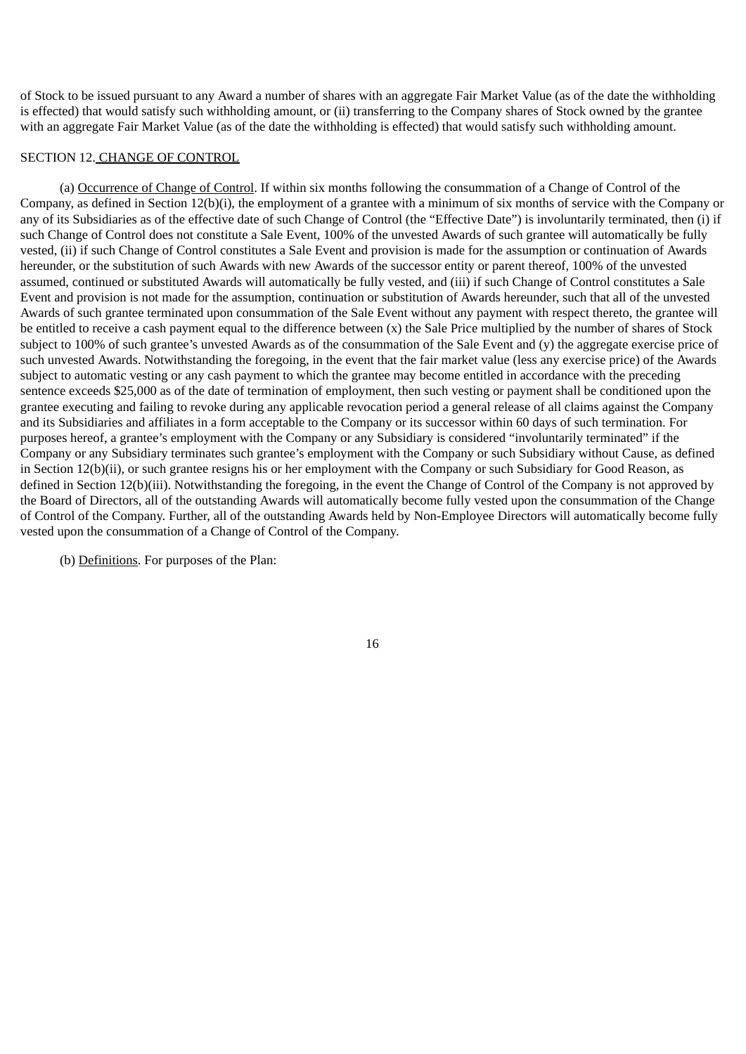of Stock to be issued pursuant to any Award a number of shares with an aggregate Fair Market Value (as of the date the withholding is effected) that would satisfy such withholding amount, or (ii) transferring to the Company shares of Stock owned by the grantee with an aggregate Fair Market Value (as of the date the withholding is effected) that would satisfy such withholding amount.

SECTION 12. CHANGE OF CONTROL

(a) Occurrence of Change of Control. If within six months following the consummation of a Change of Control of the Company, as defined in Section 12(b)(i), the employment of a grantee with a minimum of six months of service with the Company or any of its Subsidiaries as of the effective date of such Change of Control (the "Effective Date") is involuntarily terminated, then (i) if such Change of Control does not constitute a Sale Event, 100% of the unvested Awards of such grantee will automatically be fully vested, (ii) if such Change of Control constitutes a Sale Event and provision is made for the assumption or continuation of Awards hereunder, or the substitution of such Awards with new Awards of the successor entity or parent thereof, 100% of the unvested assumed, continued or substituted Awards will automatically be fully vested, and (iii) if such Change of Control constitutes a Sale Event and provision is not made for the assumption, continuation or substitution of Awards hereunder, such that all of the unvested Awards of such grantee terminated upon consummation of the Sale Event without any payment with respect thereto, the grantee will be entitled to receive a cash payment equal to the difference between (x) the Sale Price multiplied by the number of shares of Stock subject to 100% of such grantee's unvested Awards as of the consummation of the Sale Event and (y) the aggregate exercise price of such unvested Awards. Notwithstanding the foregoing, in the event that the fair market value (less any exercise price) of the Awards subject to automatic vesting or any cash payment to which the grantee may become entitled in accordance with the preceding sentence exceeds $25,000 as of the date of termination of employment, then such vesting or payment shall be conditioned upon the grantee executing and failing to revoke during any applicable revocation period a general release of all claims against the Company and its Subsidiaries and affiliates in a form acceptable to the Company or its successor within 60 days of such termination. For purposes hereof, a grantee's employment with the Company or any Subsidiary is considered "involuntarily terminated" if the Company or any Subsidiary terminates such grantee's employment with the Company or such Subsidiary without Cause, as defined in Section 12(b)(ii), or such grantee resigns his or her employment with the Company or such Subsidiary for Good Reason, as defined in Section 12(b)(iii). Notwithstanding the foregoing, in the event the Change of Control of the Company is not approved by the Board of Directors, all of the outstanding Awards will automatically become fully vested upon the consummation of the Change of Control of the Company. Further, all of the outstanding Awards held by Non-Employee Directors will automatically become fully vested upon the consummation of a Change of Control of the Company.

(b) Definitions. For purposes of the Plan: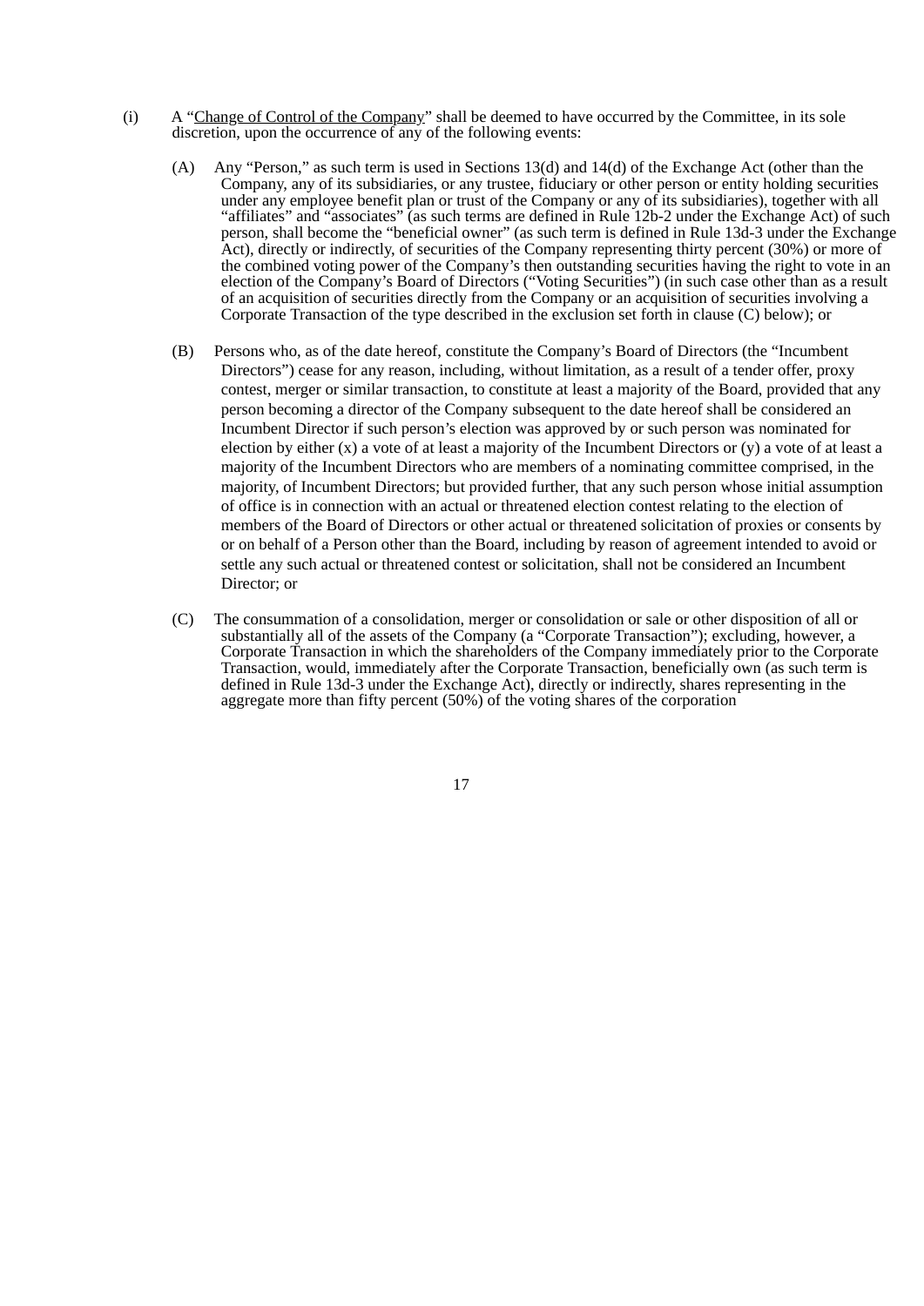(i) A "<u>Change of Control of the Company</u>" shall be deemed to have occurred by the Committee, in its sole discretion, upon the occurrence of any of the following events:

(A) Any "Person," as such term is used in Sections 13(d) and 14(d) of the Exchange Act (other than the Company, any of its subsidiaries, or any trustee, fiduciary or other person or entity holding securities under any employee benefit plan or trust of the Company or any of its subsidiaries), together with all "affiliates" and "associates" (as such terms are defined in Rule 12b-2 under the Exchange Act) of such person, shall become the "beneficial owner" (as such term is defined in Rule 13d-3 under the Exchange Act), directly or indirectly, of securities of the Company representing thirty percent (30%) or more of the combined voting power of the Company's then outstanding securities having the right to vote in an election of the Company's Board of Directors ("Voting Securities") (in such case other than as a result of an acquisition of securities directly from the Company or an acquisition of securities involving a Corporate Transaction of the type described in the exclusion set forth in clause (C) below); or

(B) Persons who, as of the date hereof, constitute the Company's Board of Directors (the "Incumbent Directors") cease for any reason, including, without limitation, as a result of a tender offer, proxy contest, merger or similar transaction, to constitute at least a majority of the Board, provided that any person becoming a director of the Company subsequent to the date hereof shall be considered an Incumbent Director if such person's election was approved by or such person was nominated for election by either (x) a vote of at least a majority of the Incumbent Directors or (y) a vote of at least a majority of the Incumbent Directors who are members of a nominating committee comprised, in the majority, of Incumbent Directors; but provided further, that any such person whose initial assumption of office is in connection with an actual or threatened election contest relating to the election of members of the Board of Directors or other actual or threatened solicitation of proxies or consents by or on behalf of a Person other than the Board, including by reason of agreement intended to avoid or settle any such actual or threatened contest or solicitation, shall not be considered an Incumbent Director; or

(C) The consummation of a consolidation, merger or consolidation or sale or other disposition of all or substantially all of the assets of the Company (a "Corporate Transaction"); excluding, however, a Corporate Transaction in which the shareholders of the Company immediately prior to the Corporate Transaction, would, immediately after the Corporate Transaction, beneficially own (as such term is defined in Rule 13d-3 under the Exchange Act), directly or indirectly, shares representing in the aggregate more than fifty percent (50%) of the voting shares of the corporation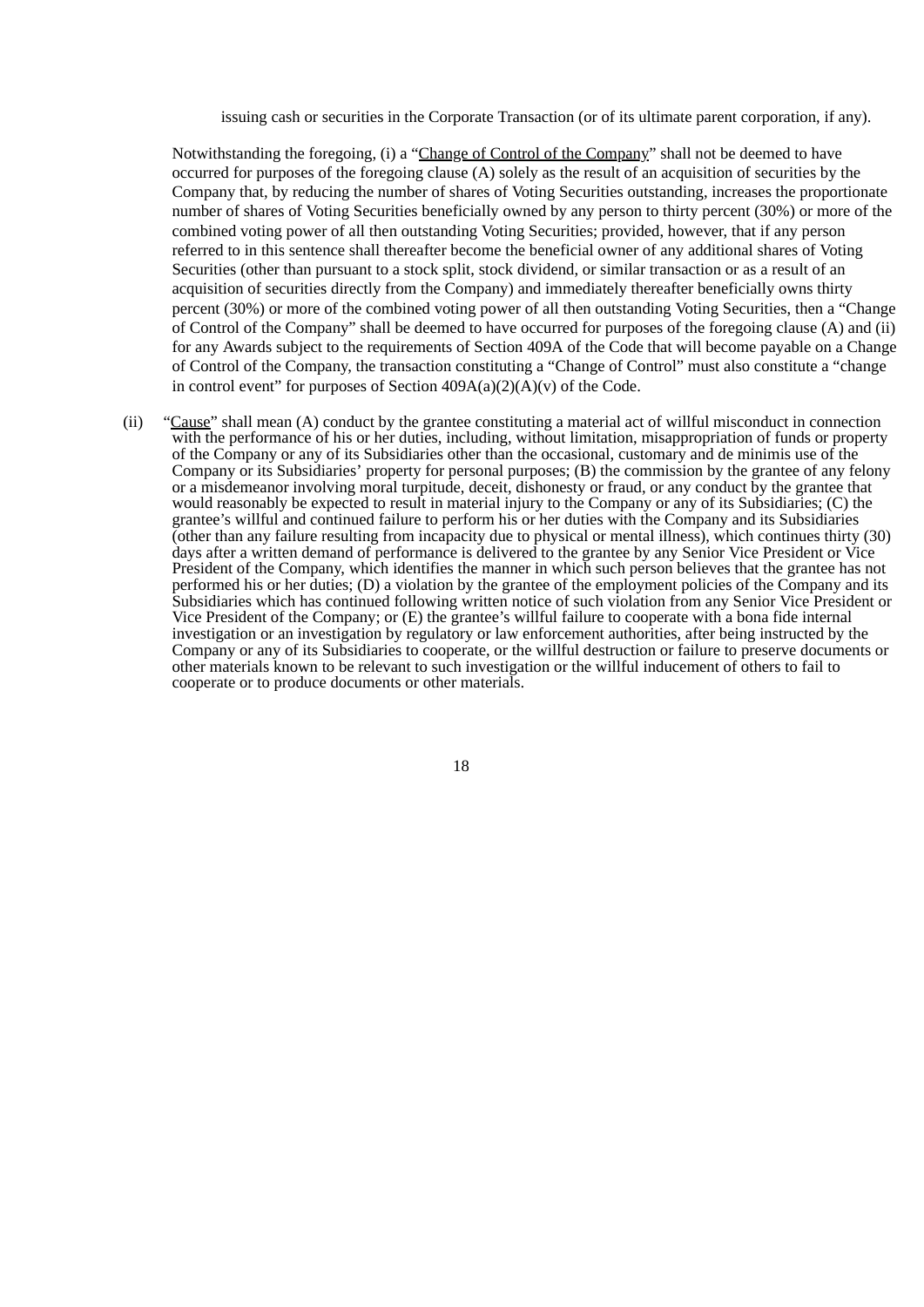issuing cash or securities in the Corporate Transaction (or of its ultimate parent corporation, if any).

Notwithstanding the foregoing, (i) a "Change of Control of the Company" shall not be deemed to have occurred for purposes of the foregoing clause (A) solely as the result of an acquisition of securities by the Company that, by reducing the number of shares of Voting Securities outstanding, increases the proportionate number of shares of Voting Securities beneficially owned by any person to thirty percent (30%) or more of the combined voting power of all then outstanding Voting Securities; provided, however, that if any person referred to in this sentence shall thereafter become the beneficial owner of any additional shares of Voting Securities (other than pursuant to a stock split, stock dividend, or similar transaction or as a result of an acquisition of securities directly from the Company) and immediately thereafter beneficially owns thirty percent (30%) or more of the combined voting power of all then outstanding Voting Securities, then a "Change of Control of the Company" shall be deemed to have occurred for purposes of the foregoing clause (A) and (ii) for any Awards subject to the requirements of Section 409A of the Code that will become payable on a Change of Control of the Company, the transaction constituting a "Change of Control" must also constitute a "change in control event" for purposes of Section 409A(a)(2)(A)(v) of the Code.

(ii) "Cause" shall mean (A) conduct by the grantee constituting a material act of willful misconduct in connection with the performance of his or her duties, including, without limitation, misappropriation of funds or property of the Company or any of its Subsidiaries other than the occasional, customary and de minimis use of the Company or its Subsidiaries' property for personal purposes; (B) the commission by the grantee of any felony or a misdemeanor involving moral turpitude, deceit, dishonesty or fraud, or any conduct by the grantee that would reasonably be expected to result in material injury to the Company or any of its Subsidiaries; (C) the grantee's willful and continued failure to perform his or her duties with the Company and its Subsidiaries (other than any failure resulting from incapacity due to physical or mental illness), which continues thirty (30) days after a written demand of performance is delivered to the grantee by any Senior Vice President or Vice President of the Company, which identifies the manner in which such person believes that the grantee has not performed his or her duties; (D) a violation by the grantee of the employment policies of the Company and its Subsidiaries which has continued following written notice of such violation from any Senior Vice President or Vice President of the Company; or (E) the grantee's willful failure to cooperate with a bona fide internal investigation or an investigation by regulatory or law enforcement authorities, after being instructed by the Company or any of its Subsidiaries to cooperate, or the willful destruction or failure to preserve documents or other materials known to be relevant to such investigation or the willful inducement of others to fail to cooperate or to produce documents or other materials.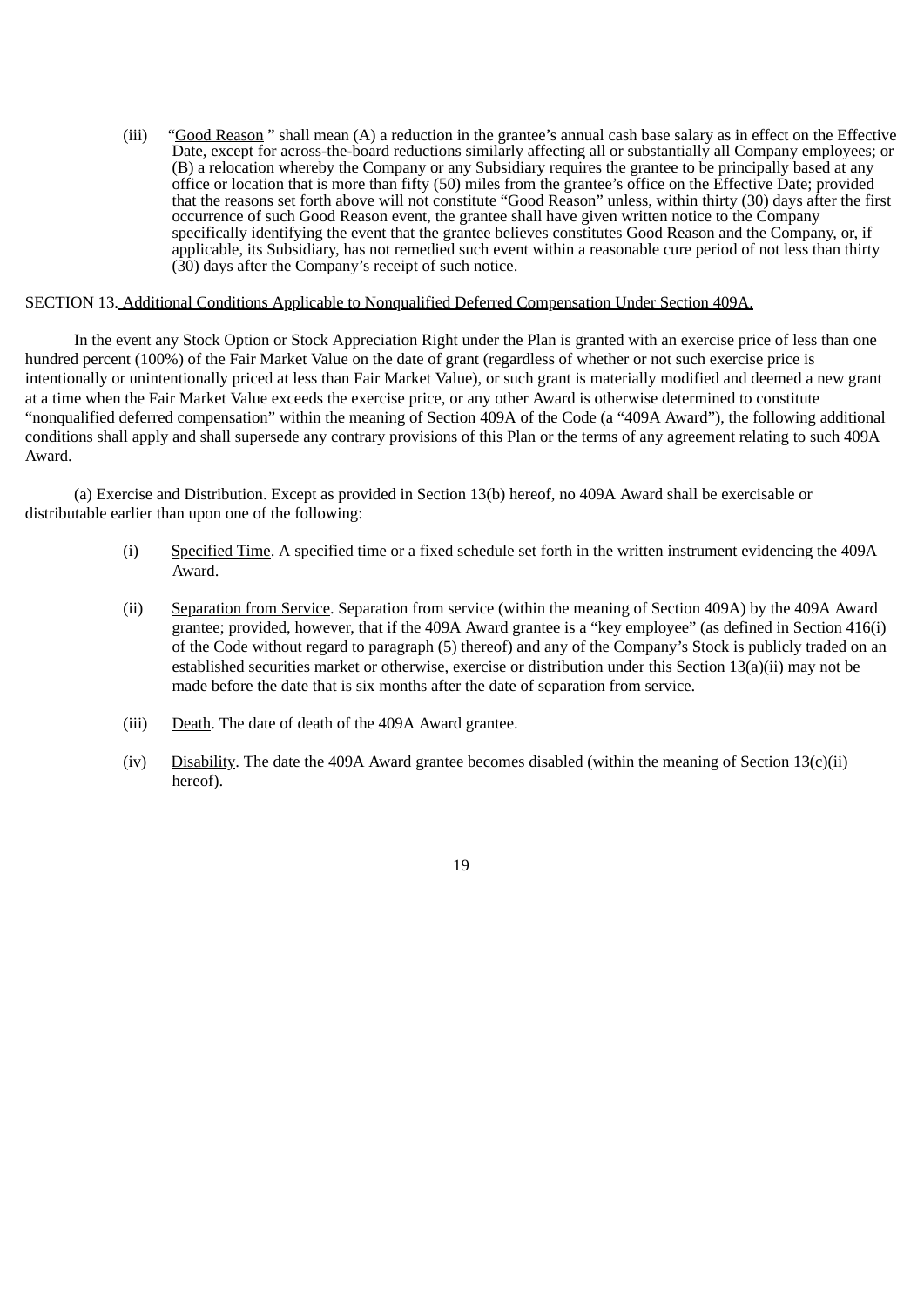(iii) "Good Reason " shall mean (A) a reduction in the grantee's annual cash base salary as in effect on the Effective Date, except for across-the-board reductions similarly affecting all or substantially all Company employees; or (B) a relocation whereby the Company or any Subsidiary requires the grantee to be principally based at any office or location that is more than fifty (50) miles from the grantee's office on the Effective Date; provided that the reasons set forth above will not constitute "Good Reason" unless, within thirty (30) days after the first occurrence of such Good Reason event, the grantee shall have given written notice to the Company specifically identifying the event that the grantee believes constitutes Good Reason and the Company, or, if applicable, its Subsidiary, has not remedied such event within a reasonable cure period of not less than thirty (30) days after the Company's receipt of such notice.

SECTION 13. Additional Conditions Applicable to Nonqualified Deferred Compensation Under Section 409A.

In the event any Stock Option or Stock Appreciation Right under the Plan is granted with an exercise price of less than one hundred percent (100%) of the Fair Market Value on the date of grant (regardless of whether or not such exercise price is intentionally or unintentionally priced at less than Fair Market Value), or such grant is materially modified and deemed a new grant at a time when the Fair Market Value exceeds the exercise price, or any other Award is otherwise determined to constitute "nonqualified deferred compensation" within the meaning of Section 409A of the Code (a "409A Award"), the following additional conditions shall apply and shall supersede any contrary provisions of this Plan or the terms of any agreement relating to such 409A Award.

(a) Exercise and Distribution. Except as provided in Section 13(b) hereof, no 409A Award shall be exercisable or distributable earlier than upon one of the following:

(i) Specified Time. A specified time or a fixed schedule set forth in the written instrument evidencing the 409A Award.

(ii) Separation from Service. Separation from service (within the meaning of Section 409A) by the 409A Award grantee; provided, however, that if the 409A Award grantee is a "key employee" (as defined in Section 416(i) of the Code without regard to paragraph (5) thereof) and any of the Company's Stock is publicly traded on an established securities market or otherwise, exercise or distribution under this Section 13(a)(ii) may not be made before the date that is six months after the date of separation from service.

(iii) Death. The date of death of the 409A Award grantee.

(iv) Disability. The date the 409A Award grantee becomes disabled (within the meaning of Section 13(c)(ii) hereof).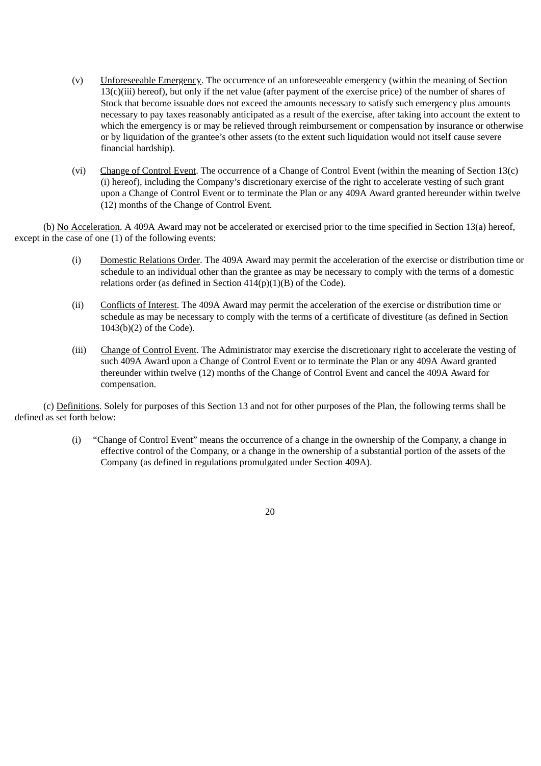(v) Unforeseeable Emergency. The occurrence of an unforeseeable emergency (within the meaning of Section 13(c)(iii) hereof), but only if the net value (after payment of the exercise price) of the number of shares of Stock that become issuable does not exceed the amounts necessary to satisfy such emergency plus amounts necessary to pay taxes reasonably anticipated as a result of the exercise, after taking into account the extent to which the emergency is or may be relieved through reimbursement or compensation by insurance or otherwise or by liquidation of the grantee's other assets (to the extent such liquidation would not itself cause severe financial hardship).

(vi) Change of Control Event. The occurrence of a Change of Control Event (within the meaning of Section 13(c)(i) hereof), including the Company's discretionary exercise of the right to accelerate vesting of such grant upon a Change of Control Event or to terminate the Plan or any 409A Award granted hereunder within twelve (12) months of the Change of Control Event.

(b) No Acceleration. A 409A Award may not be accelerated or exercised prior to the time specified in Section 13(a) hereof, except in the case of one (1) of the following events:

(i) Domestic Relations Order. The 409A Award may permit the acceleration of the exercise or distribution time or schedule to an individual other than the grantee as may be necessary to comply with the terms of a domestic relations order (as defined in Section 414(p)(1)(B) of the Code).

(ii) Conflicts of Interest. The 409A Award may permit the acceleration of the exercise or distribution time or schedule as may be necessary to comply with the terms of a certificate of divestiture (as defined in Section 1043(b)(2) of the Code).

(iii) Change of Control Event. The Administrator may exercise the discretionary right to accelerate the vesting of such 409A Award upon a Change of Control Event or to terminate the Plan or any 409A Award granted thereunder within twelve (12) months of the Change of Control Event and cancel the 409A Award for compensation.

(c) Definitions. Solely for purposes of this Section 13 and not for other purposes of the Plan, the following terms shall be defined as set forth below:

(i) "Change of Control Event" means the occurrence of a change in the ownership of the Company, a change in effective control of the Company, or a change in the ownership of a substantial portion of the assets of the Company (as defined in regulations promulgated under Section 409A).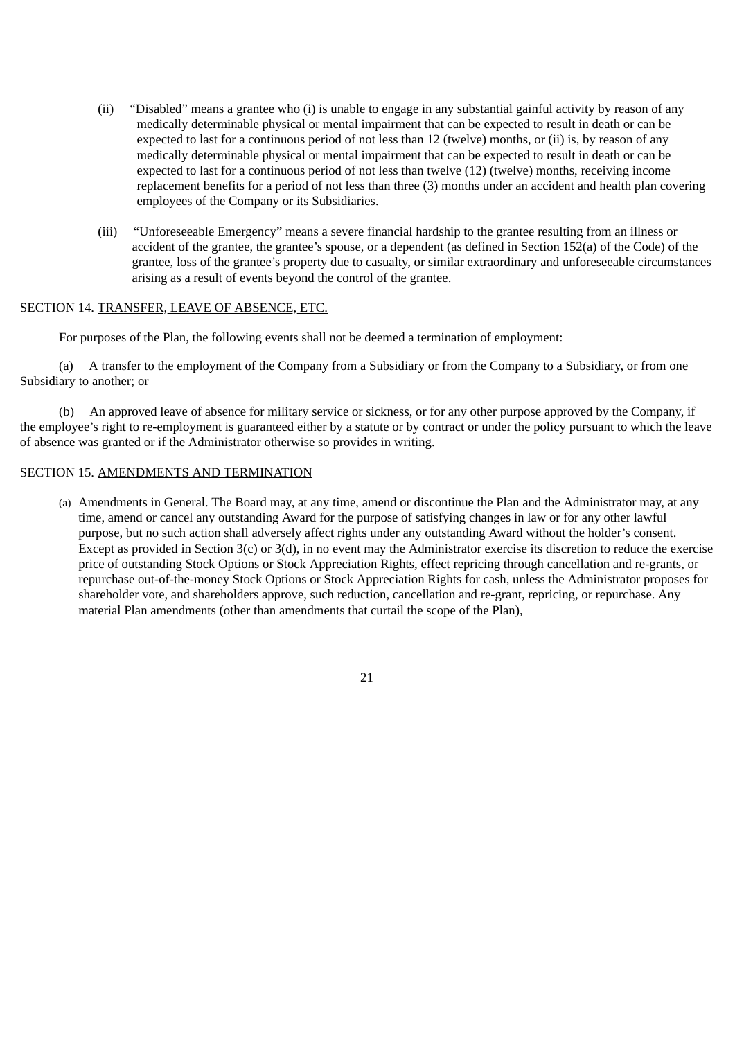(ii) "Disabled" means a grantee who (i) is unable to engage in any substantial gainful activity by reason of any medically determinable physical or mental impairment that can be expected to result in death or can be expected to last for a continuous period of not less than 12 (twelve) months, or (ii) is, by reason of any medically determinable physical or mental impairment that can be expected to result in death or can be expected to last for a continuous period of not less than twelve (12) (twelve) months, receiving income replacement benefits for a period of not less than three (3) months under an accident and health plan covering employees of the Company or its Subsidiaries.

(iii) "Unforeseeable Emergency" means a severe financial hardship to the grantee resulting from an illness or accident of the grantee, the grantee's spouse, or a dependent (as defined in Section 152(a) of the Code) of the grantee, loss of the grantee's property due to casualty, or similar extraordinary and unforeseeable circumstances arising as a result of events beyond the control of the grantee.

SECTION 14. TRANSFER, LEAVE OF ABSENCE, ETC.

For purposes of the Plan, the following events shall not be deemed a termination of employment:

(a) A transfer to the employment of the Company from a Subsidiary or from the Company to a Subsidiary, or from one Subsidiary to another; or

(b) An approved leave of absence for military service or sickness, or for any other purpose approved by the Company, if the employee's right to re-employment is guaranteed either by a statute or by contract or under the policy pursuant to which the leave of absence was granted or if the Administrator otherwise so provides in writing.

SECTION 15. AMENDMENTS AND TERMINATION

(a) Amendments in General. The Board may, at any time, amend or discontinue the Plan and the Administrator may, at any time, amend or cancel any outstanding Award for the purpose of satisfying changes in law or for any other lawful purpose, but no such action shall adversely affect rights under any outstanding Award without the holder's consent. Except as provided in Section 3(c) or 3(d), in no event may the Administrator exercise its discretion to reduce the exercise price of outstanding Stock Options or Stock Appreciation Rights, effect repricing through cancellation and re-grants, or repurchase out-of-the-money Stock Options or Stock Appreciation Rights for cash, unless the Administrator proposes for shareholder vote, and shareholders approve, such reduction, cancellation and re-grant, repricing, or repurchase. Any material Plan amendments (other than amendments that curtail the scope of the Plan),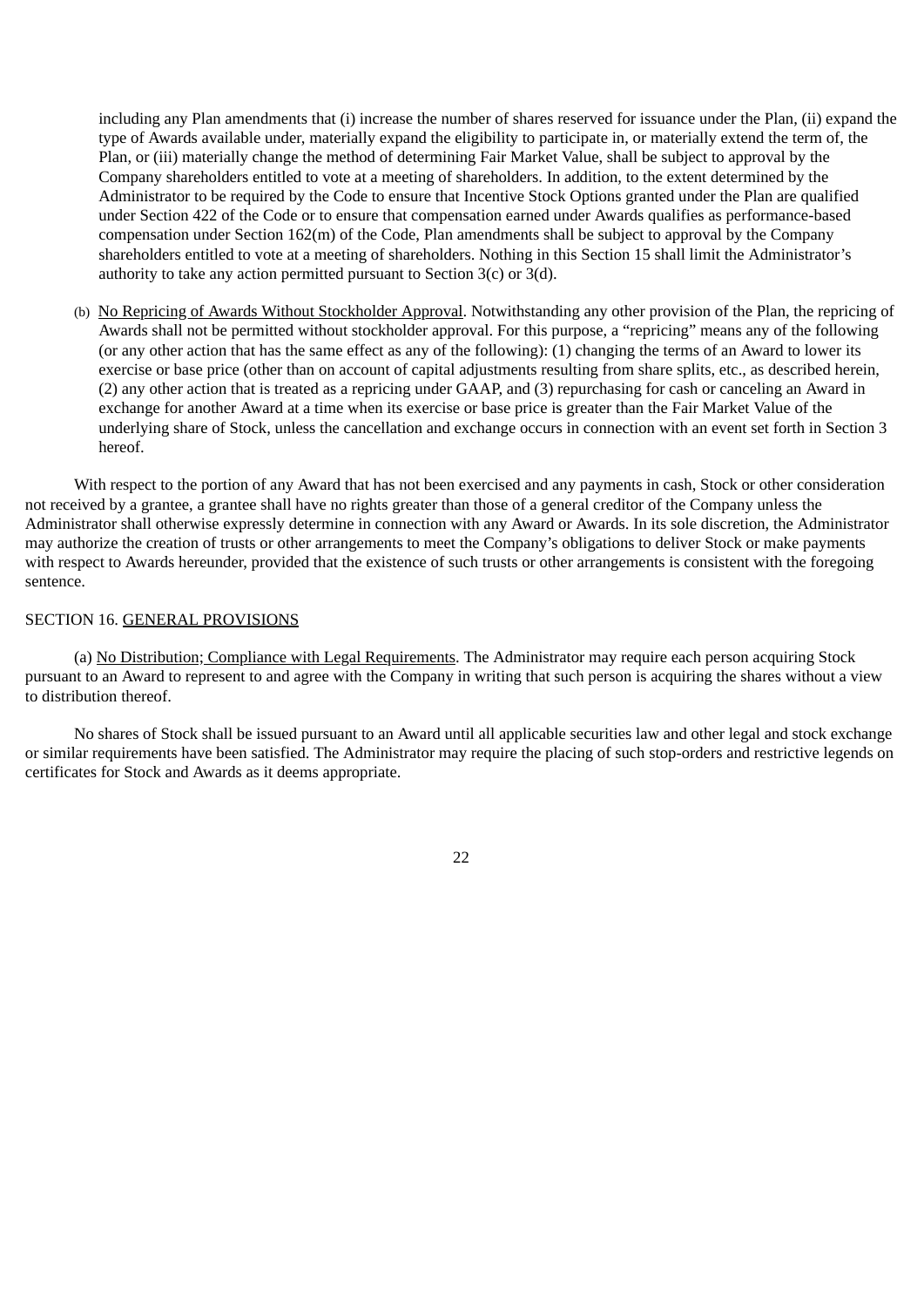including any Plan amendments that (i) increase the number of shares reserved for issuance under the Plan, (ii) expand the type of Awards available under, materially expand the eligibility to participate in, or materially extend the term of, the Plan, or (iii) materially change the method of determining Fair Market Value, shall be subject to approval by the Company shareholders entitled to vote at a meeting of shareholders. In addition, to the extent determined by the Administrator to be required by the Code to ensure that Incentive Stock Options granted under the Plan are qualified under Section 422 of the Code or to ensure that compensation earned under Awards qualifies as performance-based compensation under Section 162(m) of the Code, Plan amendments shall be subject to approval by the Company shareholders entitled to vote at a meeting of shareholders. Nothing in this Section 15 shall limit the Administrator's authority to take any action permitted pursuant to Section 3(c) or 3(d).

(b) No Repricing of Awards Without Stockholder Approval. Notwithstanding any other provision of the Plan, the repricing of Awards shall not be permitted without stockholder approval. For this purpose, a "repricing" means any of the following (or any other action that has the same effect as any of the following): (1) changing the terms of an Award to lower its exercise or base price (other than on account of capital adjustments resulting from share splits, etc., as described herein, (2) any other action that is treated as a repricing under GAAP, and (3) repurchasing for cash or canceling an Award in exchange for another Award at a time when its exercise or base price is greater than the Fair Market Value of the underlying share of Stock, unless the cancellation and exchange occurs in connection with an event set forth in Section 3 hereof.

With respect to the portion of any Award that has not been exercised and any payments in cash, Stock or other consideration not received by a grantee, a grantee shall have no rights greater than those of a general creditor of the Company unless the Administrator shall otherwise expressly determine in connection with any Award or Awards. In its sole discretion, the Administrator may authorize the creation of trusts or other arrangements to meet the Company's obligations to deliver Stock or make payments with respect to Awards hereunder, provided that the existence of such trusts or other arrangements is consistent with the foregoing sentence.

SECTION 16. GENERAL PROVISIONS

(a) No Distribution; Compliance with Legal Requirements. The Administrator may require each person acquiring Stock pursuant to an Award to represent to and agree with the Company in writing that such person is acquiring the shares without a view to distribution thereof.

No shares of Stock shall be issued pursuant to an Award until all applicable securities law and other legal and stock exchange or similar requirements have been satisfied. The Administrator may require the placing of such stop-orders and restrictive legends on certificates for Stock and Awards as it deems appropriate.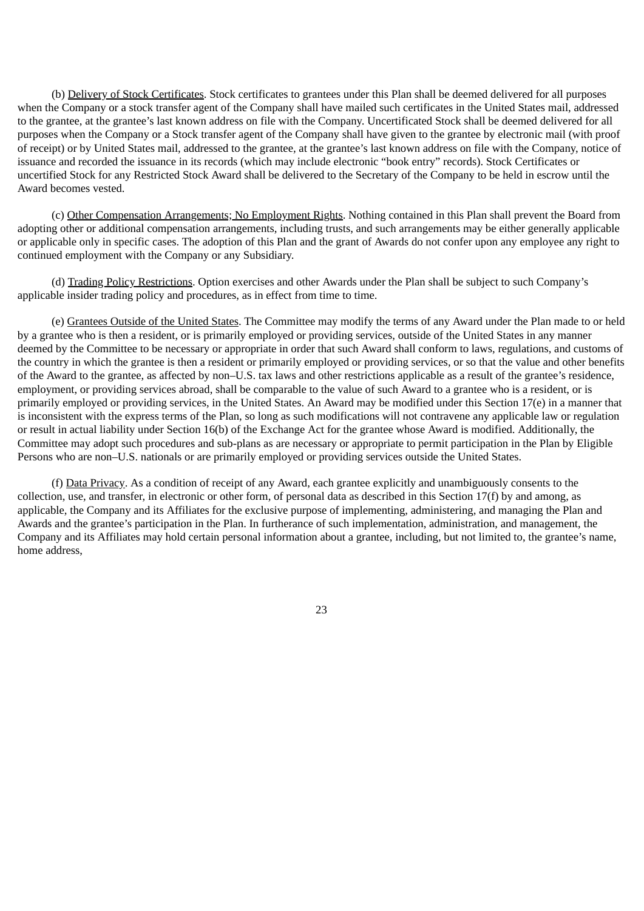(b) Delivery of Stock Certificates. Stock certificates to grantees under this Plan shall be deemed delivered for all purposes when the Company or a stock transfer agent of the Company shall have mailed such certificates in the United States mail, addressed to the grantee, at the grantee's last known address on file with the Company. Uncertificated Stock shall be deemed delivered for all purposes when the Company or a Stock transfer agent of the Company shall have given to the grantee by electronic mail (with proof of receipt) or by United States mail, addressed to the grantee, at the grantee's last known address on file with the Company, notice of issuance and recorded the issuance in its records (which may include electronic "book entry" records). Stock Certificates or uncertified Stock for any Restricted Stock Award shall be delivered to the Secretary of the Company to be held in escrow until the Award becomes vested.

(c) Other Compensation Arrangements; No Employment Rights. Nothing contained in this Plan shall prevent the Board from adopting other or additional compensation arrangements, including trusts, and such arrangements may be either generally applicable or applicable only in specific cases. The adoption of this Plan and the grant of Awards do not confer upon any employee any right to continued employment with the Company or any Subsidiary.

(d) Trading Policy Restrictions. Option exercises and other Awards under the Plan shall be subject to such Company's applicable insider trading policy and procedures, as in effect from time to time.

(e) Grantees Outside of the United States. The Committee may modify the terms of any Award under the Plan made to or held by a grantee who is then a resident, or is primarily employed or providing services, outside of the United States in any manner deemed by the Committee to be necessary or appropriate in order that such Award shall conform to laws, regulations, and customs of the country in which the grantee is then a resident or primarily employed or providing services, or so that the value and other benefits of the Award to the grantee, as affected by non–U.S. tax laws and other restrictions applicable as a result of the grantee's residence, employment, or providing services abroad, shall be comparable to the value of such Award to a grantee who is a resident, or is primarily employed or providing services, in the United States. An Award may be modified under this Section 17(e) in a manner that is inconsistent with the express terms of the Plan, so long as such modifications will not contravene any applicable law or regulation or result in actual liability under Section 16(b) of the Exchange Act for the grantee whose Award is modified. Additionally, the Committee may adopt such procedures and sub-plans as are necessary or appropriate to permit participation in the Plan by Eligible Persons who are non–U.S. nationals or are primarily employed or providing services outside the United States.

(f) Data Privacy. As a condition of receipt of any Award, each grantee explicitly and unambiguously consents to the collection, use, and transfer, in electronic or other form, of personal data as described in this Section 17(f) by and among, as applicable, the Company and its Affiliates for the exclusive purpose of implementing, administering, and managing the Plan and Awards and the grantee's participation in the Plan. In furtherance of such implementation, administration, and management, the Company and its Affiliates may hold certain personal information about a grantee, including, but not limited to, the grantee's name, home address,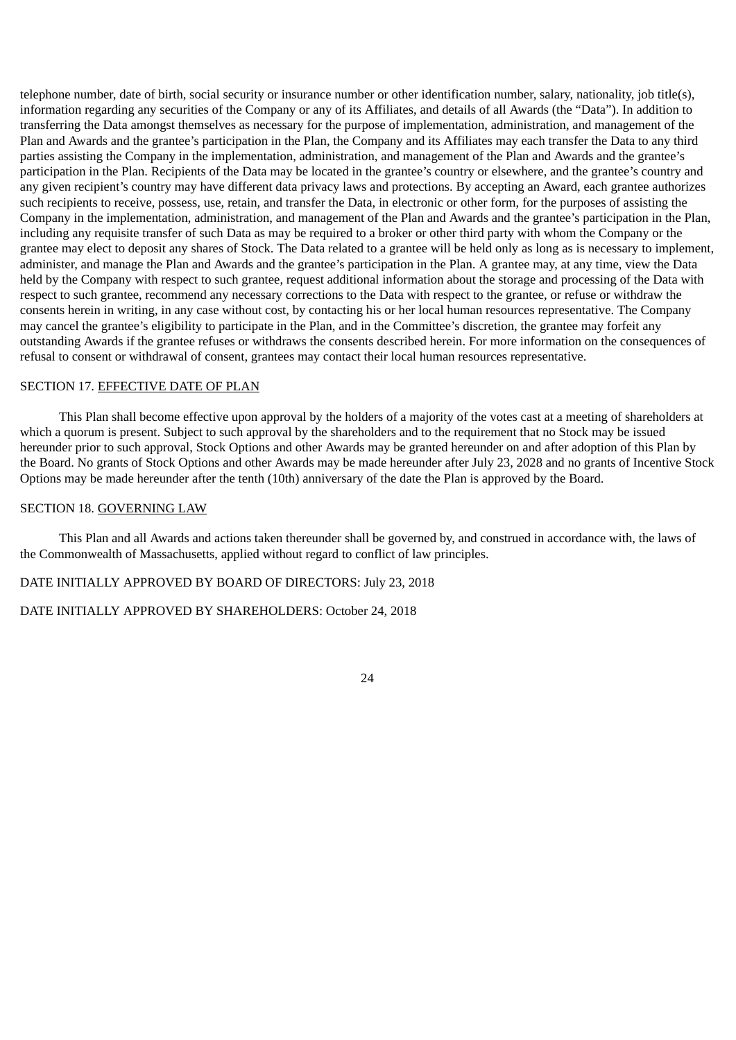telephone number, date of birth, social security or insurance number or other identification number, salary, nationality, job title(s), information regarding any securities of the Company or any of its Affiliates, and details of all Awards (the "Data"). In addition to transferring the Data amongst themselves as necessary for the purpose of implementation, administration, and management of the Plan and Awards and the grantee's participation in the Plan, the Company and its Affiliates may each transfer the Data to any third parties assisting the Company in the implementation, administration, and management of the Plan and Awards and the grantee's participation in the Plan. Recipients of the Data may be located in the grantee's country or elsewhere, and the grantee's country and any given recipient's country may have different data privacy laws and protections. By accepting an Award, each grantee authorizes such recipients to receive, possess, use, retain, and transfer the Data, in electronic or other form, for the purposes of assisting the Company in the implementation, administration, and management of the Plan and Awards and the grantee's participation in the Plan, including any requisite transfer of such Data as may be required to a broker or other third party with whom the Company or the grantee may elect to deposit any shares of Stock. The Data related to a grantee will be held only as long as is necessary to implement, administer, and manage the Plan and Awards and the grantee's participation in the Plan. A grantee may, at any time, view the Data held by the Company with respect to such grantee, request additional information about the storage and processing of the Data with respect to such grantee, recommend any necessary corrections to the Data with respect to the grantee, or refuse or withdraw the consents herein in writing, in any case without cost, by contacting his or her local human resources representative. The Company may cancel the grantee's eligibility to participate in the Plan, and in the Committee's discretion, the grantee may forfeit any outstanding Awards if the grantee refuses or withdraws the consents described herein. For more information on the consequences of refusal to consent or withdrawal of consent, grantees may contact their local human resources representative.

SECTION 17. <u>EFFECTIVE DATE OF PLAN</u>

This Plan shall become effective upon approval by the holders of a majority of the votes cast at a meeting of shareholders at which a quorum is present. Subject to such approval by the shareholders and to the requirement that no Stock may be issued hereunder prior to such approval, Stock Options and other Awards may be granted hereunder on and after adoption of this Plan by the Board. No grants of Stock Options and other Awards may be made hereunder after July 23, 2028 and no grants of Incentive Stock Options may be made hereunder after the tenth (10th) anniversary of the date the Plan is approved by the Board.

SECTION 18. <u>GOVERNING LAW</u>

This Plan and all Awards and actions taken thereunder shall be governed by, and construed in accordance with, the laws of the Commonwealth of Massachusetts, applied without regard to conflict of law principles.

DATE INITIALLY APPROVED BY BOARD OF DIRECTORS: July 23, 2018

DATE INITIALLY APPROVED BY SHAREHOLDERS: October 24, 2018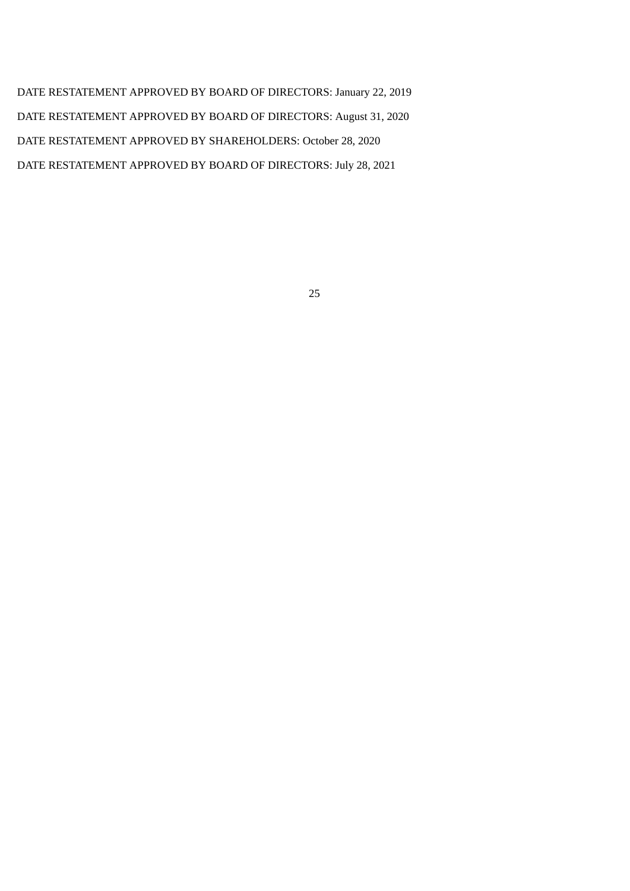DATE RESTATEMENT APPROVED BY BOARD OF DIRECTORS: January 22, 2019

DATE RESTATEMENT APPROVED BY BOARD OF DIRECTORS: August 31, 2020

DATE RESTATEMENT APPROVED BY SHAREHOLDERS: October 28, 2020

DATE RESTATEMENT APPROVED BY BOARD OF DIRECTORS: July 28, 2021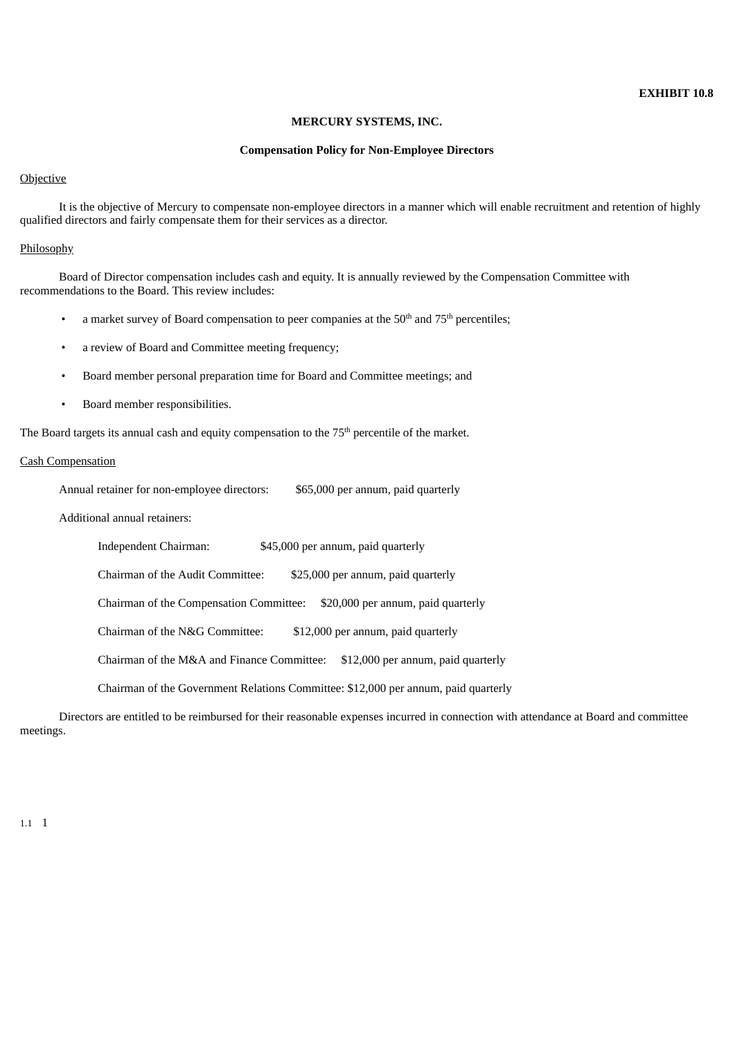**EXHIBIT 10.8**

**MERCURY SYSTEMS, INC.**

**Compensation Policy for Non-Employee Directors**

Objective

It is the objective of Mercury to compensate non-employee directors in a manner which will enable recruitment and retention of highly qualified directors and fairly compensate them for their services as a director.

Philosophy

Board of Director compensation includes cash and equity. It is annually reviewed by the Compensation Committee with recommendations to the Board. This review includes:

- a market survey of Board compensation to peer companies at the 50th and 75th percentiles;
- a review of Board and Committee meeting frequency;
- Board member personal preparation time for Board and Committee meetings; and
- Board member responsibilities.

The Board targets its annual cash and equity compensation to the 75th percentile of the market.

Cash Compensation

Annual retainer for non-employee directors: $65,000 per annum, paid quarterly

Additional annual retainers:

Independent Chairman: $45,000 per annum, paid quarterly

Chairman of the Audit Committee: $25,000 per annum, paid quarterly

Chairman of the Compensation Committee: $20,000 per annum, paid quarterly

Chairman of the N&G Committee: $12,000 per annum, paid quarterly

Chairman of the M&A and Finance Committee: $12,000 per annum, paid quarterly

Chairman of the Government Relations Committee: $12,000 per annum, paid quarterly

Directors are entitled to be reimbursed for their reasonable expenses incurred in connection with attendance at Board and committee meetings.

1.1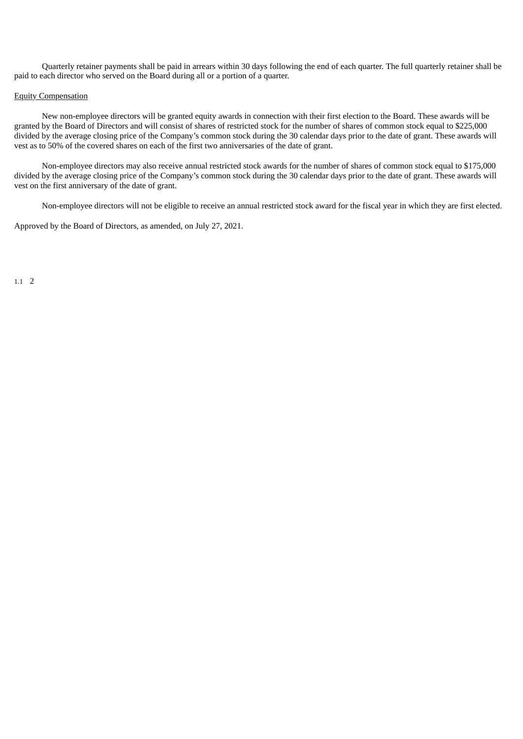Quarterly retainer payments shall be paid in arrears within 30 days following the end of each quarter. The full quarterly retainer shall be paid to each director who served on the Board during all or a portion of a quarter.

Equity Compensation

New non-employee directors will be granted equity awards in connection with their first election to the Board. These awards will be granted by the Board of Directors and will consist of shares of restricted stock for the number of shares of common stock equal to $225,000 divided by the average closing price of the Company's common stock during the 30 calendar days prior to the date of grant. These awards will vest as to 50% of the covered shares on each of the first two anniversaries of the date of grant.

Non-employee directors may also receive annual restricted stock awards for the number of shares of common stock equal to $175,000 divided by the average closing price of the Company's common stock during the 30 calendar days prior to the date of grant. These awards will vest on the first anniversary of the date of grant.

Non-employee directors will not be eligible to receive an annual restricted stock award for the fiscal year in which they are first elected.

Approved by the Board of Directors, as amended, on July 27, 2021.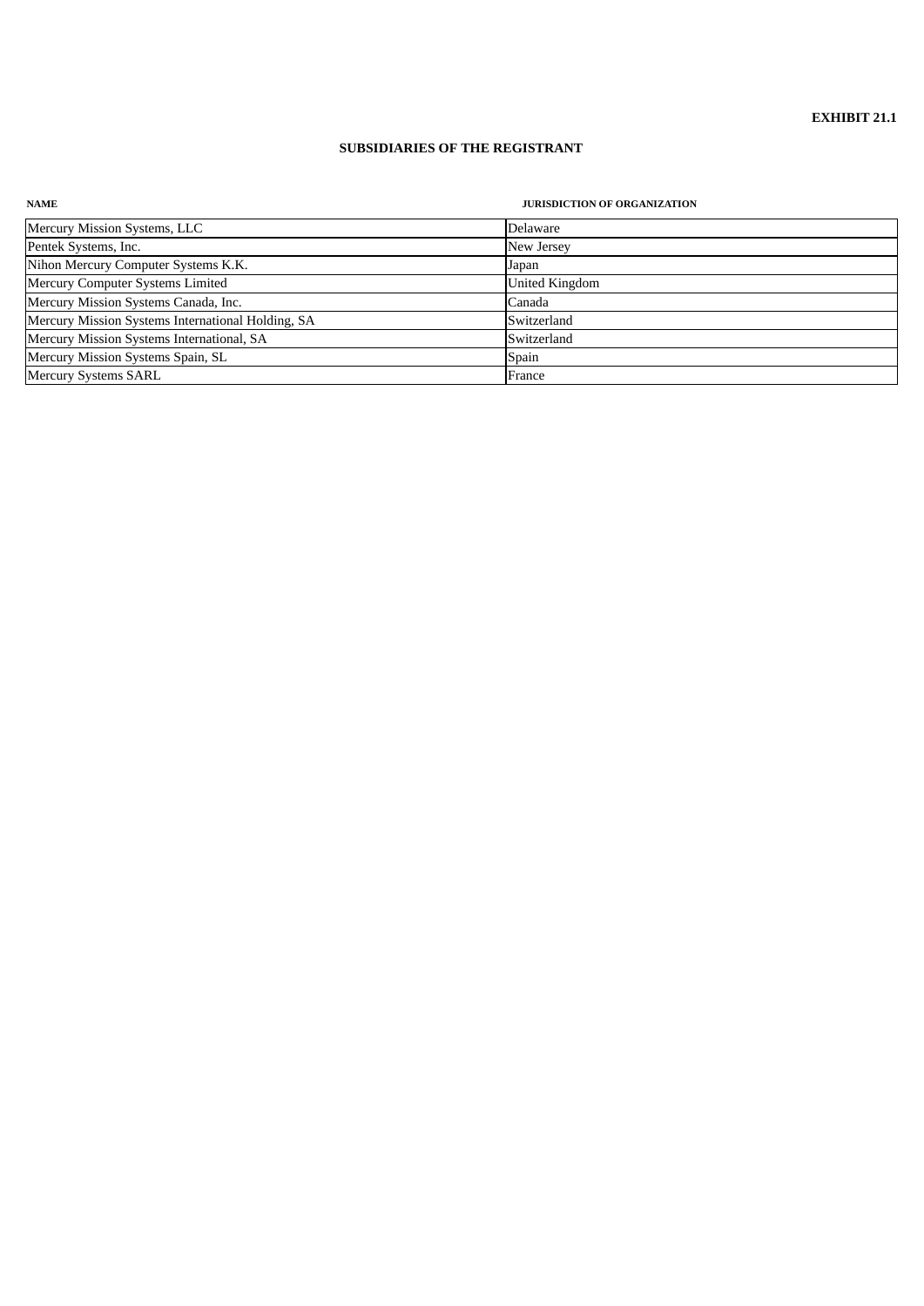**EXHIBIT 21.1**

## SUBSIDIARIES OF THE REGISTRANT

| NAME | JURISDICTION OF ORGANIZATION |
|---|---|
| Mercury Mission Systems, LLC | Delaware |
| Pentek Systems, Inc. | New Jersey |
| Nihon Mercury Computer Systems K.K. | Japan |
| Mercury Computer Systems Limited | United Kingdom |
| Mercury Mission Systems Canada, Inc. | Canada |
| Mercury Mission Systems International Holding, SA | Switzerland |
| Mercury Mission Systems International, SA | Switzerland |
| Mercury Mission Systems Spain, SL | Spain |
| Mercury Systems SARL | France |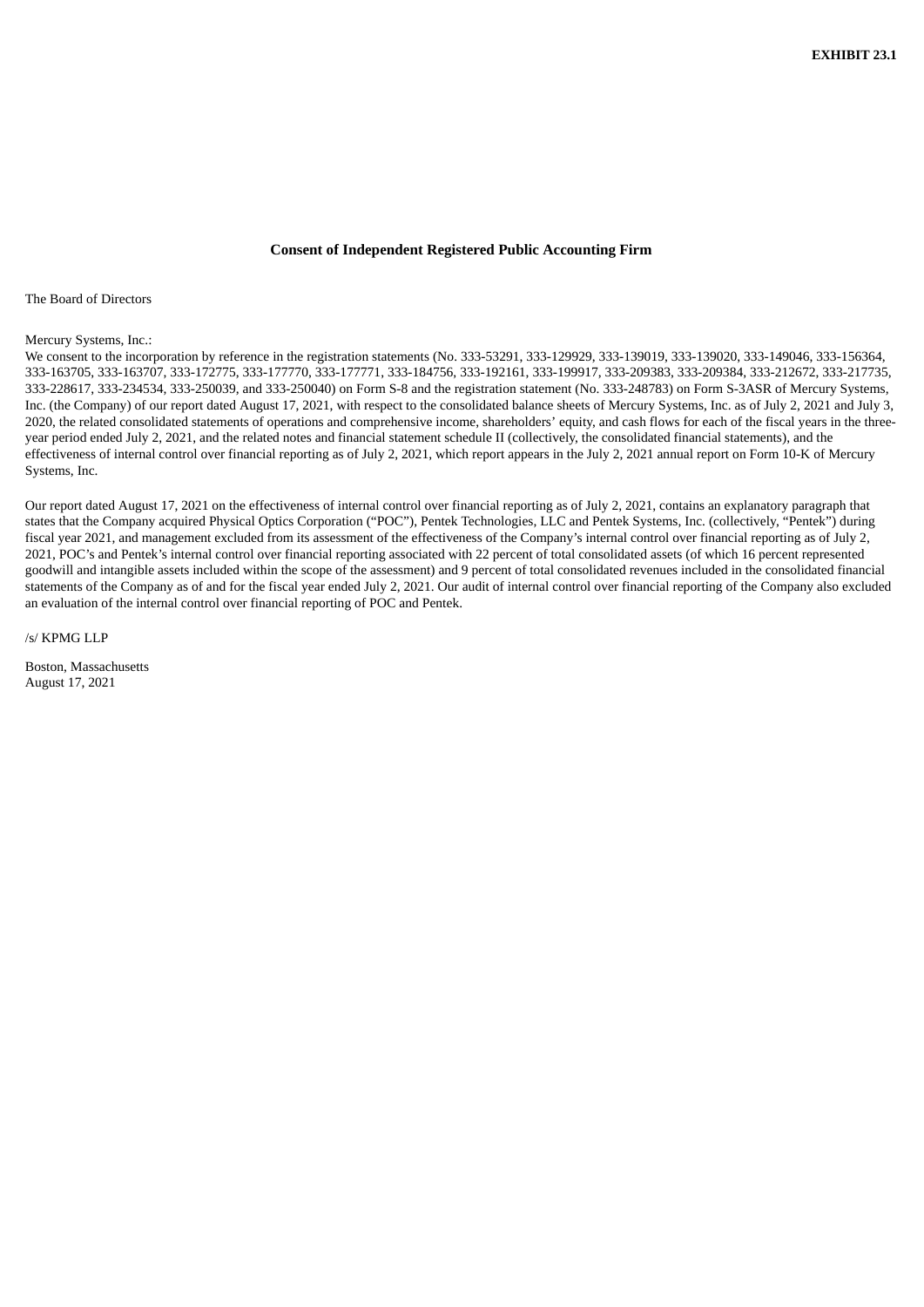**EXHIBIT 23.1**

**Consent of Independent Registered Public Accounting Firm**

The Board of Directors

Mercury Systems, Inc.:

We consent to the incorporation by reference in the registration statements (No. 333-53291, 333-129929, 333-139019, 333-139020, 333-149046, 333-156364, 333-163705, 333-163707, 333-172775, 333-177770, 333-177771, 333-184756, 333-192161, 333-199917, 333-209383, 333-209384, 333-212672, 333-217735, 333-228617, 333-234534, 333-250039, and 333-250040) on Form S-8 and the registration statement (No. 333-248783) on Form S-3ASR of Mercury Systems, Inc. (the Company) of our report dated August 17, 2021, with respect to the consolidated balance sheets of Mercury Systems, Inc. as of July 2, 2021 and July 3, 2020, the related consolidated statements of operations and comprehensive income, shareholders' equity, and cash flows for each of the fiscal years in the three-year period ended July 2, 2021, and the related notes and financial statement schedule II (collectively, the consolidated financial statements), and the effectiveness of internal control over financial reporting as of July 2, 2021, which report appears in the July 2, 2021 annual report on Form 10-K of Mercury Systems, Inc.

Our report dated August 17, 2021 on the effectiveness of internal control over financial reporting as of July 2, 2021, contains an explanatory paragraph that states that the Company acquired Physical Optics Corporation ("POC"), Pentek Technologies, LLC and Pentek Systems, Inc. (collectively, "Pentek") during fiscal year 2021, and management excluded from its assessment of the effectiveness of the Company's internal control over financial reporting as of July 2, 2021, POC's and Pentek's internal control over financial reporting associated with 22 percent of total consolidated assets (of which 16 percent represented goodwill and intangible assets included within the scope of the assessment) and 9 percent of total consolidated revenues included in the consolidated financial statements of the Company as of and for the fiscal year ended July 2, 2021. Our audit of internal control over financial reporting of the Company also excluded an evaluation of the internal control over financial reporting of POC and Pentek.

/s/ KPMG LLP

Boston, Massachusetts
August 17, 2021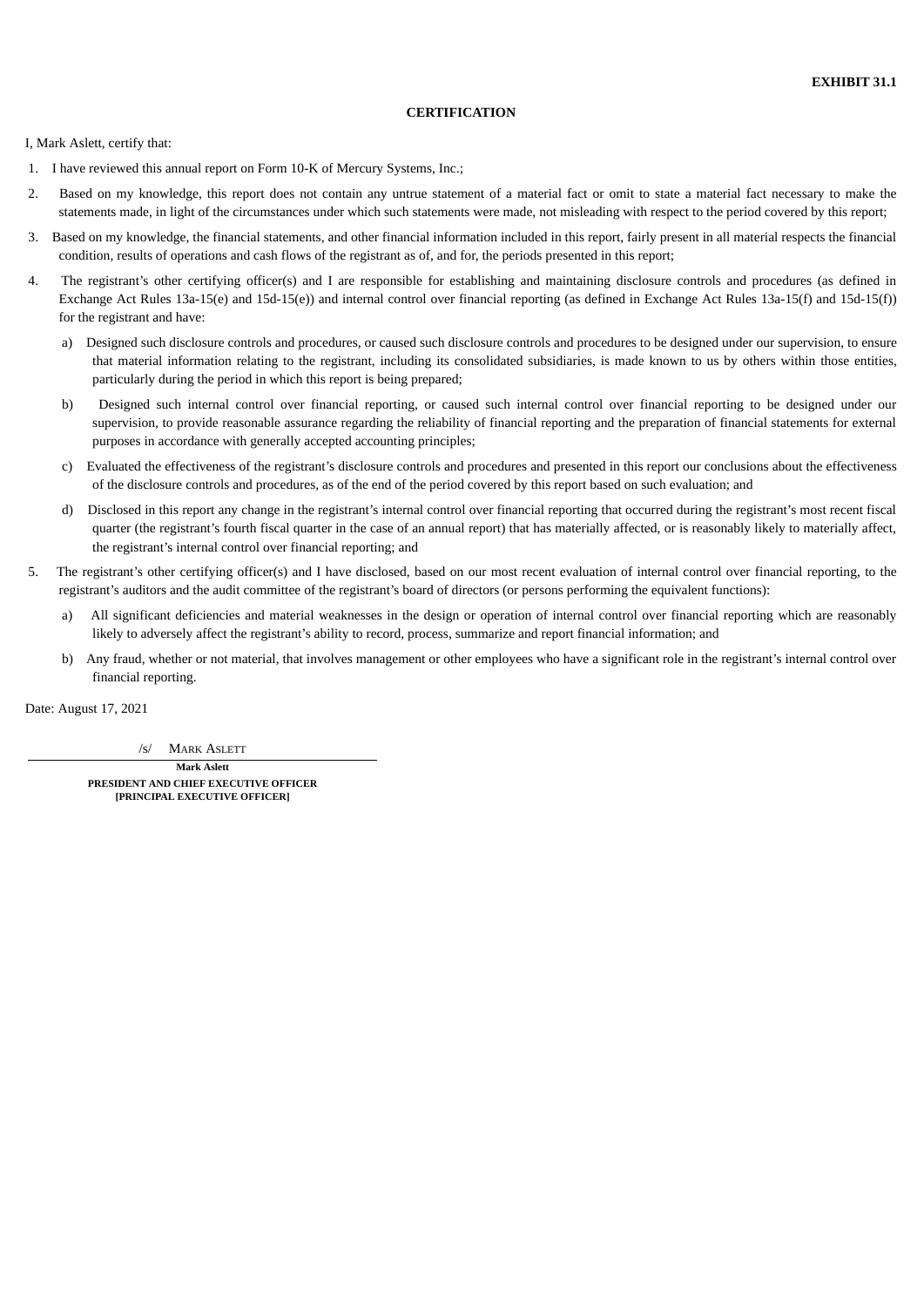**EXHIBIT 31.1**

**CERTIFICATION**

I, Mark Aslett, certify that:

1. I have reviewed this annual report on Form 10-K of Mercury Systems, Inc.;
2. Based on my knowledge, this report does not contain any untrue statement of a material fact or omit to state a material fact necessary to make the statements made, in light of the circumstances under which such statements were made, not misleading with respect to the period covered by this report;
3. Based on my knowledge, the financial statements, and other financial information included in this report, fairly present in all material respects the financial condition, results of operations and cash flows of the registrant as of, and for, the periods presented in this report;
4. The registrant's other certifying officer(s) and I are responsible for establishing and maintaining disclosure controls and procedures (as defined in Exchange Act Rules 13a-15(e) and 15d-15(e)) and internal control over financial reporting (as defined in Exchange Act Rules 13a-15(f) and 15d-15(f)) for the registrant and have:
   a) Designed such disclosure controls and procedures, or caused such disclosure controls and procedures to be designed under our supervision, to ensure that material information relating to the registrant, including its consolidated subsidiaries, is made known to us by others within those entities, particularly during the period in which this report is being prepared;
   b) Designed such internal control over financial reporting, or caused such internal control over financial reporting to be designed under our supervision, to provide reasonable assurance regarding the reliability of financial reporting and the preparation of financial statements for external purposes in accordance with generally accepted accounting principles;
   c) Evaluated the effectiveness of the registrant's disclosure controls and procedures and presented in this report our conclusions about the effectiveness of the disclosure controls and procedures, as of the end of the period covered by this report based on such evaluation; and
   d) Disclosed in this report any change in the registrant's internal control over financial reporting that occurred during the registrant's most recent fiscal quarter (the registrant's fourth fiscal quarter in the case of an annual report) that has materially affected, or is reasonably likely to materially affect, the registrant's internal control over financial reporting; and
5. The registrant's other certifying officer(s) and I have disclosed, based on our most recent evaluation of internal control over financial reporting, to the registrant's auditors and the audit committee of the registrant's board of directors (or persons performing the equivalent functions):
   a) All significant deficiencies and material weaknesses in the design or operation of internal control over financial reporting which are reasonably likely to adversely affect the registrant's ability to record, process, summarize and report financial information; and
   b) Any fraud, whether or not material, that involves management or other employees who have a significant role in the registrant's internal control over financial reporting.

Date: August 17, 2021

/s/ MARK ASLETT

**Mark Aslett**
**PRESIDENT AND CHIEF EXECUTIVE OFFICER**
**[PRINCIPAL EXECUTIVE OFFICER]**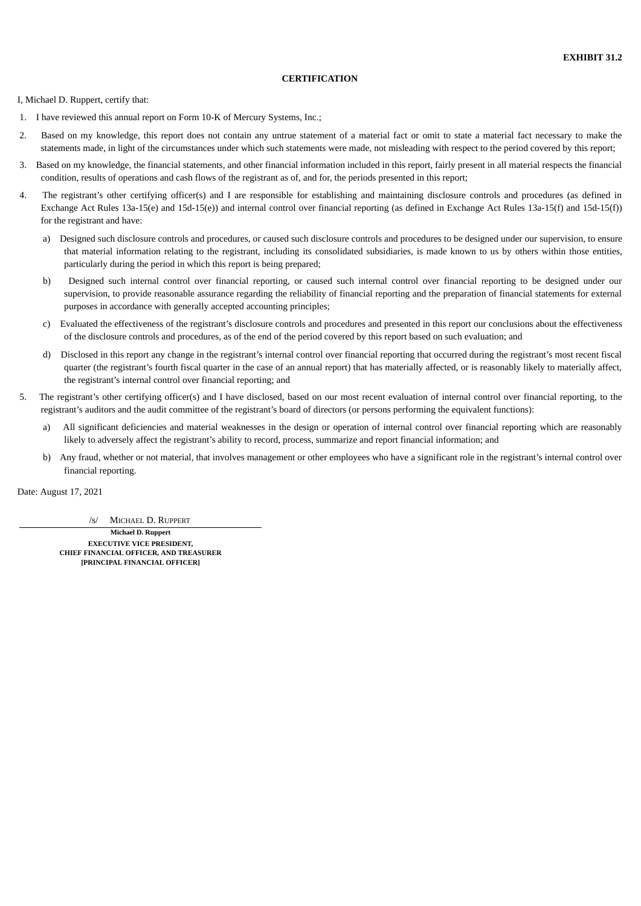**EXHIBIT 31.2**

**CERTIFICATION**

I, Michael D. Ruppert, certify that:

1. I have reviewed this annual report on Form 10-K of Mercury Systems, Inc.;
2. Based on my knowledge, this report does not contain any untrue statement of a material fact or omit to state a material fact necessary to make the statements made, in light of the circumstances under which such statements were made, not misleading with respect to the period covered by this report;
3. Based on my knowledge, the financial statements, and other financial information included in this report, fairly present in all material respects the financial condition, results of operations and cash flows of the registrant as of, and for, the periods presented in this report;
4. The registrant's other certifying officer(s) and I are responsible for establishing and maintaining disclosure controls and procedures (as defined in Exchange Act Rules 13a-15(e) and 15d-15(e)) and internal control over financial reporting (as defined in Exchange Act Rules 13a-15(f) and 15d-15(f)) for the registrant and have:
   a) Designed such disclosure controls and procedures, or caused such disclosure controls and procedures to be designed under our supervision, to ensure that material information relating to the registrant, including its consolidated subsidiaries, is made known to us by others within those entities, particularly during the period in which this report is being prepared;
   b) Designed such internal control over financial reporting, or caused such internal control over financial reporting to be designed under our supervision, to provide reasonable assurance regarding the reliability of financial reporting and the preparation of financial statements for external purposes in accordance with generally accepted accounting principles;
   c) Evaluated the effectiveness of the registrant's disclosure controls and procedures and presented in this report our conclusions about the effectiveness of the disclosure controls and procedures, as of the end of the period covered by this report based on such evaluation; and
   d) Disclosed in this report any change in the registrant's internal control over financial reporting that occurred during the registrant's most recent fiscal quarter (the registrant's fourth fiscal quarter in the case of an annual report) that has materially affected, or is reasonably likely to materially affect, the registrant's internal control over financial reporting; and
5. The registrant's other certifying officer(s) and I have disclosed, based on our most recent evaluation of internal control over financial reporting, to the registrant's auditors and the audit committee of the registrant's board of directors (or persons performing the equivalent functions):
   a) All significant deficiencies and material weaknesses in the design or operation of internal control over financial reporting which are reasonably likely to adversely affect the registrant's ability to record, process, summarize and report financial information; and
   b) Any fraud, whether or not material, that involves management or other employees who have a significant role in the registrant's internal control over financial reporting.

Date: August 17, 2021

/s/ MICHAEL D. RUPPERT

**Michael D. Ruppert**
**EXECUTIVE VICE PRESIDENT,**
**CHIEF FINANCIAL OFFICER, AND TREASURER**
**[PRINCIPAL FINANCIAL OFFICER]**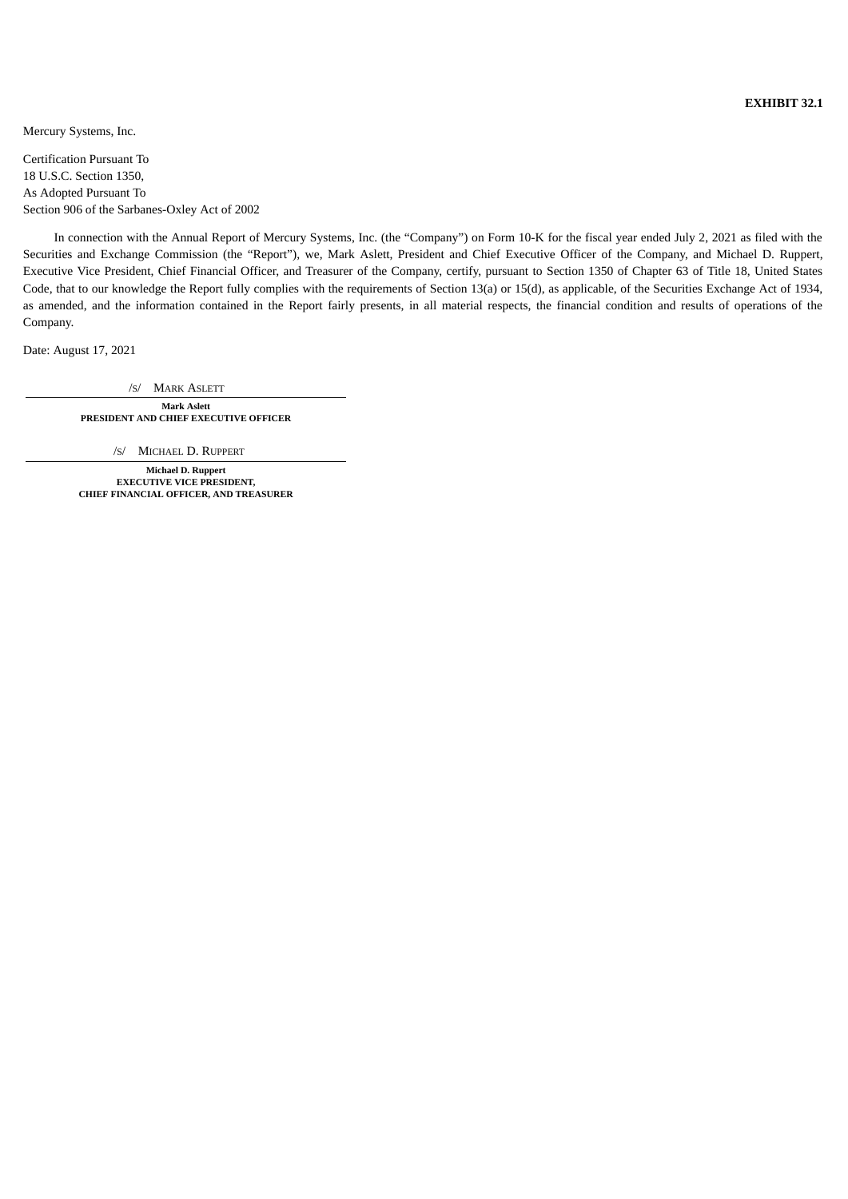**EXHIBIT 32.1**

Mercury Systems, Inc.

Certification Pursuant To
18 U.S.C. Section 1350,
As Adopted Pursuant To
Section 906 of the Sarbanes-Oxley Act of 2002

In connection with the Annual Report of Mercury Systems, Inc. (the "Company") on Form 10-K for the fiscal year ended July 2, 2021 as filed with the Securities and Exchange Commission (the "Report"), we, Mark Aslett, President and Chief Executive Officer of the Company, and Michael D. Ruppert, Executive Vice President, Chief Financial Officer, and Treasurer of the Company, certify, pursuant to Section 1350 of Chapter 63 of Title 18, United States Code, that to our knowledge the Report fully complies with the requirements of Section 13(a) or 15(d), as applicable, of the Securities Exchange Act of 1934, as amended, and the information contained in the Report fairly presents, in all material respects, the financial condition and results of operations of the Company.

Date: August 17, 2021

/S/ MARK ASLETT

**Mark Aslett**
**PRESIDENT AND CHIEF EXECUTIVE OFFICER**

/S/ MICHAEL D. RUPPERT

**Michael D. Ruppert**
**EXECUTIVE VICE PRESIDENT,**
**CHIEF FINANCIAL OFFICER, AND TREASURER**